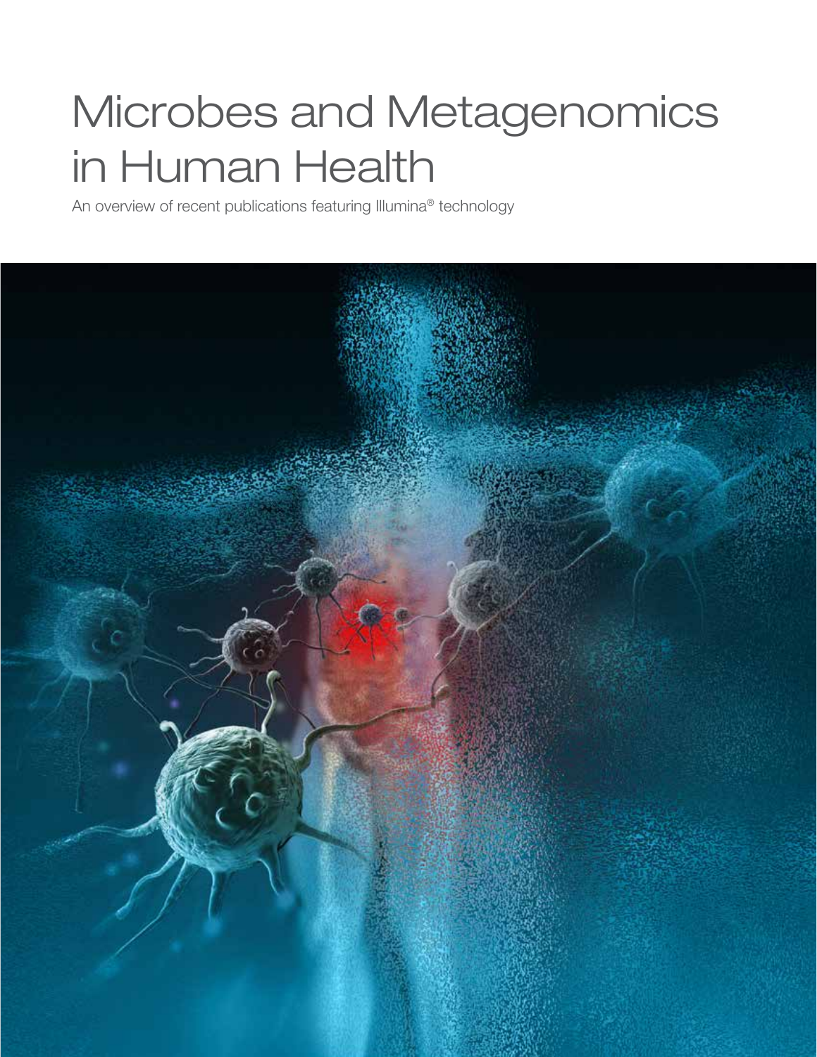# Microbes and Metagenomics in Human Health

An overview of recent publications featuring Illumina® technology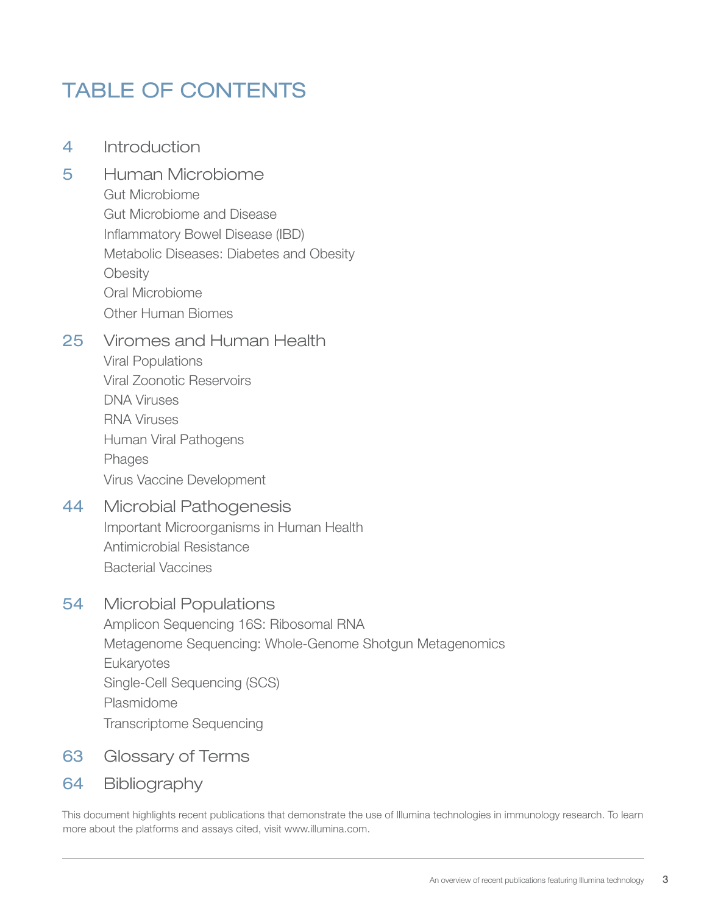# TABLE OF CONTENTS

4 Introduction

5 Human Microbiome
- Gut Microbiome
- Gut Microbiome and Disease
- Inflammatory Bowel Disease (IBD)
- Metabolic Diseases: Diabetes and Obesity
- Obesity
- Oral Microbiome
- Other Human Biomes

25 Viromes and Human Health
- Viral Populations
- Viral Zoonotic Reservoirs
- DNA Viruses
- RNA Viruses
- Human Viral Pathogens
- Phages
- Virus Vaccine Development

44 Microbial Pathogenesis
- Important Microorganisms in Human Health
- Antimicrobial Resistance
- Bacterial Vaccines

54 Microbial Populations
- Amplicon Sequencing 16S: Ribosomal RNA
- Metagenome Sequencing: Whole-Genome Shotgun Metagenomics
- Eukaryotes
- Single-Cell Sequencing (SCS)
- Plasmidome
- Transcriptome Sequencing

63 Glossary of Terms

64 Bibliography

This document highlights recent publications that demonstrate the use of Illumina technologies in immunology research. To learn more about the platforms and assays cited, visit www.illumina.com.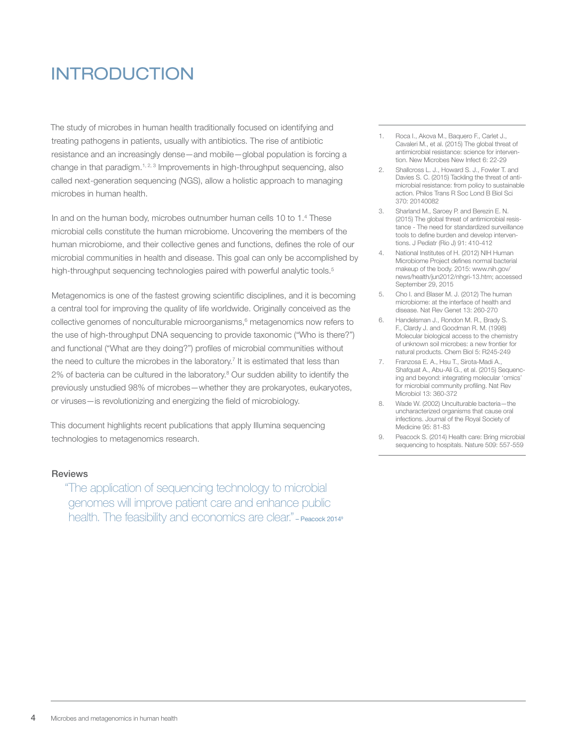# INTRODUCTION

The study of microbes in human health traditionally focused on identifying and treating pathogens in patients, usually with antibiotics. The rise of antibiotic resistance and an increasingly dense—and mobile—global population is forcing a change in that paradigm.[1, 2, 3] Improvements in high-throughput sequencing, also called next-generation sequencing (NGS), allow a holistic approach to managing microbes in human health.

In and on the human body, microbes outnumber human cells 10 to 1.[4] These microbial cells constitute the human microbiome. Uncovering the members of the human microbiome, and their collective genes and functions, defines the role of our microbial communities in health and disease. This goal can only be accomplished by high-throughput sequencing technologies paired with powerful analytic tools.[5]

Metagenomics is one of the fastest growing scientific disciplines, and it is becoming a central tool for improving the quality of life worldwide. Originally conceived as the collective genomes of nonculturable microorganisms,[6] metagenomics now refers to the use of high-throughput DNA sequencing to provide taxonomic ("Who is there?") and functional ("What are they doing?") profiles of microbial communities without the need to culture the microbes in the laboratory.[7] It is estimated that less than 2% of bacteria can be cultured in the laboratory.[8] Our sudden ability to identify the previously unstudied 98% of microbes—whether they are prokaryotes, eukaryotes, or viruses—is revolutionizing and energizing the field of microbiology.

This document highlights recent publications that apply Illumina sequencing technologies to metagenomics research.

## Reviews

> "The application of sequencing technology to microbial genomes will improve patient care and enhance public health. The feasibility and economics are clear." – Peacock 2014[9]

1. Roca I., Akova M., Baquero F., Carlet J., Cavaleri M., et al. (2015) The global threat of antimicrobial resistance: science for intervention. New Microbes New Infect 6: 22-29
2. Shallcross L. J., Howard S. J., Fowler T. and Davies S. C. (2015) Tackling the threat of antimicrobial resistance: from policy to sustainable action. Philos Trans R Soc Lond B Biol Sci 370: 20140082
3. Sharland M., Saroey P. and Berezin E. N. (2015) The global threat of antimicrobial resistance - The need for standardized surveillance tools to define burden and develop interventions. J Pediatr (Rio J) 91: 410-412
4. National Institutes of H. (2012) NIH Human Microbiome Project defines normal bacterial makeup of the body. 2015: www.nih.gov/news/health/jun2012/nhgri-13.htm; accessed September 29, 2015
5. Cho I. and Blaser M. J. (2012) The human microbiome: at the interface of health and disease. Nat Rev Genet 13: 260-270
6. Handelsman J., Rondon M. R., Brady S. F., Clardy J. and Goodman R. M. (1998) Molecular biological access to the chemistry of unknown soil microbes: a new frontier for natural products. Chem Biol 5: R245-249
7. Franzosa E. A., Hsu T., Sirota-Madi A., Shafquat A., Abu-Ali G., et al. (2015) Sequencing and beyond: integrating molecular 'omics' for microbial community profiling. Nat Rev Microbiol 13: 360-372
8. Wade W. (2002) Unculturable bacteria—the uncharacterized organisms that cause oral infections. Journal of the Royal Society of Medicine 95: 81-83
9. Peacock S. (2014) Health care: Bring microbial sequencing to hospitals. Nature 509: 557-559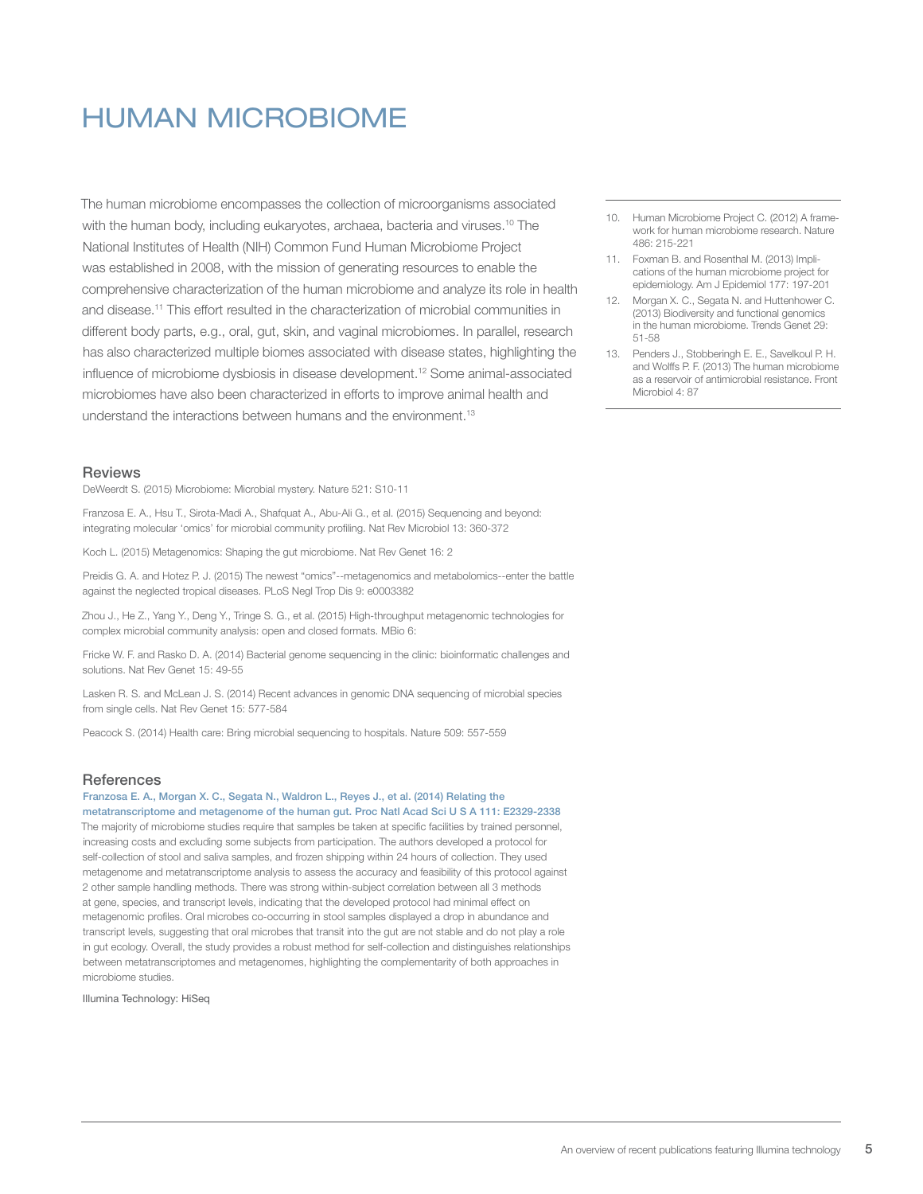# HUMAN MICROBIOME

The human microbiome encompasses the collection of microorganisms associated with the human body, including eukaryotes, archaea, bacteria and viruses.[10] The National Institutes of Health (NIH) Common Fund Human Microbiome Project was established in 2008, with the mission of generating resources to enable the comprehensive characterization of the human microbiome and analyze its role in health and disease.[11] This effort resulted in the characterization of microbial communities in different body parts, e.g., oral, gut, skin, and vaginal microbiomes. In parallel, research has also characterized multiple biomes associated with disease states, highlighting the influence of microbiome dysbiosis in disease development.[12] Some animal-associated microbiomes have also been characterized in efforts to improve animal health and understand the interactions between humans and the environment.[13]

10. Human Microbiome Project C. (2012) A framework for human microbiome research. Nature 486: 215-221
11. Foxman B. and Rosenthal M. (2013) Implications of the human microbiome project for epidemiology. Am J Epidemiol 177: 197-201
12. Morgan X. C., Segata N. and Huttenhower C. (2013) Biodiversity and functional genomics in the human microbiome. Trends Genet 29: 51-58
13. Penders J., Stobberingh E. E., Savelkoul P. H. and Wolffs P. F. (2013) The human microbiome as a reservoir of antimicrobial resistance. Front Microbiol 4: 87

## Reviews

DeWeerdt S. (2015) Microbiome: Microbial mystery. Nature 521: S10-11

Franzosa E. A., Hsu T., Sirota-Madi A., Shafquat A., Abu-Ali G., et al. (2015) Sequencing and beyond: integrating molecular 'omics' for microbial community profiling. Nat Rev Microbiol 13: 360-372

Koch L. (2015) Metagenomics: Shaping the gut microbiome. Nat Rev Genet 16: 2

Preidis G. A. and Hotez P. J. (2015) The newest "omics"--metagenomics and metabolomics--enter the battle against the neglected tropical diseases. PLoS Negl Trop Dis 9: e0003382

Zhou J., He Z., Yang Y., Deng Y., Tringe S. G., et al. (2015) High-throughput metagenomic technologies for complex microbial community analysis: open and closed formats. MBio 6:

Fricke W. F. and Rasko D. A. (2014) Bacterial genome sequencing in the clinic: bioinformatic challenges and solutions. Nat Rev Genet 15: 49-55

Lasken R. S. and McLean J. S. (2014) Recent advances in genomic DNA sequencing of microbial species from single cells. Nat Rev Genet 15: 577-584

Peacock S. (2014) Health care: Bring microbial sequencing to hospitals. Nature 509: 557-559

## References

**Franzosa E. A., Morgan X. C., Segata N., Waldron L., Reyes J., et al. (2014) Relating the metatranscriptome and metagenome of the human gut. Proc Natl Acad Sci U S A 111: E2329-2338**

The majority of microbiome studies require that samples be taken at specific facilities by trained personnel, increasing costs and excluding some subjects from participation. The authors developed a protocol for self-collection of stool and saliva samples, and frozen shipping within 24 hours of collection. They used metagenome and metatranscriptome analysis to assess the accuracy and feasibility of this protocol against 2 other sample handling methods. There was strong within-subject correlation between all 3 methods at gene, species, and transcript levels, indicating that the developed protocol had minimal effect on metagenomic profiles. Oral microbes co-occurring in stool samples displayed a drop in abundance and transcript levels, suggesting that oral microbes that transit into the gut are not stable and do not play a role in gut ecology. Overall, the study provides a robust method for self-collection and distinguishes relationships between metatranscriptomes and metagenomes, highlighting the complementarity of both approaches in microbiome studies.

Illumina Technology: HiSeq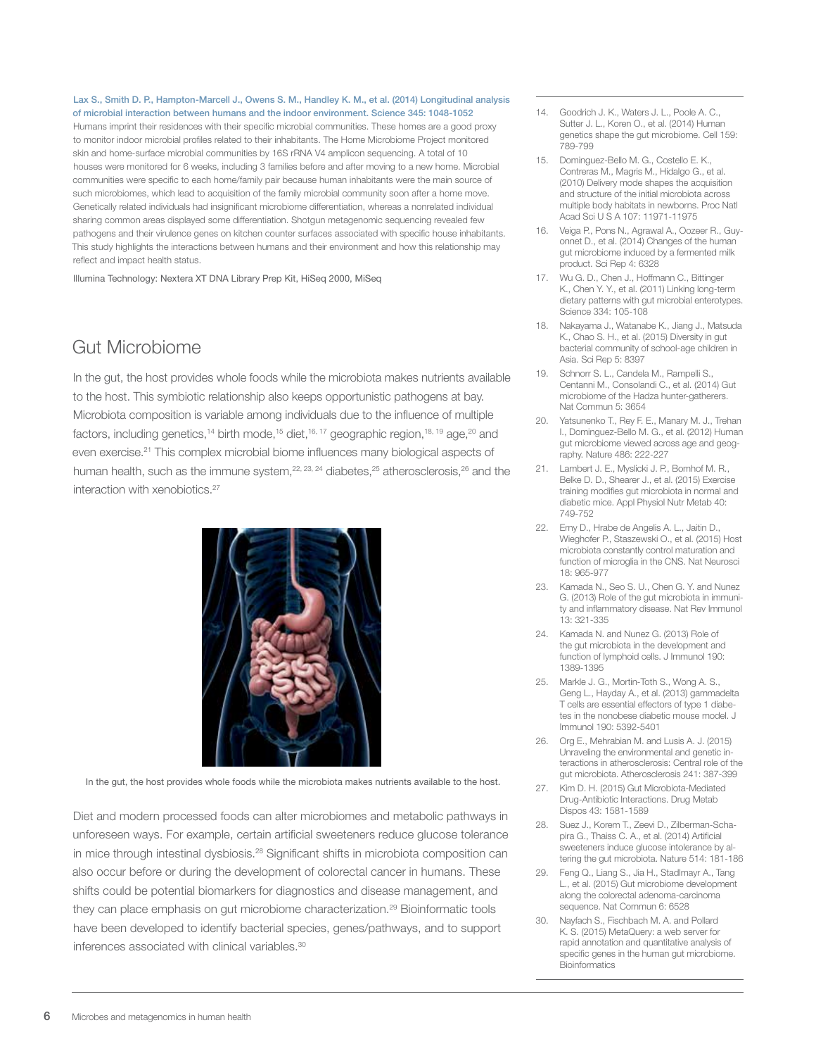**Lax S., Smith D. P., Hampton-Marcell J., Owens S. M., Handley K. M., et al. (2014) Longitudinal analysis of microbial interaction between humans and the indoor environment. Science 345: 1048-1052**

Humans imprint their residences with their specific microbial communities. These homes are a good proxy to monitor indoor microbial profiles related to their inhabitants. The Home Microbiome Project monitored skin and home-surface microbial communities by 16S rRNA V4 amplicon sequencing. A total of 10 houses were monitored for 6 weeks, including 3 families before and after moving to a new home. Microbial communities were specific to each home/family pair because human inhabitants were the main source of such microbiomes, which lead to acquisition of the family microbial community soon after a home move. Genetically related individuals had insignificant microbiome differentiation, whereas a nonrelated individual sharing common areas displayed some differentiation. Shotgun metagenomic sequencing revealed few pathogens and their virulence genes on kitchen counter surfaces associated with specific house inhabitants. This study highlights the interactions between humans and their environment and how this relationship may reflect and impact health status.

Illumina Technology: Nextera XT DNA Library Prep Kit, HiSeq 2000, MiSeq

## Gut Microbiome

In the gut, the host provides whole foods while the microbiota makes nutrients available to the host. This symbiotic relationship also keeps opportunistic pathogens at bay. Microbiota composition is variable among individuals due to the influence of multiple factors, including genetics,[14] birth mode,[15] diet,[16, 17] geographic region,[18, 19] age,[20] and even exercise.[21] This complex microbial biome influences many biological aspects of human health, such as the immune system,[22, 23, 24] diabetes,[25] atherosclerosis,[26] and the interaction with xenobiotics.[27]

In the gut, the host provides whole foods while the microbiota makes nutrients available to the host.

Diet and modern processed foods can alter microbiomes and metabolic pathways in unforeseen ways. For example, certain artificial sweeteners reduce glucose tolerance in mice through intestinal dysbiosis.[28] Significant shifts in microbiota composition can also occur before or during the development of colorectal cancer in humans. These shifts could be potential biomarkers for diagnostics and disease management, and they can place emphasis on gut microbiome characterization.[29] Bioinformatic tools have been developed to identify bacterial species, genes/pathways, and to support inferences associated with clinical variables.[30]

14. Goodrich J. K., Waters J. L., Poole A. C., Sutter J. L., Koren O., et al. (2014) Human genetics shape the gut microbiome. Cell 159: 789-799
15. Dominguez-Bello M. G., Costello E. K., Contreras M., Magris M., Hidalgo G., et al. (2010) Delivery mode shapes the acquisition and structure of the initial microbiota across multiple body habitats in newborns. Proc Natl Acad Sci U S A 107: 11971-11975
16. Veiga P., Pons N., Agrawal A., Oozeer R., Guyonnet D., et al. (2014) Changes of the human gut microbiome induced by a fermented milk product. Sci Rep 4: 6328
17. Wu G. D., Chen J., Hoffmann C., Bittinger K., Chen Y. Y., et al. (2011) Linking long-term dietary patterns with gut microbial enterotypes. Science 334: 105-108
18. Nakayama J., Watanabe K., Jiang J., Matsuda K., Chao S. H., et al. (2015) Diversity in gut bacterial community of school-age children in Asia. Sci Rep 5: 8397
19. Schnorr S. L., Candela M., Rampelli S., Centanni M., Consolandi C., et al. (2014) Gut microbiome of the Hadza hunter-gatherers. Nat Commun 5: 3654
20. Yatsunenko T., Rey F. E., Manary M. J., Trehan I., Dominguez-Bello M. G., et al. (2012) Human gut microbiome viewed across age and geography. Nature 486: 222-227
21. Lambert J. E., Myslicki J. P., Bomhof M. R., Belke D. D., Shearer J., et al. (2015) Exercise training modifies gut microbiota in normal and diabetic mice. Appl Physiol Nutr Metab 40: 749-752
22. Erny D., Hrabe de Angelis A. L., Jaitin D., Wieghofer P., Staszewski O., et al. (2015) Host microbiota constantly control maturation and function of microglia in the CNS. Nat Neurosci 18: 965-977
23. Kamada N., Seo S. U., Chen G. Y. and Nunez G. (2013) Role of the gut microbiota in immunity and inflammatory disease. Nat Rev Immunol 13: 321-335
24. Kamada N. and Nunez G. (2013) Role of the gut microbiota in the development and function of lymphoid cells. J Immunol 190: 1389-1395
25. Markle J. G., Mortin-Toth S., Wong A. S., Geng L., Hayday A., et al. (2013) gammadelta T cells are essential effectors of type 1 diabetes in the nonobese diabetic mouse model. J Immunol 190: 5392-5401
26. Org E., Mehrabian M. and Lusis A. J. (2015) Unraveling the environmental and genetic interactions in atherosclerosis: Central role of the gut microbiota. Atherosclerosis 241: 387-399
27. Kim D. H. (2015) Gut Microbiota-Mediated Drug-Antibiotic Interactions. Drug Metab Dispos 43: 1581-1589
28. Suez J., Korem T., Zeevi D., Zilberman-Schapira G., Thaiss C. A., et al. (2014) Artificial sweeteners induce glucose intolerance by altering the gut microbiota. Nature 514: 181-186
29. Feng Q., Liang S., Jia H., Stadlmayr A., Tang L., et al. (2015) Gut microbiome development along the colorectal adenoma-carcinoma sequence. Nat Commun 6: 6528
30. Nayfach S., Fischbach M. A. and Pollard K. S. (2015) MetaQuery: a web server for rapid annotation and quantitative analysis of specific genes in the human gut microbiome. Bioinformatics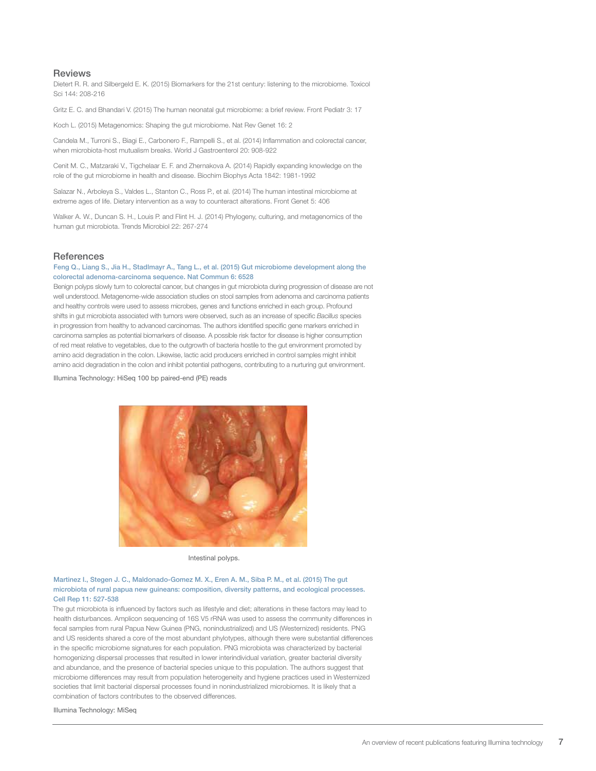## Reviews

Dietert R. R. and Silbergeld E. K. (2015) Biomarkers for the 21st century: listening to the microbiome. Toxicol Sci 144: 208-216

Gritz E. C. and Bhandari V. (2015) The human neonatal gut microbiome: a brief review. Front Pediatr 3: 17

Koch L. (2015) Metagenomics: Shaping the gut microbiome. Nat Rev Genet 16: 2

Candela M., Turroni S., Biagi E., Carbonero F., Rampelli S., et al. (2014) Inflammation and colorectal cancer, when microbiota-host mutualism breaks. World J Gastroenterol 20: 908-922

Cenit M. C., Matzaraki V., Tigchelaar E. F. and Zhernakova A. (2014) Rapidly expanding knowledge on the role of the gut microbiome in health and disease. Biochim Biophys Acta 1842: 1981-1992

Salazar N., Arboleya S., Valdes L., Stanton C., Ross P., et al. (2014) The human intestinal microbiome at extreme ages of life. Dietary intervention as a way to counteract alterations. Front Genet 5: 406

Walker A. W., Duncan S. H., Louis P. and Flint H. J. (2014) Phylogeny, culturing, and metagenomics of the human gut microbiota. Trends Microbiol 22: 267-274

## References

**Feng Q., Liang S., Jia H., Stadlmayr A., Tang L., et al. (2015) Gut microbiome development along the colorectal adenoma-carcinoma sequence. Nat Commun 6: 6528**

Benign polyps slowly turn to colorectal cancer, but changes in gut microbiota during progression of disease are not well understood. Metagenome-wide association studies on stool samples from adenoma and carcinoma patients and healthy controls were used to assess microbes, genes and functions enriched in each group. Profound shifts in gut microbiota associated with tumors were observed, such as an increase of specific *Bacillus* species in progression from healthy to advanced carcinomas. The authors identified specific gene markers enriched in carcinoma samples as potential biomarkers of disease. A possible risk factor for disease is higher consumption of red meat relative to vegetables, due to the outgrowth of bacteria hostile to the gut environment promoted by amino acid degradation in the colon. Likewise, lactic acid producers enriched in control samples might inhibit amino acid degradation in the colon and inhibit potential pathogens, contributing to a nurturing gut environment.

Illumina Technology: HiSeq 100 bp paired-end (PE) reads

Intestinal polyps.

**Martinez I., Stegen J. C., Maldonado-Gomez M. X., Eren A. M., Siba P. M., et al. (2015) The gut microbiota of rural papua new guineans: composition, diversity patterns, and ecological processes. Cell Rep 11: 527-538**

The gut microbiota is influenced by factors such as lifestyle and diet; alterations in these factors may lead to health disturbances. Amplicon sequencing of 16S V5 rRNA was used to assess the community differences in fecal samples from rural Papua New Guinea (PNG, nonindustrialized) and US (Westernized) residents. PNG and US residents shared a core of the most abundant phylotypes, although there were substantial differences in the specific microbiome signatures for each population. PNG microbiota was characterized by bacterial homogenizing dispersal processes that resulted in lower interindividual variation, greater bacterial diversity and abundance, and the presence of bacterial species unique to this population. The authors suggest that microbiome differences may result from population heterogeneity and hygiene practices used in Westernized societies that limit bacterial dispersal processes found in nonindustrialized microbiomes. It is likely that a combination of factors contributes to the observed differences.

Illumina Technology: MiSeq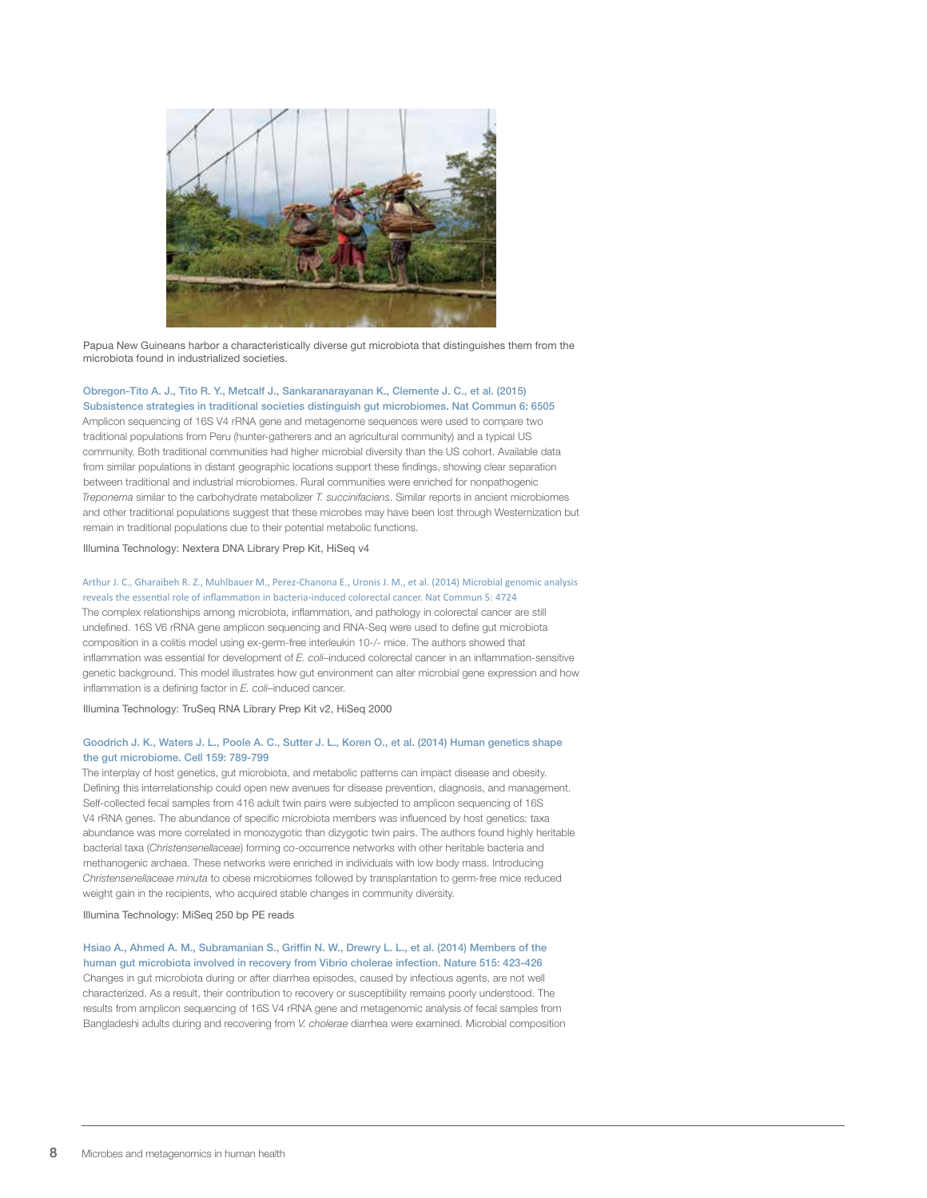Papua New Guineans harbor a characteristically diverse gut microbiota that distinguishes them from the microbiota found in industrialized societies.

**Obregon-Tito A. J., Tito R. Y., Metcalf J., Sankaranarayanan K., Clemente J. C., et al. (2015) Subsistence strategies in traditional societies distinguish gut microbiomes. Nat Commun 6: 6505**

Amplicon sequencing of 16S V4 rRNA gene and metagenome sequences were used to compare two traditional populations from Peru (hunter-gatherers and an agricultural community) and a typical US community. Both traditional communities had higher microbial diversity than the US cohort. Available data from similar populations in distant geographic locations support these findings, showing clear separation between traditional and industrial microbiomes. Rural communities were enriched for nonpathogenic *Treponema* similar to the carbohydrate metabolizer *T. succinifaciens*. Similar reports in ancient microbiomes and other traditional populations suggest that these microbes may have been lost through Westernization but remain in traditional populations due to their potential metabolic functions.

Illumina Technology: Nextera DNA Library Prep Kit, HiSeq v4

**Arthur J. C., Gharaibeh R. Z., Muhlbauer M., Perez-Chanona E., Uronis J. M., et al. (2014) Microbial genomic analysis reveals the essential role of inflammation in bacteria-induced colorectal cancer. Nat Commun 5: 4724**

The complex relationships among microbiota, inflammation, and pathology in colorectal cancer are still undefined. 16S V6 rRNA gene amplicon sequencing and RNA-Seq were used to define gut microbiota composition in a colitis model using ex-germ-free interleukin 10-/- mice. The authors showed that inflammation was essential for development of *E. coli*–induced colorectal cancer in an inflammation-sensitive genetic background. This model illustrates how gut environment can alter microbial gene expression and how inflammation is a defining factor in *E. coli*–induced cancer.

Illumina Technology: TruSeq RNA Library Prep Kit v2, HiSeq 2000

**Goodrich J. K., Waters J. L., Poole A. C., Sutter J. L., Koren O., et al. (2014) Human genetics shape the gut microbiome. Cell 159: 789-799**

The interplay of host genetics, gut microbiota, and metabolic patterns can impact disease and obesity. Defining this interrelationship could open new avenues for disease prevention, diagnosis, and management. Self-collected fecal samples from 416 adult twin pairs were subjected to amplicon sequencing of 16S V4 rRNA genes. The abundance of specific microbiota members was influenced by host genetics: taxa abundance was more correlated in monozygotic than dizygotic twin pairs. The authors found highly heritable bacterial taxa (*Christensenellaceae*) forming co-occurrence networks with other heritable bacteria and methanogenic archaea. These networks were enriched in individuals with low body mass. Introducing *Christensenellaceae minuta* to obese microbiomes followed by transplantation to germ-free mice reduced weight gain in the recipients, who acquired stable changes in community diversity.

Illumina Technology: MiSeq 250 bp PE reads

**Hsiao A., Ahmed A. M., Subramanian S., Griffin N. W., Drewry L. L., et al. (2014) Members of the human gut microbiota involved in recovery from Vibrio cholerae infection. Nature 515: 423-426**

Changes in gut microbiota during or after diarrhea episodes, caused by infectious agents, are not well characterized. As a result, their contribution to recovery or susceptibility remains poorly understood. The results from amplicon sequencing of 16S V4 rRNA gene and metagenomic analysis of fecal samples from Bangladeshi adults during and recovering from *V. cholerae* diarrhea were examined. Microbial composition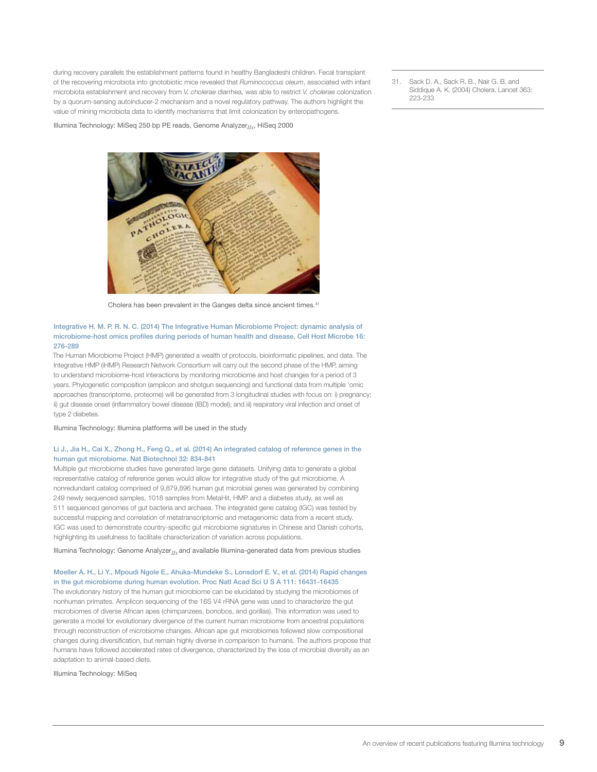during recovery parallels the establishment patterns found in healthy Bangladeshi children. Fecal transplant of the recovering microbiota into gnotobiotic mice revealed that *Ruminococcus oleum*, associated with infant microbiota establishment and recovery from *V. cholerae* diarrhea, was able to restrict *V. cholerae* colonization by a quorum-sensing autoinducer-2 mechanism and a novel regulatory pathway. The authors highlight the value of mining microbiota data to identify mechanisms that limit colonization by enteropathogens.

Illumina Technology: MiSeq 250 bp PE reads, Genome Analyzer$_{IIx}$, HiSeq 2000

Cholera has been prevalent in the Ganges delta since ancient times.[31]

31. Sack D. A., Sack R. B., Nair G. B. and Siddique A. K. (2004) Cholera. Lancet 363: 223-233

**Integrative H. M. P. R. N. C. (2014) The Integrative Human Microbiome Project: dynamic analysis of microbiome-host omics profiles during periods of human health and disease. Cell Host Microbe 16: 276-289**

The Human Microbiome Project (HMP) generated a wealth of protocols, bioinformatic pipelines, and data. The Integrative HMP (iHMP) Research Network Consortium will carry out the second phase of the HMP, aiming to understand microbiome-host interactions by monitoring microbiome and host changes for a period of 3 years. Phylogenetic composition (amplicon and shotgun sequencing) and functional data from multiple 'omic approaches (transcriptome, proteome) will be generated from 3 longitudinal studies with focus on: i) pregnancy; ii) gut disease onset (inflammatory bowel disease (IBD) model); and iii) respiratory viral infection and onset of type 2 diabetes.

Illumina Technology: Illumina platforms will be used in the study

**Li J., Jia H., Cai X., Zhong H., Feng Q., et al. (2014) An integrated catalog of reference genes in the human gut microbiome. Nat Biotechnol 32: 834-841**

Multiple gut microbiome studies have generated large gene datasets. Unifying data to generate a global representative catalog of reference genes would allow for integrative study of the gut microbiome. A nonredundant catalog comprised of 9,879,896 human gut microbial genes was generated by combining 249 newly sequenced samples, 1018 samples from MetaHit, HMP and a diabetes study, as well as 511 sequenced genomes of gut bacteria and archaea. The integrated gene catalog (IGC) was tested by successful mapping and correlation of metatranscriptomic and metagenomic data from a recent study. IGC was used to demonstrate country-specific gut microbiome signatures in Chinese and Danish cohorts, highlighting its usefulness to facilitate characterization of variation across populations.

Illumina Technology: Genome Analyzer$_{IIx}$ and available Illumina-generated data from previous studies

**Moeller A. H., Li Y., Mpoudi Ngole E., Ahuka-Mundeke S., Lonsdorf E. V., et al. (2014) Rapid changes in the gut microbiome during human evolution. Proc Natl Acad Sci U S A 111: 16431-16435**

The evolutionary history of the human gut microbiome can be elucidated by studying the microbiomes of nonhuman primates. Amplicon sequencing of the 16S V4 rRNA gene was used to characterize the gut microbiomes of diverse African apes (chimpanzees, bonobos, and gorillas). This information was used to generate a model for evolutionary divergence of the current human microbiome from ancestral populations through reconstruction of microbiome changes. African ape gut microbiomes followed slow compositional changes during diversification, but remain highly diverse in comparison to humans. The authors propose that humans have followed accelerated rates of divergence, characterized by the loss of microbial diversity as an adaptation to animal-based diets.

Illumina Technology: MiSeq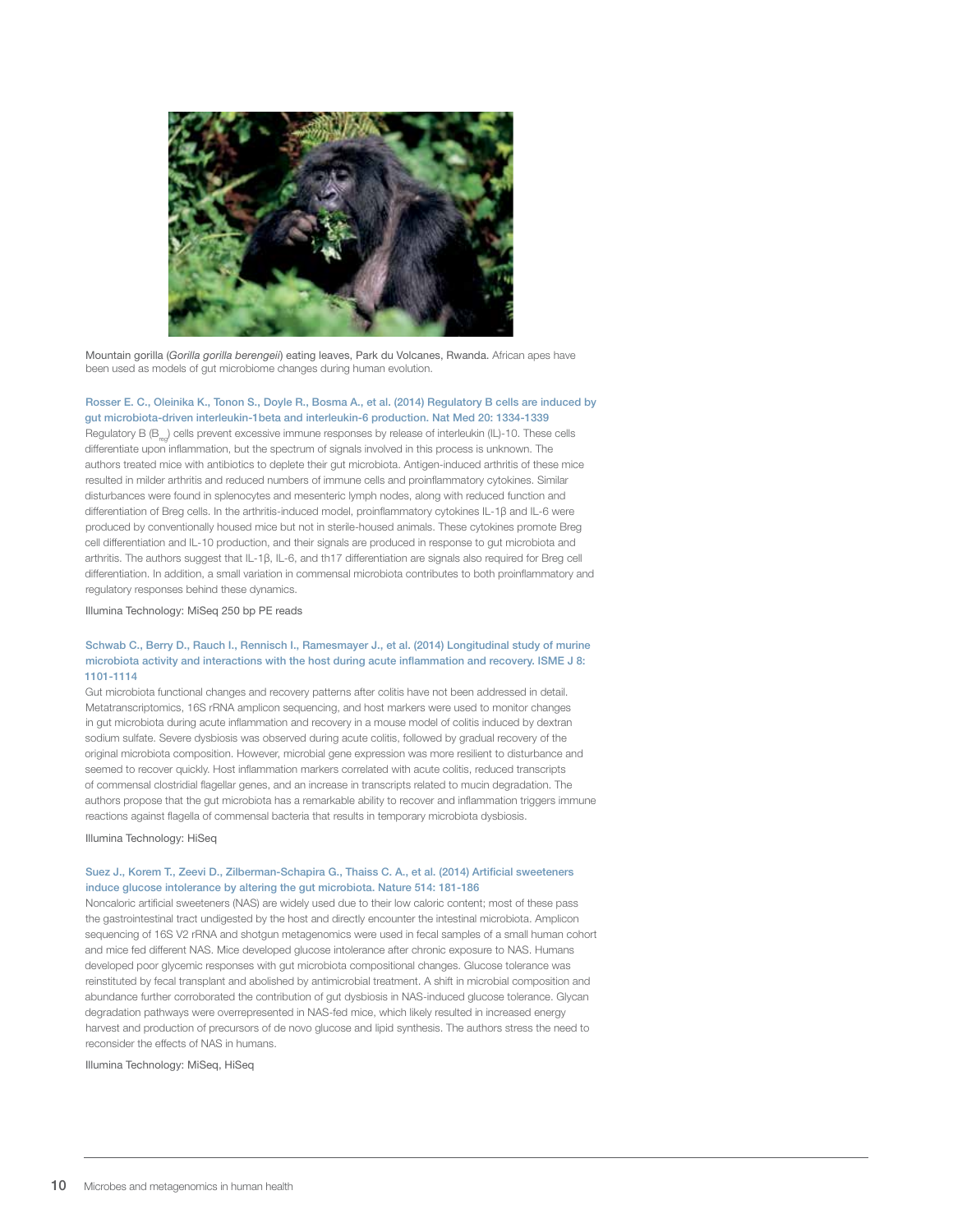Mountain gorilla (*Gorilla gorilla berengeii*) eating leaves, Park du Volcanes, Rwanda. African apes have been used as models of gut microbiome changes during human evolution.

**Rosser E. C., Oleinika K., Tonon S., Doyle R., Bosma A., et al. (2014) Regulatory B cells are induced by gut microbiota-driven interleukin-1beta and interleukin-6 production. Nat Med 20: 1334-1339**

Regulatory B ($B_{reg}$) cells prevent excessive immune responses by release of interleukin (IL)-10. These cells differentiate upon inflammation, but the spectrum of signals involved in this process is unknown. The authors treated mice with antibiotics to deplete their gut microbiota. Antigen-induced arthritis of these mice resulted in milder arthritis and reduced numbers of immune cells and proinflammatory cytokines. Similar disturbances were found in splenocytes and mesenteric lymph nodes, along with reduced function and differentiation of Breg cells. In the arthritis-induced model, proinflammatory cytokines IL-1β and IL-6 were produced by conventionally housed mice but not in sterile-housed animals. These cytokines promote Breg cell differentiation and IL-10 production, and their signals are produced in response to gut microbiota and arthritis. The authors suggest that IL-1β, IL-6, and th17 differentiation are signals also required for Breg cell differentiation. In addition, a small variation in commensal microbiota contributes to both proinflammatory and regulatory responses behind these dynamics.

Illumina Technology: MiSeq 250 bp PE reads

**Schwab C., Berry D., Rauch I., Rennisch I., Ramesmayer J., et al. (2014) Longitudinal study of murine microbiota activity and interactions with the host during acute inflammation and recovery. ISME J 8: 1101-1114**

Gut microbiota functional changes and recovery patterns after colitis have not been addressed in detail. Metatranscriptomics, 16S rRNA amplicon sequencing, and host markers were used to monitor changes in gut microbiota during acute inflammation and recovery in a mouse model of colitis induced by dextran sodium sulfate. Severe dysbiosis was observed during acute colitis, followed by gradual recovery of the original microbiota composition. However, microbial gene expression was more resilient to disturbance and seemed to recover quickly. Host inflammation markers correlated with acute colitis, reduced transcripts of commensal clostridial flagellar genes, and an increase in transcripts related to mucin degradation. The authors propose that the gut microbiota has a remarkable ability to recover and inflammation triggers immune reactions against flagella of commensal bacteria that results in temporary microbiota dysbiosis.

Illumina Technology: HiSeq

**Suez J., Korem T., Zeevi D., Zilberman-Schapira G., Thaiss C. A., et al. (2014) Artificial sweeteners induce glucose intolerance by altering the gut microbiota. Nature 514: 181-186**

Noncaloric artificial sweeteners (NAS) are widely used due to their low caloric content; most of these pass the gastrointestinal tract undigested by the host and directly encounter the intestinal microbiota. Amplicon sequencing of 16S V2 rRNA and shotgun metagenomics were used in fecal samples of a small human cohort and mice fed different NAS. Mice developed glucose intolerance after chronic exposure to NAS. Humans developed poor glycemic responses with gut microbiota compositional changes. Glucose tolerance was reinstituted by fecal transplant and abolished by antimicrobial treatment. A shift in microbial composition and abundance further corroborated the contribution of gut dysbiosis in NAS-induced glucose tolerance. Glycan degradation pathways were overrepresented in NAS-fed mice, which likely resulted in increased energy harvest and production of precursors of de novo glucose and lipid synthesis. The authors stress the need to reconsider the effects of NAS in humans.

Illumina Technology: MiSeq, HiSeq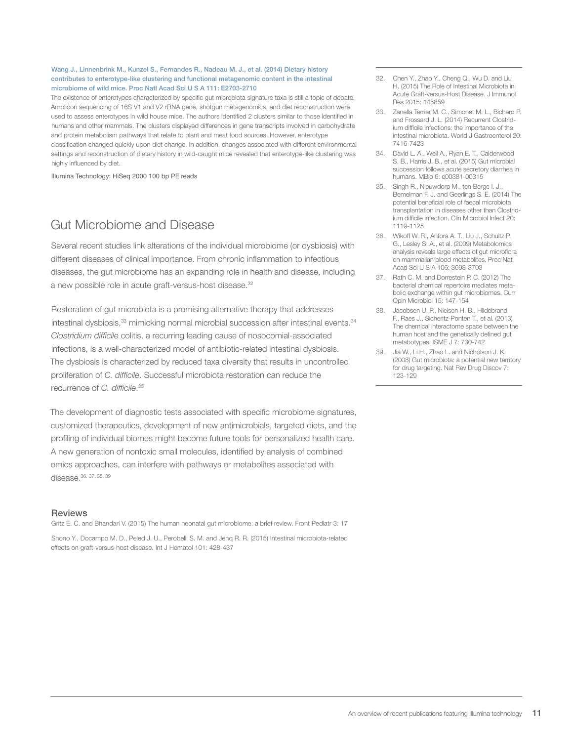**Wang J., Linnenbrink M., Kunzel S., Fernandes R., Nadeau M. J., et al. (2014) Dietary history contributes to enterotype-like clustering and functional metagenomic content in the intestinal microbiome of wild mice. Proc Natl Acad Sci U S A 111: E2703-2710**

The existence of enterotypes characterized by specific gut microbiota signature taxa is still a topic of debate. Amplicon sequencing of 16S V1 and V2 rRNA gene, shotgun metagenomics, and diet reconstruction were used to assess enterotypes in wild house mice. The authors identified 2 clusters similar to those identified in humans and other mammals. The clusters displayed differences in gene transcripts involved in carbohydrate and protein metabolism pathways that relate to plant and meat food sources. However, enterotype classification changed quickly upon diet change. In addition, changes associated with different environmental settings and reconstruction of dietary history in wild-caught mice revealed that enterotype-like clustering was highly influenced by diet.

Illumina Technology: HiSeq 2000 100 bp PE reads

## Gut Microbiome and Disease

Several recent studies link alterations of the individual microbiome (or dysbiosis) with different diseases of clinical importance. From chronic inflammation to infectious diseases, the gut microbiome has an expanding role in health and disease, including a new possible role in acute graft-versus-host disease.[32]

Restoration of gut microbiota is a promising alternative therapy that addresses intestinal dysbiosis,[33] mimicking normal microbial succession after intestinal events.[34] *Clostridium difficile* colitis, a recurring leading cause of nosocomial-associated infections, is a well-characterized model of antibiotic-related intestinal dysbiosis. The dysbiosis is characterized by reduced taxa diversity that results in uncontrolled proliferation of *C. difficile*. Successful microbiota restoration can reduce the recurrence of *C. difficile*.[35]

The development of diagnostic tests associated with specific microbiome signatures, customized therapeutics, development of new antimicrobials, targeted diets, and the profiling of individual biomes might become future tools for personalized health care. A new generation of nontoxic small molecules, identified by analysis of combined omics approaches, can interfere with pathways or metabolites associated with disease.[36, 37, 38, 39]

### Reviews

Gritz E. C. and Bhandari V. (2015) The human neonatal gut microbiome: a brief review. Front Pediatr 3: 17

Shono Y., Docampo M. D., Peled J. U., Perobelli S. M. and Jenq R. R. (2015) Intestinal microbiota-related effects on graft-versus-host disease. Int J Hematol 101: 428-437

32. Chen Y., Zhao Y., Cheng Q., Wu D. and Liu H. (2015) The Role of Intestinal Microbiota in Acute Graft-versus-Host Disease. J Immunol Res 2015: 145859
33. Zanella Terrier M. C., Simonet M. L., Bichard P. and Frossard J. L. (2014) Recurrent Clostridium difficile infections: the importance of the intestinal microbiota. World J Gastroenterol 20: 7416-7423
34. David L. A., Weil A., Ryan E. T., Calderwood S. B., Harris J. B., et al. (2015) Gut microbial succession follows acute secretory diarrhea in humans. MBio 6: e00381-00315
35. Singh R., Nieuwdorp M., ten Berge I. J., Bemelman F. J. and Geerlings S. E. (2014) The potential beneficial role of faecal microbiota transplantation in diseases other than Clostridium difficile infection. Clin Microbiol Infect 20: 1119-1125
36. Wikoff W. R., Anfora A. T., Liu J., Schultz P. G., Lesley S. A., et al. (2009) Metabolomics analysis reveals large effects of gut microflora on mammalian blood metabolites. Proc Natl Acad Sci U S A 106: 3698-3703
37. Rath C. M. and Dorrestein P. C. (2012) The bacterial chemical repertoire mediates metabolic exchange within gut microbiomes. Curr Opin Microbiol 15: 147-154
38. Jacobsen U. P., Nielsen H. B., Hildebrand F., Raes J., Sicheritz-Ponten T., et al. (2013) The chemical interactome space between the human host and the genetically defined gut metabotypes. ISME J 7: 730-742
39. Jia W., Li H., Zhao L. and Nicholson J. K. (2008) Gut microbiota: a potential new territory for drug targeting. Nat Rev Drug Discov 7: 123-129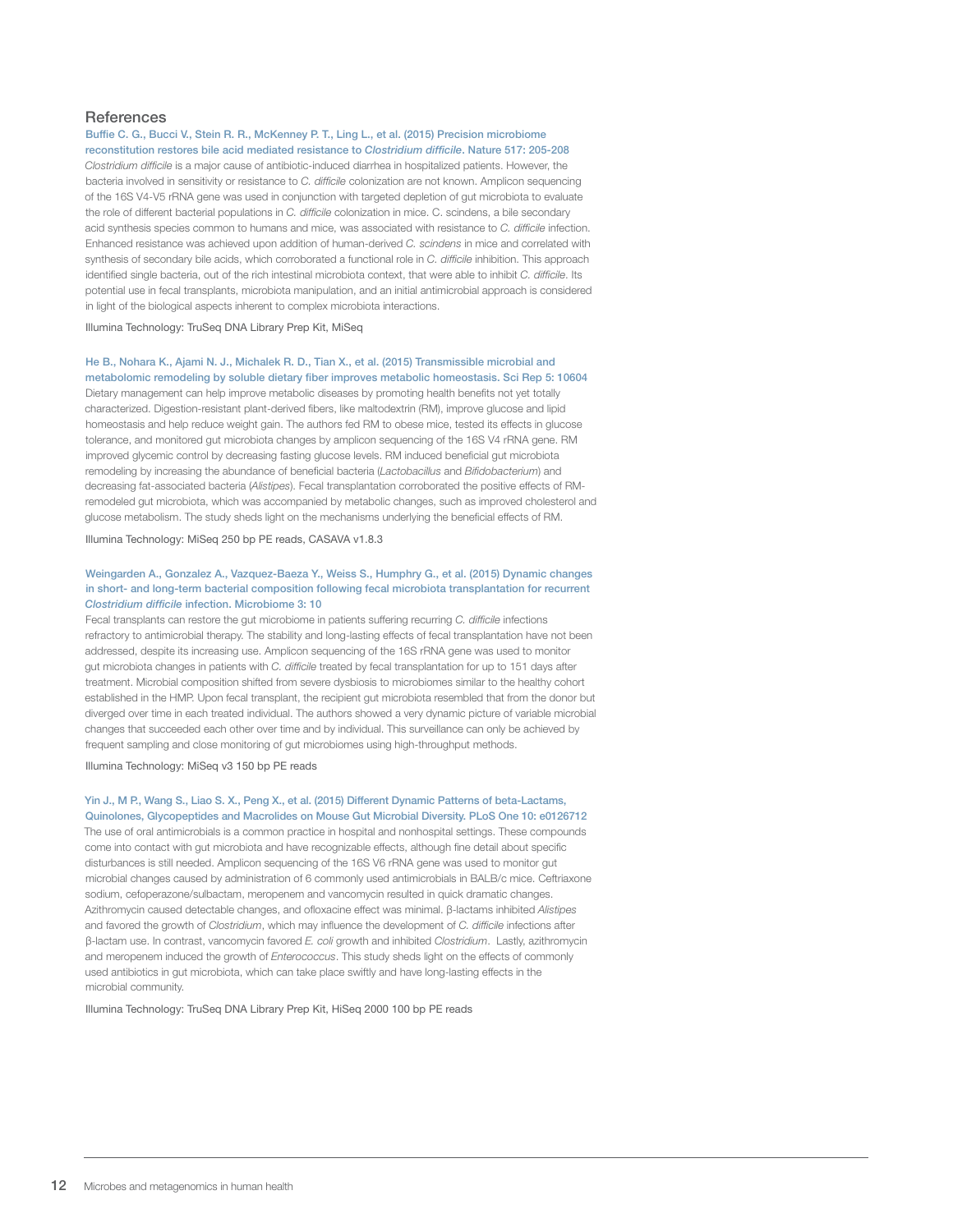## References

Buffie C. G., Bucci V., Stein R. R., McKenney P. T., Ling L., et al. (2015) Precision microbiome reconstitution restores bile acid mediated resistance to *Clostridium difficile*. Nature 517: 205-208

*Clostridium difficile* is a major cause of antibiotic-induced diarrhea in hospitalized patients. However, the bacteria involved in sensitivity or resistance to *C. difficile* colonization are not known. Amplicon sequencing of the 16S V4-V5 rRNA gene was used in conjunction with targeted depletion of gut microbiota to evaluate the role of different bacterial populations in *C. difficile* colonization in mice. C. scindens, a bile secondary acid synthesis species common to humans and mice, was associated with resistance to *C. difficile* infection. Enhanced resistance was achieved upon addition of human-derived *C. scindens* in mice and correlated with synthesis of secondary bile acids, which corroborated a functional role in *C. difficile* inhibition. This approach identified single bacteria, out of the rich intestinal microbiota context, that were able to inhibit *C. difficile*. Its potential use in fecal transplants, microbiota manipulation, and an initial antimicrobial approach is considered in light of the biological aspects inherent to complex microbiota interactions.

Illumina Technology: TruSeq DNA Library Prep Kit, MiSeq

He B., Nohara K., Ajami N. J., Michalek R. D., Tian X., et al. (2015) Transmissible microbial and metabolomic remodeling by soluble dietary fiber improves metabolic homeostasis. Sci Rep 5: 10604

Dietary management can help improve metabolic diseases by promoting health benefits not yet totally characterized. Digestion-resistant plant-derived fibers, like maltodextrin (RM), improve glucose and lipid homeostasis and help reduce weight gain. The authors fed RM to obese mice, tested its effects in glucose tolerance, and monitored gut microbiota changes by amplicon sequencing of the 16S V4 rRNA gene. RM improved glycemic control by decreasing fasting glucose levels. RM induced beneficial gut microbiota remodeling by increasing the abundance of beneficial bacteria (*Lactobacillus* and *Bifidobacterium*) and decreasing fat-associated bacteria (*Alistipes*). Fecal transplantation corroborated the positive effects of RM-remodeled gut microbiota, which was accompanied by metabolic changes, such as improved cholesterol and glucose metabolism. The study sheds light on the mechanisms underlying the beneficial effects of RM.

Illumina Technology: MiSeq 250 bp PE reads, CASAVA v1.8.3

Weingarden A., Gonzalez A., Vazquez-Baeza Y., Weiss S., Humphry G., et al. (2015) Dynamic changes in short- and long-term bacterial composition following fecal microbiota transplantation for recurrent *Clostridium difficile* infection. Microbiome 3: 10

Fecal transplants can restore the gut microbiome in patients suffering recurring *C. difficile* infections refractory to antimicrobial therapy. The stability and long-lasting effects of fecal transplantation have not been addressed, despite its increasing use. Amplicon sequencing of the 16S rRNA gene was used to monitor gut microbiota changes in patients with *C. difficile* treated by fecal transplantation for up to 151 days after treatment. Microbial composition shifted from severe dysbiosis to microbiomes similar to the healthy cohort established in the HMP. Upon fecal transplant, the recipient gut microbiota resembled that from the donor but diverged over time in each treated individual. The authors showed a very dynamic picture of variable microbial changes that succeeded each other over time and by individual. This surveillance can only be achieved by frequent sampling and close monitoring of gut microbiomes using high-throughput methods.

Illumina Technology: MiSeq v3 150 bp PE reads

Yin J., M P., Wang S., Liao S. X., Peng X., et al. (2015) Different Dynamic Patterns of beta-Lactams, Quinolones, Glycopeptides and Macrolides on Mouse Gut Microbial Diversity. PLoS One 10: e0126712

The use of oral antimicrobials is a common practice in hospital and nonhospital settings. These compounds come into contact with gut microbiota and have recognizable effects, although fine detail about specific disturbances is still needed. Amplicon sequencing of the 16S V6 rRNA gene was used to monitor gut microbial changes caused by administration of 6 commonly used antimicrobials in BALB/c mice. Ceftriaxone sodium, cefoperazone/sulbactam, meropenem and vancomycin resulted in quick dramatic changes. Azithromycin caused detectable changes, and ofloxacine effect was minimal. β-lactams inhibited *Alistipes* and favored the growth of *Clostridium*, which may influence the development of *C. difficile* infections after β-lactam use. In contrast, vancomycin favored *E. coli* growth and inhibited *Clostridium*. Lastly, azithromycin and meropenem induced the growth of *Enterococcus*. This study sheds light on the effects of commonly used antibiotics in gut microbiota, which can take place swiftly and have long-lasting effects in the microbial community.

Illumina Technology: TruSeq DNA Library Prep Kit, HiSeq 2000 100 bp PE reads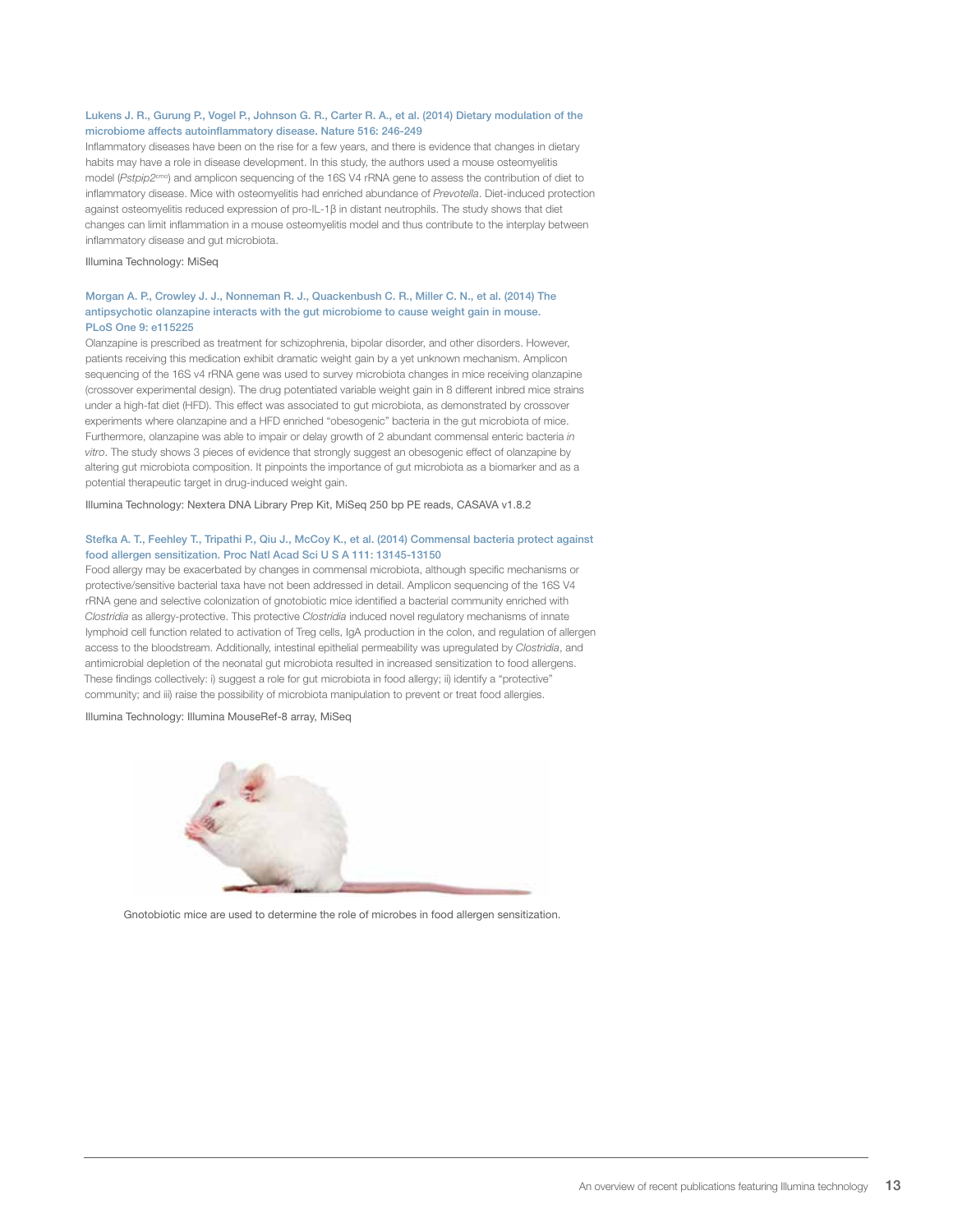**Lukens J. R., Gurung P., Vogel P., Johnson G. R., Carter R. A., et al. (2014) Dietary modulation of the microbiome affects autoinflammatory disease. Nature 516: 246-249**

Inflammatory diseases have been on the rise for a few years, and there is evidence that changes in dietary habits may have a role in disease development. In this study, the authors used a mouse osteomyelitis model (*Pstpip2*$^{cmo}$) and amplicon sequencing of the 16S V4 rRNA gene to assess the contribution of diet to inflammatory disease. Mice with osteomyelitis had enriched abundance of *Prevotella*. Diet-induced protection against osteomyelitis reduced expression of pro-IL-1β in distant neutrophils. The study shows that diet changes can limit inflammation in a mouse osteomyelitis model and thus contribute to the interplay between inflammatory disease and gut microbiota.

Illumina Technology: MiSeq

**Morgan A. P., Crowley J. J., Nonneman R. J., Quackenbush C. R., Miller C. N., et al. (2014) The antipsychotic olanzapine interacts with the gut microbiome to cause weight gain in mouse. PLoS One 9: e115225**

Olanzapine is prescribed as treatment for schizophrenia, bipolar disorder, and other disorders. However, patients receiving this medication exhibit dramatic weight gain by a yet unknown mechanism. Amplicon sequencing of the 16S v4 rRNA gene was used to survey microbiota changes in mice receiving olanzapine (crossover experimental design). The drug potentiated variable weight gain in 8 different inbred mice strains under a high-fat diet (HFD). This effect was associated to gut microbiota, as demonstrated by crossover experiments where olanzapine and a HFD enriched "obesogenic" bacteria in the gut microbiota of mice. Furthermore, olanzapine was able to impair or delay growth of 2 abundant commensal enteric bacteria *in vitro*. The study shows 3 pieces of evidence that strongly suggest an obesogenic effect of olanzapine by altering gut microbiota composition. It pinpoints the importance of gut microbiota as a biomarker and as a potential therapeutic target in drug-induced weight gain.

Illumina Technology: Nextera DNA Library Prep Kit, MiSeq 250 bp PE reads, CASAVA v1.8.2

**Stefka A. T., Feehley T., Tripathi P., Qiu J., McCoy K., et al. (2014) Commensal bacteria protect against food allergen sensitization. Proc Natl Acad Sci U S A 111: 13145-13150**

Food allergy may be exacerbated by changes in commensal microbiota, although specific mechanisms or protective/sensitive bacterial taxa have not been addressed in detail. Amplicon sequencing of the 16S V4 rRNA gene and selective colonization of gnotobiotic mice identified a bacterial community enriched with *Clostridia* as allergy-protective. This protective *Clostridia* induced novel regulatory mechanisms of innate lymphoid cell function related to activation of Treg cells, IgA production in the colon, and regulation of allergen access to the bloodstream. Additionally, intestinal epithelial permeability was upregulated by *Clostridia*, and antimicrobial depletion of the neonatal gut microbiota resulted in increased sensitization to food allergens. These findings collectively: i) suggest a role for gut microbiota in food allergy; ii) identify a "protective" community; and iii) raise the possibility of microbiota manipulation to prevent or treat food allergies.

Illumina Technology: Illumina MouseRef-8 array, MiSeq

Gnotobiotic mice are used to determine the role of microbes in food allergen sensitization.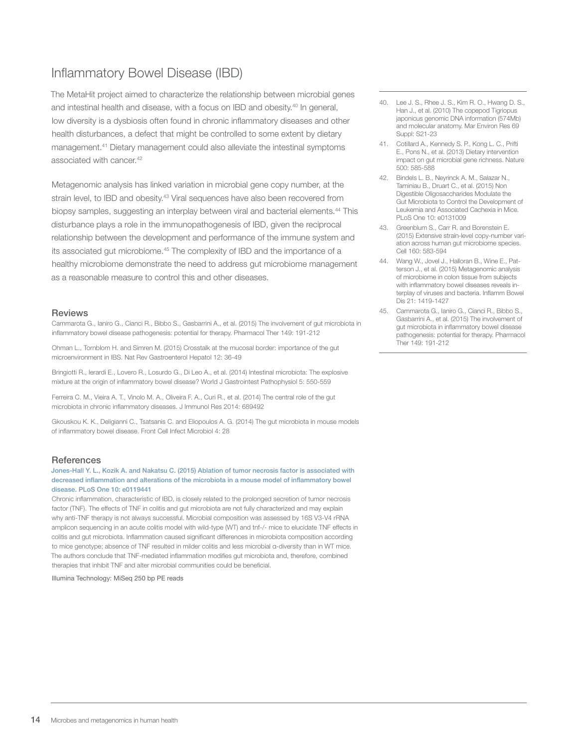# Inflammatory Bowel Disease (IBD)

The MetaHit project aimed to characterize the relationship between microbial genes and intestinal health and disease, with a focus on IBD and obesity.[40] In general, low diversity is a dysbiosis often found in chronic inflammatory diseases and other health disturbances, a defect that might be controlled to some extent by dietary management.[41] Dietary management could also alleviate the intestinal symptoms associated with cancer.[42]

Metagenomic analysis has linked variation in microbial gene copy number, at the strain level, to IBD and obesity.[43] Viral sequences have also been recovered from biopsy samples, suggesting an interplay between viral and bacterial elements.[44] This disturbance plays a role in the immunopathogenesis of IBD, given the reciprocal relationship between the development and performance of the immune system and its associated gut microbiome.[45] The complexity of IBD and the importance of a healthy microbiome demonstrate the need to address gut microbiome management as a reasonable measure to control this and other diseases.

40. Lee J. S., Rhee J. S., Kim R. O., Hwang D. S., Han J., et al. (2010) The copepod Tigriopus japonicus genomic DNA information (574Mb) and molecular anatomy. Mar Environ Res 69 Suppl: S21-23
41. Cotillard A., Kennedy S. P., Kong L. C., Prifti E., Pons N., et al. (2013) Dietary intervention impact on gut microbial gene richness. Nature 500: 585-588
42. Bindels L. B., Neyrinck A. M., Salazar N., Taminiau B., Druart C., et al. (2015) Non Digestible Oligosaccharides Modulate the Gut Microbiota to Control the Development of Leukemia and Associated Cachexia in Mice. PLoS One 10: e0131009
43. Greenblum S., Carr R. and Borenstein E. (2015) Extensive strain-level copy-number variation across human gut microbiome species. Cell 160: 583-594
44. Wang W., Jovel J., Halloran B., Wine E., Patterson J., et al. (2015) Metagenomic analysis of microbiome in colon tissue from subjects with inflammatory bowel diseases reveals interplay of viruses and bacteria. Inflamm Bowel Dis 21: 1419-1427
45. Cammarota G., Ianiro G., Cianci R., Bibbo S., Gasbarrini A., et al. (2015) The involvement of gut microbiota in inflammatory bowel disease pathogenesis: potential for therapy. Pharmacol Ther 149: 191-212

## Reviews

Cammarota G., Ianiro G., Cianci R., Bibbo S., Gasbarrini A., et al. (2015) The involvement of gut microbiota in inflammatory bowel disease pathogenesis: potential for therapy. Pharmacol Ther 149: 191-212

Ohman L., Tornblom H. and Simren M. (2015) Crosstalk at the mucosal border: importance of the gut microenvironment in IBS. Nat Rev Gastroenterol Hepatol 12: 36-49

Bringiotti R., Ierardi E., Lovero R., Losurdo G., Di Leo A., et al. (2014) Intestinal microbiota: The explosive mixture at the origin of inflammatory bowel disease? World J Gastrointest Pathophysiol 5: 550-559

Ferreira C. M., Vieira A. T., Vinolo M. A., Oliveira F. A., Curi R., et al. (2014) The central role of the gut microbiota in chronic inflammatory diseases. J Immunol Res 2014: 689492

Gkouskou K. K., Deligianni C., Tsatsanis C. and Eliopoulos A. G. (2014) The gut microbiota in mouse models of inflammatory bowel disease. Front Cell Infect Microbiol 4: 28

## References

**Jones-Hall Y. L., Kozik A. and Nakatsu C. (2015) Ablation of tumor necrosis factor is associated with decreased inflammation and alterations of the microbiota in a mouse model of inflammatory bowel disease. PLoS One 10: e0119441**

Chronic inflammation, characteristic of IBD, is closely related to the prolonged secretion of tumor necrosis factor (TNF). The effects of TNF in colitis and gut microbiota are not fully characterized and may explain why anti-TNF therapy is not always successful. Microbial composition was assessed by 16S V3-V4 rRNA amplicon sequencing in an acute colitis model with wild-type (WT) and tnf-/- mice to elucidate TNF effects in colitis and gut microbiota. Inflammation caused significant differences in microbiota composition according to mice genotype; absence of TNF resulted in milder colitis and less microbial α-diversity than in WT mice. The authors conclude that TNF-mediated inflammation modifies gut microbiota and, therefore, combined therapies that inhibit TNF and alter microbial communities could be beneficial.

Illumina Technology: MiSeq 250 bp PE reads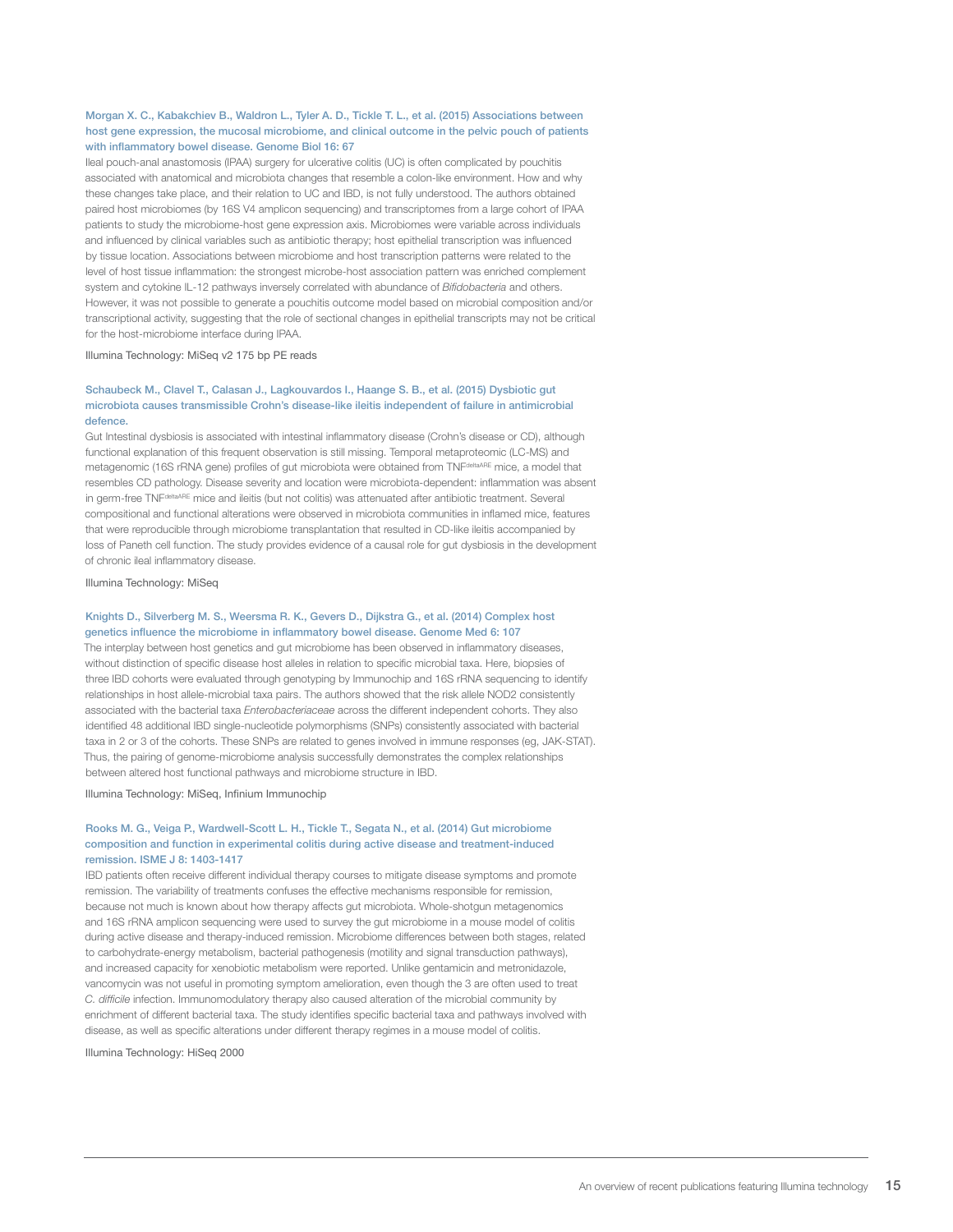**Morgan X. C., Kabakchiev B., Waldron L., Tyler A. D., Tickle T. L., et al. (2015) Associations between host gene expression, the mucosal microbiome, and clinical outcome in the pelvic pouch of patients with inflammatory bowel disease. Genome Biol 16: 67**

Ileal pouch-anal anastomosis (IPAA) surgery for ulcerative colitis (UC) is often complicated by pouchitis associated with anatomical and microbiota changes that resemble a colon-like environment. How and why these changes take place, and their relation to UC and IBD, is not fully understood. The authors obtained paired host microbiomes (by 16S V4 amplicon sequencing) and transcriptomes from a large cohort of IPAA patients to study the microbiome-host gene expression axis. Microbiomes were variable across individuals and influenced by clinical variables such as antibiotic therapy; host epithelial transcription was influenced by tissue location. Associations between microbiome and host transcription patterns were related to the level of host tissue inflammation: the strongest microbe-host association pattern was enriched complement system and cytokine IL-12 pathways inversely correlated with abundance of *Bifidobacteria* and others. However, it was not possible to generate a pouchitis outcome model based on microbial composition and/or transcriptional activity, suggesting that the role of sectional changes in epithelial transcripts may not be critical for the host-microbiome interface during IPAA.

Illumina Technology: MiSeq v2 175 bp PE reads

**Schaubeck M., Clavel T., Calasan J., Lagkouvardos I., Haange S. B., et al. (2015) Dysbiotic gut microbiota causes transmissible Crohn's disease-like ileitis independent of failure in antimicrobial defence.**

Gut Intestinal dysbiosis is associated with intestinal inflammatory disease (Crohn's disease or CD), although functional explanation of this frequent observation is still missing. Temporal metaproteomic (LC-MS) and metagenomic (16S rRNA gene) profiles of gut microbiota were obtained from TNF$^{deltaARE}$ mice, a model that resembles CD pathology. Disease severity and location were microbiota-dependent: inflammation was absent in germ-free TNF$^{deltaARE}$ mice and ileitis (but not colitis) was attenuated after antibiotic treatment. Several compositional and functional alterations were observed in microbiota communities in inflamed mice, features that were reproducible through microbiome transplantation that resulted in CD-like ileitis accompanied by loss of Paneth cell function. The study provides evidence of a causal role for gut dysbiosis in the development of chronic ileal inflammatory disease.

Illumina Technology: MiSeq

**Knights D., Silverberg M. S., Weersma R. K., Gevers D., Dijkstra G., et al. (2014) Complex host genetics influence the microbiome in inflammatory bowel disease. Genome Med 6: 107**

The interplay between host genetics and gut microbiome has been observed in inflammatory diseases, without distinction of specific disease host alleles in relation to specific microbial taxa. Here, biopsies of three IBD cohorts were evaluated through genotyping by Immunochip and 16S rRNA sequencing to identify relationships in host allele-microbial taxa pairs. The authors showed that the risk allele NOD2 consistently associated with the bacterial taxa *Enterobacteriaceae* across the different independent cohorts. They also identified 48 additional IBD single-nucleotide polymorphisms (SNPs) consistently associated with bacterial taxa in 2 or 3 of the cohorts. These SNPs are related to genes involved in immune responses (eg, JAK-STAT). Thus, the pairing of genome-microbiome analysis successfully demonstrates the complex relationships between altered host functional pathways and microbiome structure in IBD.

Illumina Technology: MiSeq, Infinium Immunochip

**Rooks M. G., Veiga P., Wardwell-Scott L. H., Tickle T., Segata N., et al. (2014) Gut microbiome composition and function in experimental colitis during active disease and treatment-induced remission. ISME J 8: 1403-1417**

IBD patients often receive different individual therapy courses to mitigate disease symptoms and promote remission. The variability of treatments confuses the effective mechanisms responsible for remission, because not much is known about how therapy affects gut microbiota. Whole-shotgun metagenomics and 16S rRNA amplicon sequencing were used to survey the gut microbiome in a mouse model of colitis during active disease and therapy-induced remission. Microbiome differences between both stages, related to carbohydrate-energy metabolism, bacterial pathogenesis (motility and signal transduction pathways), and increased capacity for xenobiotic metabolism were reported. Unlike gentamicin and metronidazole, vancomycin was not useful in promoting symptom amelioration, even though the 3 are often used to treat *C. difficile* infection. Immunomodulatory therapy also caused alteration of the microbial community by enrichment of different bacterial taxa. The study identifies specific bacterial taxa and pathways involved with disease, as well as specific alterations under different therapy regimes in a mouse model of colitis.

Illumina Technology: HiSeq 2000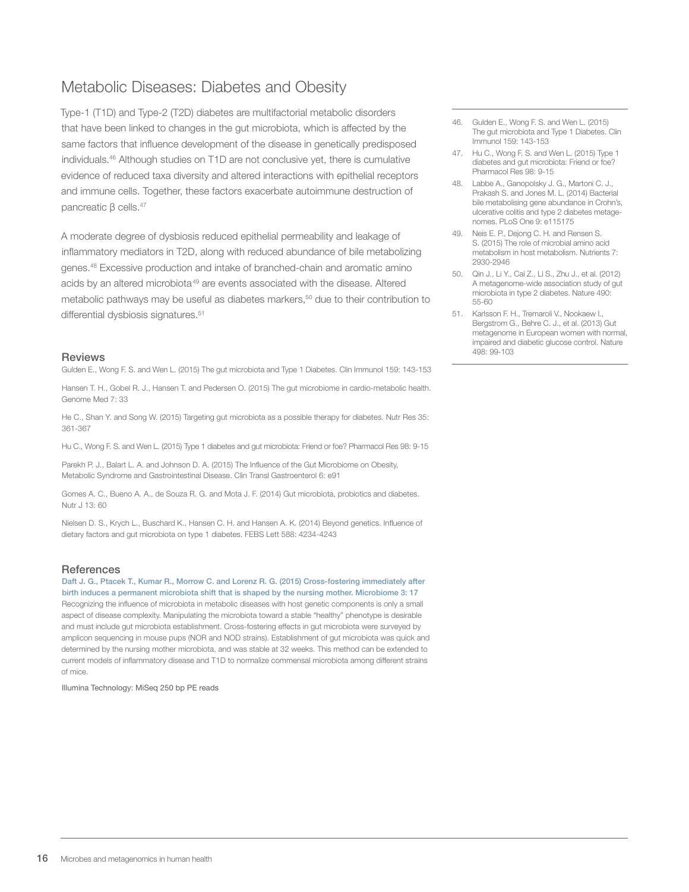## Metabolic Diseases: Diabetes and Obesity

Type-1 (T1D) and Type-2 (T2D) diabetes are multifactorial metabolic disorders that have been linked to changes in the gut microbiota, which is affected by the same factors that influence development of the disease in genetically predisposed individuals.[46] Although studies on T1D are not conclusive yet, there is cumulative evidence of reduced taxa diversity and altered interactions with epithelial receptors and immune cells. Together, these factors exacerbate autoimmune destruction of pancreatic β cells.[47]

A moderate degree of dysbiosis reduced epithelial permeability and leakage of inflammatory mediators in T2D, along with reduced abundance of bile metabolizing genes.[48] Excessive production and intake of branched-chain and aromatic amino acids by an altered microbiota[49] are events associated with the disease. Altered metabolic pathways may be useful as diabetes markers,[50] due to their contribution to differential dysbiosis signatures.[51]

46. Gulden E., Wong F. S. and Wen L. (2015) The gut microbiota and Type 1 Diabetes. Clin Immunol 159: 143-153
47. Hu C., Wong F. S. and Wen L. (2015) Type 1 diabetes and gut microbiota: Friend or foe? Pharmacol Res 98: 9-15
48. Labbe A., Ganopolsky J. G., Martoni C. J., Prakash S. and Jones M. L. (2014) Bacterial bile metabolising gene abundance in Crohn's, ulcerative colitis and type 2 diabetes metagenomes. PLoS One 9: e115175
49. Neis E. P., Dejong C. H. and Rensen S. S. (2015) The role of microbial amino acid metabolism in host metabolism. Nutrients 7: 2930-2946
50. Qin J., Li Y., Cai Z., Li S., Zhu J., et al. (2012) A metagenome-wide association study of gut microbiota in type 2 diabetes. Nature 490: 55-60
51. Karlsson F. H., Tremaroli V., Nookaew I., Bergstrom G., Behre C. J., et al. (2013) Gut metagenome in European women with normal, impaired and diabetic glucose control. Nature 498: 99-103

### Reviews

Gulden E., Wong F. S. and Wen L. (2015) The gut microbiota and Type 1 Diabetes. Clin Immunol 159: 143-153

Hansen T. H., Gobel R. J., Hansen T. and Pedersen O. (2015) The gut microbiome in cardio-metabolic health. Genome Med 7: 33

He C., Shan Y. and Song W. (2015) Targeting gut microbiota as a possible therapy for diabetes. Nutr Res 35: 361-367

Hu C., Wong F. S. and Wen L. (2015) Type 1 diabetes and gut microbiota: Friend or foe? Pharmacol Res 98: 9-15

Parekh P. J., Balart L. A. and Johnson D. A. (2015) The Influence of the Gut Microbiome on Obesity, Metabolic Syndrome and Gastrointestinal Disease. Clin Transl Gastroenterol 6: e91

Gomes A. C., Bueno A. A., de Souza R. G. and Mota J. F. (2014) Gut microbiota, probiotics and diabetes. Nutr J 13: 60

Nielsen D. S., Krych L., Buschard K., Hansen C. H. and Hansen A. K. (2014) Beyond genetics. Influence of dietary factors and gut microbiota on type 1 diabetes. FEBS Lett 588: 4234-4243

### References

**Daft J. G., Ptacek T., Kumar R., Morrow C. and Lorenz R. G. (2015) Cross-fostering immediately after birth induces a permanent microbiota shift that is shaped by the nursing mother. Microbiome 3: 17**

Recognizing the influence of microbiota in metabolic diseases with host genetic components is only a small aspect of disease complexity. Manipulating the microbiota toward a stable "healthy" phenotype is desirable and must include gut microbiota establishment. Cross-fostering effects in gut microbiota were surveyed by amplicon sequencing in mouse pups (NOR and NOD strains). Establishment of gut microbiota was quick and determined by the nursing mother microbiota, and was stable at 32 weeks. This method can be extended to current models of inflammatory disease and T1D to normalize commensal microbiota among different strains of mice.

Illumina Technology: MiSeq 250 bp PE reads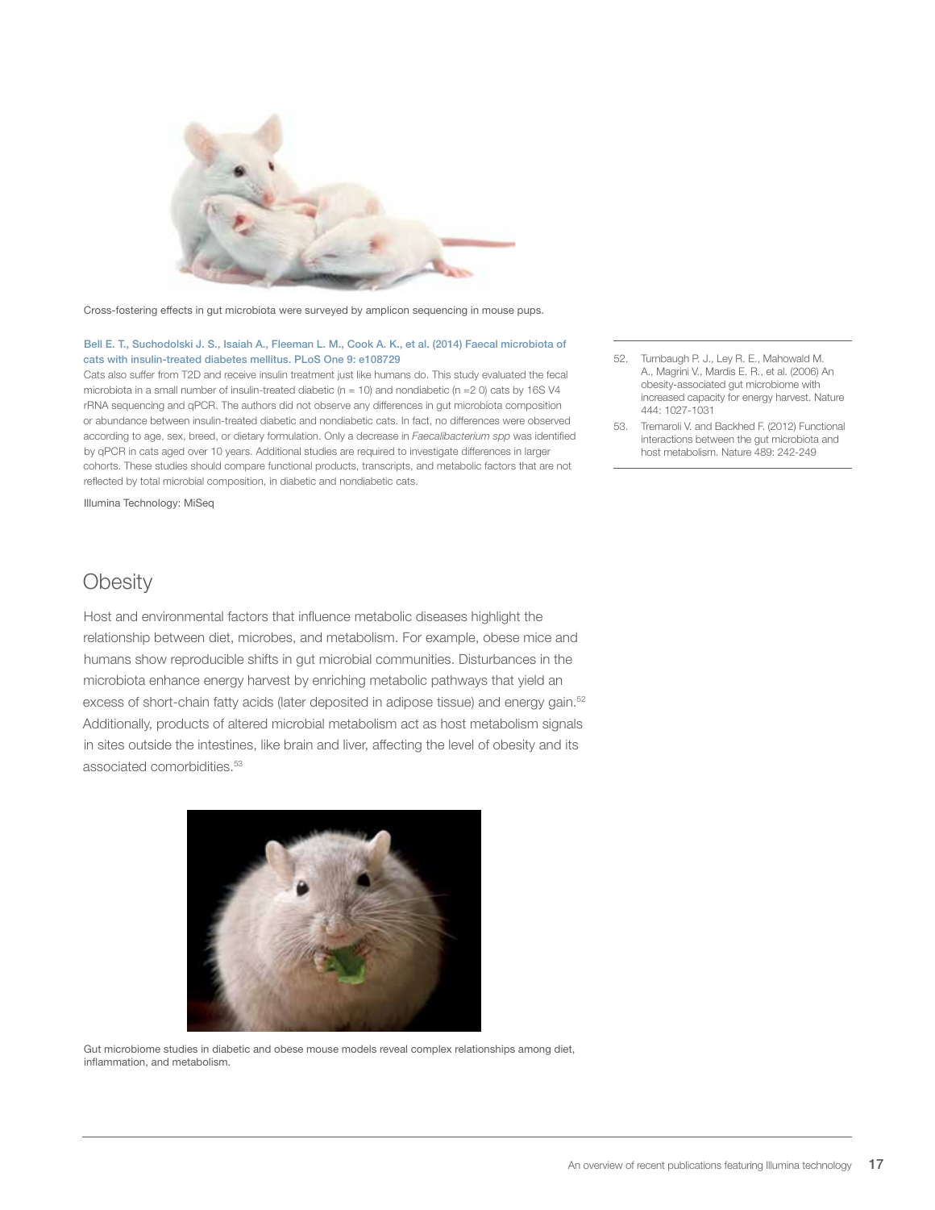Cross-fostering effects in gut microbiota were surveyed by amplicon sequencing in mouse pups.

**Bell E. T., Suchodolski J. S., Isaiah A., Fleeman L. M., Cook A. K., et al. (2014) Faecal microbiota of cats with insulin-treated diabetes mellitus. PLoS One 9: e108729**

Cats also suffer from T2D and receive insulin treatment just like humans do. This study evaluated the fecal microbiota in a small number of insulin-treated diabetic (n = 10) and nondiabetic (n =2 0) cats by 16S V4 rRNA sequencing and qPCR. The authors did not observe any differences in gut microbiota composition or abundance between insulin-treated diabetic and nondiabetic cats. In fact, no differences were observed according to age, sex, breed, or dietary formulation. Only a decrease in *Faecalibacterium spp* was identified by qPCR in cats aged over 10 years. Additional studies are required to investigate differences in larger cohorts. These studies should compare functional products, transcripts, and metabolic factors that are not reflected by total microbial composition, in diabetic and nondiabetic cats.

Illumina Technology: MiSeq

## Obesity

Host and environmental factors that influence metabolic diseases highlight the relationship between diet, microbes, and metabolism. For example, obese mice and humans show reproducible shifts in gut microbial communities. Disturbances in the microbiota enhance energy harvest by enriching metabolic pathways that yield an excess of short-chain fatty acids (later deposited in adipose tissue) and energy gain.[52] Additionally, products of altered microbial metabolism act as host metabolism signals in sites outside the intestines, like brain and liver, affecting the level of obesity and its associated comorbidities.[53]

Gut microbiome studies in diabetic and obese mouse models reveal complex relationships among diet, inflammation, and metabolism.

52. Turnbaugh P. J., Ley R. E., Mahowald M. A., Magrini V., Mardis E. R., et al. (2006) An obesity-associated gut microbiome with increased capacity for energy harvest. Nature 444: 1027-1031
53. Tremaroli V. and Backhed F. (2012) Functional interactions between the gut microbiota and host metabolism. Nature 489: 242-249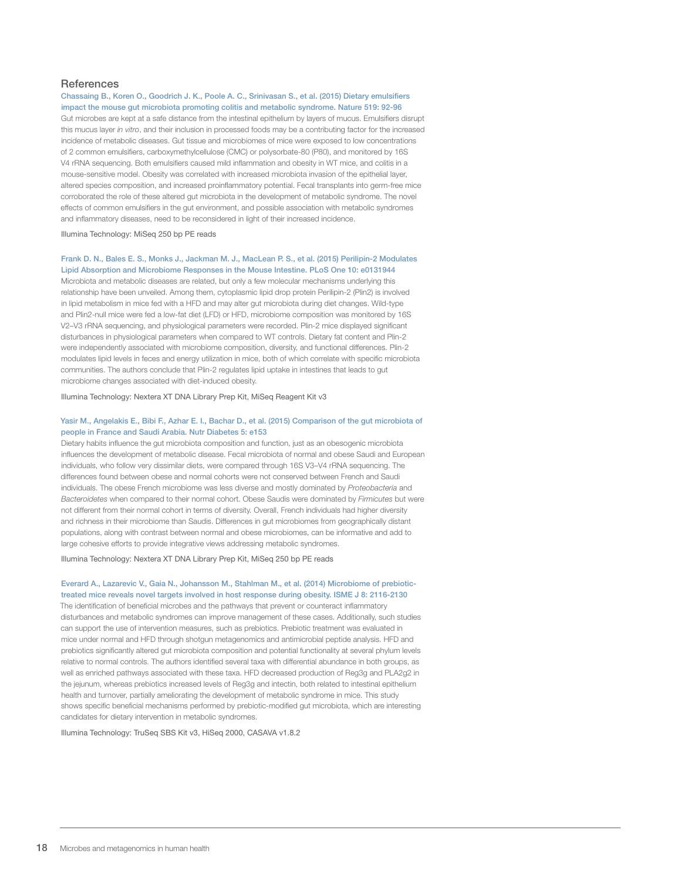## References

**Chassaing B., Koren O., Goodrich J. K., Poole A. C., Srinivasan S., et al. (2015) Dietary emulsifiers impact the mouse gut microbiota promoting colitis and metabolic syndrome. Nature 519: 92-96**

Gut microbes are kept at a safe distance from the intestinal epithelium by layers of mucus. Emulsifiers disrupt this mucus layer *in vitro*, and their inclusion in processed foods may be a contributing factor for the increased incidence of metabolic diseases. Gut tissue and microbiomes of mice were exposed to low concentrations of 2 common emulsifiers, carboxymethylcellulose (CMC) or polysorbate-80 (P80), and monitored by 16S V4 rRNA sequencing. Both emulsifiers caused mild inflammation and obesity in WT mice, and colitis in a mouse-sensitive model. Obesity was correlated with increased microbiota invasion of the epithelial layer, altered species composition, and increased proinflammatory potential. Fecal transplants into germ-free mice corroborated the role of these altered gut microbiota in the development of metabolic syndrome. The novel effects of common emulsifiers in the gut environment, and possible association with metabolic syndromes and inflammatory diseases, need to be reconsidered in light of their increased incidence.

Illumina Technology: MiSeq 250 bp PE reads

**Frank D. N., Bales E. S., Monks J., Jackman M. J., MacLean P. S., et al. (2015) Perilipin-2 Modulates Lipid Absorption and Microbiome Responses in the Mouse Intestine. PLoS One 10: e0131944**

Microbiota and metabolic diseases are related, but only a few molecular mechanisms underlying this relationship have been unveiled. Among them, cytoplasmic lipid drop protein Perilipin-2 (Plin2) is involved in lipid metabolism in mice fed with a HFD and may alter gut microbiota during diet changes. Wild-type and Plin2-null mice were fed a low-fat diet (LFD) or HFD, microbiome composition was monitored by 16S V2–V3 rRNA sequencing, and physiological parameters were recorded. Plin-2 mice displayed significant disturbances in physiological parameters when compared to WT controls. Dietary fat content and Plin-2 were independently associated with microbiome composition, diversity, and functional differences. Plin-2 modulates lipid levels in feces and energy utilization in mice, both of which correlate with specific microbiota communities. The authors conclude that Plin-2 regulates lipid uptake in intestines that leads to gut microbiome changes associated with diet-induced obesity.

Illumina Technology: Nextera XT DNA Library Prep Kit, MiSeq Reagent Kit v3

**Yasir M., Angelakis E., Bibi F., Azhar E. I., Bachar D., et al. (2015) Comparison of the gut microbiota of people in France and Saudi Arabia. Nutr Diabetes 5: e153**

Dietary habits influence the gut microbiota composition and function, just as an obesogenic microbiota influences the development of metabolic disease. Fecal microbiota of normal and obese Saudi and European individuals, who follow very dissimilar diets, were compared through 16S V3–V4 rRNA sequencing. The differences found between obese and normal cohorts were not conserved between French and Saudi individuals. The obese French microbiome was less diverse and mostly dominated by *Proteobacteria* and *Bacteroidetes* when compared to their normal cohort. Obese Saudis were dominated by *Firmicutes* but were not different from their normal cohort in terms of diversity. Overall, French individuals had higher diversity and richness in their microbiome than Saudis. Differences in gut microbiomes from geographically distant populations, along with contrast between normal and obese microbiomes, can be informative and add to large cohesive efforts to provide integrative views addressing metabolic syndromes.

Illumina Technology: Nextera XT DNA Library Prep Kit, MiSeq 250 bp PE reads

**Everard A., Lazarevic V., Gaia N., Johansson M., Stahlman M., et al. (2014) Microbiome of prebiotic-treated mice reveals novel targets involved in host response during obesity. ISME J 8: 2116-2130**

The identification of beneficial microbes and the pathways that prevent or counteract inflammatory disturbances and metabolic syndromes can improve management of these cases. Additionally, such studies can support the use of intervention measures, such as prebiotics. Prebiotic treatment was evaluated in mice under normal and HFD through shotgun metagenomics and antimicrobial peptide analysis. HFD and prebiotics significantly altered gut microbiota composition and potential functionality at several phylum levels relative to normal controls. The authors identified several taxa with differential abundance in both groups, as well as enriched pathways associated with these taxa. HFD decreased production of Reg3g and PLA2g2 in the jejunum, whereas prebiotics increased levels of Reg3g and intectin, both related to intestinal epithelium health and turnover, partially ameliorating the development of metabolic syndrome in mice. This study shows specific beneficial mechanisms performed by prebiotic-modified gut microbiota, which are interesting candidates for dietary intervention in metabolic syndromes.

Illumina Technology: TruSeq SBS Kit v3, HiSeq 2000, CASAVA v1.8.2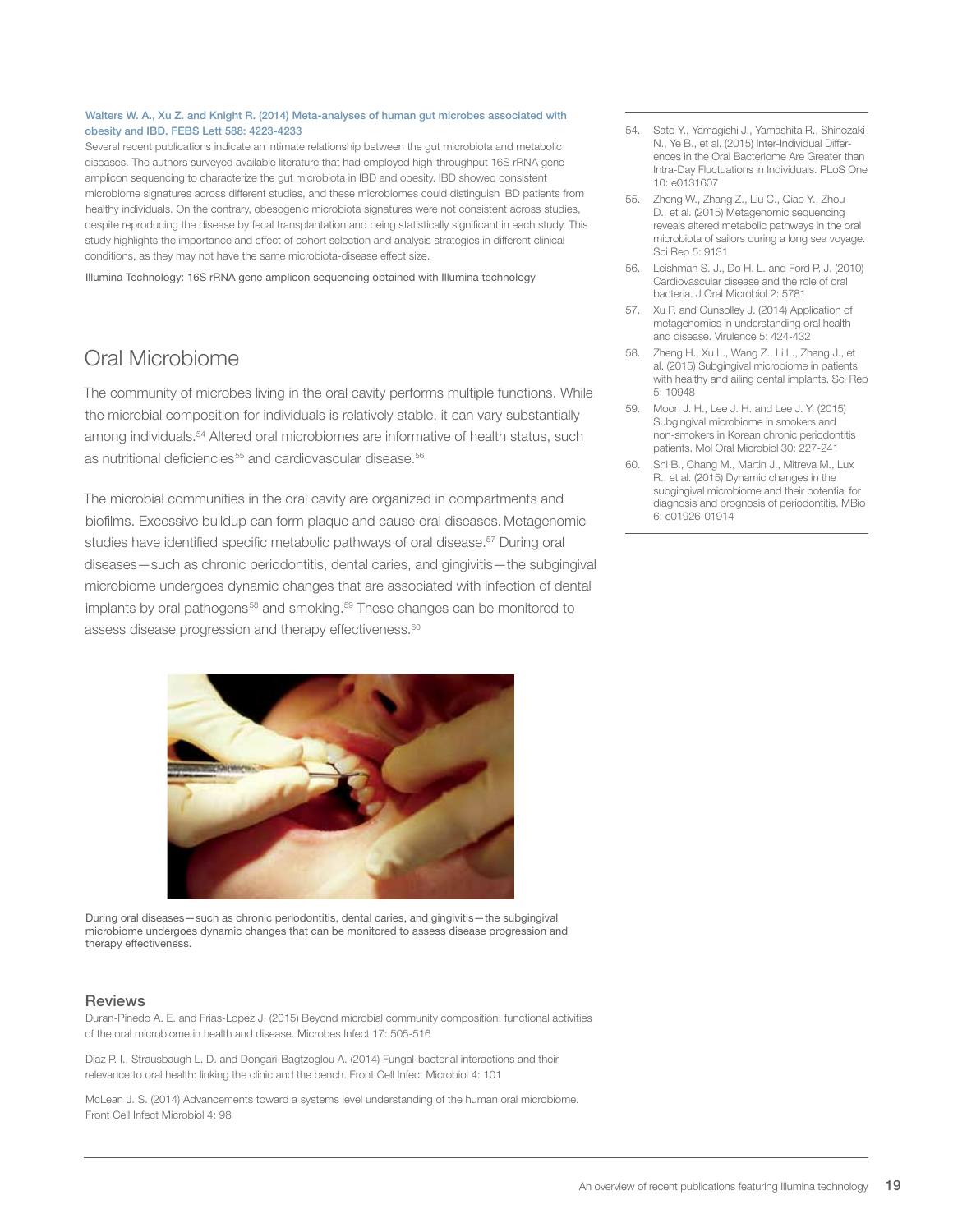**Walters W. A., Xu Z. and Knight R. (2014) Meta-analyses of human gut microbes associated with obesity and IBD. FEBS Lett 588: 4223-4233**

Several recent publications indicate an intimate relationship between the gut microbiota and metabolic diseases. The authors surveyed available literature that had employed high-throughput 16S rRNA gene amplicon sequencing to characterize the gut microbiota in IBD and obesity. IBD showed consistent microbiome signatures across different studies, and these microbiomes could distinguish IBD patients from healthy individuals. On the contrary, obesogenic microbiota signatures were not consistent across studies, despite reproducing the disease by fecal transplantation and being statistically significant in each study. This study highlights the importance and effect of cohort selection and analysis strategies in different clinical conditions, as they may not have the same microbiota-disease effect size.

Illumina Technology: 16S rRNA gene amplicon sequencing obtained with Illumina technology

## Oral Microbiome

The community of microbes living in the oral cavity performs multiple functions. While the microbial composition for individuals is relatively stable, it can vary substantially among individuals.[54] Altered oral microbiomes are informative of health status, such as nutritional deficiencies[55] and cardiovascular disease.[56]

The microbial communities in the oral cavity are organized in compartments and biofilms. Excessive buildup can form plaque and cause oral diseases. Metagenomic studies have identified specific metabolic pathways of oral disease.[57] During oral diseases—such as chronic periodontitis, dental caries, and gingivitis—the subgingival microbiome undergoes dynamic changes that are associated with infection of dental implants by oral pathogens[58] and smoking.[59] These changes can be monitored to assess disease progression and therapy effectiveness.[60]

During oral diseases—such as chronic periodontitis, dental caries, and gingivitis—the subgingival microbiome undergoes dynamic changes that can be monitored to assess disease progression and therapy effectiveness.

### Reviews

Duran-Pinedo A. E. and Frias-Lopez J. (2015) Beyond microbial community composition: functional activities of the oral microbiome in health and disease. Microbes Infect 17: 505-516

Diaz P. I., Strausbaugh L. D. and Dongari-Bagtzoglou A. (2014) Fungal-bacterial interactions and their relevance to oral health: linking the clinic and the bench. Front Cell Infect Microbiol 4: 101

McLean J. S. (2014) Advancements toward a systems level understanding of the human oral microbiome. Front Cell Infect Microbiol 4: 98

54. Sato Y., Yamagishi J., Yamashita R., Shinozaki N., Ye B., et al. (2015) Inter-Individual Differences in the Oral Bacteriome Are Greater than Intra-Day Fluctuations in Individuals. PLoS One 10: e0131607
55. Zheng W., Zhang Z., Liu C., Qiao Y., Zhou D., et al. (2015) Metagenomic sequencing reveals altered metabolic pathways in the oral microbiota of sailors during a long sea voyage. Sci Rep 5: 9131
56. Leishman S. J., Do H. L. and Ford P. J. (2010) Cardiovascular disease and the role of oral bacteria. J Oral Microbiol 2: 5781
57. Xu P. and Gunsolley J. (2014) Application of metagenomics in understanding oral health and disease. Virulence 5: 424-432
58. Zheng H., Xu L., Wang Z., Li L., Zhang J., et al. (2015) Subgingival microbiome in patients with healthy and ailing dental implants. Sci Rep 5: 10948
59. Moon J. H., Lee J. H. and Lee J. Y. (2015) Subgingival microbiome in smokers and non-smokers in Korean chronic periodontitis patients. Mol Oral Microbiol 30: 227-241
60. Shi B., Chang M., Martin J., Mitreva M., Lux R., et al. (2015) Dynamic changes in the subgingival microbiome and their potential for diagnosis and prognosis of periodontitis. MBio 6: e01926-01914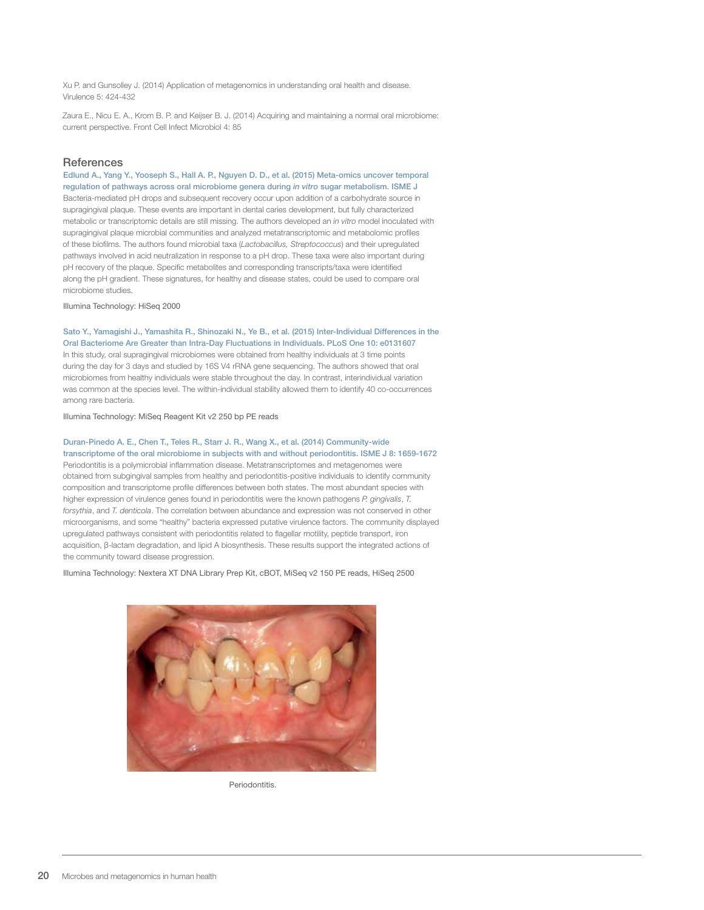Xu P. and Gunsolley J. (2014) Application of metagenomics in understanding oral health and disease. Virulence 5: 424-432

Zaura E., Nicu E. A., Krom B. P. and Keijser B. J. (2014) Acquiring and maintaining a normal oral microbiome: current perspective. Front Cell Infect Microbiol 4: 85

## References

**Edlund A., Yang Y., Yooseph S., Hall A. P., Nguyen D. D., et al. (2015) Meta-omics uncover temporal regulation of pathways across oral microbiome genera during *in vitro* sugar metabolism. ISME J**

Bacteria-mediated pH drops and subsequent recovery occur upon addition of a carbohydrate source in supragingival plaque. These events are important in dental caries development, but fully characterized metabolic or transcriptomic details are still missing. The authors developed an *in vitro* model inoculated with supragingival plaque microbial communities and analyzed metatranscriptomic and metabolomic profiles of these biofilms. The authors found microbial taxa (*Lactobacillus, Streptococcus*) and their upregulated pathways involved in acid neutralization in response to a pH drop. These taxa were also important during pH recovery of the plaque. Specific metabolites and corresponding transcripts/taxa were identified along the pH gradient. These signatures, for healthy and disease states, could be used to compare oral microbiome studies.

Illumina Technology: HiSeq 2000

**Sato Y., Yamagishi J., Yamashita R., Shinozaki N., Ye B., et al. (2015) Inter-Individual Differences in the Oral Bacteriome Are Greater than Intra-Day Fluctuations in Individuals. PLoS One 10: e0131607**

In this study, oral supragingival microbiomes were obtained from healthy individuals at 3 time points during the day for 3 days and studied by 16S V4 rRNA gene sequencing. The authors showed that oral microbiomes from healthy individuals were stable throughout the day. In contrast, interindividual variation was common at the species level. The within-individual stability allowed them to identify 40 co-occurrences among rare bacteria.

Illumina Technology: MiSeq Reagent Kit v2 250 bp PE reads

**Duran-Pinedo A. E., Chen T., Teles R., Starr J. R., Wang X., et al. (2014) Community-wide transcriptome of the oral microbiome in subjects with and without periodontitis. ISME J 8: 1659-1672**

Periodontitis is a polymicrobial inflammation disease. Metatranscriptomes and metagenomes were obtained from subgingival samples from healthy and periodontitis-positive individuals to identify community composition and transcriptome profile differences between both states. The most abundant species with higher expression of virulence genes found in periodontitis were the known pathogens *P. gingivalis*, *T. forsythia*, and *T. denticola*. The correlation between abundance and expression was not conserved in other microorganisms, and some "healthy" bacteria expressed putative virulence factors. The community displayed upregulated pathways consistent with periodontitis related to flagellar motility, peptide transport, iron acquisition, β-lactam degradation, and lipid A biosynthesis. These results support the integrated actions of the community toward disease progression.

Illumina Technology: Nextera XT DNA Library Prep Kit, cBOT, MiSeq v2 150 PE reads, HiSeq 2500

Periodontitis.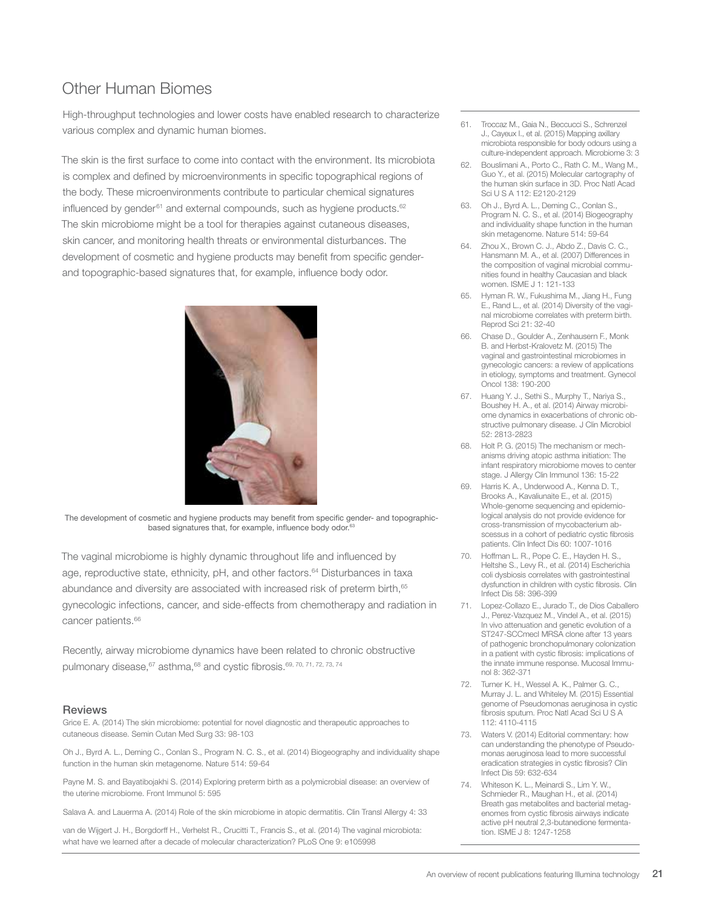## Other Human Biomes

High-throughput technologies and lower costs have enabled research to characterize various complex and dynamic human biomes.

The skin is the first surface to come into contact with the environment. Its microbiota is complex and defined by microenvironments in specific topographical regions of the body. These microenvironments contribute to particular chemical signatures influenced by gender[61] and external compounds, such as hygiene products.[62] The skin microbiome might be a tool for therapies against cutaneous diseases, skin cancer, and monitoring health threats or environmental disturbances. The development of cosmetic and hygiene products may benefit from specific gender- and topographic-based signatures that, for example, influence body odor.

The development of cosmetic and hygiene products may benefit from specific gender- and topographic-based signatures that, for example, influence body odor.[63]

The vaginal microbiome is highly dynamic throughout life and influenced by age, reproductive state, ethnicity, pH, and other factors.[64] Disturbances in taxa abundance and diversity are associated with increased risk of preterm birth,[65] gynecologic infections, cancer, and side-effects from chemotherapy and radiation in cancer patients.[66]

Recently, airway microbiome dynamics have been related to chronic obstructive pulmonary disease,[67] asthma,[68] and cystic fibrosis.[69, 70, 71, 72, 73, 74]

### Reviews

Grice E. A. (2014) The skin microbiome: potential for novel diagnostic and therapeutic approaches to cutaneous disease. Semin Cutan Med Surg 33: 98-103

Oh J., Byrd A. L., Deming C., Conlan S., Program N. C. S., et al. (2014) Biogeography and individuality shape function in the human skin metagenome. Nature 514: 59-64

Payne M. S. and Bayatibojakhi S. (2014) Exploring preterm birth as a polymicrobial disease: an overview of the uterine microbiome. Front Immunol 5: 595

Salava A. and Lauerma A. (2014) Role of the skin microbiome in atopic dermatitis. Clin Transl Allergy 4: 33

van de Wijgert J. H., Borgdorff H., Verhelst R., Crucitti T., Francis S., et al. (2014) The vaginal microbiota: what have we learned after a decade of molecular characterization? PLoS One 9: e105998

---

61. Troccaz M., Gaia N., Beccucci S., Schrenzel J., Cayeux I., et al. (2015) Mapping axillary microbiota responsible for body odours using a culture-independent approach. Microbiome 3: 3
62. Bouslimani A., Porto C., Rath C. M., Wang M., Guo Y., et al. (2015) Molecular cartography of the human skin surface in 3D. Proc Natl Acad Sci U S A 112: E2120-2129
63. Oh J., Byrd A. L., Deming C., Conlan S., Program N. C. S., et al. (2014) Biogeography and individuality shape function in the human skin metagenome. Nature 514: 59-64
64. Zhou X., Brown C. J., Abdo Z., Davis C. C., Hansmann M. A., et al. (2007) Differences in the composition of vaginal microbial communities found in healthy Caucasian and black women. ISME J 1: 121-133
65. Hyman R. W., Fukushima M., Jiang H., Fung E., Rand L., et al. (2014) Diversity of the vaginal microbiome correlates with preterm birth. Reprod Sci 21: 32-40
66. Chase D., Goulder A., Zenhausern F., Monk B. and Herbst-Kralovetz M. (2015) The vaginal and gastrointestinal microbiomes in gynecologic cancers: a review of applications in etiology, symptoms and treatment. Gynecol Oncol 138: 190-200
67. Huang Y. J., Sethi S., Murphy T., Nariya S., Boushey H. A., et al. (2014) Airway microbiome dynamics in exacerbations of chronic obstructive pulmonary disease. J Clin Microbiol 52: 2813-2823
68. Holt P. G. (2015) The mechanism or mechanisms driving atopic asthma initiation: The infant respiratory microbiome moves to center stage. J Allergy Clin Immunol 136: 15-22
69. Harris K. A., Underwood A., Kenna D. T., Brooks A., Kavaliunaite E., et al. (2015) Whole-genome sequencing and epidemiological analysis do not provide evidence for cross-transmission of mycobacterium abscessus in a cohort of pediatric cystic fibrosis patients. Clin Infect Dis 60: 1007-1016
70. Hoffman L. R., Pope C. E., Hayden H. S., Heltshe S., Levy R., et al. (2014) Escherichia coli dysbiosis correlates with gastrointestinal dysfunction in children with cystic fibrosis. Clin Infect Dis 58: 396-399
71. Lopez-Collazo E., Jurado T., de Dios Caballero J., Perez-Vazquez M., Vindel A., et al. (2015) In vivo attenuation and genetic evolution of a ST247-SCCmecI MRSA clone after 13 years of pathogenic bronchopulmonary colonization in a patient with cystic fibrosis: implications of the innate immune response. Mucosal Immunol 8: 362-371
72. Turner K. H., Wessel A. K., Palmer G. C., Murray J. L. and Whiteley M. (2015) Essential genome of Pseudomonas aeruginosa in cystic fibrosis sputum. Proc Natl Acad Sci U S A 112: 4110-4115
73. Waters V. (2014) Editorial commentary: how can understanding the phenotype of Pseudomonas aeruginosa lead to more successful eradication strategies in cystic fibrosis? Clin Infect Dis 59: 632-634
74. Whiteson K. L., Meinardi S., Lim Y. W., Schmieder R., Maughan H., et al. (2014) Breath gas metabolites and bacterial metagenomes from cystic fibrosis airways indicate active pH neutral 2,3-butanedione fermentation. ISME J 8: 1247-1258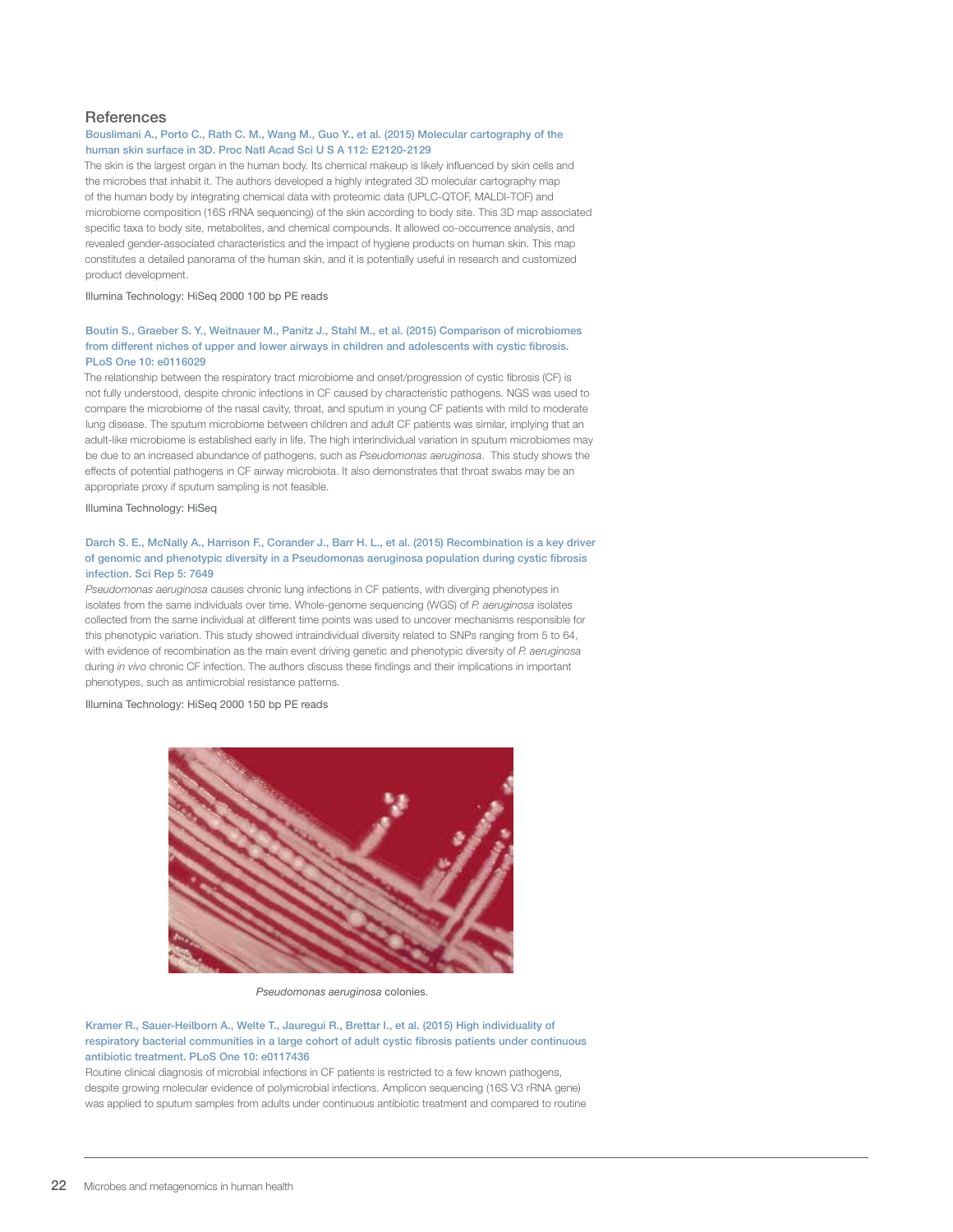## References

**Bouslimani A., Porto C., Rath C. M., Wang M., Guo Y., et al. (2015) Molecular cartography of the human skin surface in 3D. Proc Natl Acad Sci U S A 112: E2120-2129**

The skin is the largest organ in the human body. Its chemical makeup is likely influenced by skin cells and the microbes that inhabit it. The authors developed a highly integrated 3D molecular cartography map of the human body by integrating chemical data with proteomic data (UPLC-QTOF, MALDI-TOF) and microbiome composition (16S rRNA sequencing) of the skin according to body site. This 3D map associated specific taxa to body site, metabolites, and chemical compounds. It allowed co-occurrence analysis, and revealed gender-associated characteristics and the impact of hygiene products on human skin. This map constitutes a detailed panorama of the human skin, and it is potentially useful in research and customized product development.

Illumina Technology: HiSeq 2000 100 bp PE reads

**Boutin S., Graeber S. Y., Weitnauer M., Panitz J., Stahl M., et al. (2015) Comparison of microbiomes from different niches of upper and lower airways in children and adolescents with cystic fibrosis. PLoS One 10: e0116029**

The relationship between the respiratory tract microbiome and onset/progression of cystic fibrosis (CF) is not fully understood, despite chronic infections in CF caused by characteristic pathogens. NGS was used to compare the microbiome of the nasal cavity, throat, and sputum in young CF patients with mild to moderate lung disease. The sputum microbiome between children and adult CF patients was similar, implying that an adult-like microbiome is established early in life. The high interindividual variation in sputum microbiomes may be due to an increased abundance of pathogens, such as *Pseudomonas aeruginosa*. This study shows the effects of potential pathogens in CF airway microbiota. It also demonstrates that throat swabs may be an appropriate proxy if sputum sampling is not feasible.

Illumina Technology: HiSeq

**Darch S. E., McNally A., Harrison F., Corander J., Barr H. L., et al. (2015) Recombination is a key driver of genomic and phenotypic diversity in a Pseudomonas aeruginosa population during cystic fibrosis infection. Sci Rep 5: 7649**

*Pseudomonas aeruginosa* causes chronic lung infections in CF patients, with diverging phenotypes in isolates from the same individuals over time. Whole-genome sequencing (WGS) of *P. aeruginosa* isolates collected from the same individual at different time points was used to uncover mechanisms responsible for this phenotypic variation. This study showed intraindividual diversity related to SNPs ranging from 5 to 64, with evidence of recombination as the main event driving genetic and phenotypic diversity of *P. aeruginosa* during *in vivo* chronic CF infection. The authors discuss these findings and their implications in important phenotypes, such as antimicrobial resistance patterns.

Illumina Technology: HiSeq 2000 150 bp PE reads

*Pseudomonas aeruginosa* colonies.

**Kramer R., Sauer-Heilborn A., Welte T., Jauregui R., Brettar I., et al. (2015) High individuality of respiratory bacterial communities in a large cohort of adult cystic fibrosis patients under continuous antibiotic treatment. PLoS One 10: e0117436**

Routine clinical diagnosis of microbial infections in CF patients is restricted to a few known pathogens, despite growing molecular evidence of polymicrobial infections. Amplicon sequencing (16S V3 rRNA gene) was applied to sputum samples from adults under continuous antibiotic treatment and compared to routine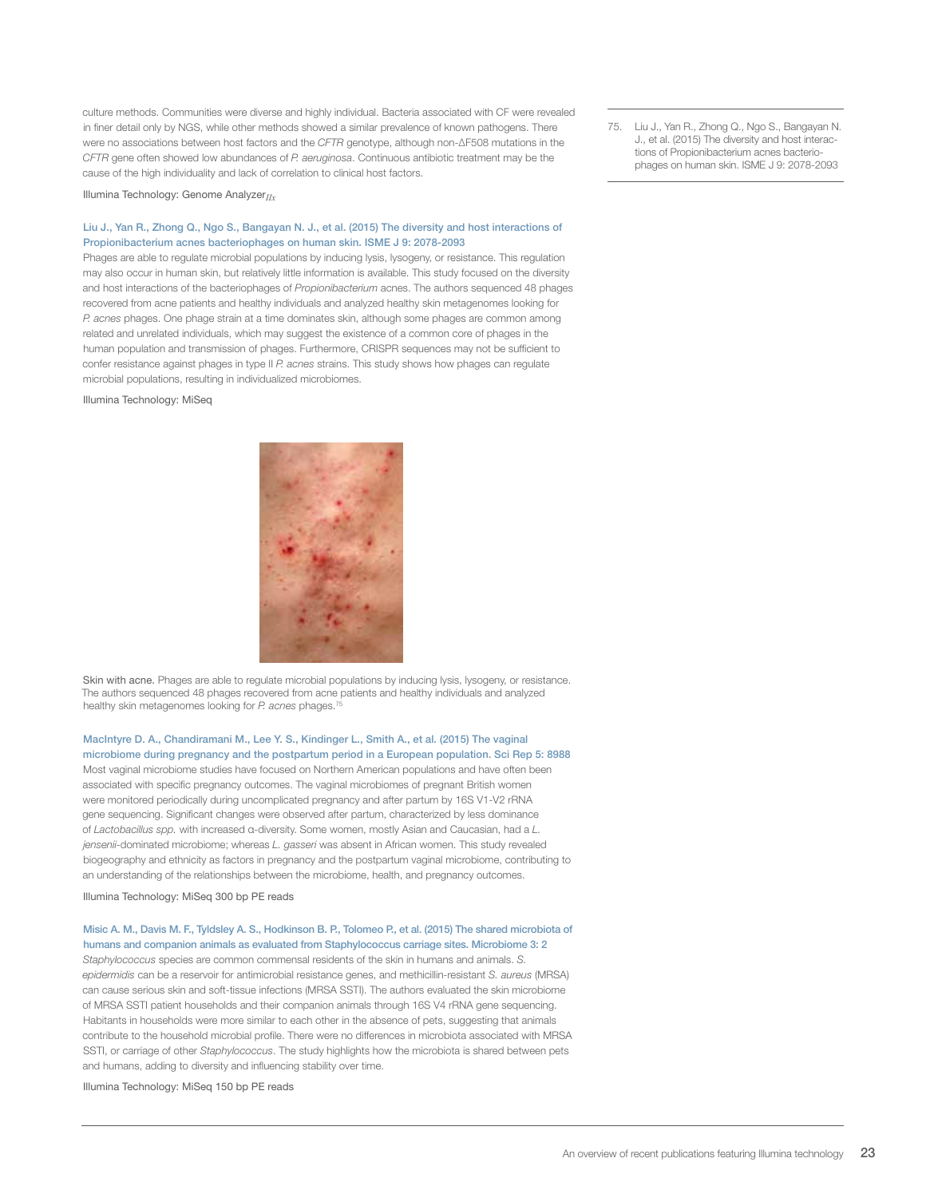culture methods. Communities were diverse and highly individual. Bacteria associated with CF were revealed in finer detail only by NGS, while other methods showed a similar prevalence of known pathogens. There were no associations between host factors and the *CFTR* genotype, although non-ΔF508 mutations in the *CFTR* gene often showed low abundances of *P. aeruginosa*. Continuous antibiotic treatment may be the cause of the high individuality and lack of correlation to clinical host factors.

Illumina Technology: Genome Analyzer$_{IIx}$

**Liu J., Yan R., Zhong Q., Ngo S., Bangayan N. J., et al. (2015) The diversity and host interactions of Propionibacterium acnes bacteriophages on human skin. ISME J 9: 2078-2093**

Phages are able to regulate microbial populations by inducing lysis, lysogeny, or resistance. This regulation may also occur in human skin, but relatively little information is available. This study focused on the diversity and host interactions of the bacteriophages of *Propionibacterium* acnes. The authors sequenced 48 phages recovered from acne patients and healthy individuals and analyzed healthy skin metagenomes looking for *P. acnes* phages. One phage strain at a time dominates skin, although some phages are common among related and unrelated individuals, which may suggest the existence of a common core of phages in the human population and transmission of phages. Furthermore, CRISPR sequences may not be sufficient to confer resistance against phages in type II *P. acnes* strains. This study shows how phages can regulate microbial populations, resulting in individualized microbiomes.

Illumina Technology: MiSeq

Skin with acne. Phages are able to regulate microbial populations by inducing lysis, lysogeny, or resistance. The authors sequenced 48 phages recovered from acne patients and healthy individuals and analyzed healthy skin metagenomes looking for *P. acnes* phages.[75]

**MacIntyre D. A., Chandiramani M., Lee Y. S., Kindinger L., Smith A., et al. (2015) The vaginal microbiome during pregnancy and the postpartum period in a European population. Sci Rep 5: 8988**

Most vaginal microbiome studies have focused on Northern American populations and have often been associated with specific pregnancy outcomes. The vaginal microbiomes of pregnant British women were monitored periodically during uncomplicated pregnancy and after partum by 16S V1-V2 rRNA gene sequencing. Significant changes were observed after partum, characterized by less dominance of *Lactobacillus spp.* with increased α-diversity. Some women, mostly Asian and Caucasian, had a *L. jensenii*-dominated microbiome; whereas *L. gasseri* was absent in African women. This study revealed biogeography and ethnicity as factors in pregnancy and the postpartum vaginal microbiome, contributing to an understanding of the relationships between the microbiome, health, and pregnancy outcomes.

Illumina Technology: MiSeq 300 bp PE reads

**Misic A. M., Davis M. F., Tyldsley A. S., Hodkinson B. P., Tolomeo P., et al. (2015) The shared microbiota of humans and companion animals as evaluated from Staphylococcus carriage sites. Microbiome 3: 2**

*Staphylococcus* species are common commensal residents of the skin in humans and animals. *S. epidermidis* can be a reservoir for antimicrobial resistance genes, and methicillin-resistant *S. aureus* (MRSA) can cause serious skin and soft-tissue infections (MRSA SSTI). The authors evaluated the skin microbiome of MRSA SSTI patient households and their companion animals through 16S V4 rRNA gene sequencing. Habitants in households were more similar to each other in the absence of pets, suggesting that animals contribute to the household microbial profile. There were no differences in microbiota associated with MRSA SSTI, or carriage of other *Staphylococcus*. The study highlights how the microbiota is shared between pets and humans, adding to diversity and influencing stability over time.

Illumina Technology: MiSeq 150 bp PE reads

75. Liu J., Yan R., Zhong Q., Ngo S., Bangayan N. J., et al. (2015) The diversity and host interactions of Propionibacterium acnes bacteriophages on human skin. ISME J 9: 2078-2093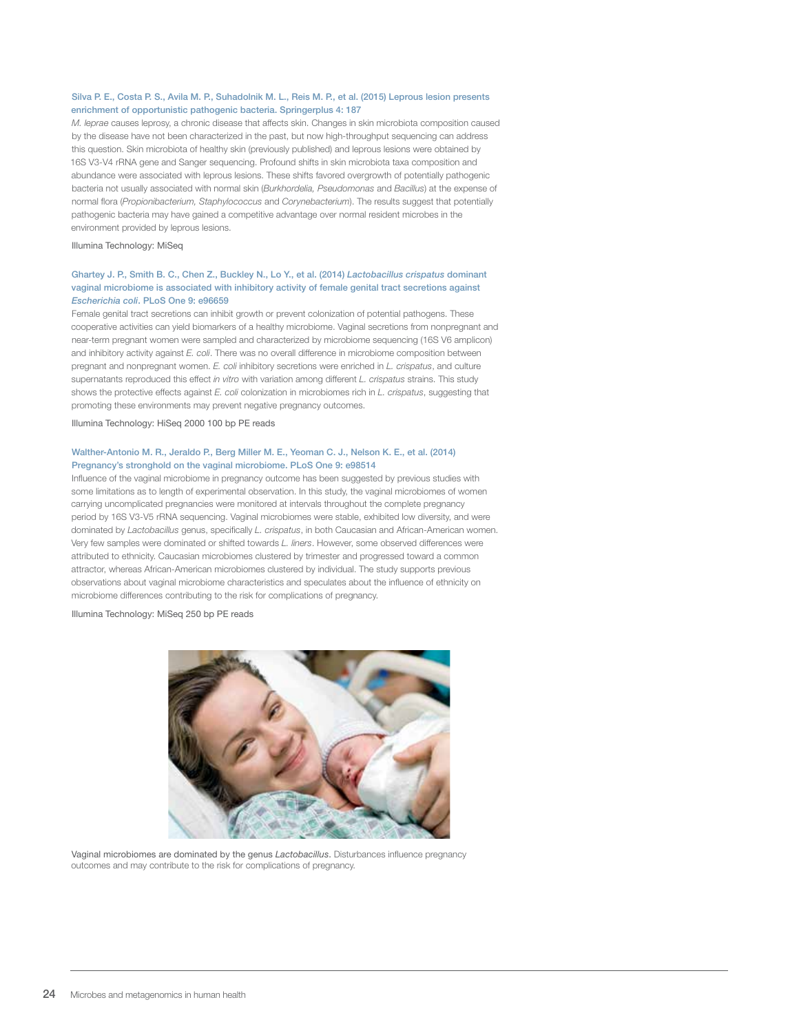### Silva P. E., Costa P. S., Avila M. P., Suhadolnik M. L., Reis M. P., et al. (2015) Leprous lesion presents enrichment of opportunistic pathogenic bacteria. Springerplus 4: 187

*M. leprae* causes leprosy, a chronic disease that affects skin. Changes in skin microbiota composition caused by the disease have not been characterized in the past, but now high-throughput sequencing can address this question. Skin microbiota of healthy skin (previously published) and leprous lesions were obtained by 16S V3-V4 rRNA gene and Sanger sequencing. Profound shifts in skin microbiota taxa composition and abundance were associated with leprous lesions. These shifts favored overgrowth of potentially pathogenic bacteria not usually associated with normal skin (*Burkhordelia, Pseudomonas* and *Bacillus*) at the expense of normal flora (*Propionibacterium, Staphylococcus* and *Corynebacterium*). The results suggest that potentially pathogenic bacteria may have gained a competitive advantage over normal resident microbes in the environment provided by leprous lesions.

Illumina Technology: MiSeq

### Ghartey J. P., Smith B. C., Chen Z., Buckley N., Lo Y., et al. (2014) *Lactobacillus crispatus* dominant vaginal microbiome is associated with inhibitory activity of female genital tract secretions against *Escherichia coli*. PLoS One 9: e96659

Female genital tract secretions can inhibit growth or prevent colonization of potential pathogens. These cooperative activities can yield biomarkers of a healthy microbiome. Vaginal secretions from nonpregnant and near-term pregnant women were sampled and characterized by microbiome sequencing (16S V6 amplicon) and inhibitory activity against *E. coli*. There was no overall difference in microbiome composition between pregnant and nonpregnant women. *E. coli* inhibitory secretions were enriched in *L. crispatus*, and culture supernatants reproduced this effect *in vitro* with variation among different *L. crispatus* strains. This study shows the protective effects against *E. coli* colonization in microbiomes rich in *L. crispatus*, suggesting that promoting these environments may prevent negative pregnancy outcomes.

Illumina Technology: HiSeq 2000 100 bp PE reads

### Walther-Antonio M. R., Jeraldo P., Berg Miller M. E., Yeoman C. J., Nelson K. E., et al. (2014) Pregnancy's stronghold on the vaginal microbiome. PLoS One 9: e98514

Influence of the vaginal microbiome in pregnancy outcome has been suggested by previous studies with some limitations as to length of experimental observation. In this study, the vaginal microbiomes of women carrying uncomplicated pregnancies were monitored at intervals throughout the complete pregnancy period by 16S V3-V5 rRNA sequencing. Vaginal microbiomes were stable, exhibited low diversity, and were dominated by *Lactobacillus* genus, specifically *L. crispatus*, in both Caucasian and African-American women. Very few samples were dominated or shifted towards *L. liners*. However, some observed differences were attributed to ethnicity. Caucasian microbiomes clustered by trimester and progressed toward a common attractor, whereas African-American microbiomes clustered by individual. The study supports previous observations about vaginal microbiome characteristics and speculates about the influence of ethnicity on microbiome differences contributing to the risk for complications of pregnancy.

Illumina Technology: MiSeq 250 bp PE reads

Vaginal microbiomes are dominated by the genus *Lactobacillus*. Disturbances influence pregnancy outcomes and may contribute to the risk for complications of pregnancy.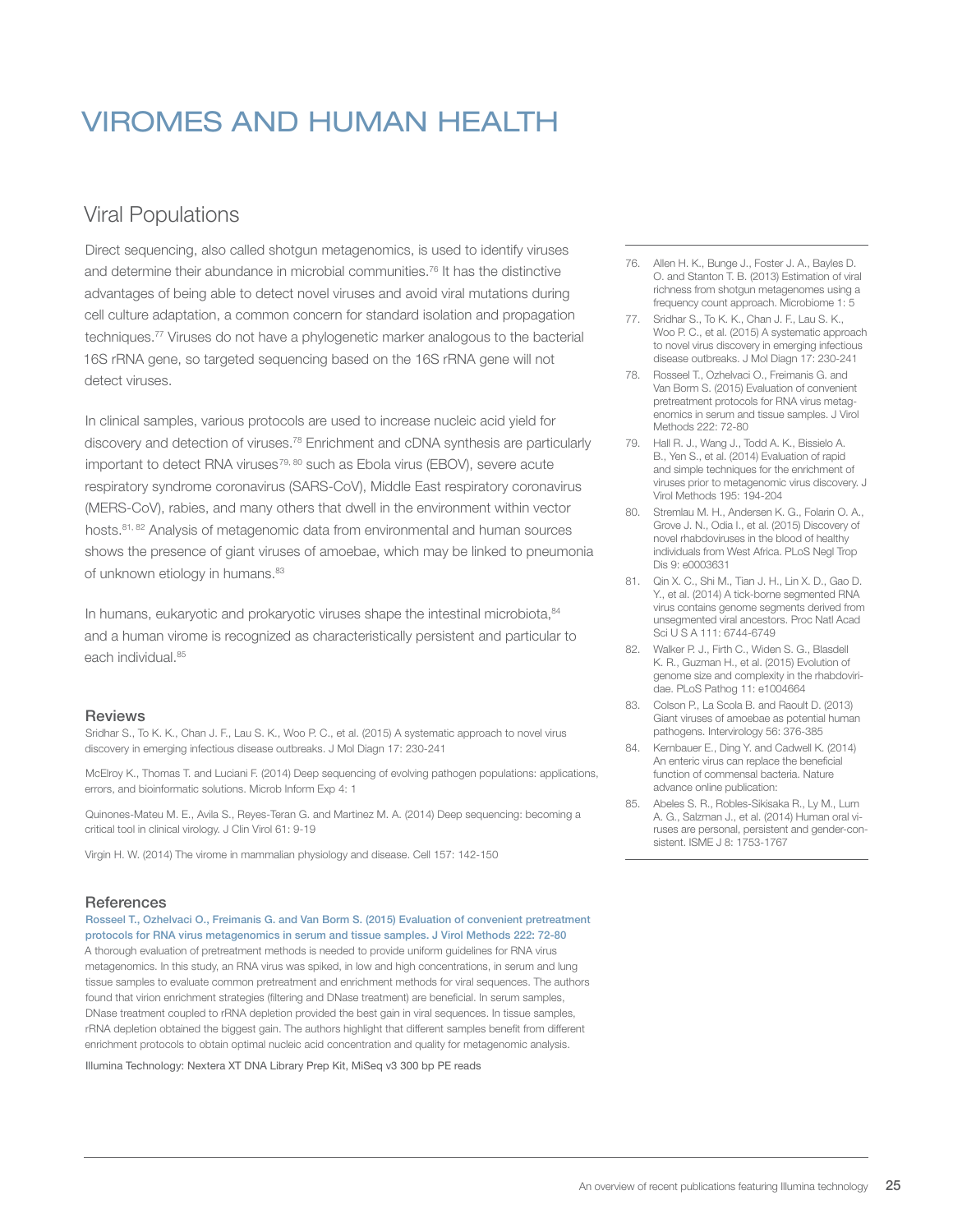# VIROMES AND HUMAN HEALTH

## Viral Populations

Direct sequencing, also called shotgun metagenomics, is used to identify viruses and determine their abundance in microbial communities.[76] It has the distinctive advantages of being able to detect novel viruses and avoid viral mutations during cell culture adaptation, a common concern for standard isolation and propagation techniques.[77] Viruses do not have a phylogenetic marker analogous to the bacterial 16S rRNA gene, so targeted sequencing based on the 16S rRNA gene will not detect viruses.

In clinical samples, various protocols are used to increase nucleic acid yield for discovery and detection of viruses.[78] Enrichment and cDNA synthesis are particularly important to detect RNA viruses[79, 80] such as Ebola virus (EBOV), severe acute respiratory syndrome coronavirus (SARS-CoV), Middle East respiratory coronavirus (MERS-CoV), rabies, and many others that dwell in the environment within vector hosts.[81, 82] Analysis of metagenomic data from environmental and human sources shows the presence of giant viruses of amoebae, which may be linked to pneumonia of unknown etiology in humans.[83]

In humans, eukaryotic and prokaryotic viruses shape the intestinal microbiota,[84] and a human virome is recognized as characteristically persistent and particular to each individual.[85]

### Reviews

Sridhar S., To K. K., Chan J. F., Lau S. K., Woo P. C., et al. (2015) A systematic approach to novel virus discovery in emerging infectious disease outbreaks. J Mol Diagn 17: 230-241

McElroy K., Thomas T. and Luciani F. (2014) Deep sequencing of evolving pathogen populations: applications, errors, and bioinformatic solutions. Microb Inform Exp 4: 1

Quinones-Mateu M. E., Avila S., Reyes-Teran G. and Martinez M. A. (2014) Deep sequencing: becoming a critical tool in clinical virology. J Clin Virol 61: 9-19

Virgin H. W. (2014) The virome in mammalian physiology and disease. Cell 157: 142-150

### References

**Rosseel T., Ozhelvaci O., Freimanis G. and Van Borm S. (2015) Evaluation of convenient pretreatment protocols for RNA virus metagenomics in serum and tissue samples. J Virol Methods 222: 72-80**

A thorough evaluation of pretreatment methods is needed to provide uniform guidelines for RNA virus metagenomics. In this study, an RNA virus was spiked, in low and high concentrations, in serum and lung tissue samples to evaluate common pretreatment and enrichment methods for viral sequences. The authors found that virion enrichment strategies (filtering and DNase treatment) are beneficial. In serum samples, DNase treatment coupled to rRNA depletion provided the best gain in viral sequences. In tissue samples, rRNA depletion obtained the biggest gain. The authors highlight that different samples benefit from different enrichment protocols to obtain optimal nucleic acid concentration and quality for metagenomic analysis.

Illumina Technology: Nextera XT DNA Library Prep Kit, MiSeq v3 300 bp PE reads

---

76. Allen H. K., Bunge J., Foster J. A., Bayles D. O. and Stanton T. B. (2013) Estimation of viral richness from shotgun metagenomes using a frequency count approach. Microbiome 1: 5
77. Sridhar S., To K. K., Chan J. F., Lau S. K., Woo P. C., et al. (2015) A systematic approach to novel virus discovery in emerging infectious disease outbreaks. J Mol Diagn 17: 230-241
78. Rosseel T., Ozhelvaci O., Freimanis G. and Van Borm S. (2015) Evaluation of convenient pretreatment protocols for RNA virus metagenomics in serum and tissue samples. J Virol Methods 222: 72-80
79. Hall R. J., Wang J., Todd A. K., Bissielo A. B., Yen S., et al. (2014) Evaluation of rapid and simple techniques for the enrichment of viruses prior to metagenomic virus discovery. J Virol Methods 195: 194-204
80. Stremlau M. H., Andersen K. G., Folarin O. A., Grove J. N., Odia I., et al. (2015) Discovery of novel rhabdoviruses in the blood of healthy individuals from West Africa. PLoS Negl Trop Dis 9: e0003631
81. Qin X. C., Shi M., Tian J. H., Lin X. D., Gao D. Y., et al. (2014) A tick-borne segmented RNA virus contains genome segments derived from unsegmented viral ancestors. Proc Natl Acad Sci U S A 111: 6744-6749
82. Walker P. J., Firth C., Widen S. G., Blasdell K. R., Guzman H., et al. (2015) Evolution of genome size and complexity in the rhabdoviridae. PLoS Pathog 11: e1004664
83. Colson P., La Scola B. and Raoult D. (2013) Giant viruses of amoebae as potential human pathogens. Intervirology 56: 376-385
84. Kernbauer E., Ding Y. and Cadwell K. (2014) An enteric virus can replace the beneficial function of commensal bacteria. Nature advance online publication:
85. Abeles S. R., Robles-Sikisaka R., Ly M., Lum A. G., Salzman J., et al. (2014) Human oral viruses are personal, persistent and gender-consistent. ISME J 8: 1753-1767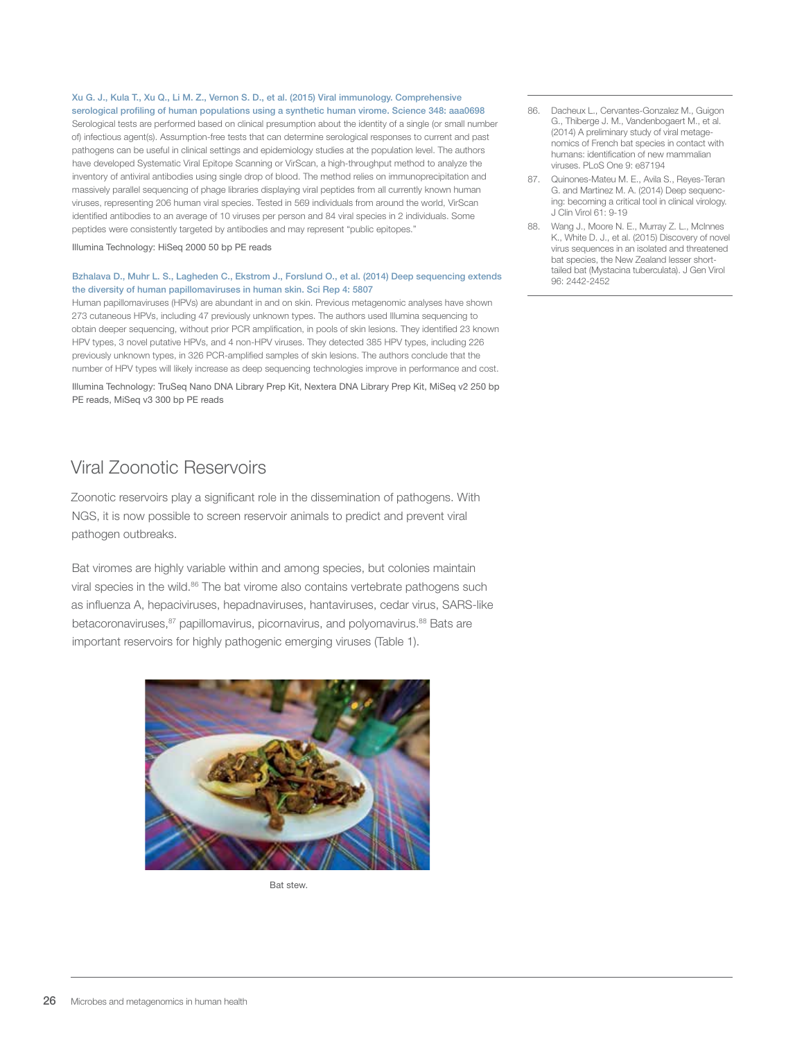**Xu G. J., Kula T., Xu Q., Li M. Z., Vernon S. D., et al. (2015) Viral immunology. Comprehensive serological profiling of human populations using a synthetic human virome. Science 348: aaa0698**

Serological tests are performed based on clinical presumption about the identity of a single (or small number of) infectious agent(s). Assumption-free tests that can determine serological responses to current and past pathogens can be useful in clinical settings and epidemiology studies at the population level. The authors have developed Systematic Viral Epitope Scanning or VirScan, a high-throughput method to analyze the inventory of antiviral antibodies using single drop of blood. The method relies on immunoprecipitation and massively parallel sequencing of phage libraries displaying viral peptides from all currently known human viruses, representing 206 human viral species. Tested in 569 individuals from around the world, VirScan identified antibodies to an average of 10 viruses per person and 84 viral species in 2 individuals. Some peptides were consistently targeted by antibodies and may represent "public epitopes."

Illumina Technology: HiSeq 2000 50 bp PE reads

**Bzhalava D., Muhr L. S., Lagheden C., Ekstrom J., Forslund O., et al. (2014) Deep sequencing extends the diversity of human papillomaviruses in human skin. Sci Rep 4: 5807**

Human papillomaviruses (HPVs) are abundant in and on skin. Previous metagenomic analyses have shown 273 cutaneous HPVs, including 47 previously unknown types. The authors used Illumina sequencing to obtain deeper sequencing, without prior PCR amplification, in pools of skin lesions. They identified 23 known HPV types, 3 novel putative HPVs, and 4 non-HPV viruses. They detected 385 HPV types, including 226 previously unknown types, in 326 PCR-amplified samples of skin lesions. The authors conclude that the number of HPV types will likely increase as deep sequencing technologies improve in performance and cost.

Illumina Technology: TruSeq Nano DNA Library Prep Kit, Nextera DNA Library Prep Kit, MiSeq v2 250 bp PE reads, MiSeq v3 300 bp PE reads

## Viral Zoonotic Reservoirs

Zoonotic reservoirs play a significant role in the dissemination of pathogens. With NGS, it is now possible to screen reservoir animals to predict and prevent viral pathogen outbreaks.

Bat viromes are highly variable within and among species, but colonies maintain viral species in the wild.[86] The bat virome also contains vertebrate pathogens such as influenza A, hepaciviruses, hepadnaviruses, hantaviruses, cedar virus, SARS-like betacoronaviruses,[87] papillomavirus, picornavirus, and polyomavirus.[88] Bats are important reservoirs for highly pathogenic emerging viruses (Table 1).

Bat stew.

86. Dacheux L., Cervantes-Gonzalez M., Guigon G., Thiberge J. M., Vandenbogaert M., et al. (2014) A preliminary study of viral metagenomics of French bat species in contact with humans: identification of new mammalian viruses. PLoS One 9: e87194
87. Quinones-Mateu M. E., Avila S., Reyes-Teran G. and Martinez M. A. (2014) Deep sequencing: becoming a critical tool in clinical virology. J Clin Virol 61: 9-19
88. Wang J., Moore N. E., Murray Z. L., McInnes K., White D. J., et al. (2015) Discovery of novel virus sequences in an isolated and threatened bat species, the New Zealand lesser short-tailed bat (Mystacina tuberculata). J Gen Virol 96: 2442-2452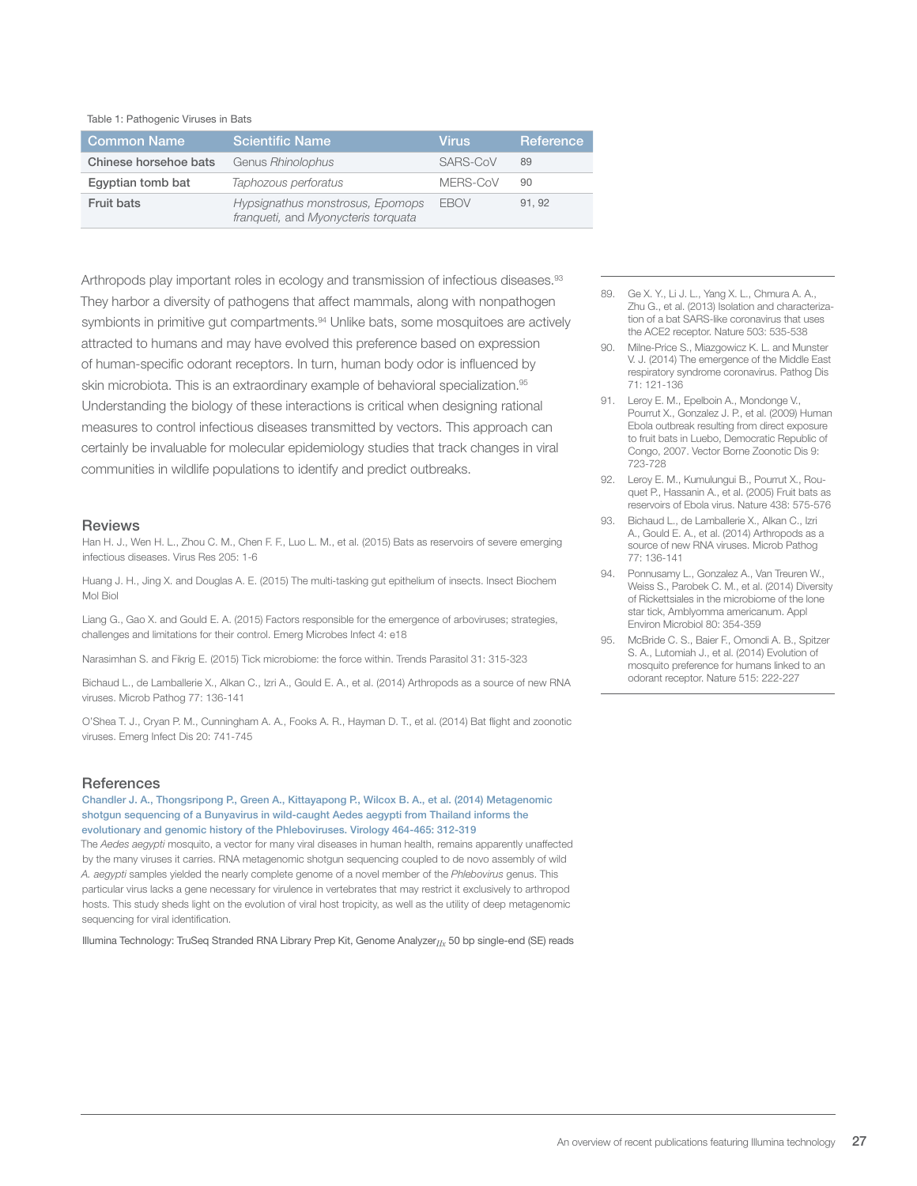Table 1: Pathogenic Viruses in Bats

| Common Name | Scientific Name | Virus | Reference |
|---|---|---|---|
| **Chinese horsehoe bats** | Genus *Rhinolophus* | SARS-CoV | 89 |
| **Egyptian tomb bat** | *Taphozous perforatus* | MERS-CoV | 90 |
| **Fruit bats** | *Hypsignathus monstrosus, Epomops franqueti,* and *Myonycteris torquata* | EBOV | 91, 92 |

Arthropods play important roles in ecology and transmission of infectious diseases.[93] They harbor a diversity of pathogens that affect mammals, along with nonpathogen symbionts in primitive gut compartments.[94] Unlike bats, some mosquitoes are actively attracted to humans and may have evolved this preference based on expression of human-specific odorant receptors. In turn, human body odor is influenced by skin microbiota. This is an extraordinary example of behavioral specialization.[95] Understanding the biology of these interactions is critical when designing rational measures to control infectious diseases transmitted by vectors. This approach can certainly be invaluable for molecular epidemiology studies that track changes in viral communities in wildlife populations to identify and predict outbreaks.

## Reviews

Han H. J., Wen H. L., Zhou C. M., Chen F. F., Luo L. M., et al. (2015) Bats as reservoirs of severe emerging infectious diseases. Virus Res 205: 1-6

Huang J. H., Jing X. and Douglas A. E. (2015) The multi-tasking gut epithelium of insects. Insect Biochem Mol Biol

Liang G., Gao X. and Gould E. A. (2015) Factors responsible for the emergence of arboviruses; strategies, challenges and limitations for their control. Emerg Microbes Infect 4: e18

Narasimhan S. and Fikrig E. (2015) Tick microbiome: the force within. Trends Parasitol 31: 315-323

Bichaud L., de Lamballerie X., Alkan C., Izri A., Gould E. A., et al. (2014) Arthropods as a source of new RNA viruses. Microb Pathog 77: 136-141

O'Shea T. J., Cryan P. M., Cunningham A. A., Fooks A. R., Hayman D. T., et al. (2014) Bat flight and zoonotic viruses. Emerg Infect Dis 20: 741-745

## References

**Chandler J. A., Thongsripong P., Green A., Kittayapong P., Wilcox B. A., et al. (2014) Metagenomic shotgun sequencing of a Bunyavirus in wild-caught Aedes aegypti from Thailand informs the evolutionary and genomic history of the Phleboviruses. Virology 464-465: 312-319**

The *Aedes aegypti* mosquito, a vector for many viral diseases in human health, remains apparently unaffected by the many viruses it carries. RNA metagenomic shotgun sequencing coupled to de novo assembly of wild *A. aegypti* samples yielded the nearly complete genome of a novel member of the *Phlebovirus* genus. This particular virus lacks a gene necessary for virulence in vertebrates that may restrict it exclusively to arthropod hosts. This study sheds light on the evolution of viral host tropicity, as well as the utility of deep metagenomic sequencing for viral identification.

Illumina Technology: TruSeq Stranded RNA Library Prep Kit, Genome Analyzer$_{IIx}$ 50 bp single-end (SE) reads

89. Ge X. Y., Li J. L., Yang X. L., Chmura A. A., Zhu G., et al. (2013) Isolation and characterization of a bat SARS-like coronavirus that uses the ACE2 receptor. Nature 503: 535-538
90. Milne-Price S., Miazgowicz K. L. and Munster V. J. (2014) The emergence of the Middle East respiratory syndrome coronavirus. Pathog Dis 71: 121-136
91. Leroy E. M., Epelboin A., Mondonge V., Pourrut X., Gonzalez J. P., et al. (2009) Human Ebola outbreak resulting from direct exposure to fruit bats in Luebo, Democratic Republic of Congo, 2007. Vector Borne Zoonotic Dis 9: 723-728
92. Leroy E. M., Kumulungui B., Pourrut X., Rouquet P., Hassanin A., et al. (2005) Fruit bats as reservoirs of Ebola virus. Nature 438: 575-576
93. Bichaud L., de Lamballerie X., Alkan C., Izri A., Gould E. A., et al. (2014) Arthropods as a source of new RNA viruses. Microb Pathog 77: 136-141
94. Ponnusamy L., Gonzalez A., Van Treuren W., Weiss S., Parobek C. M., et al. (2014) Diversity of Rickettsiales in the microbiome of the lone star tick, Amblyomma americanum. Appl Environ Microbiol 80: 354-359
95. McBride C. S., Baier F., Omondi A. B., Spitzer S. A., Lutomiah J., et al. (2014) Evolution of mosquito preference for humans linked to an odorant receptor. Nature 515: 222-227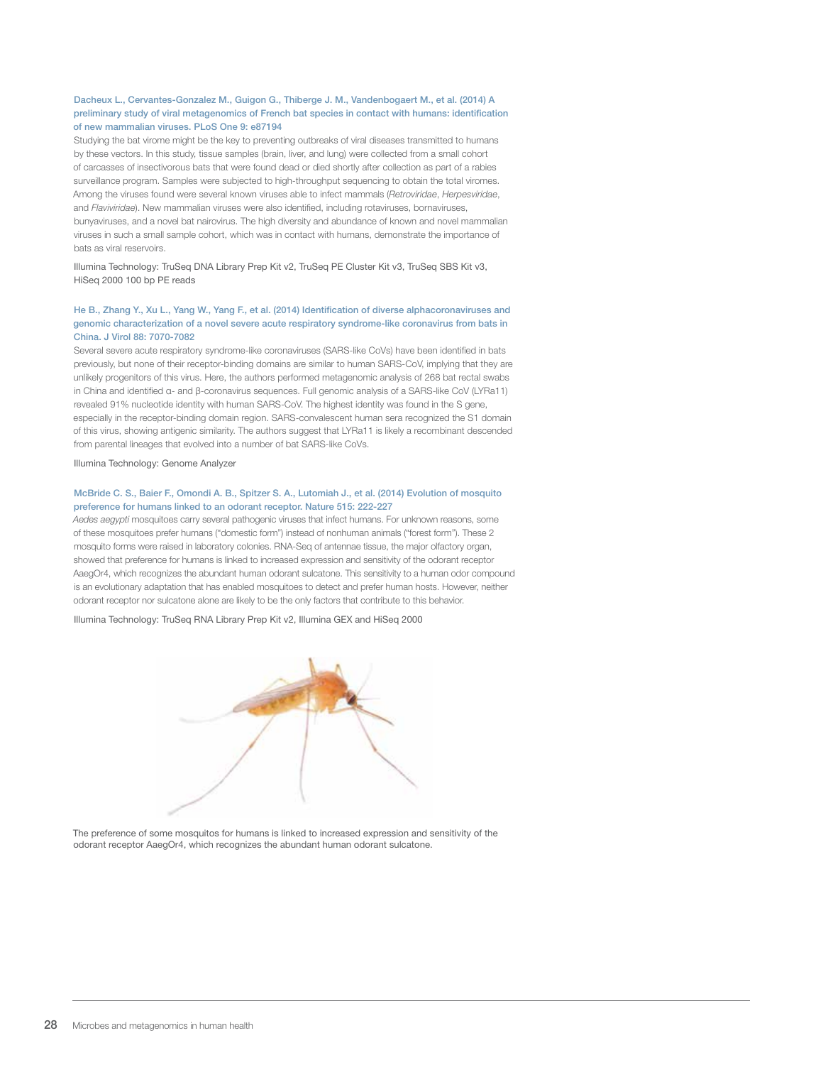**Dacheux L., Cervantes-Gonzalez M., Guigon G., Thiberge J. M., Vandenbogaert M., et al. (2014) A preliminary study of viral metagenomics of French bat species in contact with humans: identification of new mammalian viruses. PLoS One 9: e87194**

Studying the bat virome might be the key to preventing outbreaks of viral diseases transmitted to humans by these vectors. In this study, tissue samples (brain, liver, and lung) were collected from a small cohort of carcasses of insectivorous bats that were found dead or died shortly after collection as part of a rabies surveillance program. Samples were subjected to high-throughput sequencing to obtain the total viromes. Among the viruses found were several known viruses able to infect mammals (*Retroviridae*, *Herpesviridae*, and *Flaviviridae*). New mammalian viruses were also identified, including rotaviruses, bornaviruses, bunyaviruses, and a novel bat nairovirus. The high diversity and abundance of known and novel mammalian viruses in such a small sample cohort, which was in contact with humans, demonstrate the importance of bats as viral reservoirs.

Illumina Technology: TruSeq DNA Library Prep Kit v2, TruSeq PE Cluster Kit v3, TruSeq SBS Kit v3, HiSeq 2000 100 bp PE reads

**He B., Zhang Y., Xu L., Yang W., Yang F., et al. (2014) Identification of diverse alphacoronaviruses and genomic characterization of a novel severe acute respiratory syndrome-like coronavirus from bats in China. J Virol 88: 7070-7082**

Several severe acute respiratory syndrome-like coronaviruses (SARS-like CoVs) have been identified in bats previously, but none of their receptor-binding domains are similar to human SARS-CoV, implying that they are unlikely progenitors of this virus. Here, the authors performed metagenomic analysis of 268 bat rectal swabs in China and identified α- and β-coronavirus sequences. Full genomic analysis of a SARS-like CoV (LYRa11) revealed 91% nucleotide identity with human SARS-CoV. The highest identity was found in the S gene, especially in the receptor-binding domain region. SARS-convalescent human sera recognized the S1 domain of this virus, showing antigenic similarity. The authors suggest that LYRa11 is likely a recombinant descended from parental lineages that evolved into a number of bat SARS-like CoVs.

Illumina Technology: Genome Analyzer

**McBride C. S., Baier F., Omondi A. B., Spitzer S. A., Lutomiah J., et al. (2014) Evolution of mosquito preference for humans linked to an odorant receptor. Nature 515: 222-227**

*Aedes aegypti* mosquitoes carry several pathogenic viruses that infect humans. For unknown reasons, some of these mosquitoes prefer humans ("domestic form") instead of nonhuman animals ("forest form"). These 2 mosquito forms were raised in laboratory colonies. RNA-Seq of antennae tissue, the major olfactory organ, showed that preference for humans is linked to increased expression and sensitivity of the odorant receptor AaegOr4, which recognizes the abundant human odorant sulcatone. This sensitivity to a human odor compound is an evolutionary adaptation that has enabled mosquitoes to detect and prefer human hosts. However, neither odorant receptor nor sulcatone alone are likely to be the only factors that contribute to this behavior.

Illumina Technology: TruSeq RNA Library Prep Kit v2, Illumina GEX and HiSeq 2000

The preference of some mosquitos for humans is linked to increased expression and sensitivity of the odorant receptor AaegOr4, which recognizes the abundant human odorant sulcatone.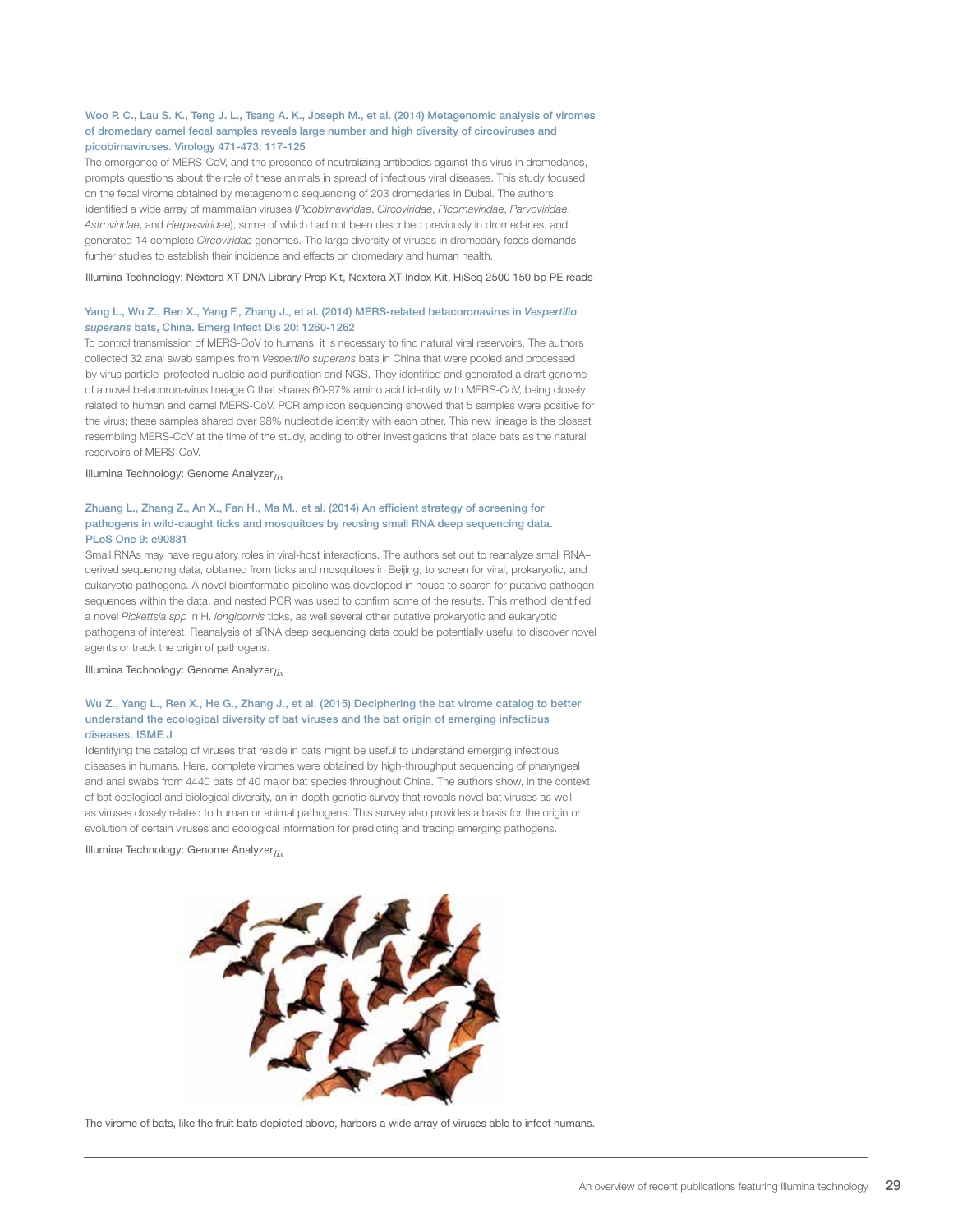**Woo P. C., Lau S. K., Teng J. L., Tsang A. K., Joseph M., et al. (2014) Metagenomic analysis of viromes of dromedary camel fecal samples reveals large number and high diversity of circoviruses and picobirnaviruses. Virology 471-473: 117-125**

The emergence of MERS-CoV, and the presence of neutralizing antibodies against this virus in dromedaries, prompts questions about the role of these animals in spread of infectious viral diseases. This study focused on the fecal virome obtained by metagenomic sequencing of 203 dromedaries in Dubai. The authors identified a wide array of mammalian viruses (*Picobirnaviridae*, *Circoviridae*, *Picornaviridae*, *Parvoviridae*, *Astroviridae*, and *Herpesviridae*), some of which had not been described previously in dromedaries, and generated 14 complete *Circoviridae* genomes. The large diversity of viruses in dromedary feces demands further studies to establish their incidence and effects on dromedary and human health.

Illumina Technology: Nextera XT DNA Library Prep Kit, Nextera XT Index Kit, HiSeq 2500 150 bp PE reads

**Yang L., Wu Z., Ren X., Yang F., Zhang J., et al. (2014) MERS-related betacoronavirus in *Vespertilio superans* bats, China. Emerg Infect Dis 20: 1260-1262**

To control transmission of MERS-CoV to humans, it is necessary to find natural viral reservoirs. The authors collected 32 anal swab samples from *Vespertilio superans* bats in China that were pooled and processed by virus particle–protected nucleic acid purification and NGS. They identified and generated a draft genome of a novel betacoronavirus lineage C that shares 60-97% amino acid identity with MERS-CoV, being closely related to human and camel MERS-CoV. PCR amplicon sequencing showed that 5 samples were positive for the virus; these samples shared over 98% nucleotide identity with each other. This new lineage is the closest resembling MERS-CoV at the time of the study, adding to other investigations that place bats as the natural reservoirs of MERS-CoV.

Illumina Technology: Genome Analyzer$_{IIx}$

**Zhuang L., Zhang Z., An X., Fan H., Ma M., et al. (2014) An efficient strategy of screening for pathogens in wild-caught ticks and mosquitoes by reusing small RNA deep sequencing data. PLoS One 9: e90831**

Small RNAs may have regulatory roles in viral-host interactions. The authors set out to reanalyze small RNA–derived sequencing data, obtained from ticks and mosquitoes in Beijing, to screen for viral, prokaryotic, and eukaryotic pathogens. A novel bioinformatic pipeline was developed in house to search for putative pathogen sequences within the data, and nested PCR was used to confirm some of the results. This method identified a novel *Rickettsia spp* in H. *longicornis* ticks, as well several other putative prokaryotic and eukaryotic pathogens of interest. Reanalysis of sRNA deep sequencing data could be potentially useful to discover novel agents or track the origin of pathogens.

Illumina Technology: Genome Analyzer$_{IIx}$

**Wu Z., Yang L., Ren X., He G., Zhang J., et al. (2015) Deciphering the bat virome catalog to better understand the ecological diversity of bat viruses and the bat origin of emerging infectious diseases. ISME J**

Identifying the catalog of viruses that reside in bats might be useful to understand emerging infectious diseases in humans. Here, complete viromes were obtained by high-throughput sequencing of pharyngeal and anal swabs from 4440 bats of 40 major bat species throughout China. The authors show, in the context of bat ecological and biological diversity, an in-depth genetic survey that reveals novel bat viruses as well as viruses closely related to human or animal pathogens. This survey also provides a basis for the origin or evolution of certain viruses and ecological information for predicting and tracing emerging pathogens.

Illumina Technology: Genome Analyzer$_{IIx}$

The virome of bats, like the fruit bats depicted above, harbors a wide array of viruses able to infect humans.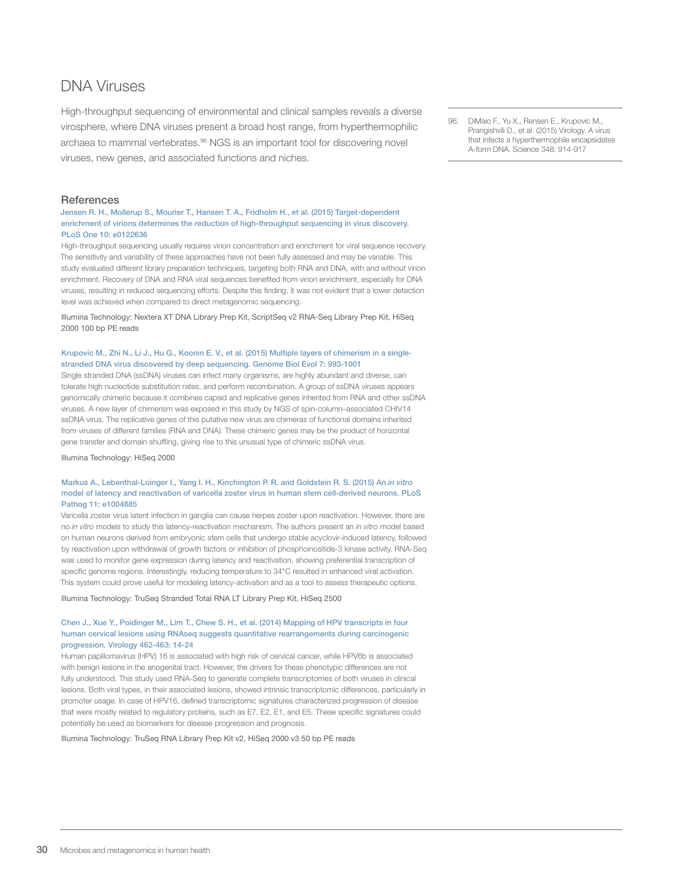# DNA Viruses

High-throughput sequencing of environmental and clinical samples reveals a diverse virosphere, where DNA viruses present a broad host range, from hyperthermophilic archaea to mammal vertebrates.[96] NGS is an important tool for discovering novel viruses, new genes, and associated functions and niches.

96. DiMaio F., Yu X., Rensen E., Krupovic M., Prangishvili D., et al. (2015) Virology. A virus that infects a hyperthermophile encapsidates A-form DNA. Science 348: 914-917

## References

**Jensen R. H., Mollerup S., Mourier T., Hansen T. A., Fridholm H., et al. (2015) Target-dependent enrichment of virions determines the reduction of high-throughput sequencing in virus discovery. PLoS One 10: e0122636**

High-throughput sequencing usually requires virion concentration and enrichment for viral sequence recovery. The sensitivity and variability of these approaches have not been fully assessed and may be variable. This study evaluated different library preparation techniques, targeting both RNA and DNA, with and without virion enrichment. Recovery of DNA and RNA viral sequences benefited from virion enrichment, especially for DNA viruses, resulting in reduced sequencing efforts. Despite this finding, it was not evident that a lower detection level was achieved when compared to direct metagenomic sequencing.

Illumina Technology: Nextera XT DNA Library Prep Kit, ScriptSeq v2 RNA-Seq Library Prep Kit, HiSeq 2000 100 bp PE reads

**Krupovic M., Zhi N., Li J., Hu G., Koonin E. V., et al. (2015) Multiple layers of chimerism in a single-stranded DNA virus discovered by deep sequencing. Genome Biol Evol 7: 993-1001**

Single stranded DNA (ssDNA) viruses can infect many organisms, are highly abundant and diverse, can tolerate high nucleotide substitution rates, and perform recombination. A group of ssDNA viruses appears genomically chimeric because it combines capsid and replicative genes inherited from RNA and other ssDNA viruses. A new layer of chimerism was exposed in this study by NGS of spin-column–associated CHIV14 ssDNA virus. The replicative genes of this putative new virus are chimeras of functional domains inherited from viruses of different families (RNA and DNA). These chimeric genes may be the product of horizontal gene transfer and domain shuffling, giving rise to this unusual type of chimeric ssDNA virus.

Illumina Technology: HiSeq 2000

**Markus A., Lebenthal-Loinger I., Yang I. H., Kinchington P. R. and Goldstein R. S. (2015) An *in vitro* model of latency and reactivation of varicella zoster virus in human stem cell-derived neurons. PLoS Pathog 11: e1004885**

Varicella zoster virus latent infection in ganglia can cause herpes zoster upon reactivation. However, there are no *in vitro* models to study this latency-reactivation mechanism. The authors present an *in vitro* model based on human neurons derived from embryonic stem cells that undergo stable acyclovir-induced latency, followed by reactivation upon withdrawal of growth factors or inhibition of phosphoinositide-3 kinase activity. RNA-Seq was used to monitor gene expression during latency and reactivation, showing preferential transcription of specific genome regions. Interestingly, reducing temperature to 34°C resulted in enhanced viral activation. This system could prove useful for modeling latency-activation and as a tool to assess therapeutic options.

Illumina Technology: TruSeq Stranded Total RNA LT Library Prep Kit, HiSeq 2500

**Chen J., Xue Y., Poidinger M., Lim T., Chew S. H., et al. (2014) Mapping of HPV transcripts in four human cervical lesions using RNAseq suggests quantitative rearrangements during carcinogenic progression. Virology 462-463: 14-24**

Human papillomavirus (HPV) 16 is associated with high risk of cervical cancer, while HPV6b is associated with benign lesions in the anogenital tract. However, the drivers for these phenotypic differences are not fully understood. This study used RNA-Seq to generate complete transcriptomes of both viruses in clinical lesions. Both viral types, in their associated lesions, showed intrinsic transcriptomic differences, particularly in promoter usage. In case of HPV16, defined transcriptomic signatures characterized progression of disease that were mostly related to regulatory proteins, such as E7, E2, E1, and E5. These specific signatures could potentially be used as biomarkers for disease progression and prognosis.

Illumina Technology: TruSeq RNA Library Prep Kit v2, HiSeq 2000 v3 50 bp PE reads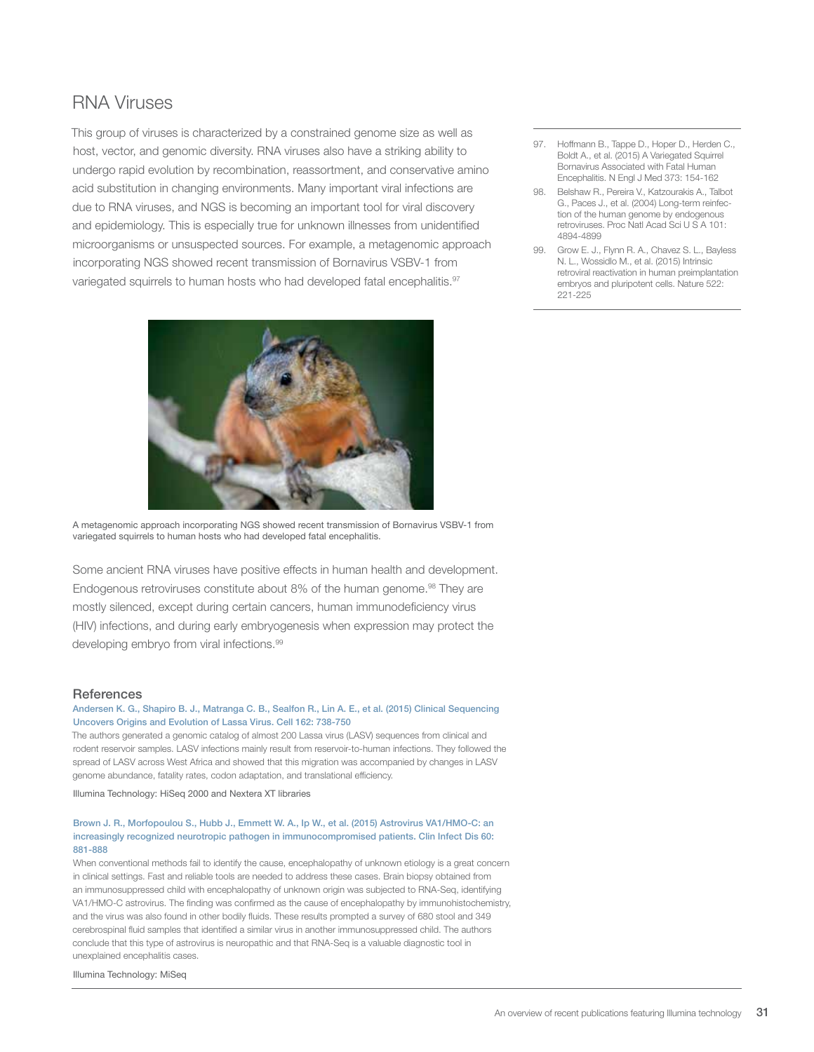## RNA Viruses

This group of viruses is characterized by a constrained genome size as well as host, vector, and genomic diversity. RNA viruses also have a striking ability to undergo rapid evolution by recombination, reassortment, and conservative amino acid substitution in changing environments. Many important viral infections are due to RNA viruses, and NGS is becoming an important tool for viral discovery and epidemiology. This is especially true for unknown illnesses from unidentified microorganisms or unsuspected sources. For example, a metagenomic approach incorporating NGS showed recent transmission of Bornavirus VSBV-1 from variegated squirrels to human hosts who had developed fatal encephalitis.[97]

A metagenomic approach incorporating NGS showed recent transmission of Bornavirus VSBV-1 from variegated squirrels to human hosts who had developed fatal encephalitis.

Some ancient RNA viruses have positive effects in human health and development. Endogenous retroviruses constitute about 8% of the human genome.[98] They are mostly silenced, except during certain cancers, human immunodeficiency virus (HIV) infections, and during early embryogenesis when expression may protect the developing embryo from viral infections.[99]

97. Hoffmann B., Tappe D., Hoper D., Herden C., Boldt A., et al. (2015) A Variegated Squirrel Bornavirus Associated with Fatal Human Encephalitis. N Engl J Med 373: 154-162
98. Belshaw R., Pereira V., Katzourakis A., Talbot G., Paces J., et al. (2004) Long-term reinfection of the human genome by endogenous retroviruses. Proc Natl Acad Sci U S A 101: 4894-4899
99. Grow E. J., Flynn R. A., Chavez S. L., Bayless N. L., Wossidlo M., et al. (2015) Intrinsic retroviral reactivation in human preimplantation embryos and pluripotent cells. Nature 522: 221-225

### References

**Andersen K. G., Shapiro B. J., Matranga C. B., Sealfon R., Lin A. E., et al. (2015) Clinical Sequencing Uncovers Origins and Evolution of Lassa Virus. Cell 162: 738-750**

The authors generated a genomic catalog of almost 200 Lassa virus (LASV) sequences from clinical and rodent reservoir samples. LASV infections mainly result from reservoir-to-human infections. They followed the spread of LASV across West Africa and showed that this migration was accompanied by changes in LASV genome abundance, fatality rates, codon adaptation, and translational efficiency.

Illumina Technology: HiSeq 2000 and Nextera XT libraries

**Brown J. R., Morfopoulou S., Hubb J., Emmett W. A., Ip W., et al. (2015) Astrovirus VA1/HMO-C: an increasingly recognized neurotropic pathogen in immunocompromised patients. Clin Infect Dis 60: 881-888**

When conventional methods fail to identify the cause, encephalopathy of unknown etiology is a great concern in clinical settings. Fast and reliable tools are needed to address these cases. Brain biopsy obtained from an immunosuppressed child with encephalopathy of unknown origin was subjected to RNA-Seq, identifying VA1/HMO-C astrovirus. The finding was confirmed as the cause of encephalopathy by immunohistochemistry, and the virus was also found in other bodily fluids. These results prompted a survey of 680 stool and 349 cerebrospinal fluid samples that identified a similar virus in another immunosuppressed child. The authors conclude that this type of astrovirus is neuropathic and that RNA-Seq is a valuable diagnostic tool in unexplained encephalitis cases.

Illumina Technology: MiSeq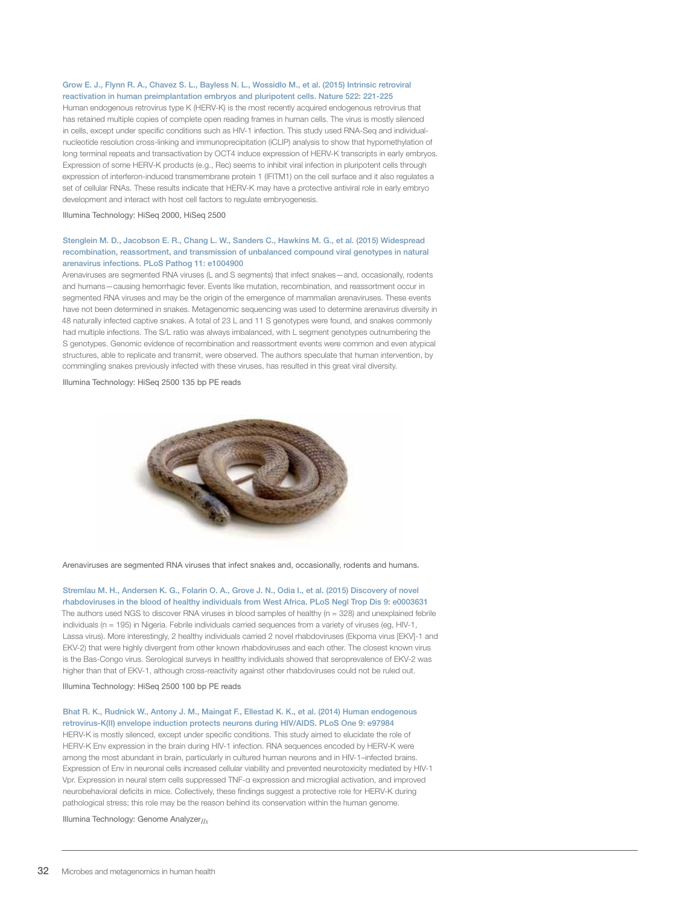Grow E. J., Flynn R. A., Chavez S. L., Bayless N. L., Wossidlo M., et al. (2015) Intrinsic retroviral reactivation in human preimplantation embryos and pluripotent cells. Nature 522: 221-225

Human endogenous retrovirus type K (HERV-K) is the most recently acquired endogenous retrovirus that has retained multiple copies of complete open reading frames in human cells. The virus is mostly silenced in cells, except under specific conditions such as HIV-1 infection. This study used RNA-Seq and individual-nucleotide resolution cross-linking and immunoprecipitation (iCLIP) analysis to show that hypomethylation of long terminal repeats and transactivation by OCT4 induce expression of HERV-K transcripts in early embryos. Expression of some HERV-K products (e.g., Rec) seems to inhibit viral infection in pluripotent cells through expression of interferon-induced transmembrane protein 1 (IFITM1) on the cell surface and it also regulates a set of cellular RNAs. These results indicate that HERV-K may have a protective antiviral role in early embryo development and interact with host cell factors to regulate embryogenesis.

Illumina Technology: HiSeq 2000, HiSeq 2500

Stenglein M. D., Jacobson E. R., Chang L. W., Sanders C., Hawkins M. G., et al. (2015) Widespread recombination, reassortment, and transmission of unbalanced compound viral genotypes in natural arenavirus infections. PLoS Pathog 11: e1004900

Arenaviruses are segmented RNA viruses (L and S segments) that infect snakes—and, occasionally, rodents and humans—causing hemorrhagic fever. Events like mutation, recombination, and reassortment occur in segmented RNA viruses and may be the origin of the emergence of mammalian arenaviruses. These events have not been determined in snakes. Metagenomic sequencing was used to determine arenavirus diversity in 48 naturally infected captive snakes. A total of 23 L and 11 S genotypes were found, and snakes commonly had multiple infections. The S/L ratio was always imbalanced, with L segment genotypes outnumbering the S genotypes. Genomic evidence of recombination and reassortment events were common and even atypical structures, able to replicate and transmit, were observed. The authors speculate that human intervention, by commingling snakes previously infected with these viruses, has resulted in this great viral diversity.

Illumina Technology: HiSeq 2500 135 bp PE reads

Arenaviruses are segmented RNA viruses that infect snakes and, occasionally, rodents and humans.

Stremlau M. H., Andersen K. G., Folarin O. A., Grove J. N., Odia I., et al. (2015) Discovery of novel rhabdoviruses in the blood of healthy individuals from West Africa. PLoS Negl Trop Dis 9: e0003631

The authors used NGS to discover RNA viruses in blood samples of healthy (n = 328) and unexplained febrile individuals (n = 195) in Nigeria. Febrile individuals carried sequences from a variety of viruses (eg, HIV-1, Lassa virus). More interestingly, 2 healthy individuals carried 2 novel rhabdoviruses (Ekpoma virus [EKV]-1 and EKV-2) that were highly divergent from other known rhabdoviruses and each other. The closest known virus is the Bas-Congo virus. Serological surveys in healthy individuals showed that seroprevalence of EKV-2 was higher than that of EKV-1, although cross-reactivity against other rhabdoviruses could not be ruled out.

Illumina Technology: HiSeq 2500 100 bp PE reads

Bhat R. K., Rudnick W., Antony J. M., Maingat F., Ellestad K. K., et al. (2014) Human endogenous retrovirus-K(II) envelope induction protects neurons during HIV/AIDS. PLoS One 9: e97984

HERV-K is mostly silenced, except under specific conditions. This study aimed to elucidate the role of HERV-K Env expression in the brain during HIV-1 infection. RNA sequences encoded by HERV-K were among the most abundant in brain, particularly in cultured human neurons and in HIV-1–infected brains. Expression of Env in neuronal cells increased cellular viability and prevented neurotoxicity mediated by HIV-1 Vpr. Expression in neural stem cells suppressed TNF-α expression and microglial activation, and improved neurobehavioral deficits in mice. Collectively, these findings suggest a protective role for HERV-K during pathological stress; this role may be the reason behind its conservation within the human genome.

Illumina Technology: Genome Analyzer$_{IIx}$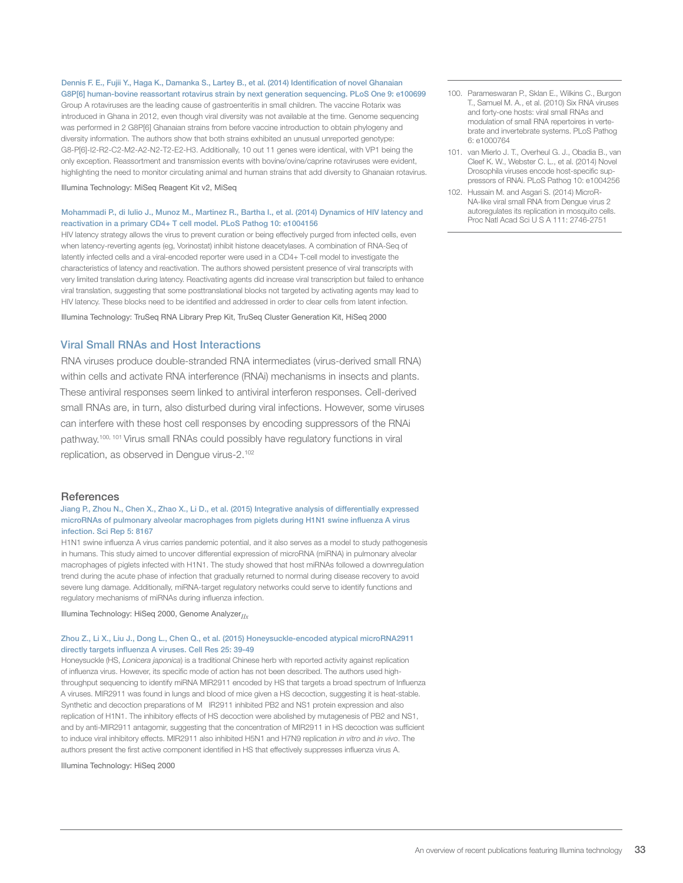**Dennis F. E., Fujii Y., Haga K., Damanka S., Lartey B., et al. (2014) Identification of novel Ghanaian G8P[6] human-bovine reassortant rotavirus strain by next generation sequencing. PLoS One 9: e100699**

Group A rotaviruses are the leading cause of gastroenteritis in small children. The vaccine Rotarix was introduced in Ghana in 2012, even though viral diversity was not available at the time. Genome sequencing was performed in 2 G8P[6] Ghanaian strains from before vaccine introduction to obtain phylogeny and diversity information. The authors show that both strains exhibited an unusual unreported genotype: G8-P[6]-I2-R2-C2-M2-A2-N2-T2-E2-H3. Additionally, 10 out 11 genes were identical, with VP1 being the only exception. Reassortment and transmission events with bovine/ovine/caprine rotaviruses were evident, highlighting the need to monitor circulating animal and human strains that add diversity to Ghanaian rotavirus.

Illumina Technology: MiSeq Reagent Kit v2, MiSeq

**Mohammadi P., di Iulio J., Munoz M., Martinez R., Bartha I., et al. (2014) Dynamics of HIV latency and reactivation in a primary CD4+ T cell model. PLoS Pathog 10: e1004156**

HIV latency strategy allows the virus to prevent curation or being effectively purged from infected cells, even when latency-reverting agents (eg, Vorinostat) inhibit histone deacetylases. A combination of RNA-Seq of latently infected cells and a viral-encoded reporter were used in a CD4+ T-cell model to investigate the characteristics of latency and reactivation. The authors showed persistent presence of viral transcripts with very limited translation during latency. Reactivating agents did increase viral transcription but failed to enhance viral translation, suggesting that some posttranslational blocks not targeted by activating agents may lead to HIV latency. These blocks need to be identified and addressed in order to clear cells from latent infection.

Illumina Technology: TruSeq RNA Library Prep Kit, TruSeq Cluster Generation Kit, HiSeq 2000

## Viral Small RNAs and Host Interactions

RNA viruses produce double-stranded RNA intermediates (virus-derived small RNA) within cells and activate RNA interference (RNAi) mechanisms in insects and plants. These antiviral responses seem linked to antiviral interferon responses. Cell-derived small RNAs are, in turn, also disturbed during viral infections. However, some viruses can interfere with these host cell responses by encoding suppressors of the RNAi pathway.[100, 101] Virus small RNAs could possibly have regulatory functions in viral replication, as observed in Dengue virus-2.[102]

### References

**Jiang P., Zhou N., Chen X., Zhao X., Li D., et al. (2015) Integrative analysis of differentially expressed microRNAs of pulmonary alveolar macrophages from piglets during H1N1 swine influenza A virus infection. Sci Rep 5: 8167**

H1N1 swine influenza A virus carries pandemic potential, and it also serves as a model to study pathogenesis in humans. This study aimed to uncover differential expression of microRNA (miRNA) in pulmonary alveolar macrophages of piglets infected with H1N1. The study showed that host miRNAs followed a downregulation trend during the acute phase of infection that gradually returned to normal during disease recovery to avoid severe lung damage. Additionally, miRNA-target regulatory networks could serve to identify functions and regulatory mechanisms of miRNAs during influenza infection.

Illumina Technology: HiSeq 2000, Genome Analyzer$_{IIx}$

**Zhou Z., Li X., Liu J., Dong L., Chen Q., et al. (2015) Honeysuckle-encoded atypical microRNA2911 directly targets influenza A viruses. Cell Res 25: 39-49**

Honeysuckle (HS, *Lonicera japonica*) is a traditional Chinese herb with reported activity against replication of influenza virus. However, its specific mode of action has not been described. The authors used high-throughput sequencing to identify miRNA MIR2911 encoded by HS that targets a broad spectrum of Influenza A viruses. MIR2911 was found in lungs and blood of mice given a HS decoction, suggesting it is heat-stable. Synthetic and decoction preparations of MIR2911 inhibited PB2 and NS1 protein expression and also replication of H1N1. The inhibitory effects of HS decoction were abolished by mutagenesis of PB2 and NS1, and by anti-MIR2911 antagomir, suggesting that the concentration of MIR2911 in HS decoction was sufficient to induce viral inhibitory effects. MIR2911 also inhibited H5N1 and H7N9 replication *in vitro* and *in vivo*. The authors present the first active component identified in HS that effectively suppresses influenza virus A.

Illumina Technology: HiSeq 2000

100. Parameswaran P., Sklan E., Wilkins C., Burgon T., Samuel M. A., et al. (2010) Six RNA viruses and forty-one hosts: viral small RNAs and modulation of small RNA repertoires in vertebrate and invertebrate systems. PLoS Pathog 6: e1000764
101. van Mierlo J. T., Overheul G. J., Obadia B., van Cleef K. W., Webster C. L., et al. (2014) Novel Drosophila viruses encode host-specific suppressors of RNAi. PLoS Pathog 10: e1004256
102. Hussain M. and Asgari S. (2014) MicroRNA-like viral small RNA from Dengue virus 2 autoregulates its replication in mosquito cells. Proc Natl Acad Sci U S A 111: 2746-2751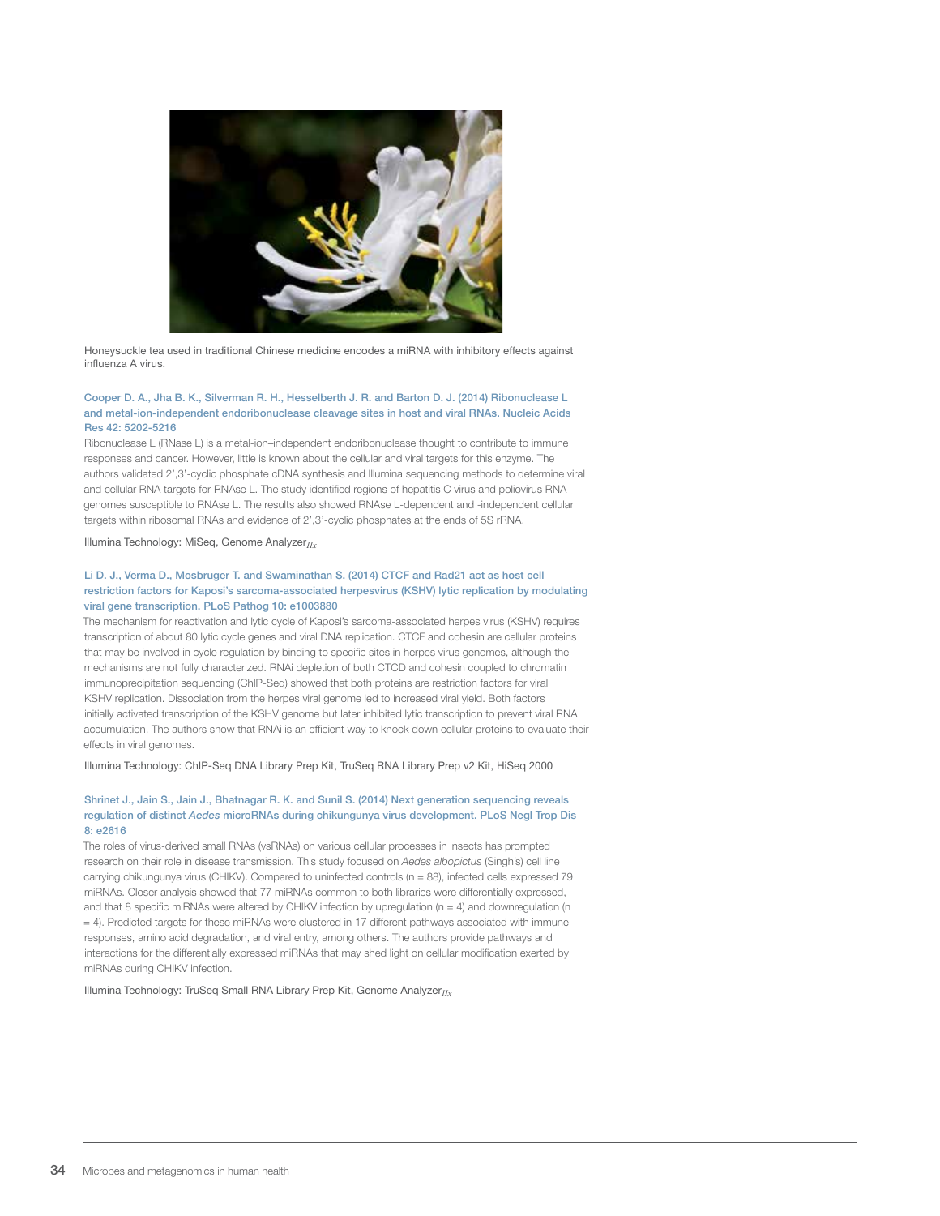Honeysuckle tea used in traditional Chinese medicine encodes a miRNA with inhibitory effects against influenza A virus.

**Cooper D. A., Jha B. K., Silverman R. H., Hesselberth J. R. and Barton D. J. (2014) Ribonuclease L and metal-ion-independent endoribonuclease cleavage sites in host and viral RNAs. Nucleic Acids Res 42: 5202-5216**

Ribonuclease L (RNase L) is a metal-ion–independent endoribonuclease thought to contribute to immune responses and cancer. However, little is known about the cellular and viral targets for this enzyme. The authors validated 2',3'-cyclic phosphate cDNA synthesis and Illumina sequencing methods to determine viral and cellular RNA targets for RNAse L. The study identified regions of hepatitis C virus and poliovirus RNA genomes susceptible to RNAse L. The results also showed RNAse L-dependent and -independent cellular targets within ribosomal RNAs and evidence of 2',3'-cyclic phosphates at the ends of 5S rRNA.

Illumina Technology: MiSeq, Genome Analyzer$_{IIx}$

**Li D. J., Verma D., Mosbruger T. and Swaminathan S. (2014) CTCF and Rad21 act as host cell restriction factors for Kaposi's sarcoma-associated herpesvirus (KSHV) lytic replication by modulating viral gene transcription. PLoS Pathog 10: e1003880**

The mechanism for reactivation and lytic cycle of Kaposi's sarcoma-associated herpes virus (KSHV) requires transcription of about 80 lytic cycle genes and viral DNA replication. CTCF and cohesin are cellular proteins that may be involved in cycle regulation by binding to specific sites in herpes virus genomes, although the mechanisms are not fully characterized. RNAi depletion of both CTCD and cohesin coupled to chromatin immunoprecipitation sequencing (ChIP-Seq) showed that both proteins are restriction factors for viral KSHV replication. Dissociation from the herpes viral genome led to increased viral yield. Both factors initially activated transcription of the KSHV genome but later inhibited lytic transcription to prevent viral RNA accumulation. The authors show that RNAi is an efficient way to knock down cellular proteins to evaluate their effects in viral genomes.

Illumina Technology: ChIP-Seq DNA Library Prep Kit, TruSeq RNA Library Prep v2 Kit, HiSeq 2000

**Shrinet J., Jain S., Jain J., Bhatnagar R. K. and Sunil S. (2014) Next generation sequencing reveals regulation of distinct *Aedes* microRNAs during chikungunya virus development. PLoS Negl Trop Dis 8: e2616**

The roles of virus-derived small RNAs (vsRNAs) on various cellular processes in insects has prompted research on their role in disease transmission. This study focused on *Aedes albopictus* (Singh's) cell line carrying chikungunya virus (CHIKV). Compared to uninfected controls (n = 88), infected cells expressed 79 miRNAs. Closer analysis showed that 77 miRNAs common to both libraries were differentially expressed, and that 8 specific miRNAs were altered by CHIKV infection by upregulation (n = 4) and downregulation (n = 4). Predicted targets for these miRNAs were clustered in 17 different pathways associated with immune responses, amino acid degradation, and viral entry, among others. The authors provide pathways and interactions for the differentially expressed miRNAs that may shed light on cellular modification exerted by miRNAs during CHIKV infection.

Illumina Technology: TruSeq Small RNA Library Prep Kit, Genome Analyzer$_{IIx}$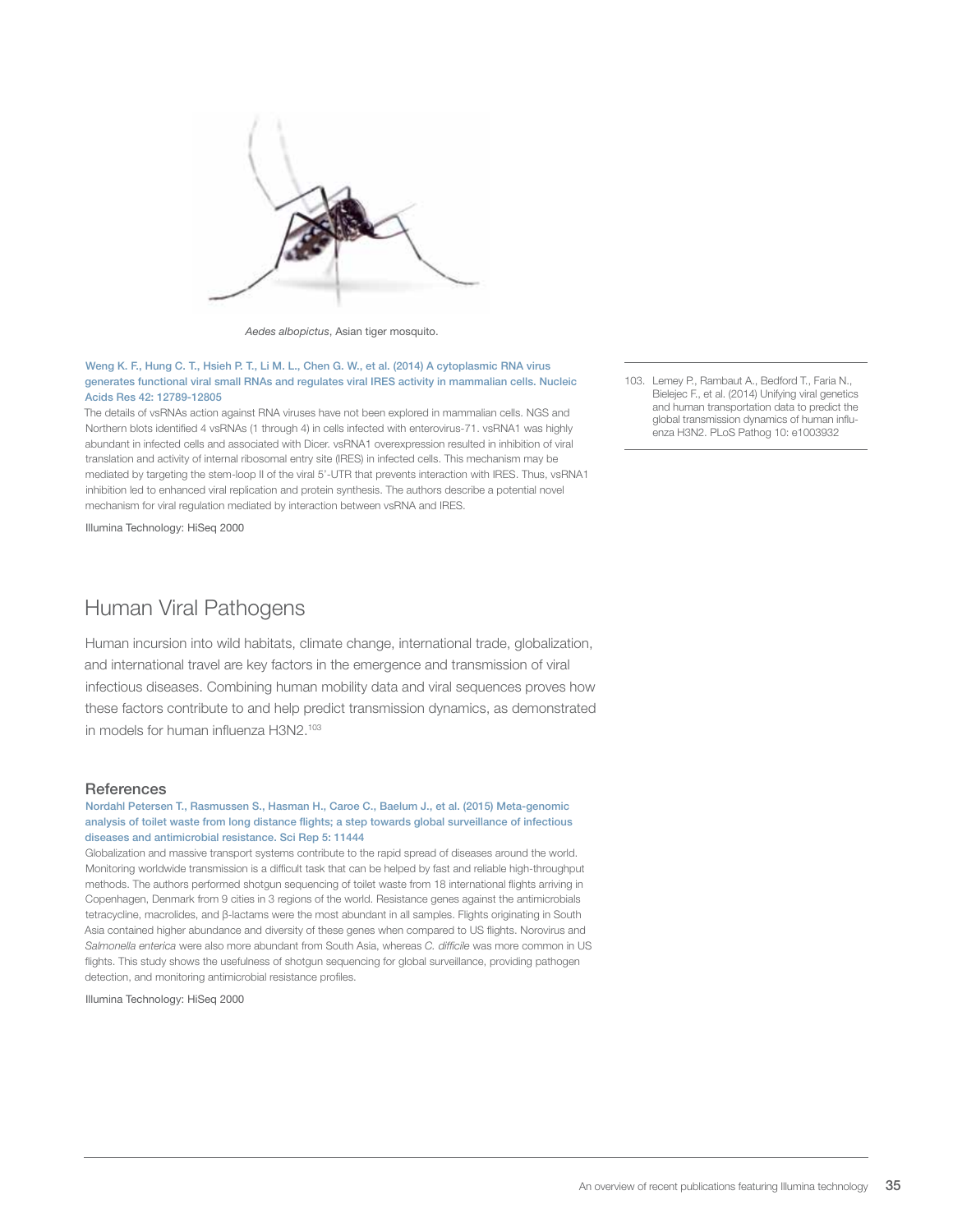*Aedes albopictus*, Asian tiger mosquito.

Weng K. F., Hung C. T., Hsieh P. T., Li M. L., Chen G. W., et al. (2014) A cytoplasmic RNA virus generates functional viral small RNAs and regulates viral IRES activity in mammalian cells. Nucleic Acids Res 42: 12789-12805

The details of vsRNAs action against RNA viruses have not been explored in mammalian cells. NGS and Northern blots identified 4 vsRNAs (1 through 4) in cells infected with enterovirus-71. vsRNA1 was highly abundant in infected cells and associated with Dicer. vsRNA1 overexpression resulted in inhibition of viral translation and activity of internal ribosomal entry site (IRES) in infected cells. This mechanism may be mediated by targeting the stem-loop II of the viral 5'-UTR that prevents interaction with IRES. Thus, vsRNA1 inhibition led to enhanced viral replication and protein synthesis. The authors describe a potential novel mechanism for viral regulation mediated by interaction between vsRNA and IRES.

Illumina Technology: HiSeq 2000

## Human Viral Pathogens

Human incursion into wild habitats, climate change, international trade, globalization, and international travel are key factors in the emergence and transmission of viral infectious diseases. Combining human mobility data and viral sequences proves how these factors contribute to and help predict transmission dynamics, as demonstrated in models for human influenza H3N2.[103]

### References

Nordahl Petersen T., Rasmussen S., Hasman H., Caroe C., Baelum J., et al. (2015) Meta-genomic analysis of toilet waste from long distance flights; a step towards global surveillance of infectious diseases and antimicrobial resistance. Sci Rep 5: 11444

Globalization and massive transport systems contribute to the rapid spread of diseases around the world. Monitoring worldwide transmission is a difficult task that can be helped by fast and reliable high-throughput methods. The authors performed shotgun sequencing of toilet waste from 18 international flights arriving in Copenhagen, Denmark from 9 cities in 3 regions of the world. Resistance genes against the antimicrobials tetracycline, macrolides, and β-lactams were the most abundant in all samples. Flights originating in South Asia contained higher abundance and diversity of these genes when compared to US flights. Norovirus and *Salmonella enterica* were also more abundant from South Asia, whereas *C. difficile* was more common in US flights. This study shows the usefulness of shotgun sequencing for global surveillance, providing pathogen detection, and monitoring antimicrobial resistance profiles.

Illumina Technology: HiSeq 2000

---

103. Lemey P., Rambaut A., Bedford T., Faria N., Bielejec F., et al. (2014) Unifying viral genetics and human transportation data to predict the global transmission dynamics of human influenza H3N2. PLoS Pathog 10: e1003932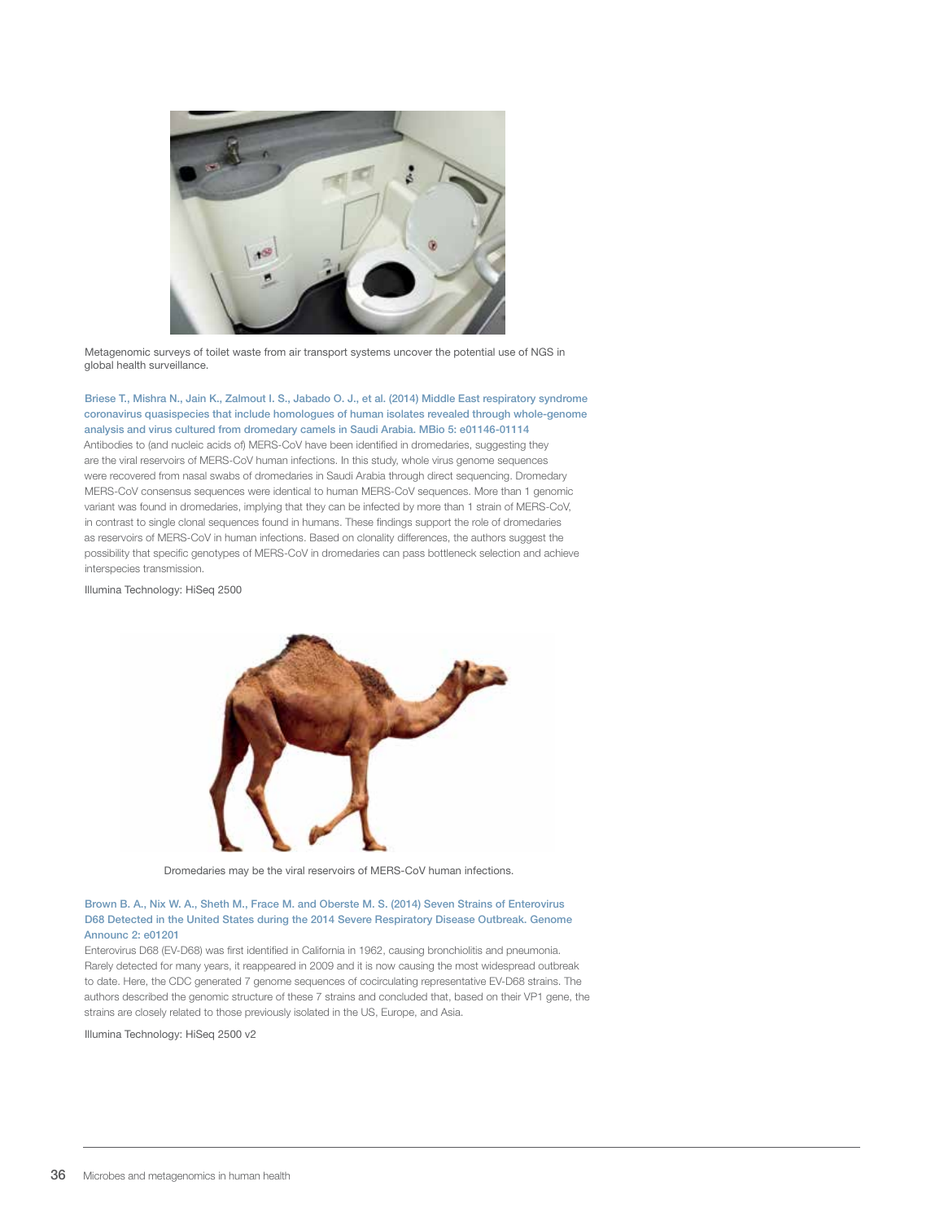Metagenomic surveys of toilet waste from air transport systems uncover the potential use of NGS in global health surveillance.

**Briese T., Mishra N., Jain K., Zalmout I. S., Jabado O. J., et al. (2014) Middle East respiratory syndrome coronavirus quasispecies that include homologues of human isolates revealed through whole-genome analysis and virus cultured from dromedary camels in Saudi Arabia. MBio 5: e01146-01114**

Antibodies to (and nucleic acids of) MERS-CoV have been identified in dromedaries, suggesting they are the viral reservoirs of MERS-CoV human infections. In this study, whole virus genome sequences were recovered from nasal swabs of dromedaries in Saudi Arabia through direct sequencing. Dromedary MERS-CoV consensus sequences were identical to human MERS-CoV sequences. More than 1 genomic variant was found in dromedaries, implying that they can be infected by more than 1 strain of MERS-CoV, in contrast to single clonal sequences found in humans. These findings support the role of dromedaries as reservoirs of MERS-CoV in human infections. Based on clonality differences, the authors suggest the possibility that specific genotypes of MERS-CoV in dromedaries can pass bottleneck selection and achieve interspecies transmission.

Illumina Technology: HiSeq 2500

Dromedaries may be the viral reservoirs of MERS-CoV human infections.

**Brown B. A., Nix W. A., Sheth M., Frace M. and Oberste M. S. (2014) Seven Strains of Enterovirus D68 Detected in the United States during the 2014 Severe Respiratory Disease Outbreak. Genome Announc 2: e01201**

Enterovirus D68 (EV-D68) was first identified in California in 1962, causing bronchiolitis and pneumonia. Rarely detected for many years, it reappeared in 2009 and it is now causing the most widespread outbreak to date. Here, the CDC generated 7 genome sequences of cocirculating representative EV-D68 strains. The authors described the genomic structure of these 7 strains and concluded that, based on their VP1 gene, the strains are closely related to those previously isolated in the US, Europe, and Asia.

Illumina Technology: HiSeq 2500 v2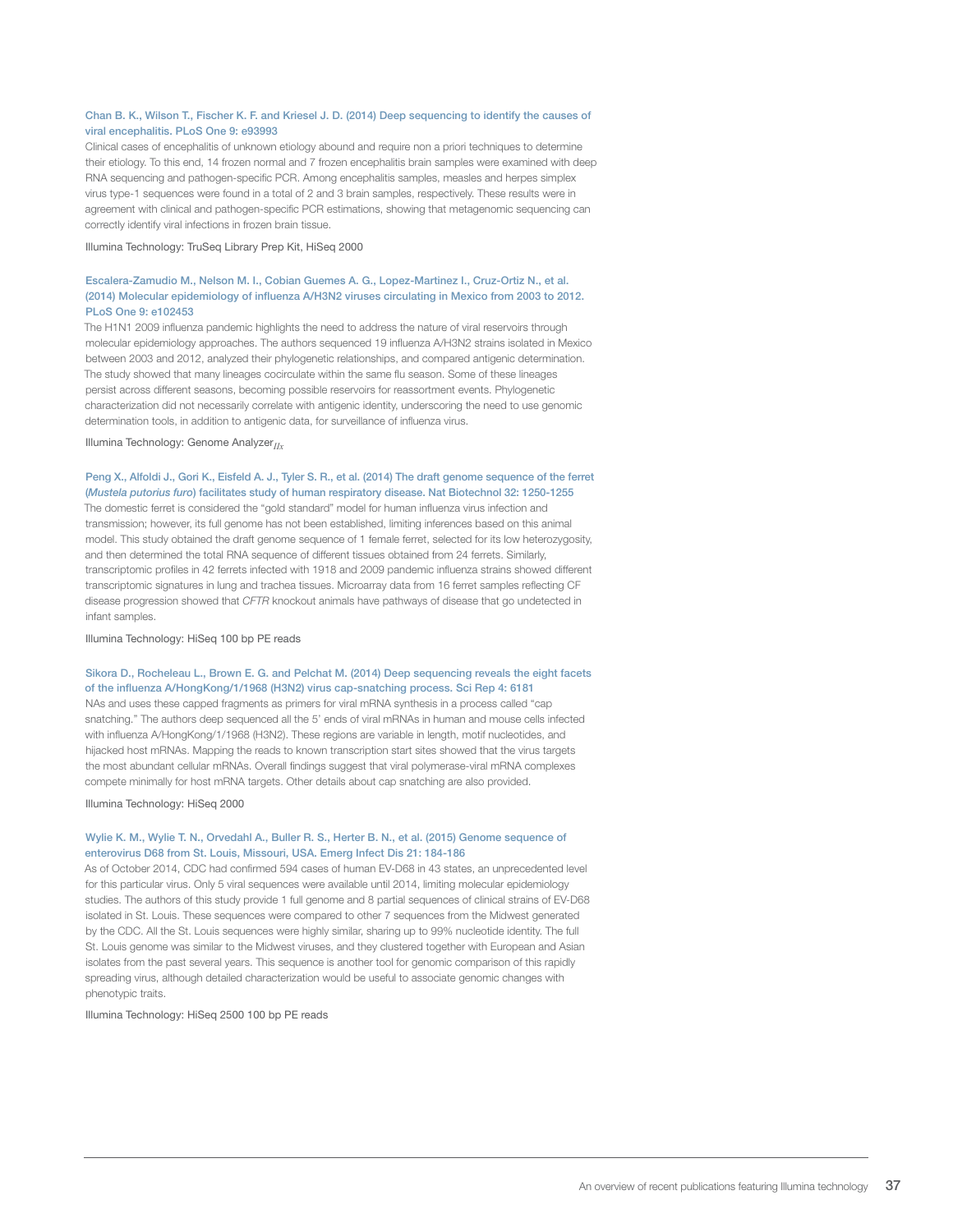**Chan B. K., Wilson T., Fischer K. F. and Kriesel J. D. (2014) Deep sequencing to identify the causes of viral encephalitis. PLoS One 9: e93993**

Clinical cases of encephalitis of unknown etiology abound and require non a priori techniques to determine their etiology. To this end, 14 frozen normal and 7 frozen encephalitis brain samples were examined with deep RNA sequencing and pathogen-specific PCR. Among encephalitis samples, measles and herpes simplex virus type-1 sequences were found in a total of 2 and 3 brain samples, respectively. These results were in agreement with clinical and pathogen-specific PCR estimations, showing that metagenomic sequencing can correctly identify viral infections in frozen brain tissue.

Illumina Technology: TruSeq Library Prep Kit, HiSeq 2000

**Escalera-Zamudio M., Nelson M. I., Cobian Guemes A. G., Lopez-Martinez I., Cruz-Ortiz N., et al. (2014) Molecular epidemiology of influenza A/H3N2 viruses circulating in Mexico from 2003 to 2012. PLoS One 9: e102453**

The H1N1 2009 influenza pandemic highlights the need to address the nature of viral reservoirs through molecular epidemiology approaches. The authors sequenced 19 influenza A/H3N2 strains isolated in Mexico between 2003 and 2012, analyzed their phylogenetic relationships, and compared antigenic determination. The study showed that many lineages cocirculate within the same flu season. Some of these lineages persist across different seasons, becoming possible reservoirs for reassortment events. Phylogenetic characterization did not necessarily correlate with antigenic identity, underscoring the need to use genomic determination tools, in addition to antigenic data, for surveillance of influenza virus.

Illumina Technology: Genome Analyzer$_{IIx}$

**Peng X., Alfoldi J., Gori K., Eisfeld A. J., Tyler S. R., et al. (2014) The draft genome sequence of the ferret (*Mustela putorius furo*) facilitates study of human respiratory disease. Nat Biotechnol 32: 1250-1255**

The domestic ferret is considered the "gold standard" model for human influenza virus infection and transmission; however, its full genome has not been established, limiting inferences based on this animal model. This study obtained the draft genome sequence of 1 female ferret, selected for its low heterozygosity, and then determined the total RNA sequence of different tissues obtained from 24 ferrets. Similarly, transcriptomic profiles in 42 ferrets infected with 1918 and 2009 pandemic influenza strains showed different transcriptomic signatures in lung and trachea tissues. Microarray data from 16 ferret samples reflecting CF disease progression showed that *CFTR* knockout animals have pathways of disease that go undetected in infant samples.

Illumina Technology: HiSeq 100 bp PE reads

**Sikora D., Rocheleau L., Brown E. G. and Pelchat M. (2014) Deep sequencing reveals the eight facets of the influenza A/HongKong/1/1968 (H3N2) virus cap-snatching process. Sci Rep 4: 6181**

NAs and uses these capped fragments as primers for viral mRNA synthesis in a process called "cap snatching." The authors deep sequenced all the 5' ends of viral mRNAs in human and mouse cells infected with influenza A/HongKong/1/1968 (H3N2). These regions are variable in length, motif nucleotides, and hijacked host mRNAs. Mapping the reads to known transcription start sites showed that the virus targets the most abundant cellular mRNAs. Overall findings suggest that viral polymerase-viral mRNA complexes compete minimally for host mRNA targets. Other details about cap snatching are also provided.

Illumina Technology: HiSeq 2000

**Wylie K. M., Wylie T. N., Orvedahl A., Buller R. S., Herter B. N., et al. (2015) Genome sequence of enterovirus D68 from St. Louis, Missouri, USA. Emerg Infect Dis 21: 184-186**

As of October 2014, CDC had confirmed 594 cases of human EV-D68 in 43 states, an unprecedented level for this particular virus. Only 5 viral sequences were available until 2014, limiting molecular epidemiology studies. The authors of this study provide 1 full genome and 8 partial sequences of clinical strains of EV-D68 isolated in St. Louis. These sequences were compared to other 7 sequences from the Midwest generated by the CDC. All the St. Louis sequences were highly similar, sharing up to 99% nucleotide identity. The full St. Louis genome was similar to the Midwest viruses, and they clustered together with European and Asian isolates from the past several years. This sequence is another tool for genomic comparison of this rapidly spreading virus, although detailed characterization would be useful to associate genomic changes with phenotypic traits.

Illumina Technology: HiSeq 2500 100 bp PE reads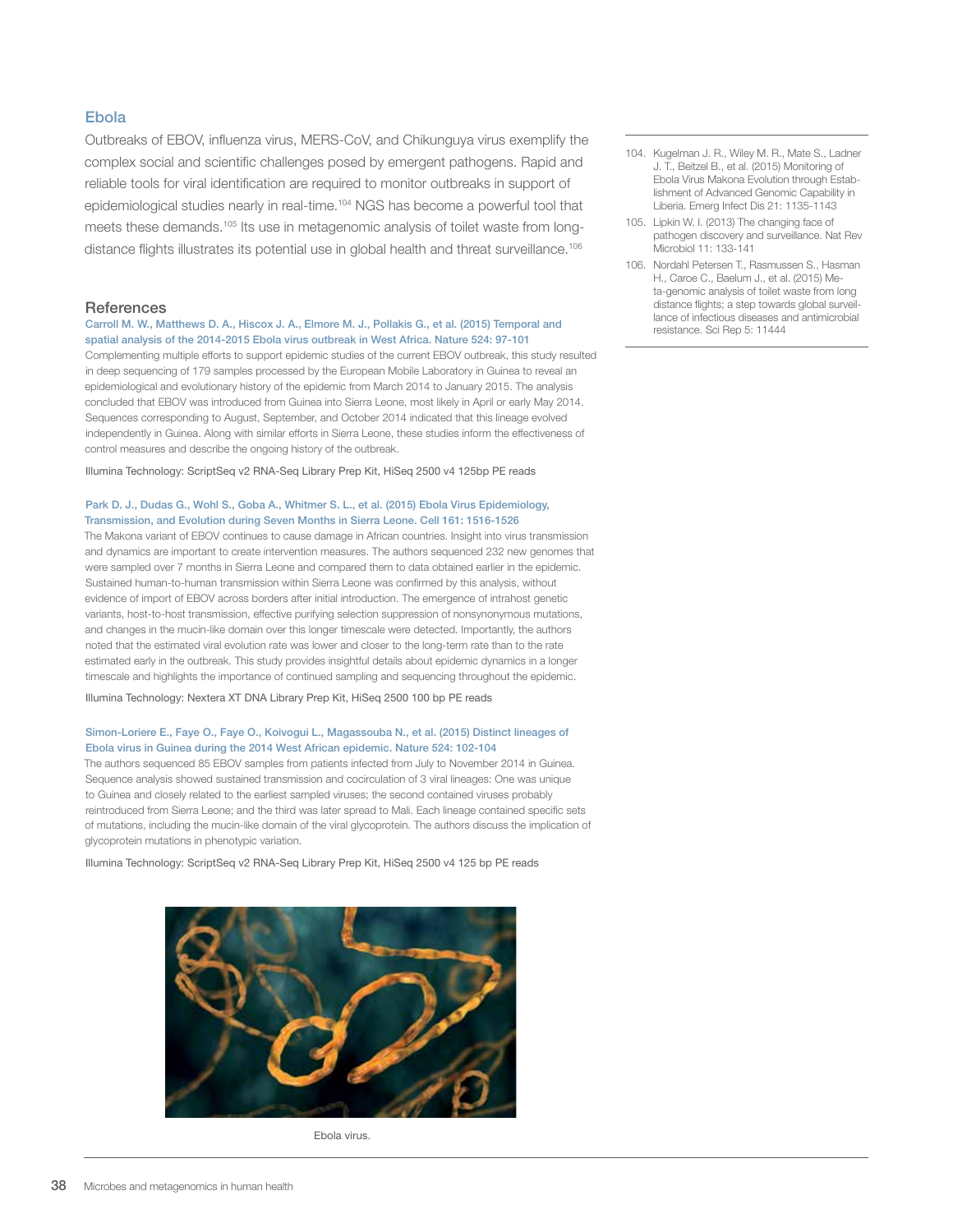## Ebola

Outbreaks of EBOV, influenza virus, MERS-CoV, and Chikunguya virus exemplify the complex social and scientific challenges posed by emergent pathogens. Rapid and reliable tools for viral identification are required to monitor outbreaks in support of epidemiological studies nearly in real-time.[104] NGS has become a powerful tool that meets these demands.[105] Its use in metagenomic analysis of toilet waste from long-distance flights illustrates its potential use in global health and threat surveillance.[106]

104. Kugelman J. R., Wiley M. R., Mate S., Ladner J. T., Beitzel B., et al. (2015) Monitoring of Ebola Virus Makona Evolution through Establishment of Advanced Genomic Capability in Liberia. Emerg Infect Dis 21: 1135-1143
105. Lipkin W. I. (2013) The changing face of pathogen discovery and surveillance. Nat Rev Microbiol 11: 133-141
106. Nordahl Petersen T., Rasmussen S., Hasman H., Caroe C., Baelum J., et al. (2015) Meta-genomic analysis of toilet waste from long distance flights; a step towards global surveillance of infectious diseases and antimicrobial resistance. Sci Rep 5: 11444

### References

**Carroll M. W., Matthews D. A., Hiscox J. A., Elmore M. J., Pollakis G., et al. (2015) Temporal and spatial analysis of the 2014-2015 Ebola virus outbreak in West Africa. Nature 524: 97-101**

Complementing multiple efforts to support epidemic studies of the current EBOV outbreak, this study resulted in deep sequencing of 179 samples processed by the European Mobile Laboratory in Guinea to reveal an epidemiological and evolutionary history of the epidemic from March 2014 to January 2015. The analysis concluded that EBOV was introduced from Guinea into Sierra Leone, most likely in April or early May 2014. Sequences corresponding to August, September, and October 2014 indicated that this lineage evolved independently in Guinea. Along with similar efforts in Sierra Leone, these studies inform the effectiveness of control measures and describe the ongoing history of the outbreak.

Illumina Technology: ScriptSeq v2 RNA-Seq Library Prep Kit, HiSeq 2500 v4 125bp PE reads

**Park D. J., Dudas G., Wohl S., Goba A., Whitmer S. L., et al. (2015) Ebola Virus Epidemiology, Transmission, and Evolution during Seven Months in Sierra Leone. Cell 161: 1516-1526**

The Makona variant of EBOV continues to cause damage in African countries. Insight into virus transmission and dynamics are important to create intervention measures. The authors sequenced 232 new genomes that were sampled over 7 months in Sierra Leone and compared them to data obtained earlier in the epidemic. Sustained human-to-human transmission within Sierra Leone was confirmed by this analysis, without evidence of import of EBOV across borders after initial introduction. The emergence of intrahost genetic variants, host-to-host transmission, effective purifying selection suppression of nonsynonymous mutations, and changes in the mucin-like domain over this longer timescale were detected. Importantly, the authors noted that the estimated viral evolution rate was lower and closer to the long-term rate than to the rate estimated early in the outbreak. This study provides insightful details about epidemic dynamics in a longer timescale and highlights the importance of continued sampling and sequencing throughout the epidemic.

Illumina Technology: Nextera XT DNA Library Prep Kit, HiSeq 2500 100 bp PE reads

**Simon-Loriere E., Faye O., Faye O., Koivogui L., Magassouba N., et al. (2015) Distinct lineages of Ebola virus in Guinea during the 2014 West African epidemic. Nature 524: 102-104**

The authors sequenced 85 EBOV samples from patients infected from July to November 2014 in Guinea. Sequence analysis showed sustained transmission and cocirculation of 3 viral lineages: One was unique to Guinea and closely related to the earliest sampled viruses; the second contained viruses probably reintroduced from Sierra Leone; and the third was later spread to Mali. Each lineage contained specific sets of mutations, including the mucin-like domain of the viral glycoprotein. The authors discuss the implication of glycoprotein mutations in phenotypic variation.

Illumina Technology: ScriptSeq v2 RNA-Seq Library Prep Kit, HiSeq 2500 v4 125 bp PE reads

Ebola virus.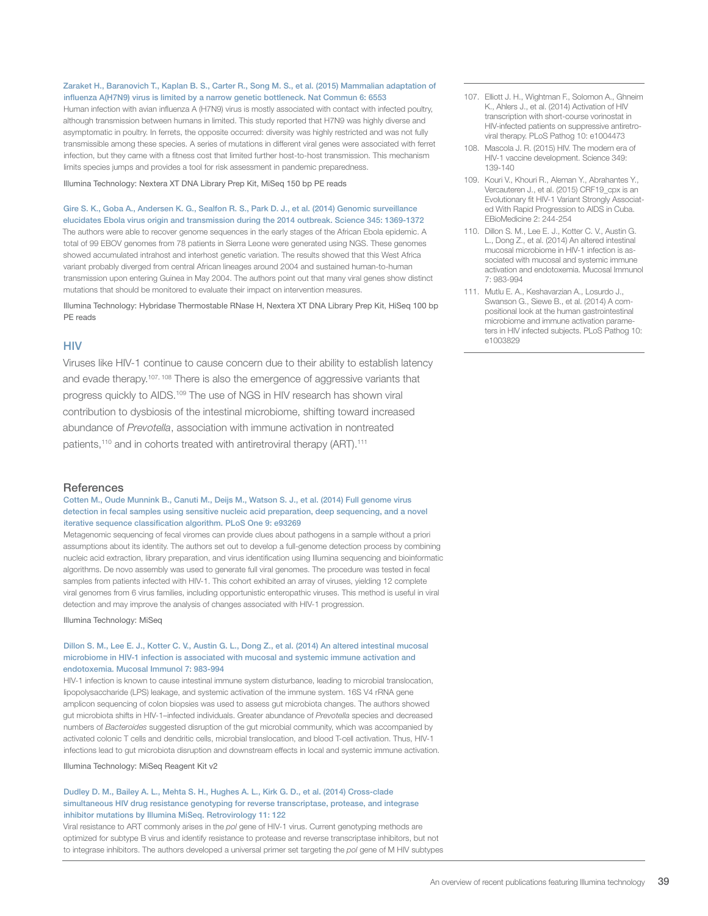**Zaraket H., Baranovich T., Kaplan B. S., Carter R., Song M. S., et al. (2015) Mammalian adaptation of influenza A(H7N9) virus is limited by a narrow genetic bottleneck. Nat Commun 6: 6553**

Human infection with avian influenza A (H7N9) virus is mostly associated with contact with infected poultry, although transmission between humans in limited. This study reported that H7N9 was highly diverse and asymptomatic in poultry. In ferrets, the opposite occurred: diversity was highly restricted and was not fully transmissible among these species. A series of mutations in different viral genes were associated with ferret infection, but they came with a fitness cost that limited further host-to-host transmission. This mechanism limits species jumps and provides a tool for risk assessment in pandemic preparedness.

Illumina Technology: Nextera XT DNA Library Prep Kit, MiSeq 150 bp PE reads

**Gire S. K., Goba A., Andersen K. G., Sealfon R. S., Park D. J., et al. (2014) Genomic surveillance elucidates Ebola virus origin and transmission during the 2014 outbreak. Science 345: 1369-1372**

The authors were able to recover genome sequences in the early stages of the African Ebola epidemic. A total of 99 EBOV genomes from 78 patients in Sierra Leone were generated using NGS. These genomes showed accumulated intrahost and interhost genetic variation. The results showed that this West Africa variant probably diverged from central African lineages around 2004 and sustained human-to-human transmission upon entering Guinea in May 2004. The authors point out that many viral genes show distinct mutations that should be monitored to evaluate their impact on intervention measures.

Illumina Technology: Hybridase Thermostable RNase H, Nextera XT DNA Library Prep Kit, HiSeq 100 bp PE reads

## HIV

Viruses like HIV-1 continue to cause concern due to their ability to establish latency and evade therapy.[107, 108] There is also the emergence of aggressive variants that progress quickly to AIDS.[109] The use of NGS in HIV research has shown viral contribution to dysbiosis of the intestinal microbiome, shifting toward increased abundance of *Prevotella*, association with immune activation in nontreated patients,[110] and in cohorts treated with antiretroviral therapy (ART).[111]

107. Elliott J. H., Wightman F., Solomon A., Ghneim K., Ahlers J., et al. (2014) Activation of HIV transcription with short-course vorinostat in HIV-infected patients on suppressive antiretroviral therapy. PLoS Pathog 10: e1004473
108. Mascola J. R. (2015) HIV. The modern era of HIV-1 vaccine development. Science 349: 139-140
109. Kouri V., Khouri R., Aleman Y., Abrahantes Y., Vercauteren J., et al. (2015) CRF19_cpx is an Evolutionary fit HIV-1 Variant Strongly Associated With Rapid Progression to AIDS in Cuba. EBioMedicine 2: 244-254
110. Dillon S. M., Lee E. J., Kotter C. V., Austin G. L., Dong Z., et al. (2014) An altered intestinal mucosal microbiome in HIV-1 infection is associated with mucosal and systemic immune activation and endotoxemia. Mucosal Immunol 7: 983-994
111. Mutlu E. A., Keshavarzian A., Losurdo J., Swanson G., Siewe B., et al. (2014) A compositional look at the human gastrointestinal microbiome and immune activation parameters in HIV infected subjects. PLoS Pathog 10: e1003829

### References

**Cotten M., Oude Munnink B., Canuti M., Deijs M., Watson S. J., et al. (2014) Full genome virus detection in fecal samples using sensitive nucleic acid preparation, deep sequencing, and a novel iterative sequence classification algorithm. PLoS One 9: e93269**

Metagenomic sequencing of fecal viromes can provide clues about pathogens in a sample without a priori assumptions about its identity. The authors set out to develop a full-genome detection process by combining nucleic acid extraction, library preparation, and virus identification using Illumina sequencing and bioinformatic algorithms. De novo assembly was used to generate full viral genomes. The procedure was tested in fecal samples from patients infected with HIV-1. This cohort exhibited an array of viruses, yielding 12 complete viral genomes from 6 virus families, including opportunistic enteropathic viruses. This method is useful in viral detection and may improve the analysis of changes associated with HIV-1 progression.

Illumina Technology: MiSeq

**Dillon S. M., Lee E. J., Kotter C. V., Austin G. L., Dong Z., et al. (2014) An altered intestinal mucosal microbiome in HIV-1 infection is associated with mucosal and systemic immune activation and endotoxemia. Mucosal Immunol 7: 983-994**

HIV-1 infection is known to cause intestinal immune system disturbance, leading to microbial translocation, lipopolysaccharide (LPS) leakage, and systemic activation of the immune system. 16S V4 rRNA gene amplicon sequencing of colon biopsies was used to assess gut microbiota changes. The authors showed gut microbiota shifts in HIV-1–infected individuals. Greater abundance of *Prevotella* species and decreased numbers of *Bacteroides* suggested disruption of the gut microbial community, which was accompanied by activated colonic T cells and dendritic cells, microbial translocation, and blood T-cell activation. Thus, HIV-1 infections lead to gut microbiota disruption and downstream effects in local and systemic immune activation.

Illumina Technology: MiSeq Reagent Kit v2

**Dudley D. M., Bailey A. L., Mehta S. H., Hughes A. L., Kirk G. D., et al. (2014) Cross-clade simultaneous HIV drug resistance genotyping for reverse transcriptase, protease, and integrase inhibitor mutations by Illumina MiSeq. Retrovirology 11: 122**

Viral resistance to ART commonly arises in the *pol* gene of HIV-1 virus. Current genotyping methods are optimized for subtype B virus and identify resistance to protease and reverse transcriptase inhibitors, but not to integrase inhibitors. The authors developed a universal primer set targeting the *pol* gene of M HIV subtypes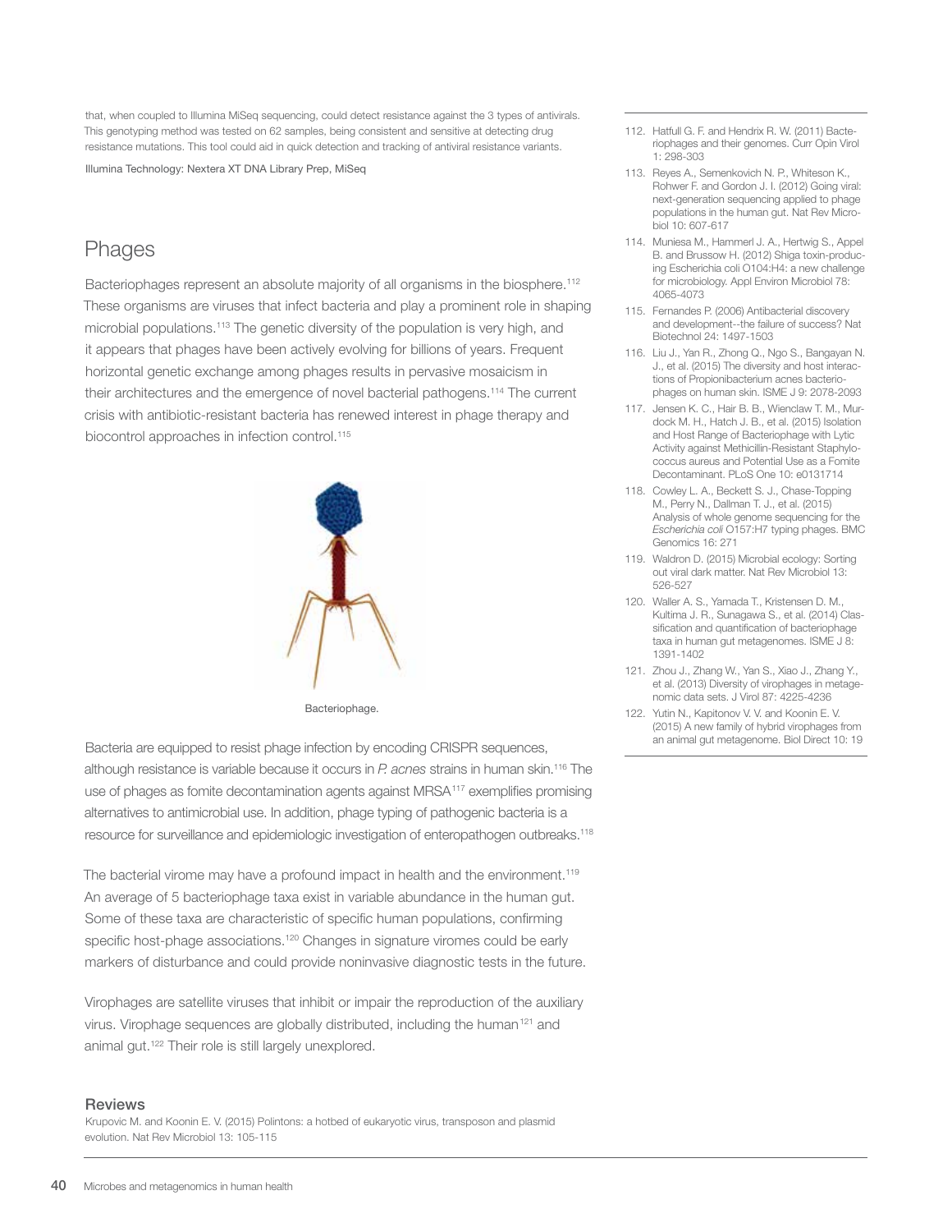that, when coupled to Illumina MiSeq sequencing, could detect resistance against the 3 types of antivirals. This genotyping method was tested on 62 samples, being consistent and sensitive at detecting drug resistance mutations. This tool could aid in quick detection and tracking of antiviral resistance variants.

Illumina Technology: Nextera XT DNA Library Prep, MiSeq

## Phages

Bacteriophages represent an absolute majority of all organisms in the biosphere.[112] These organisms are viruses that infect bacteria and play a prominent role in shaping microbial populations.[113] The genetic diversity of the population is very high, and it appears that phages have been actively evolving for billions of years. Frequent horizontal genetic exchange among phages results in pervasive mosaicism in their architectures and the emergence of novel bacterial pathogens.[114] The current crisis with antibiotic-resistant bacteria has renewed interest in phage therapy and biocontrol approaches in infection control.[115]

Bacteriophage.

Bacteria are equipped to resist phage infection by encoding CRISPR sequences, although resistance is variable because it occurs in *P. acnes* strains in human skin.[116] The use of phages as fomite decontamination agents against MRSA[117] exemplifies promising alternatives to antimicrobial use. In addition, phage typing of pathogenic bacteria is a resource for surveillance and epidemiologic investigation of enteropathogen outbreaks.[118]

The bacterial virome may have a profound impact in health and the environment.[119] An average of 5 bacteriophage taxa exist in variable abundance in the human gut. Some of these taxa are characteristic of specific human populations, confirming specific host-phage associations.[120] Changes in signature viromes could be early markers of disturbance and could provide noninvasive diagnostic tests in the future.

Virophages are satellite viruses that inhibit or impair the reproduction of the auxiliary virus. Virophage sequences are globally distributed, including the human[121] and animal gut.[122] Their role is still largely unexplored.

### Reviews

Krupovic M. and Koonin E. V. (2015) Polintons: a hotbed of eukaryotic virus, transposon and plasmid evolution. Nat Rev Microbiol 13: 105-115

---

112. Hatfull G. F. and Hendrix R. W. (2011) Bacteriophages and their genomes. Curr Opin Virol 1: 298-303
113. Reyes A., Semenkovich N. P., Whiteson K., Rohwer F. and Gordon J. I. (2012) Going viral: next-generation sequencing applied to phage populations in the human gut. Nat Rev Microbiol 10: 607-617
114. Muniesa M., Hammerl J. A., Hertwig S., Appel B. and Brussow H. (2012) Shiga toxin-producing Escherichia coli O104:H4: a new challenge for microbiology. Appl Environ Microbiol 78: 4065-4073
115. Fernandes P. (2006) Antibacterial discovery and development--the failure of success? Nat Biotechnol 24: 1497-1503
116. Liu J., Yan R., Zhong Q., Ngo S., Bangayan N. J., et al. (2015) The diversity and host interactions of Propionibacterium acnes bacteriophages on human skin. ISME J 9: 2078-2093
117. Jensen K. C., Hair B. B., Wienclaw T. M., Murdock M. H., Hatch J. B., et al. (2015) Isolation and Host Range of Bacteriophage with Lytic Activity against Methicillin-Resistant Staphylococcus aureus and Potential Use as a Fomite Decontaminant. PLoS One 10: e0131714
118. Cowley L. A., Beckett S. J., Chase-Topping M., Perry N., Dallman T. J., et al. (2015) Analysis of whole genome sequencing for the *Escherichia coli* O157:H7 typing phages. BMC Genomics 16: 271
119. Waldron D. (2015) Microbial ecology: Sorting out viral dark matter. Nat Rev Microbiol 13: 526-527
120. Waller A. S., Yamada T., Kristensen D. M., Kultima J. R., Sunagawa S., et al. (2014) Classification and quantification of bacteriophage taxa in human gut metagenomes. ISME J 8: 1391-1402
121. Zhou J., Zhang W., Yan S., Xiao J., Zhang Y., et al. (2013) Diversity of virophages in metagenomic data sets. J Virol 87: 4225-4236
122. Yutin N., Kapitonov V. V. and Koonin E. V. (2015) A new family of hybrid virophages from an animal gut metagenome. Biol Direct 10: 19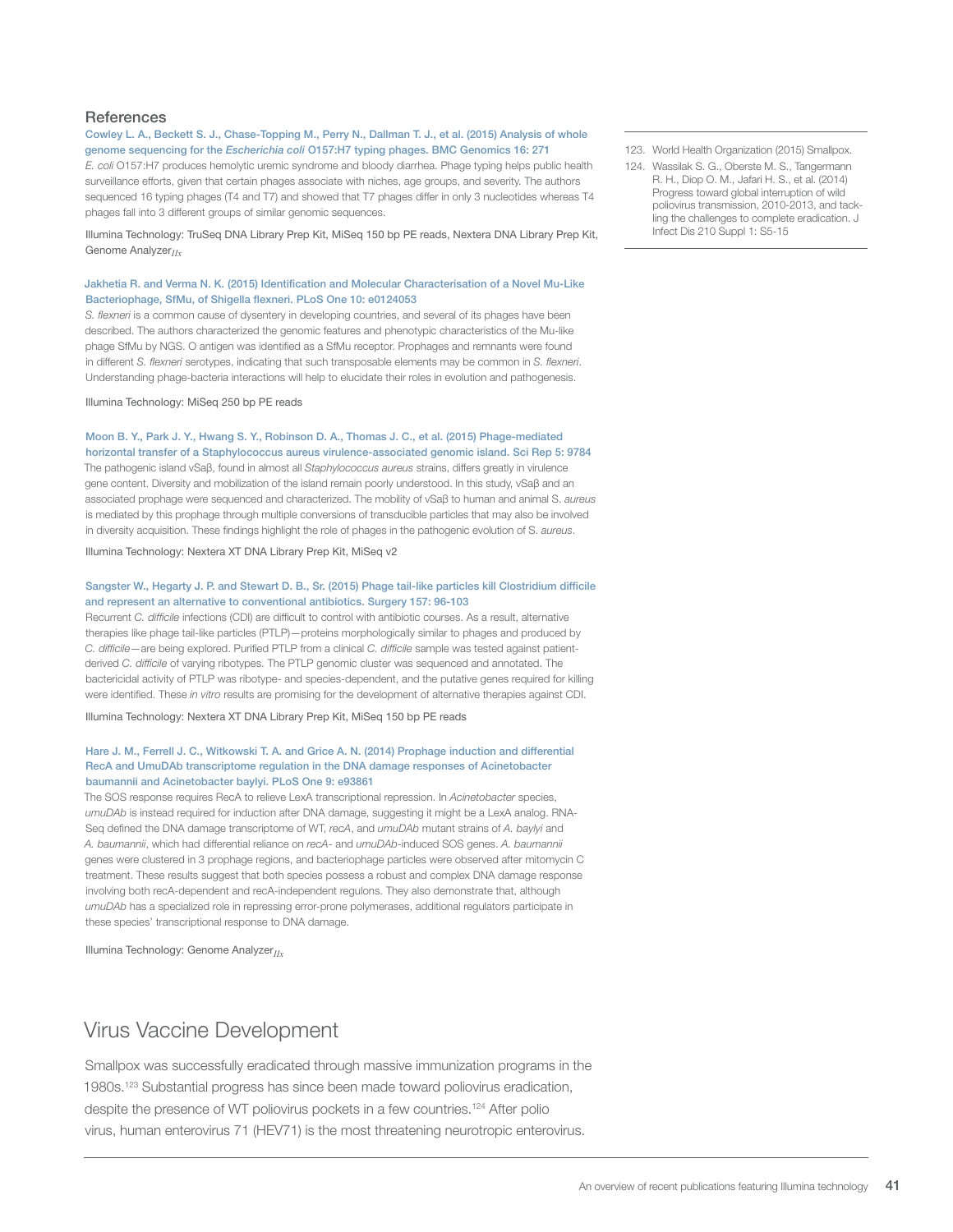## References

**Cowley L. A., Beckett S. J., Chase-Topping M., Perry N., Dallman T. J., et al. (2015) Analysis of whole genome sequencing for the *Escherichia coli* O157:H7 typing phages. BMC Genomics 16: 271**

*E. coli* O157:H7 produces hemolytic uremic syndrome and bloody diarrhea. Phage typing helps public health surveillance efforts, given that certain phages associate with niches, age groups, and severity. The authors sequenced 16 typing phages (T4 and T7) and showed that T7 phages differ in only 3 nucleotides whereas T4 phages fall into 3 different groups of similar genomic sequences.

Illumina Technology: TruSeq DNA Library Prep Kit, MiSeq 150 bp PE reads, Nextera DNA Library Prep Kit, Genome Analyzer$_{IIx}$

**Jakhetia R. and Verma N. K. (2015) Identification and Molecular Characterisation of a Novel Mu-Like Bacteriophage, SfMu, of Shigella flexneri. PLoS One 10: e0124053**

*S. flexneri* is a common cause of dysentery in developing countries, and several of its phages have been described. The authors characterized the genomic features and phenotypic characteristics of the Mu-like phage SfMu by NGS. O antigen was identified as a SfMu receptor. Prophages and remnants were found in different *S. flexneri* serotypes, indicating that such transposable elements may be common in *S. flexneri*. Understanding phage-bacteria interactions will help to elucidate their roles in evolution and pathogenesis.

Illumina Technology: MiSeq 250 bp PE reads

**Moon B. Y., Park J. Y., Hwang S. Y., Robinson D. A., Thomas J. C., et al. (2015) Phage-mediated horizontal transfer of a Staphylococcus aureus virulence-associated genomic island. Sci Rep 5: 9784**

The pathogenic island vSaβ, found in almost all *Staphylococcus aureus* strains, differs greatly in virulence gene content. Diversity and mobilization of the island remain poorly understood. In this study, vSaβ and an associated prophage were sequenced and characterized. The mobility of vSaβ to human and animal S. *aureus* is mediated by this prophage through multiple conversions of transducible particles that may also be involved in diversity acquisition. These findings highlight the role of phages in the pathogenic evolution of S. *aureus*.

Illumina Technology: Nextera XT DNA Library Prep Kit, MiSeq v2

**Sangster W., Hegarty J. P. and Stewart D. B., Sr. (2015) Phage tail-like particles kill Clostridium difficile and represent an alternative to conventional antibiotics. Surgery 157: 96-103**

Recurrent *C. difficile* infections (CDI) are difficult to control with antibiotic courses. As a result, alternative therapies like phage tail-like particles (PTLP)—proteins morphologically similar to phages and produced by *C. difficile*—are being explored. Purified PTLP from a clinical *C. difficile* sample was tested against patient-derived *C. difficile* of varying ribotypes. The PTLP genomic cluster was sequenced and annotated. The bactericidal activity of PTLP was ribotype- and species-dependent, and the putative genes required for killing were identified. These *in vitro* results are promising for the development of alternative therapies against CDI.

Illumina Technology: Nextera XT DNA Library Prep Kit, MiSeq 150 bp PE reads

**Hare J. M., Ferrell J. C., Witkowski T. A. and Grice A. N. (2014) Prophage induction and differential RecA and UmuDAb transcriptome regulation in the DNA damage responses of Acinetobacter baumannii and Acinetobacter baylyi. PLoS One 9: e93861**

The SOS response requires RecA to relieve LexA transcriptional repression. In *Acinetobacter* species, *umuDAb* is instead required for induction after DNA damage, suggesting it might be a LexA analog. RNA-Seq defined the DNA damage transcriptome of WT, *recA*, and *umuDAb* mutant strains of *A. baylyi* and *A. baumannii*, which had differential reliance on *recA*- and *umuDAb*-induced SOS genes. *A. baumannii* genes were clustered in 3 prophage regions, and bacteriophage particles were observed after mitomycin C treatment. These results suggest that both species possess a robust and complex DNA damage response involving both recA-dependent and recA-independent regulons. They also demonstrate that, although *umuDAb* has a specialized role in repressing error-prone polymerases, additional regulators participate in these species' transcriptional response to DNA damage.

Illumina Technology: Genome Analyzer$_{IIx}$

# Virus Vaccine Development

Smallpox was successfully eradicated through massive immunization programs in the 1980s.[123] Substantial progress has since been made toward poliovirus eradication, despite the presence of WT poliovirus pockets in a few countries.[124] After polio virus, human enterovirus 71 (HEV71) is the most threatening neurotropic enterovirus.

123. World Health Organization (2015) Smallpox.
124. Wassilak S. G., Oberste M. S., Tangermann R. H., Diop O. M., Jafari H. S., et al. (2014) Progress toward global interruption of wild poliovirus transmission, 2010-2013, and tackling the challenges to complete eradication. J Infect Dis 210 Suppl 1: S5-15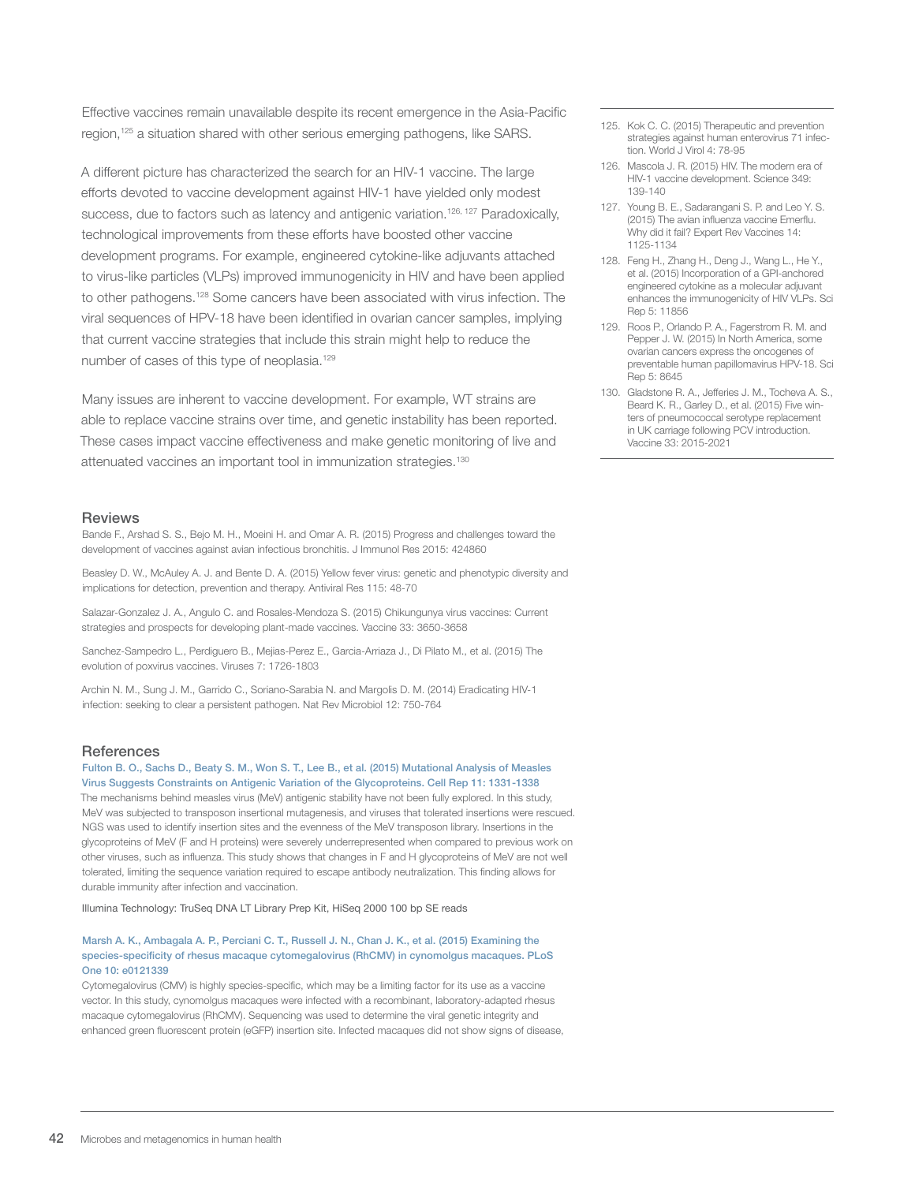Effective vaccines remain unavailable despite its recent emergence in the Asia-Pacific region,[125] a situation shared with other serious emerging pathogens, like SARS.

A different picture has characterized the search for an HIV-1 vaccine. The large efforts devoted to vaccine development against HIV-1 have yielded only modest success, due to factors such as latency and antigenic variation.[126, 127] Paradoxically, technological improvements from these efforts have boosted other vaccine development programs. For example, engineered cytokine-like adjuvants attached to virus-like particles (VLPs) improved immunogenicity in HIV and have been applied to other pathogens.[128] Some cancers have been associated with virus infection. The viral sequences of HPV-18 have been identified in ovarian cancer samples, implying that current vaccine strategies that include this strain might help to reduce the number of cases of this type of neoplasia.[129]

Many issues are inherent to vaccine development. For example, WT strains are able to replace vaccine strains over time, and genetic instability has been reported. These cases impact vaccine effectiveness and make genetic monitoring of live and attenuated vaccines an important tool in immunization strategies.[130]

125. Kok C. C. (2015) Therapeutic and prevention strategies against human enterovirus 71 infection. World J Virol 4: 78-95
126. Mascola J. R. (2015) HIV. The modern era of HIV-1 vaccine development. Science 349: 139-140
127. Young B. E., Sadarangani S. P. and Leo Y. S. (2015) The avian influenza vaccine Emerflu. Why did it fail? Expert Rev Vaccines 14: 1125-1134
128. Feng H., Zhang H., Deng J., Wang L., He Y., et al. (2015) Incorporation of a GPI-anchored engineered cytokine as a molecular adjuvant enhances the immunogenicity of HIV VLPs. Sci Rep 5: 11856
129. Roos P., Orlando P. A., Fagerstrom R. M. and Pepper J. W. (2015) In North America, some ovarian cancers express the oncogenes of preventable human papillomavirus HPV-18. Sci Rep 5: 8645
130. Gladstone R. A., Jefferies J. M., Tocheva A. S., Beard K. R., Garley D., et al. (2015) Five winters of pneumococcal serotype replacement in UK carriage following PCV introduction. Vaccine 33: 2015-2021

## Reviews

Bande F., Arshad S. S., Bejo M. H., Moeini H. and Omar A. R. (2015) Progress and challenges toward the development of vaccines against avian infectious bronchitis. J Immunol Res 2015: 424860

Beasley D. W., McAuley A. J. and Bente D. A. (2015) Yellow fever virus: genetic and phenotypic diversity and implications for detection, prevention and therapy. Antiviral Res 115: 48-70

Salazar-Gonzalez J. A., Angulo C. and Rosales-Mendoza S. (2015) Chikungunya virus vaccines: Current strategies and prospects for developing plant-made vaccines. Vaccine 33: 3650-3658

Sanchez-Sampedro L., Perdiguero B., Mejias-Perez E., Garcia-Arriaza J., Di Pilato M., et al. (2015) The evolution of poxvirus vaccines. Viruses 7: 1726-1803

Archin N. M., Sung J. M., Garrido C., Soriano-Sarabia N. and Margolis D. M. (2014) Eradicating HIV-1 infection: seeking to clear a persistent pathogen. Nat Rev Microbiol 12: 750-764

## References

**Fulton B. O., Sachs D., Beaty S. M., Won S. T., Lee B., et al. (2015) Mutational Analysis of Measles Virus Suggests Constraints on Antigenic Variation of the Glycoproteins. Cell Rep 11: 1331-1338**

The mechanisms behind measles virus (MeV) antigenic stability have not been fully explored. In this study, MeV was subjected to transposon insertional mutagenesis, and viruses that tolerated insertions were rescued. NGS was used to identify insertion sites and the evenness of the MeV transposon library. Insertions in the glycoproteins of MeV (F and H proteins) were severely underrepresented when compared to previous work on other viruses, such as influenza. This study shows that changes in F and H glycoproteins of MeV are not well tolerated, limiting the sequence variation required to escape antibody neutralization. This finding allows for durable immunity after infection and vaccination.

Illumina Technology: TruSeq DNA LT Library Prep Kit, HiSeq 2000 100 bp SE reads

**Marsh A. K., Ambagala A. P., Perciani C. T., Russell J. N., Chan J. K., et al. (2015) Examining the species-specificity of rhesus macaque cytomegalovirus (RhCMV) in cynomolgus macaques. PLoS One 10: e0121339**

Cytomegalovirus (CMV) is highly species-specific, which may be a limiting factor for its use as a vaccine vector. In this study, cynomolgus macaques were infected with a recombinant, laboratory-adapted rhesus macaque cytomegalovirus (RhCMV). Sequencing was used to determine the viral genetic integrity and enhanced green fluorescent protein (eGFP) insertion site. Infected macaques did not show signs of disease,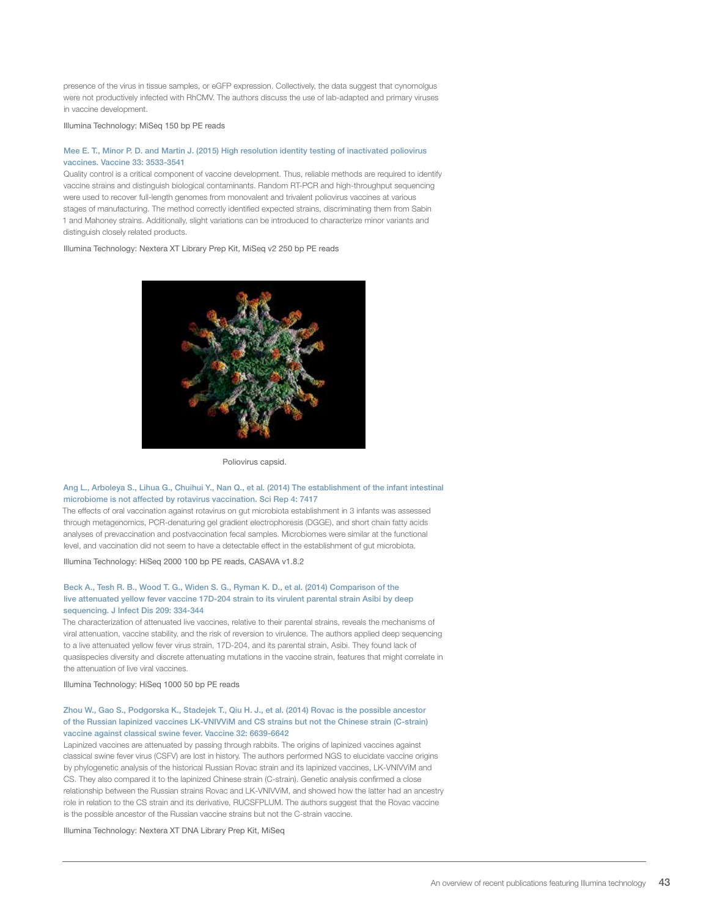presence of the virus in tissue samples, or eGFP expression. Collectively, the data suggest that cynomolgus were not productively infected with RhCMV. The authors discuss the use of lab-adapted and primary viruses in vaccine development.

Illumina Technology: MiSeq 150 bp PE reads

**Mee E. T., Minor P. D. and Martin J. (2015) High resolution identity testing of inactivated poliovirus vaccines. Vaccine 33: 3533-3541**

Quality control is a critical component of vaccine development. Thus, reliable methods are required to identify vaccine strains and distinguish biological contaminants. Random RT-PCR and high-throughput sequencing were used to recover full-length genomes from monovalent and trivalent poliovirus vaccines at various stages of manufacturing. The method correctly identified expected strains, discriminating them from Sabin 1 and Mahoney strains. Additionally, slight variations can be introduced to characterize minor variants and distinguish closely related products.

Illumina Technology: Nextera XT Library Prep Kit, MiSeq v2 250 bp PE reads

Poliovirus capsid.

**Ang L., Arboleya S., Lihua G., Chuihui Y., Nan Q., et al. (2014) The establishment of the infant intestinal microbiome is not affected by rotavirus vaccination. Sci Rep 4: 7417**

The effects of oral vaccination against rotavirus on gut microbiota establishment in 3 infants was assessed through metagenomics, PCR-denaturing gel gradient electrophoresis (DGGE), and short chain fatty acids analyses of prevaccination and postvaccination fecal samples. Microbiomes were similar at the functional level, and vaccination did not seem to have a detectable effect in the establishment of gut microbiota.

Illumina Technology: HiSeq 2000 100 bp PE reads, CASAVA v1.8.2

**Beck A., Tesh R. B., Wood T. G., Widen S. G., Ryman K. D., et al. (2014) Comparison of the live attenuated yellow fever vaccine 17D-204 strain to its virulent parental strain Asibi by deep sequencing. J Infect Dis 209: 334-344**

The characterization of attenuated live vaccines, relative to their parental strains, reveals the mechanisms of viral attenuation, vaccine stability, and the risk of reversion to virulence. The authors applied deep sequencing to a live attenuated yellow fever virus strain, 17D-204, and its parental strain, Asibi. They found lack of quasispecies diversity and discrete attenuating mutations in the vaccine strain, features that might correlate in the attenuation of live viral vaccines.

Illumina Technology: HiSeq 1000 50 bp PE reads

**Zhou W., Gao S., Podgorska K., Stadejek T., Qiu H. J., et al. (2014) Rovac is the possible ancestor of the Russian lapinized vaccines LK-VNIVViM and CS strains but not the Chinese strain (C-strain) vaccine against classical swine fever. Vaccine 32: 6639-6642**

Lapinized vaccines are attenuated by passing through rabbits. The origins of lapinized vaccines against classical swine fever virus (CSFV) are lost in history. The authors performed NGS to elucidate vaccine origins by phylogenetic analysis of the historical Russian Rovac strain and its lapinized vaccines, LK-VNIVViM and CS. They also compared it to the lapinized Chinese strain (C-strain). Genetic analysis confirmed a close relationship between the Russian strains Rovac and LK-VNIVViM, and showed how the latter had an ancestry role in relation to the CS strain and its derivative, RUCSFPLUM. The authors suggest that the Rovac vaccine is the possible ancestor of the Russian vaccine strains but not the C-strain vaccine.

Illumina Technology: Nextera XT DNA Library Prep Kit, MiSeq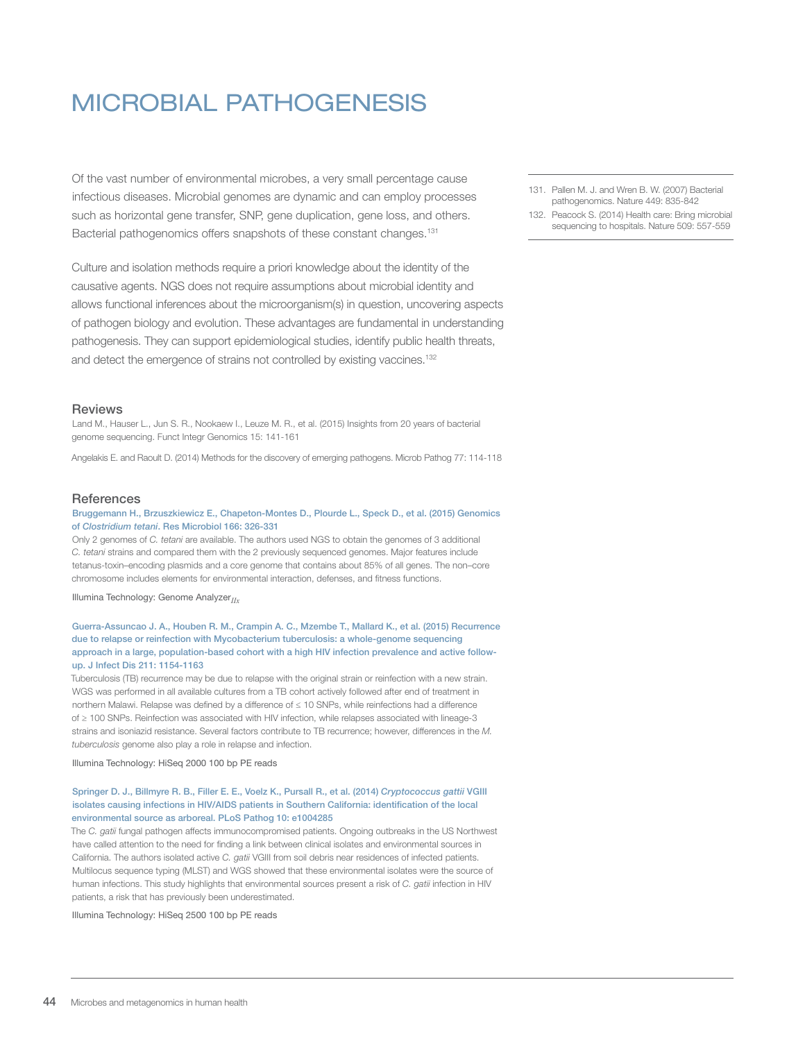# MICROBIAL PATHOGENESIS

Of the vast number of environmental microbes, a very small percentage cause infectious diseases. Microbial genomes are dynamic and can employ processes such as horizontal gene transfer, SNP, gene duplication, gene loss, and others. Bacterial pathogenomics offers snapshots of these constant changes.[131]

Culture and isolation methods require a priori knowledge about the identity of the causative agents. NGS does not require assumptions about microbial identity and allows functional inferences about the microorganism(s) in question, uncovering aspects of pathogen biology and evolution. These advantages are fundamental in understanding pathogenesis. They can support epidemiological studies, identify public health threats, and detect the emergence of strains not controlled by existing vaccines.[132]

131. Pallen M. J. and Wren B. W. (2007) Bacterial pathogenomics. Nature 449: 835-842
132. Peacock S. (2014) Health care: Bring microbial sequencing to hospitals. Nature 509: 557-559

## Reviews

Land M., Hauser L., Jun S. R., Nookaew I., Leuze M. R., et al. (2015) Insights from 20 years of bacterial genome sequencing. Funct Integr Genomics 15: 141-161

Angelakis E. and Raoult D. (2014) Methods for the discovery of emerging pathogens. Microb Pathog 77: 114-118

## References

**Bruggemann H., Brzuszkiewicz E., Chapeton-Montes D., Plourde L., Speck D., et al. (2015) Genomics of *Clostridium tetani*. Res Microbiol 166: 326-331**

Only 2 genomes of *C. tetani* are available. The authors used NGS to obtain the genomes of 3 additional *C. tetani* strains and compared them with the 2 previously sequenced genomes. Major features include tetanus-toxin–encoding plasmids and a core genome that contains about 85% of all genes. The non–core chromosome includes elements for environmental interaction, defenses, and fitness functions.

Illumina Technology: Genome Analyzer$_{IIx}$

**Guerra-Assuncao J. A., Houben R. M., Crampin A. C., Mzembe T., Mallard K., et al. (2015) Recurrence due to relapse or reinfection with Mycobacterium tuberculosis: a whole-genome sequencing approach in a large, population-based cohort with a high HIV infection prevalence and active follow-up. J Infect Dis 211: 1154-1163**

Tuberculosis (TB) recurrence may be due to relapse with the original strain or reinfection with a new strain. WGS was performed in all available cultures from a TB cohort actively followed after end of treatment in northern Malawi. Relapse was defined by a difference of ≤ 10 SNPs, while reinfections had a difference of ≥ 100 SNPs. Reinfection was associated with HIV infection, while relapses associated with lineage-3 strains and isoniazid resistance. Several factors contribute to TB recurrence; however, differences in the *M. tuberculosis* genome also play a role in relapse and infection.

Illumina Technology: HiSeq 2000 100 bp PE reads

**Springer D. J., Billmyre R. B., Filler E. E., Voelz K., Pursall R., et al. (2014) *Cryptococcus gattii* VGIII isolates causing infections in HIV/AIDS patients in Southern California: identification of the local environmental source as arboreal. PLoS Pathog 10: e1004285**

The *C. gatii* fungal pathogen affects immunocompromised patients. Ongoing outbreaks in the US Northwest have called attention to the need for finding a link between clinical isolates and environmental sources in California. The authors isolated active *C. gatii* VGIII from soil debris near residences of infected patients. Multilocus sequence typing (MLST) and WGS showed that these environmental isolates were the source of human infections. This study highlights that environmental sources present a risk of *C. gatii* infection in HIV patients, a risk that has previously been underestimated.

Illumina Technology: HiSeq 2500 100 bp PE reads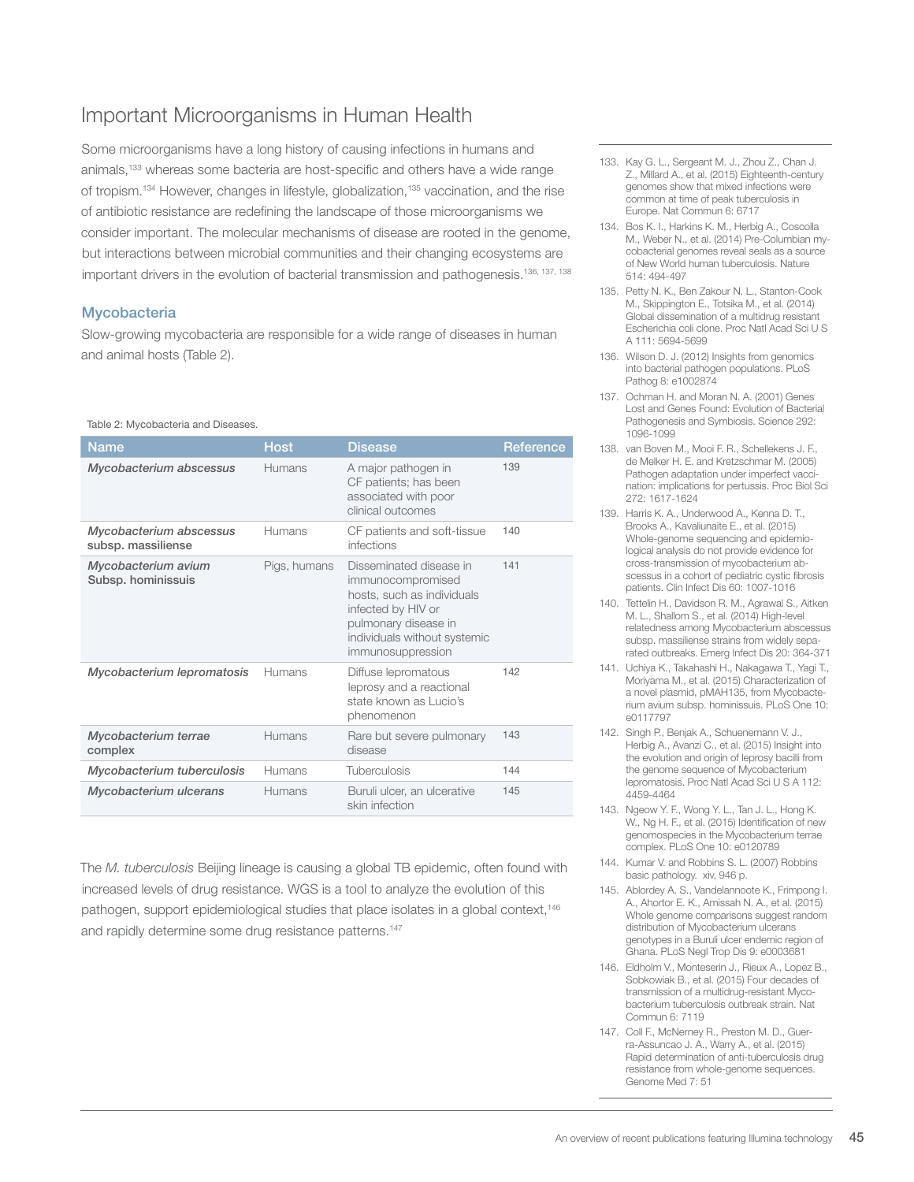# Important Microorganisms in Human Health

Some microorganisms have a long history of causing infections in humans and animals,[133] whereas some bacteria are host-specific and others have a wide range of tropism.[134] However, changes in lifestyle, globalization,[135] vaccination, and the rise of antibiotic resistance are redefining the landscape of those microorganisms we consider important. The molecular mechanisms of disease are rooted in the genome, but interactions between microbial communities and their changing ecosystems are important drivers in the evolution of bacterial transmission and pathogenesis.[136, 137, 138]

## Mycobacteria

Slow-growing mycobacteria are responsible for a wide range of diseases in human and animal hosts (Table 2).

Table 2: Mycobacteria and Diseases.

| Name | Host | Disease | Reference |
|---|---|---|---|
| ***Mycobacterium abscessus*** | Humans | A major pathogen in CF patients; has been associated with poor clinical outcomes | 139 |
| ***Mycobacterium abscessus*** **subsp. massiliense** | Humans | CF patients and soft-tissue infections | 140 |
| ***Mycobacterium avium*** **Subsp. hominissuis** | Pigs, humans | Disseminated disease in immunocompromised hosts, such as individuals infected by HIV or pulmonary disease in individuals without systemic immunosuppression | 141 |
| ***Mycobacterium lepromatosis*** | Humans | Diffuse lepromatous leprosy and a reactional state known as Lucio's phenomenon | 142 |
| ***Mycobacterium terrae*** **complex** | Humans | Rare but severe pulmonary disease | 143 |
| ***Mycobacterium tuberculosis*** | Humans | Tuberculosis | 144 |
| ***Mycobacterium ulcerans*** | Humans | Buruli ulcer, an ulcerative skin infection | 145 |

The *M. tuberculosis* Beijing lineage is causing a global TB epidemic, often found with increased levels of drug resistance. WGS is a tool to analyze the evolution of this pathogen, support epidemiological studies that place isolates in a global context,[146] and rapidly determine some drug resistance patterns.[147]

133. Kay G. L., Sergeant M. J., Zhou Z., Chan J. Z., Millard A., et al. (2015) Eighteenth-century genomes show that mixed infections were common at time of peak tuberculosis in Europe. Nat Commun 6: 6717
134. Bos K. I., Harkins K. M., Herbig A., Coscolla M., Weber N., et al. (2014) Pre-Columbian mycobacterial genomes reveal seals as a source of New World human tuberculosis. Nature 514: 494-497
135. Petty N. K., Ben Zakour N. L., Stanton-Cook M., Skippington E., Totsika M., et al. (2014) Global dissemination of a multidrug resistant Escherichia coli clone. Proc Natl Acad Sci U S A 111: 5694-5699
136. Wilson D. J. (2012) Insights from genomics into bacterial pathogen populations. PLoS Pathog 8: e1002874
137. Ochman H. and Moran N. A. (2001) Genes Lost and Genes Found: Evolution of Bacterial Pathogenesis and Symbiosis. Science 292: 1096-1099
138. van Boven M., Mooi F. R., Schellekens J. F., de Melker H. E. and Kretzschmar M. (2005) Pathogen adaptation under imperfect vaccination: implications for pertussis. Proc Biol Sci 272: 1617-1624
139. Harris K. A., Underwood A., Kenna D. T., Brooks A., Kavaliunaite E., et al. (2015) Whole-genome sequencing and epidemiological analysis do not provide evidence for cross-transmission of mycobacterium abscessus in a cohort of pediatric cystic fibrosis patients. Clin Infect Dis 60: 1007-1016
140. Tettelin H., Davidson R. M., Agrawal S., Aitken M. L., Shallom S., et al. (2014) High-level relatedness among Mycobacterium abscessus subsp. massiliense strains from widely separated outbreaks. Emerg Infect Dis 20: 364-371
141. Uchiya K., Takahashi H., Nakagawa T., Yagi T., Moriyama M., et al. (2015) Characterization of a novel plasmid, pMAH135, from Mycobacterium avium subsp. hominissuis. PLoS One 10: e0117797
142. Singh P., Benjak A., Schuenemann V. J., Herbig A., Avanzi C., et al. (2015) Insight into the evolution and origin of leprosy bacilli from the genome sequence of Mycobacterium lepromatosis. Proc Natl Acad Sci U S A 112: 4459-4464
143. Ngeow Y. F., Wong Y. L., Tan J. L., Hong K. W., Ng H. F., et al. (2015) Identification of new genomospecies in the Mycobacterium terrae complex. PLoS One 10: e0120789
144. Kumar V. and Robbins S. L. (2007) Robbins basic pathology. xiv, 946 p.
145. Ablordey A. S., Vandelannoote K., Frimpong I. A., Ahortor E. K., Amissah N. A., et al. (2015) Whole genome comparisons suggest random distribution of Mycobacterium ulcerans genotypes in a Buruli ulcer endemic region of Ghana. PLoS Negl Trop Dis 9: e0003681
146. Eldholm V., Monteserin J., Rieux A., Lopez B., Sobkowiak B., et al. (2015) Four decades of transmission of a multidrug-resistant Mycobacterium tuberculosis outbreak strain. Nat Commun 6: 7119
147. Coll F., McNerney R., Preston M. D., Guerra-Assuncao J. A., Warry A., et al. (2015) Rapid determination of anti-tuberculosis drug resistance from whole-genome sequences. Genome Med 7: 51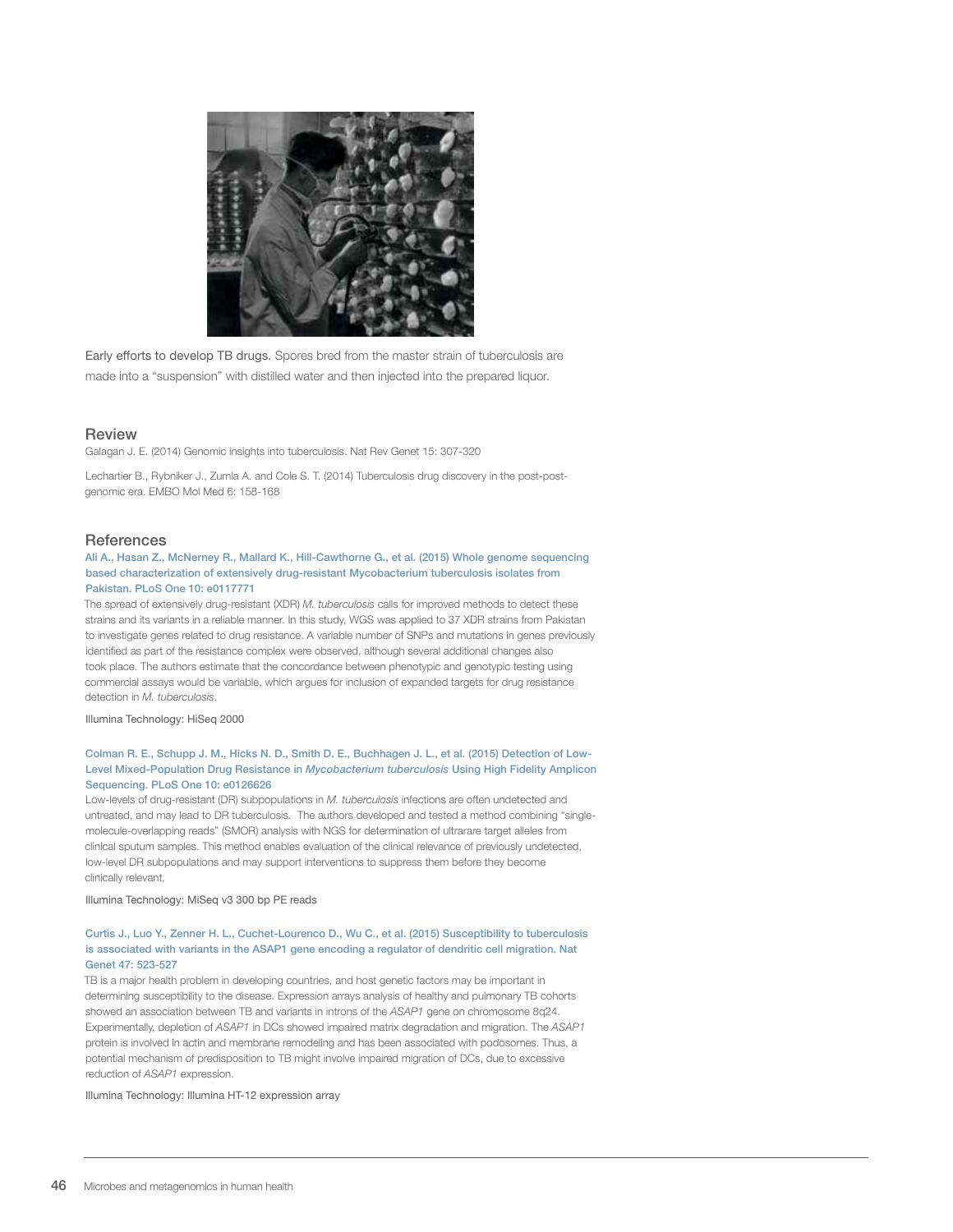Early efforts to develop TB drugs. Spores bred from the master strain of tuberculosis are made into a "suspension" with distilled water and then injected into the prepared liquor.

## Review

Galagan J. E. (2014) Genomic insights into tuberculosis. Nat Rev Genet 15: 307-320

Lechartier B., Rybniker J., Zumla A. and Cole S. T. (2014) Tuberculosis drug discovery in the post-post-genomic era. EMBO Mol Med 6: 158-168

## References

**Ali A., Hasan Z., McNerney R., Mallard K., Hill-Cawthorne G., et al. (2015) Whole genome sequencing based characterization of extensively drug-resistant Mycobacterium tuberculosis isolates from Pakistan. PLoS One 10: e0117771**

The spread of extensively drug-resistant (XDR) *M. tuberculosis* calls for improved methods to detect these strains and its variants in a reliable manner. In this study, WGS was applied to 37 XDR strains from Pakistan to investigate genes related to drug resistance. A variable number of SNPs and mutations in genes previously identified as part of the resistance complex were observed, although several additional changes also took place. The authors estimate that the concordance between phenotypic and genotypic testing using commercial assays would be variable, which argues for inclusion of expanded targets for drug resistance detection in *M. tuberculosis*.

Illumina Technology: HiSeq 2000

**Colman R. E., Schupp J. M., Hicks N. D., Smith D. E., Buchhagen J. L., et al. (2015) Detection of Low-Level Mixed-Population Drug Resistance in *Mycobacterium tuberculosis* Using High Fidelity Amplicon Sequencing. PLoS One 10: e0126626**

Low-levels of drug-resistant (DR) subpopulations in *M. tuberculosis* infections are often undetected and untreated, and may lead to DR tuberculosis. The authors developed and tested a method combining "single-molecule-overlapping reads" (SMOR) analysis with NGS for determination of ultrarare target alleles from clinical sputum samples. This method enables evaluation of the clinical relevance of previously undetected, low-level DR subpopulations and may support interventions to suppress them before they become clinically relevant.

Illumina Technology: MiSeq v3 300 bp PE reads

**Curtis J., Luo Y., Zenner H. L., Cuchet-Lourenco D., Wu C., et al. (2015) Susceptibility to tuberculosis is associated with variants in the ASAP1 gene encoding a regulator of dendritic cell migration. Nat Genet 47: 523-527**

TB is a major health problem in developing countries, and host genetic factors may be important in determining susceptibility to the disease. Expression arrays analysis of healthy and pulmonary TB cohorts showed an association between TB and variants in introns of the *ASAP1* gene on chromosome 8q24. Experimentally, depletion of *ASAP1* in DCs showed impaired matrix degradation and migration. The *ASAP1* protein is involved in actin and membrane remodeling and has been associated with podosomes. Thus, a potential mechanism of predisposition to TB might involve impaired migration of DCs, due to excessive reduction of *ASAP1* expression.

Illumina Technology: Illumina HT-12 expression array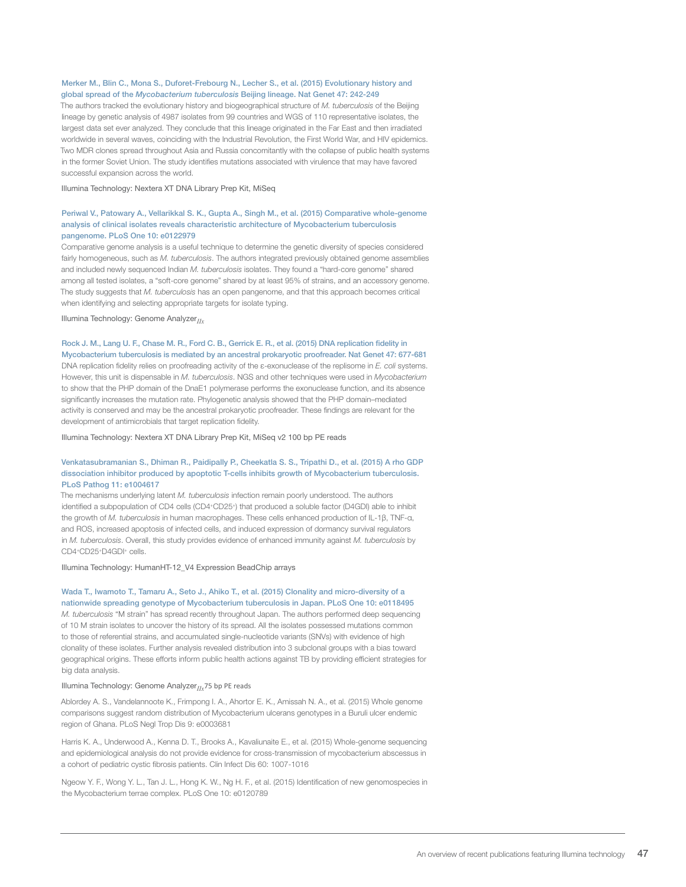**Merker M., Blin C., Mona S., Duforet-Frebourg N., Lecher S., et al. (2015) Evolutionary history and global spread of the *Mycobacterium tuberculosis* Beijing lineage. Nat Genet 47: 242-249**

The authors tracked the evolutionary history and biogeographical structure of *M. tuberculosis* of the Beijing lineage by genetic analysis of 4987 isolates from 99 countries and WGS of 110 representative isolates, the largest data set ever analyzed. They conclude that this lineage originated in the Far East and then irradiated worldwide in several waves, coinciding with the Industrial Revolution, the First World War, and HIV epidemics. Two MDR clones spread throughout Asia and Russia concomitantly with the collapse of public health systems in the former Soviet Union. The study identifies mutations associated with virulence that may have favored successful expansion across the world.

Illumina Technology: Nextera XT DNA Library Prep Kit, MiSeq

**Periwal V., Patowary A., Vellarikkal S. K., Gupta A., Singh M., et al. (2015) Comparative whole-genome analysis of clinical isolates reveals characteristic architecture of Mycobacterium tuberculosis pangenome. PLoS One 10: e0122979**

Comparative genome analysis is a useful technique to determine the genetic diversity of species considered fairly homogeneous, such as *M. tuberculosis*. The authors integrated previously obtained genome assemblies and included newly sequenced Indian *M. tuberculosis* isolates. They found a "hard-core genome" shared among all tested isolates, a "soft-core genome" shared by at least 95% of strains, and an accessory genome. The study suggests that *M. tuberculosis* has an open pangenome, and that this approach becomes critical when identifying and selecting appropriate targets for isolate typing.

Illumina Technology: Genome Analyzer$_{IIx}$

**Rock J. M., Lang U. F., Chase M. R., Ford C. B., Gerrick E. R., et al. (2015) DNA replication fidelity in Mycobacterium tuberculosis is mediated by an ancestral prokaryotic proofreader. Nat Genet 47: 677-681**

DNA replication fidelity relies on proofreading activity of the ε-exonuclease of the replisome in *E. coli* systems. However, this unit is dispensable in *M. tuberculosis*. NGS and other techniques were used in *Mycobacterium* to show that the PHP domain of the DnaE1 polymerase performs the exonuclease function, and its absence significantly increases the mutation rate. Phylogenetic analysis showed that the PHP domain–mediated activity is conserved and may be the ancestral prokaryotic proofreader. These findings are relevant for the development of antimicrobials that target replication fidelity.

Illumina Technology: Nextera XT DNA Library Prep Kit, MiSeq v2 100 bp PE reads

**Venkatasubramanian S., Dhiman R., Paidipally P., Cheekatla S. S., Tripathi D., et al. (2015) A rho GDP dissociation inhibitor produced by apoptotic T-cells inhibits growth of Mycobacterium tuberculosis. PLoS Pathog 11: e1004617**

The mechanisms underlying latent *M. tuberculosis* infection remain poorly understood. The authors identified a subpopulation of CD4 cells ($CD4^+CD25^+$) that produced a soluble factor (D4GDI) able to inhibit the growth of *M. tuberculosis* in human macrophages. These cells enhanced production of IL-1β, TNF-α, and ROS, increased apoptosis of infected cells, and induced expression of dormancy survival regulators in *M. tuberculosis*. Overall, this study provides evidence of enhanced immunity against *M. tuberculosis* by $CD4^+CD25^+D4GDI^+$ cells.

Illumina Technology: HumanHT-12_V4 Expression BeadChip arrays

**Wada T., Iwamoto T., Tamaru A., Seto J., Ahiko T., et al. (2015) Clonality and micro-diversity of a nationwide spreading genotype of Mycobacterium tuberculosis in Japan. PLoS One 10: e0118495**

*M. tuberculosis* "M strain" has spread recently throughout Japan. The authors performed deep sequencing of 10 M strain isolates to uncover the history of its spread. All the isolates possessed mutations common to those of referential strains, and accumulated single-nucleotide variants (SNVs) with evidence of high clonality of these isolates. Further analysis revealed distribution into 3 subclonal groups with a bias toward geographical origins. These efforts inform public health actions against TB by providing efficient strategies for big data analysis.

Illumina Technology: Genome Analyzer$_{IIx}$ 75 bp PE reads

Ablordey A. S., Vandelannoote K., Frimpong I. A., Ahortor E. K., Amissah N. A., et al. (2015) Whole genome comparisons suggest random distribution of Mycobacterium ulcerans genotypes in a Buruli ulcer endemic region of Ghana. PLoS Negl Trop Dis 9: e0003681

Harris K. A., Underwood A., Kenna D. T., Brooks A., Kavaliunaite E., et al. (2015) Whole-genome sequencing and epidemiological analysis do not provide evidence for cross-transmission of mycobacterium abscessus in a cohort of pediatric cystic fibrosis patients. Clin Infect Dis 60: 1007-1016

Ngeow Y. F., Wong Y. L., Tan J. L., Hong K. W., Ng H. F., et al. (2015) Identification of new genomospecies in the Mycobacterium terrae complex. PLoS One 10: e0120789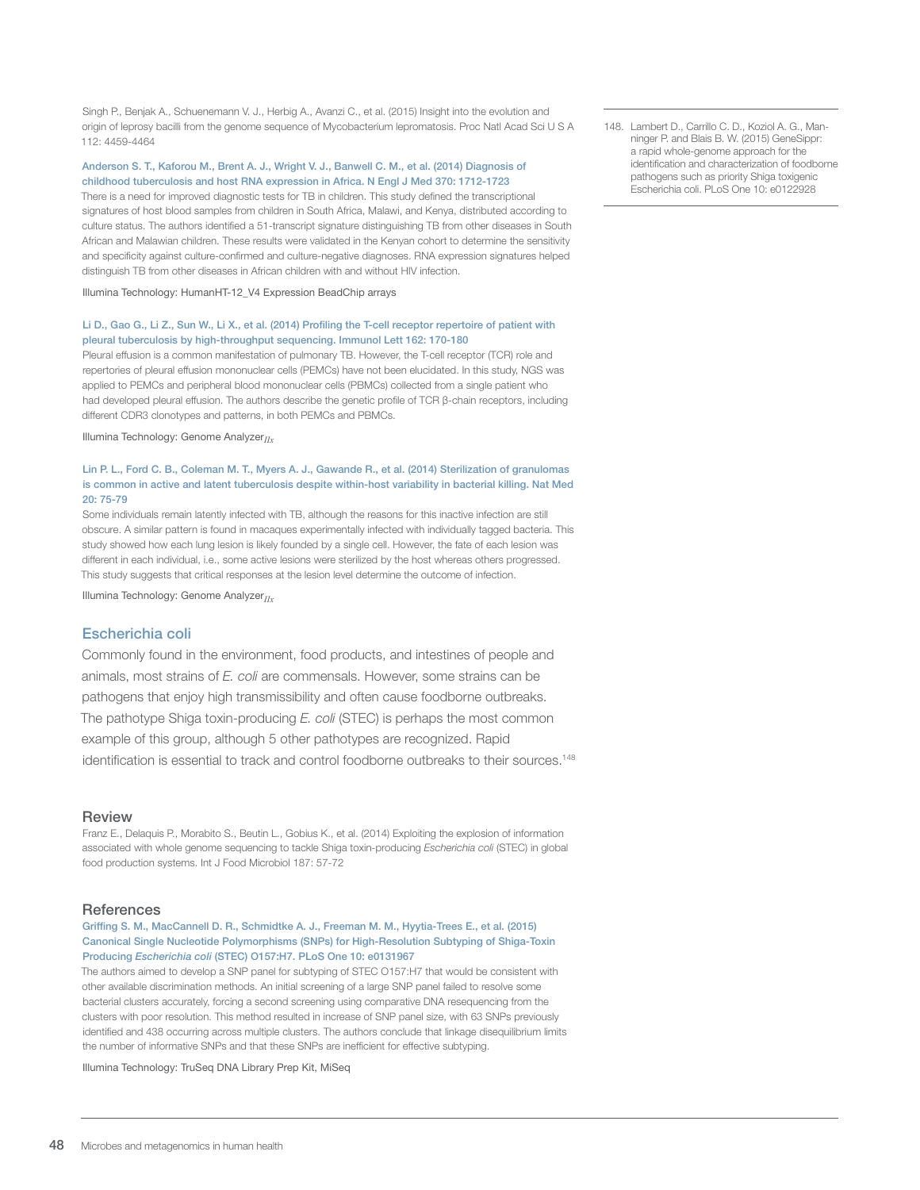Singh P., Benjak A., Schuenemann V. J., Herbig A., Avanzi C., et al. (2015) Insight into the evolution and origin of leprosy bacilli from the genome sequence of Mycobacterium lepromatosis. Proc Natl Acad Sci U S A 112: 4459-4464

**Anderson S. T., Kaforou M., Brent A. J., Wright V. J., Banwell C. M., et al. (2014) Diagnosis of childhood tuberculosis and host RNA expression in Africa. N Engl J Med 370: 1712-1723**

There is a need for improved diagnostic tests for TB in children. This study defined the transcriptional signatures of host blood samples from children in South Africa, Malawi, and Kenya, distributed according to culture status. The authors identified a 51-transcript signature distinguishing TB from other diseases in South African and Malawian children. These results were validated in the Kenyan cohort to determine the sensitivity and specificity against culture-confirmed and culture-negative diagnoses. RNA expression signatures helped distinguish TB from other diseases in African children with and without HIV infection.

Illumina Technology: HumanHT-12_V4 Expression BeadChip arrays

**Li D., Gao G., Li Z., Sun W., Li X., et al. (2014) Profiling the T-cell receptor repertoire of patient with pleural tuberculosis by high-throughput sequencing. Immunol Lett 162: 170-180**

Pleural effusion is a common manifestation of pulmonary TB. However, the T-cell receptor (TCR) role and repertories of pleural effusion mononuclear cells (PEMCs) have not been elucidated. In this study, NGS was applied to PEMCs and peripheral blood mononuclear cells (PBMCs) collected from a single patient who had developed pleural effusion. The authors describe the genetic profile of TCR β-chain receptors, including different CDR3 clonotypes and patterns, in both PEMCs and PBMCs.

Illumina Technology: Genome Analyzer$_{IIx}$

**Lin P. L., Ford C. B., Coleman M. T., Myers A. J., Gawande R., et al. (2014) Sterilization of granulomas is common in active and latent tuberculosis despite within-host variability in bacterial killing. Nat Med 20: 75-79**

Some individuals remain latently infected with TB, although the reasons for this inactive infection are still obscure. A similar pattern is found in macaques experimentally infected with individually tagged bacteria. This study showed how each lung lesion is likely founded by a single cell. However, the fate of each lesion was different in each individual, i.e., some active lesions were sterilized by the host whereas others progressed. This study suggests that critical responses at the lesion level determine the outcome of infection.

Illumina Technology: Genome Analyzer$_{IIx}$

## Escherichia coli

Commonly found in the environment, food products, and intestines of people and animals, most strains of *E. coli* are commensals. However, some strains can be pathogens that enjoy high transmissibility and often cause foodborne outbreaks. The pathotype Shiga toxin-producing *E. coli* (STEC) is perhaps the most common example of this group, although 5 other pathotypes are recognized. Rapid identification is essential to track and control foodborne outbreaks to their sources.[148]

### Review

Franz E., Delaquis P., Morabito S., Beutin L., Gobius K., et al. (2014) Exploiting the explosion of information associated with whole genome sequencing to tackle Shiga toxin-producing *Escherichia coli* (STEC) in global food production systems. Int J Food Microbiol 187: 57-72

### References

**Griffing S. M., MacCannell D. R., Schmidtke A. J., Freeman M. M., Hyytia-Trees E., et al. (2015) Canonical Single Nucleotide Polymorphisms (SNPs) for High-Resolution Subtyping of Shiga-Toxin Producing *Escherichia coli* (STEC) O157:H7. PLoS One 10: e0131967**

The authors aimed to develop a SNP panel for subtyping of STEC O157:H7 that would be consistent with other available discrimination methods. An initial screening of a large SNP panel failed to resolve some bacterial clusters accurately, forcing a second screening using comparative DNA resequencing from the clusters with poor resolution. This method resulted in increase of SNP panel size, with 63 SNPs previously identified and 438 occurring across multiple clusters. The authors conclude that linkage disequilibrium limits the number of informative SNPs and that these SNPs are inefficient for effective subtyping.

Illumina Technology: TruSeq DNA Library Prep Kit, MiSeq

---

148. Lambert D., Carrillo C. D., Koziol A. G., Manninger P. and Blais B. W. (2015) GeneSippr: a rapid whole-genome approach for the identification and characterization of foodborne pathogens such as priority Shiga toxigenic Escherichia coli. PLoS One 10: e0122928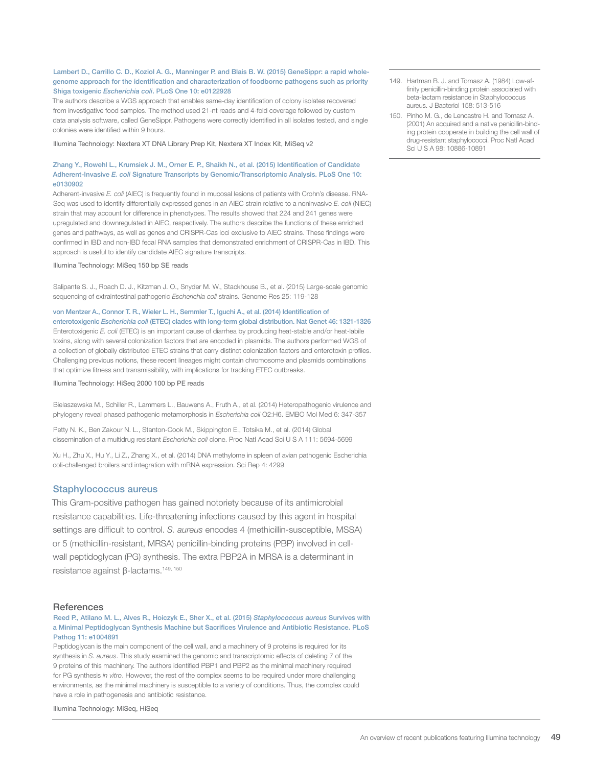**Lambert D., Carrillo C. D., Koziol A. G., Manninger P. and Blais B. W. (2015) GeneSippr: a rapid whole-genome approach for the identification and characterization of foodborne pathogens such as priority Shiga toxigenic *Escherichia coli*. PLoS One 10: e0122928**

The authors describe a WGS approach that enables same-day identification of colony isolates recovered from investigative food samples. The method used 21-nt reads and 4-fold coverage followed by custom data analysis software, called GeneSippr. Pathogens were correctly identified in all isolates tested, and single colonies were identified within 9 hours.

Illumina Technology: Nextera XT DNA Library Prep Kit, Nextera XT Index Kit, MiSeq v2

**Zhang Y., Rowehl L., Krumsiek J. M., Orner E. P., Shaikh N., et al. (2015) Identification of Candidate Adherent-Invasive *E. coli* Signature Transcripts by Genomic/Transcriptomic Analysis. PLoS One 10: e0130902**

Adherent-invasive *E. coli* (AIEC) is frequently found in mucosal lesions of patients with Crohn's disease. RNA-Seq was used to identify differentially expressed genes in an AIEC strain relative to a noninvasive *E. coli* (NIEC) strain that may account for difference in phenotypes. The results showed that 224 and 241 genes were upregulated and downregulated in AIEC, respectively. The authors describe the functions of these enriched genes and pathways, as well as genes and CRISPR-Cas loci exclusive to AIEC strains. These findings were confirmed in IBD and non-IBD fecal RNA samples that demonstrated enrichment of CRISPR-Cas in IBD. This approach is useful to identify candidate AIEC signature transcripts.

Illumina Technology: MiSeq 150 bp SE reads

Salipante S. J., Roach D. J., Kitzman J. O., Snyder M. W., Stackhouse B., et al. (2015) Large-scale genomic sequencing of extraintestinal pathogenic *Escherichia coli* strains. Genome Res 25: 119-128

**von Mentzer A., Connor T. R., Wieler L. H., Semmler T., Iguchi A., et al. (2014) Identification of enterotoxigenic *Escherichia coli* (ETEC) clades with long-term global distribution. Nat Genet 46: 1321-1326**

Enterotoxigenic *E. coli* (ETEC) is an important cause of diarrhea by producing heat-stable and/or heat-labile toxins, along with several colonization factors that are encoded in plasmids. The authors performed WGS of a collection of globally distributed ETEC strains that carry distinct colonization factors and enterotoxin profiles. Challenging previous notions, these recent lineages might contain chromosome and plasmids combinations that optimize fitness and transmissibility, with implications for tracking ETEC outbreaks.

Illumina Technology: HiSeq 2000 100 bp PE reads

Bielaszewska M., Schiller R., Lammers L., Bauwens A., Fruth A., et al. (2014) Heteropathogenic virulence and phylogeny reveal phased pathogenic metamorphosis in *Escherichia coli* O2:H6. EMBO Mol Med 6: 347-357

Petty N. K., Ben Zakour N. L., Stanton-Cook M., Skippington E., Totsika M., et al. (2014) Global dissemination of a multidrug resistant *Escherichia coli* clone. Proc Natl Acad Sci U S A 111: 5694-5699

Xu H., Zhu X., Hu Y., Li Z., Zhang X., et al. (2014) DNA methylome in spleen of avian pathogenic Escherichia coli-challenged broilers and integration with mRNA expression. Sci Rep 4: 4299

## Staphylococcus aureus

This Gram-positive pathogen has gained notoriety because of its antimicrobial resistance capabilities. Life-threatening infections caused by this agent in hospital settings are difficult to control. *S. aureus* encodes 4 (methicillin-susceptible, MSSA) or 5 (methicillin-resistant, MRSA) penicillin-binding proteins (PBP) involved in cell-wall peptidoglycan (PG) synthesis. The extra PBP2A in MRSA is a determinant in resistance against β-lactams.[149, 150]

### References

**Reed P., Atilano M. L., Alves R., Hoiczyk E., Sher X., et al. (2015) *Staphylococcus aureus* Survives with a Minimal Peptidoglycan Synthesis Machine but Sacrifices Virulence and Antibiotic Resistance. PLoS Pathog 11: e1004891**

Peptidoglycan is the main component of the cell wall, and a machinery of 9 proteins is required for its synthesis in *S. aureus*. This study examined the genomic and transcriptomic effects of deleting 7 of the 9 proteins of this machinery. The authors identified PBP1 and PBP2 as the minimal machinery required for PG synthesis *in vitro*. However, the rest of the complex seems to be required under more challenging environments, as the minimal machinery is susceptible to a variety of conditions. Thus, the complex could have a role in pathogenesis and antibiotic resistance.

Illumina Technology: MiSeq, HiSeq

---

149. Hartman B. J. and Tomasz A. (1984) Low-affinity penicillin-binding protein associated with beta-lactam resistance in Staphylococcus aureus. J Bacteriol 158: 513-516
150. Pinho M. G., de Lencastre H. and Tomasz A. (2001) An acquired and a native penicillin-binding protein cooperate in building the cell wall of drug-resistant staphylococci. Proc Natl Acad Sci U S A 98: 10886-10891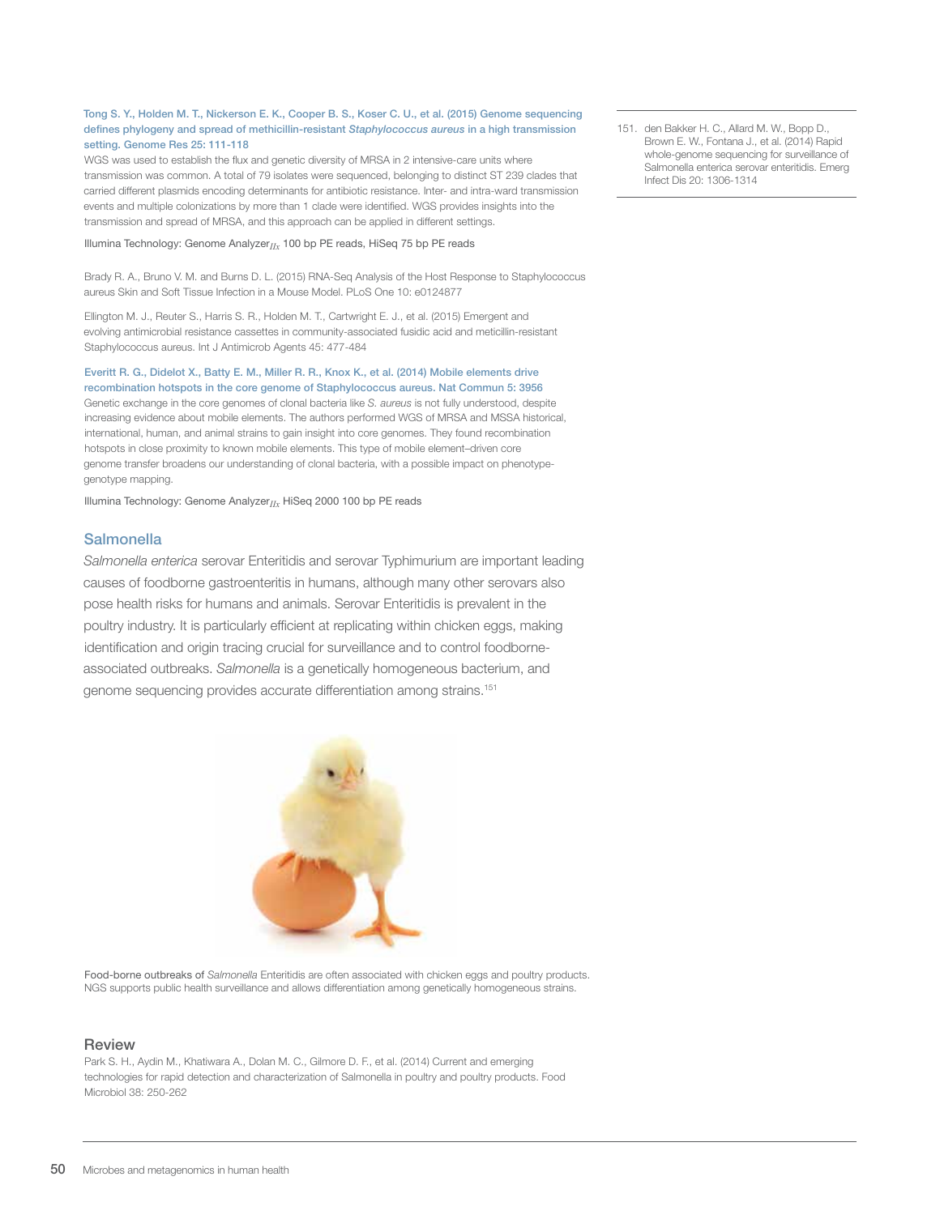**Tong S. Y., Holden M. T., Nickerson E. K., Cooper B. S., Koser C. U., et al. (2015) Genome sequencing defines phylogeny and spread of methicillin-resistant *Staphylococcus aureus* in a high transmission setting. Genome Res 25: 111-118**

WGS was used to establish the flux and genetic diversity of MRSA in 2 intensive-care units where transmission was common. A total of 79 isolates were sequenced, belonging to distinct ST 239 clades that carried different plasmids encoding determinants for antibiotic resistance. Inter- and intra-ward transmission events and multiple colonizations by more than 1 clade were identified. WGS provides insights into the transmission and spread of MRSA, and this approach can be applied in different settings.

Illumina Technology: Genome Analyzer$_{IIx}$ 100 bp PE reads, HiSeq 75 bp PE reads

Brady R. A., Bruno V. M. and Burns D. L. (2015) RNA-Seq Analysis of the Host Response to Staphylococcus aureus Skin and Soft Tissue Infection in a Mouse Model. PLoS One 10: e0124877

Ellington M. J., Reuter S., Harris S. R., Holden M. T., Cartwright E. J., et al. (2015) Emergent and evolving antimicrobial resistance cassettes in community-associated fusidic acid and meticillin-resistant Staphylococcus aureus. Int J Antimicrob Agents 45: 477-484

**Everitt R. G., Didelot X., Batty E. M., Miller R. R., Knox K., et al. (2014) Mobile elements drive recombination hotspots in the core genome of Staphylococcus aureus. Nat Commun 5: 3956**

Genetic exchange in the core genomes of clonal bacteria like *S. aureus* is not fully understood, despite increasing evidence about mobile elements. The authors performed WGS of MRSA and MSSA historical, international, human, and animal strains to gain insight into core genomes. They found recombination hotspots in close proximity to known mobile elements. This type of mobile element–driven core genome transfer broadens our understanding of clonal bacteria, with a possible impact on phenotype-genotype mapping.

Illumina Technology: Genome Analyzer$_{IIx}$ HiSeq 2000 100 bp PE reads

## Salmonella

*Salmonella enterica* serovar Enteritidis and serovar Typhimurium are important leading causes of foodborne gastroenteritis in humans, although many other serovars also pose health risks for humans and animals. Serovar Enteritidis is prevalent in the poultry industry. It is particularly efficient at replicating within chicken eggs, making identification and origin tracing crucial for surveillance and to control foodborne-associated outbreaks. *Salmonella* is a genetically homogeneous bacterium, and genome sequencing provides accurate differentiation among strains.[151]

Food-borne outbreaks of *Salmonella* Enteritidis are often associated with chicken eggs and poultry products. NGS supports public health surveillance and allows differentiation among genetically homogeneous strains.

### Review

Park S. H., Aydin M., Khatiwara A., Dolan M. C., Gilmore D. F., et al. (2014) Current and emerging technologies for rapid detection and characterization of Salmonella in poultry and poultry products. Food Microbiol 38: 250-262

151. den Bakker H. C., Allard M. W., Bopp D., Brown E. W., Fontana J., et al. (2014) Rapid whole-genome sequencing for surveillance of Salmonella enterica serovar enteritidis. Emerg Infect Dis 20: 1306-1314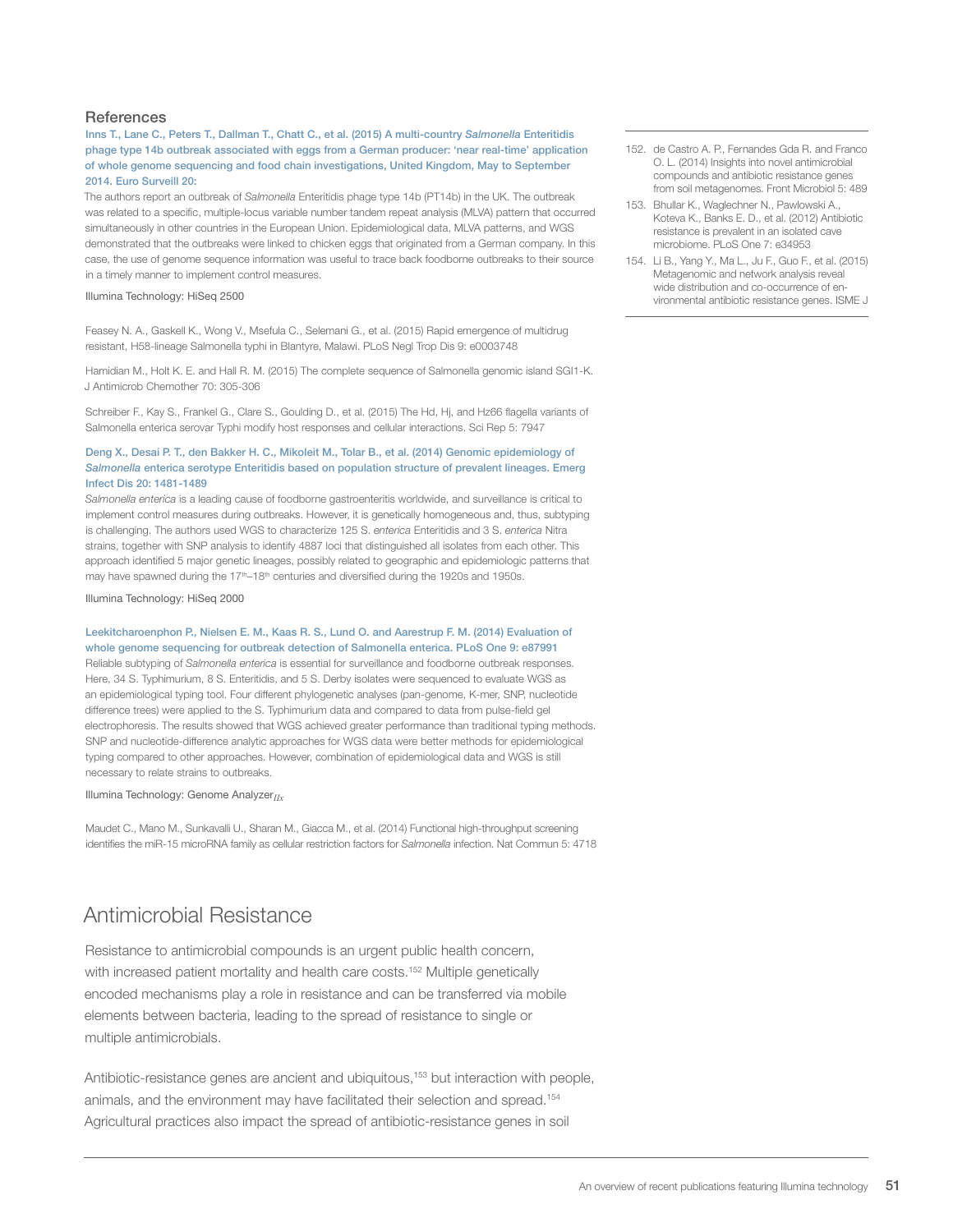## References

**Inns T., Lane C., Peters T., Dallman T., Chatt C., et al. (2015) A multi-country *Salmonella* Enteritidis phage type 14b outbreak associated with eggs from a German producer: 'near real-time' application of whole genome sequencing and food chain investigations, United Kingdom, May to September 2014. Euro Surveill 20:**

The authors report an outbreak of *Salmonella* Enteritidis phage type 14b (PT14b) in the UK. The outbreak was related to a specific, multiple-locus variable number tandem repeat analysis (MLVA) pattern that occurred simultaneously in other countries in the European Union. Epidemiological data, MLVA patterns, and WGS demonstrated that the outbreaks were linked to chicken eggs that originated from a German company. In this case, the use of genome sequence information was useful to trace back foodborne outbreaks to their source in a timely manner to implement control measures.

Illumina Technology: HiSeq 2500

Feasey N. A., Gaskell K., Wong V., Msefula C., Selemani G., et al. (2015) Rapid emergence of multidrug resistant, H58-lineage Salmonella typhi in Blantyre, Malawi. PLoS Negl Trop Dis 9: e0003748

Hamidian M., Holt K. E. and Hall R. M. (2015) The complete sequence of Salmonella genomic island SGI1-K. J Antimicrob Chemother 70: 305-306

Schreiber F., Kay S., Frankel G., Clare S., Goulding D., et al. (2015) The Hd, Hj, and Hz66 flagella variants of Salmonella enterica serovar Typhi modify host responses and cellular interactions. Sci Rep 5: 7947

**Deng X., Desai P. T., den Bakker H. C., Mikoleit M., Tolar B., et al. (2014) Genomic epidemiology of *Salmonella* enterica serotype Enteritidis based on population structure of prevalent lineages. Emerg Infect Dis 20: 1481-1489**

*Salmonella enterica* is a leading cause of foodborne gastroenteritis worldwide, and surveillance is critical to implement control measures during outbreaks. However, it is genetically homogeneous and, thus, subtyping is challenging. The authors used WGS to characterize 125 S. *enterica* Enteritidis and 3 S. *enterica* Nitra strains, together with SNP analysis to identify 4887 loci that distinguished all isolates from each other. This approach identified 5 major genetic lineages, possibly related to geographic and epidemiologic patterns that may have spawned during the 17th–18th centuries and diversified during the 1920s and 1950s.

Illumina Technology: HiSeq 2000

**Leekitcharoenphon P., Nielsen E. M., Kaas R. S., Lund O. and Aarestrup F. M. (2014) Evaluation of whole genome sequencing for outbreak detection of Salmonella enterica. PLoS One 9: e87991**

Reliable subtyping of *Salmonella enterica* is essential for surveillance and foodborne outbreak responses. Here, 34 S. Typhimurium, 8 S. Enteritidis, and 5 S. Derby isolates were sequenced to evaluate WGS as an epidemiological typing tool. Four different phylogenetic analyses (pan-genome, K-mer, SNP, nucleotide difference trees) were applied to the S. Typhimurium data and compared to data from pulse-field gel electrophoresis. The results showed that WGS achieved greater performance than traditional typing methods. SNP and nucleotide-difference analytic approaches for WGS data were better methods for epidemiological typing compared to other approaches. However, combination of epidemiological data and WGS is still necessary to relate strains to outbreaks.

Illumina Technology: Genome Analyzer*IIx*

Maudet C., Mano M., Sunkavalli U., Sharan M., Giacca M., et al. (2014) Functional high-throughput screening identifies the miR-15 microRNA family as cellular restriction factors for *Salmonella* infection. Nat Commun 5: 4718

# Antimicrobial Resistance

Resistance to antimicrobial compounds is an urgent public health concern, with increased patient mortality and health care costs.[152] Multiple genetically encoded mechanisms play a role in resistance and can be transferred via mobile elements between bacteria, leading to the spread of resistance to single or multiple antimicrobials.

Antibiotic-resistance genes are ancient and ubiquitous,[153] but interaction with people, animals, and the environment may have facilitated their selection and spread.[154] Agricultural practices also impact the spread of antibiotic-resistance genes in soil

152. de Castro A. P., Fernandes Gda R. and Franco O. L. (2014) Insights into novel antimicrobial compounds and antibiotic resistance genes from soil metagenomes. Front Microbiol 5: 489
153. Bhullar K., Waglechner N., Pawlowski A., Koteva K., Banks E. D., et al. (2012) Antibiotic resistance is prevalent in an isolated cave microbiome. PLoS One 7: e34953
154. Li B., Yang Y., Ma L., Ju F., Guo F., et al. (2015) Metagenomic and network analysis reveal wide distribution and co-occurrence of environmental antibiotic resistance genes. ISME J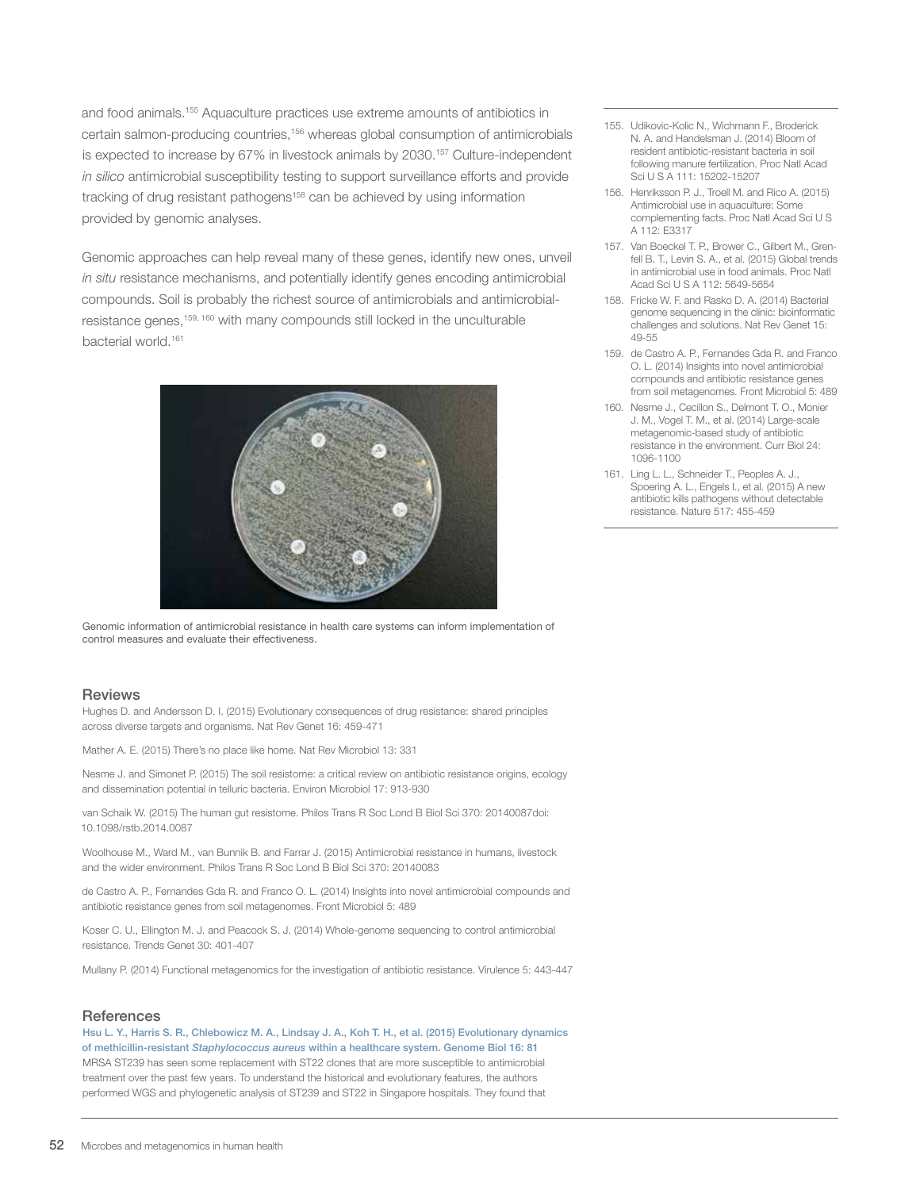and food animals.[155] Aquaculture practices use extreme amounts of antibiotics in certain salmon-producing countries,[156] whereas global consumption of antimicrobials is expected to increase by 67% in livestock animals by 2030.[157] Culture-independent *in silico* antimicrobial susceptibility testing to support surveillance efforts and provide tracking of drug resistant pathogens[158] can be achieved by using information provided by genomic analyses.

Genomic approaches can help reveal many of these genes, identify new ones, unveil *in situ* resistance mechanisms, and potentially identify genes encoding antimicrobial compounds. Soil is probably the richest source of antimicrobials and antimicrobial-resistance genes,[159, 160] with many compounds still locked in the unculturable bacterial world.[161]

Genomic information of antimicrobial resistance in health care systems can inform implementation of control measures and evaluate their effectiveness.

155. Udikovic-Kolic N., Wichmann F., Broderick N. A. and Handelsman J. (2014) Bloom of resident antibiotic-resistant bacteria in soil following manure fertilization. Proc Natl Acad Sci U S A 111: 15202-15207
156. Henriksson P. J., Troell M. and Rico A. (2015) Antimicrobial use in aquaculture: Some complementing facts. Proc Natl Acad Sci U S A 112: E3317
157. Van Boeckel T. P., Brower C., Gilbert M., Grenfell B. T., Levin S. A., et al. (2015) Global trends in antimicrobial use in food animals. Proc Natl Acad Sci U S A 112: 5649-5654
158. Fricke W. F. and Rasko D. A. (2014) Bacterial genome sequencing in the clinic: bioinformatic challenges and solutions. Nat Rev Genet 15: 49-55
159. de Castro A. P., Fernandes Gda R. and Franco O. L. (2014) Insights into novel antimicrobial compounds and antibiotic resistance genes from soil metagenomes. Front Microbiol 5: 489
160. Nesme J., Cecillon S., Delmont T. O., Monier J. M., Vogel T. M., et al. (2014) Large-scale metagenomic-based study of antibiotic resistance in the environment. Curr Biol 24: 1096-1100
161. Ling L. L., Schneider T., Peoples A. J., Spoering A. L., Engels I., et al. (2015) A new antibiotic kills pathogens without detectable resistance. Nature 517: 455-459

## Reviews

Hughes D. and Andersson D. I. (2015) Evolutionary consequences of drug resistance: shared principles across diverse targets and organisms. Nat Rev Genet 16: 459-471

Mather A. E. (2015) There's no place like home. Nat Rev Microbiol 13: 331

Nesme J. and Simonet P. (2015) The soil resistome: a critical review on antibiotic resistance origins, ecology and dissemination potential in telluric bacteria. Environ Microbiol 17: 913-930

van Schaik W. (2015) The human gut resistome. Philos Trans R Soc Lond B Biol Sci 370: 20140087doi: 10.1098/rstb.2014.0087

Woolhouse M., Ward M., van Bunnik B. and Farrar J. (2015) Antimicrobial resistance in humans, livestock and the wider environment. Philos Trans R Soc Lond B Biol Sci 370: 20140083

de Castro A. P., Fernandes Gda R. and Franco O. L. (2014) Insights into novel antimicrobial compounds and antibiotic resistance genes from soil metagenomes. Front Microbiol 5: 489

Koser C. U., Ellington M. J. and Peacock S. J. (2014) Whole-genome sequencing to control antimicrobial resistance. Trends Genet 30: 401-407

Mullany P. (2014) Functional metagenomics for the investigation of antibiotic resistance. Virulence 5: 443-447

## References

**Hsu L. Y., Harris S. R., Chlebowicz M. A., Lindsay J. A., Koh T. H., et al. (2015) Evolutionary dynamics of methicillin-resistant *Staphylococcus aureus* within a healthcare system. Genome Biol 16: 81**
MRSA ST239 has seen some replacement with ST22 clones that are more susceptible to antimicrobial treatment over the past few years. To understand the historical and evolutionary features, the authors performed WGS and phylogenetic analysis of ST239 and ST22 in Singapore hospitals. They found that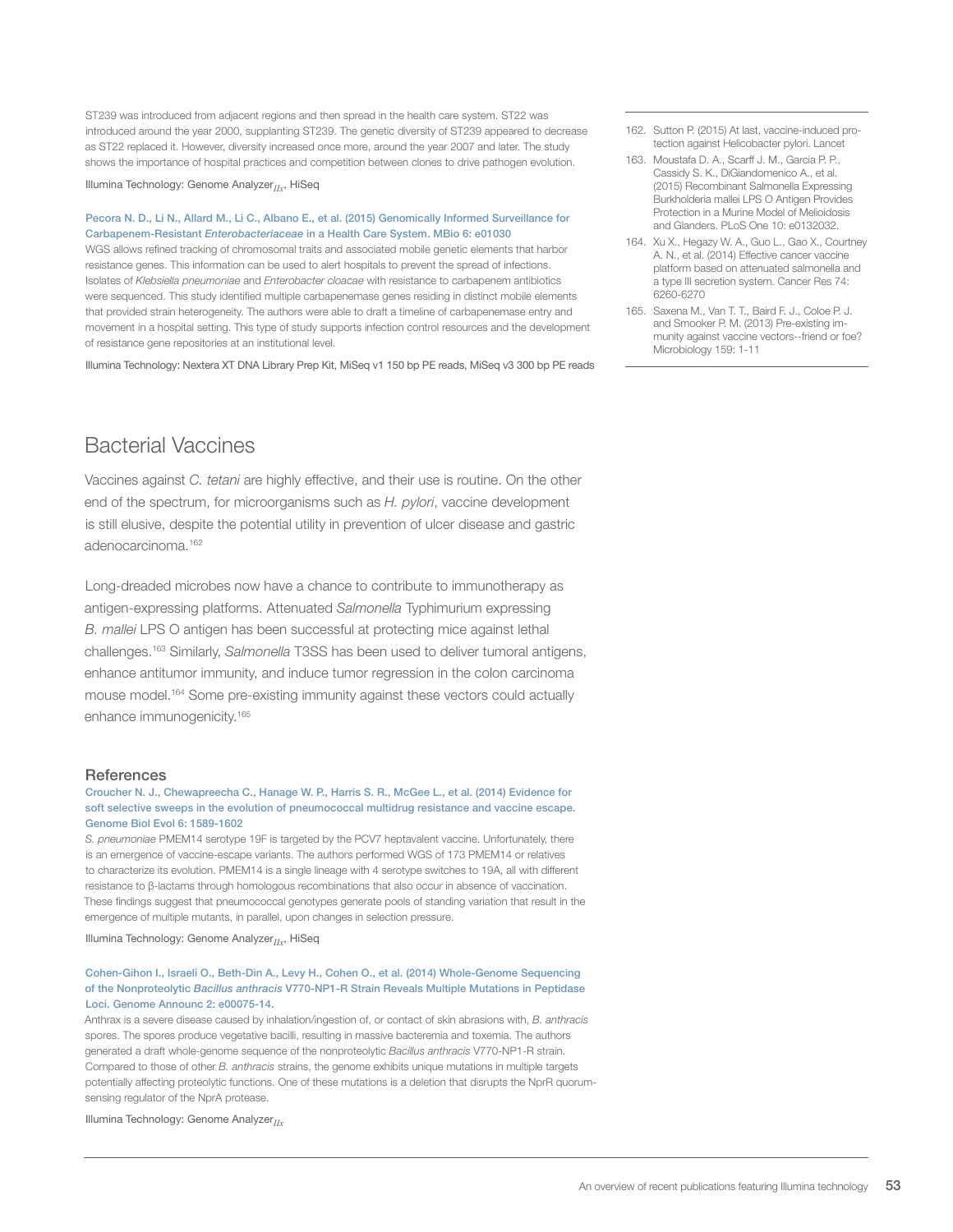ST239 was introduced from adjacent regions and then spread in the health care system. ST22 was introduced around the year 2000, supplanting ST239. The genetic diversity of ST239 appeared to decrease as ST22 replaced it. However, diversity increased once more, around the year 2007 and later. The study shows the importance of hospital practices and competition between clones to drive pathogen evolution.

Illumina Technology: Genome Analyzer$_{IIx}$, HiSeq

Pecora N. D., Li N., Allard M., Li C., Albano E., et al. (2015) Genomically Informed Surveillance for Carbapenem-Resistant *Enterobacteriaceae* in a Health Care System. MBio 6: e01030

WGS allows refined tracking of chromosomal traits and associated mobile genetic elements that harbor resistance genes. This information can be used to alert hospitals to prevent the spread of infections. Isolates of *Klebsiella pneumoniae* and *Enterobacter cloacae* with resistance to carbapenem antibiotics were sequenced. This study identified multiple carbapenemase genes residing in distinct mobile elements that provided strain heterogeneity. The authors were able to draft a timeline of carbapenemase entry and movement in a hospital setting. This type of study supports infection control resources and the development of resistance gene repositories at an institutional level.

Illumina Technology: Nextera XT DNA Library Prep Kit, MiSeq v1 150 bp PE reads, MiSeq v3 300 bp PE reads

## Bacterial Vaccines

Vaccines against *C. tetani* are highly effective, and their use is routine. On the other end of the spectrum, for microorganisms such as *H. pylori*, vaccine development is still elusive, despite the potential utility in prevention of ulcer disease and gastric adenocarcinoma.[162]

Long-dreaded microbes now have a chance to contribute to immunotherapy as antigen-expressing platforms. Attenuated *Salmonella* Typhimurium expressing *B. mallei* LPS O antigen has been successful at protecting mice against lethal challenges.[163] Similarly, *Salmonella* T3SS has been used to deliver tumoral antigens, enhance antitumor immunity, and induce tumor regression in the colon carcinoma mouse model.[164] Some pre-existing immunity against these vectors could actually enhance immunogenicity.[165]

### References

Croucher N. J., Chewapreecha C., Hanage W. P., Harris S. R., McGee L., et al. (2014) Evidence for soft selective sweeps in the evolution of pneumococcal multidrug resistance and vaccine escape. Genome Biol Evol 6: 1589-1602

*S. pneumoniae* PMEM14 serotype 19F is targeted by the PCV7 heptavalent vaccine. Unfortunately, there is an emergence of vaccine-escape variants. The authors performed WGS of 173 PMEM14 or relatives to characterize its evolution. PMEM14 is a single lineage with 4 serotype switches to 19A, all with different resistance to β-lactams through homologous recombinations that also occur in absence of vaccination. These findings suggest that pneumococcal genotypes generate pools of standing variation that result in the emergence of multiple mutants, in parallel, upon changes in selection pressure.

Illumina Technology: Genome Analyzer$_{IIx}$, HiSeq

Cohen-Gihon I., Israeli O., Beth-Din A., Levy H., Cohen O., et al. (2014) Whole-Genome Sequencing of the Nonproteolytic *Bacillus anthracis* V770-NP1-R Strain Reveals Multiple Mutations in Peptidase Loci. Genome Announc 2: e00075-14.

Anthrax is a severe disease caused by inhalation/ingestion of, or contact of skin abrasions with, *B. anthracis* spores. The spores produce vegetative bacilli, resulting in massive bacteremia and toxemia. The authors generated a draft whole-genome sequence of the nonproteolytic *Bacillus anthracis* V770-NP1-R strain. Compared to those of other *B. anthracis* strains, the genome exhibits unique mutations in multiple targets potentially affecting proteolytic functions. One of these mutations is a deletion that disrupts the NprR quorum-sensing regulator of the NprA protease.

Illumina Technology: Genome Analyzer$_{IIx}$

162. Sutton P. (2015) At last, vaccine-induced protection against Helicobacter pylori. Lancet
163. Moustafa D. A., Scarff J. M., Garcia P. P., Cassidy S. K., DiGiandomenico A., et al. (2015) Recombinant Salmonella Expressing Burkholderia mallei LPS O Antigen Provides Protection in a Murine Model of Melioidosis and Glanders. PLoS One 10: e0132032.
164. Xu X., Hegazy W. A., Guo L., Gao X., Courtney A. N., et al. (2014) Effective cancer vaccine platform based on attenuated salmonella and a type III secretion system. Cancer Res 74: 6260-6270
165. Saxena M., Van T. T., Baird F. J., Coloe P. J. and Smooker P. M. (2013) Pre-existing immunity against vaccine vectors--friend or foe? Microbiology 159: 1-11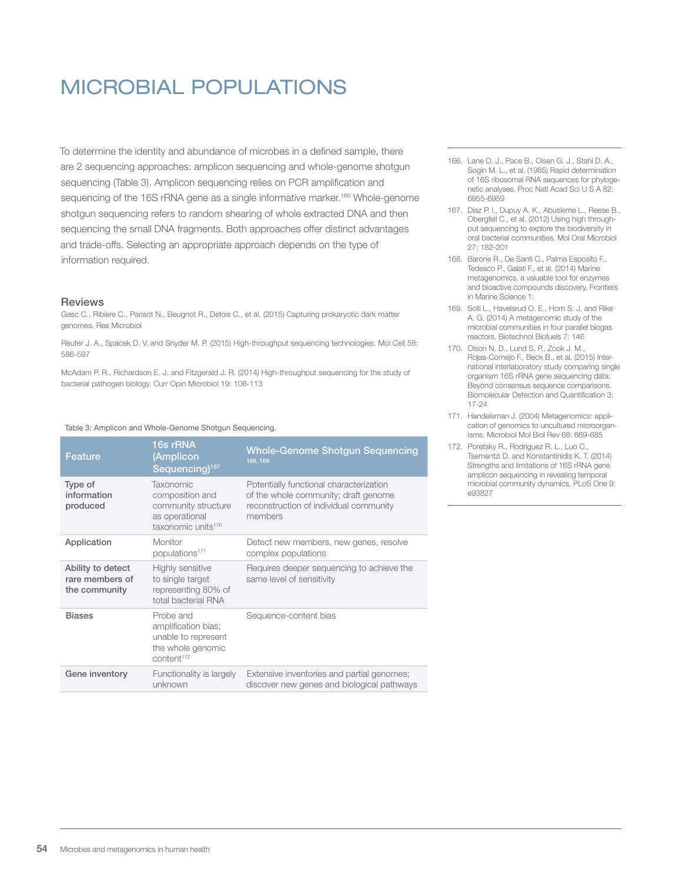# MICROBIAL POPULATIONS

To determine the identity and abundance of microbes in a defined sample, there are 2 sequencing approaches: amplicon sequencing and whole-genome shotgun sequencing (Table 3). Amplicon sequencing relies on PCR amplification and sequencing of the 16S rRNA gene as a single informative marker.[166] Whole-genome shotgun sequencing refers to random shearing of whole extracted DNA and then sequencing the small DNA fragments. Both approaches offer distinct advantages and trade-offs. Selecting an appropriate approach depends on the type of information required.

### Reviews

Gasc C., Ribiere C., Parisot N., Beugnot R., Defois C., et al. (2015) Capturing prokaryotic dark matter genomes. Res Microbiol

Reuter J. A., Spacek D. V. and Snyder M. P. (2015) High-throughput sequencing technologies. Mol Cell 58: 586-597

McAdam P. R., Richardson E. J. and Fitzgerald J. R. (2014) High-throughput sequencing for the study of bacterial pathogen biology. Curr Opin Microbiol 19: 106-113

Table 3: Amplicon and Whole-Genome Shotgun Sequencing.

| Feature | 16s rRNA (Amplicon Sequencing)[167] | Whole-Genome Shotgun Sequencing [168, 169] |
|---|---|---|
| **Type of information produced** | Taxonomic composition and community structure as operational taxonomic units[170] | Potentially functional characterization of the whole community; draft genome reconstruction of individual community members |
| **Application** | Monitor populations[171] | Detect new members, new genes, resolve complex populations |
| **Ability to detect rare members of the community** | Highly sensitive to single target representing 80% of total bacterial RNA | Requires deeper sequencing to achieve the same level of sensitivity |
| **Biases** | Probe and amplification bias; unable to represent the whole genomic content[172] | Sequence-content bias |
| **Gene inventory** | Functionality is largely unknown | Extensive inventories and partial genomes; discover new genes and biological pathways |

166. Lane D. J., Pace B., Olsen G. J., Stahl D. A., Sogin M. L., et al. (1985) Rapid determination of 16S ribosomal RNA sequences for phylogenetic analyses. Proc Natl Acad Sci U S A 82: 6955-6959
167. Diaz P. I., Dupuy A. K., Abusleme L., Reese B., Obergfell C., et al. (2012) Using high throughput sequencing to explore the biodiversity in oral bacterial communities. Mol Oral Microbiol 27: 182-201
168. Barone R., De Santi C., Palma Esposito F., Tedesco P., Galati F., et al. (2014) Marine metagenomics, a valuable tool for enzymes and bioactive compounds discovery. Frontiers in Marine Science 1:
169. Solli L., Havelsrud O. E., Horn S. J. and Rike A. G. (2014) A metagenomic study of the microbial communities in four parallel biogas reactors. Biotechnol Biofuels 7: 146
170. Olson N. D., Lund S. P., Zook J. M., Rojas-Cornejo F., Beck B., et al. (2015) International interlaboratory study comparing single organism 16S rRNA gene sequencing data: Beyond consensus sequence comparisons. Biomolecular Detection and Quantification 3: 17-24
171. Handelsman J. (2004) Metagenomics: application of genomics to uncultured microorganisms. Microbiol Mol Biol Rev 68: 669-685
172. Poretsky R., Rodriguez R. L., Luo C., Tsementzi D. and Konstantinidis K. T. (2014) Strengths and limitations of 16S rRNA gene amplicon sequencing in revealing temporal microbial community dynamics. PLoS One 9: e93827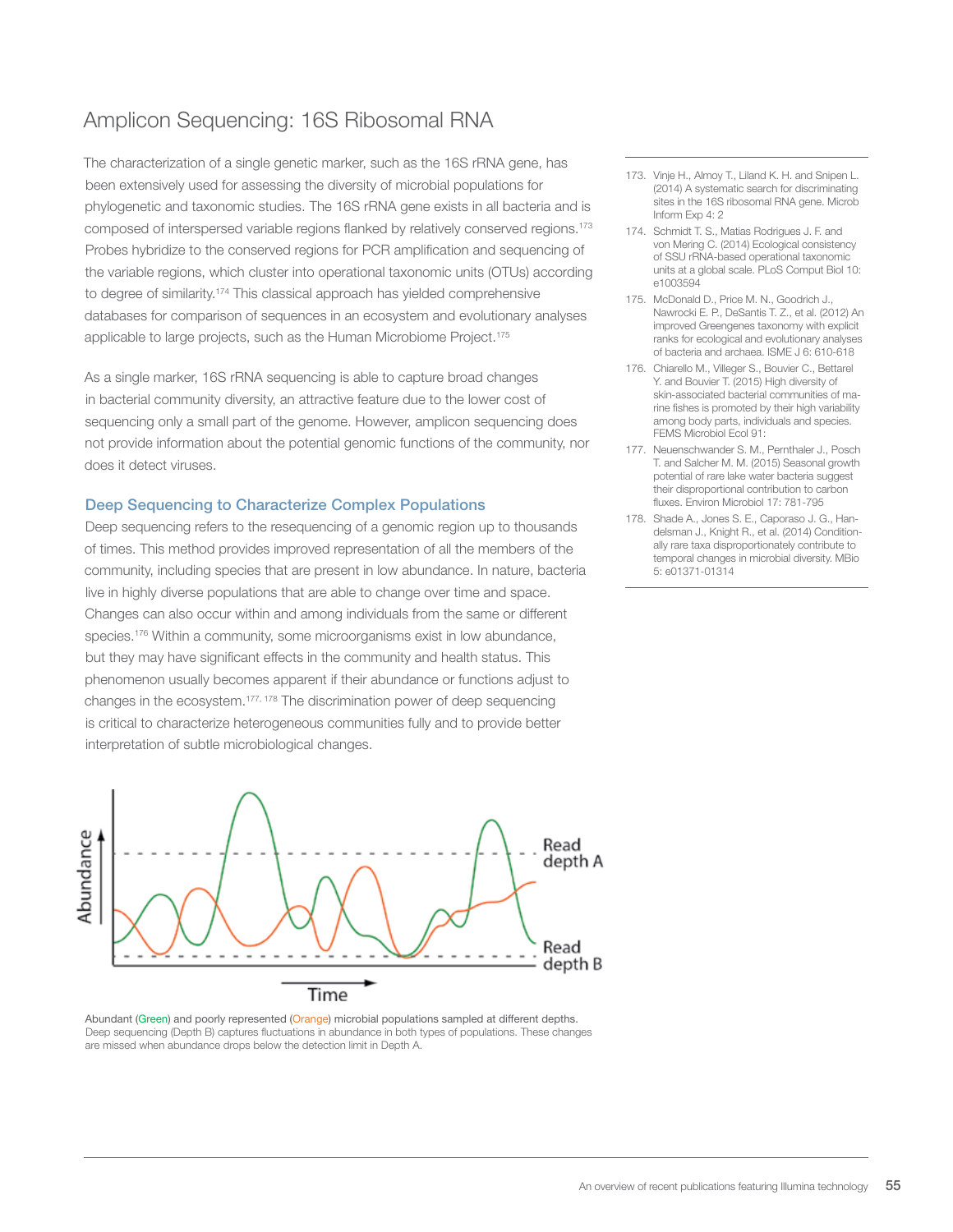## Amplicon Sequencing: 16S Ribosomal RNA

The characterization of a single genetic marker, such as the 16S rRNA gene, has been extensively used for assessing the diversity of microbial populations for phylogenetic and taxonomic studies. The 16S rRNA gene exists in all bacteria and is composed of interspersed variable regions flanked by relatively conserved regions.[173] Probes hybridize to the conserved regions for PCR amplification and sequencing of the variable regions, which cluster into operational taxonomic units (OTUs) according to degree of similarity.[174] This classical approach has yielded comprehensive databases for comparison of sequences in an ecosystem and evolutionary analyses applicable to large projects, such as the Human Microbiome Project.[175]

As a single marker, 16S rRNA sequencing is able to capture broad changes in bacterial community diversity, an attractive feature due to the lower cost of sequencing only a small part of the genome. However, amplicon sequencing does not provide information about the potential genomic functions of the community, nor does it detect viruses.

### Deep Sequencing to Characterize Complex Populations

Deep sequencing refers to the resequencing of a genomic region up to thousands of times. This method provides improved representation of all the members of the community, including species that are present in low abundance. In nature, bacteria live in highly diverse populations that are able to change over time and space. Changes can also occur within and among individuals from the same or different species.[176] Within a community, some microorganisms exist in low abundance, but they may have significant effects in the community and health status. This phenomenon usually becomes apparent if their abundance or functions adjust to changes in the ecosystem.[177, 178] The discrimination power of deep sequencing is critical to characterize heterogeneous communities fully and to provide better interpretation of subtle microbiological changes.

Abundant (Green) and poorly represented (Orange) microbial populations sampled at different depths. Deep sequencing (Depth B) captures fluctuations in abundance in both types of populations. These changes are missed when abundance drops below the detection limit in Depth A.

173. Vinje H., Almoy T., Liland K. H. and Snipen L. (2014) A systematic search for discriminating sites in the 16S ribosomal RNA gene. Microb Inform Exp 4: 2
174. Schmidt T. S., Matias Rodrigues J. F. and von Mering C. (2014) Ecological consistency of SSU rRNA-based operational taxonomic units at a global scale. PLoS Comput Biol 10: e1003594
175. McDonald D., Price M. N., Goodrich J., Nawrocki E. P., DeSantis T. Z., et al. (2012) An improved Greengenes taxonomy with explicit ranks for ecological and evolutionary analyses of bacteria and archaea. ISME J 6: 610-618
176. Chiarello M., Villeger S., Bouvier C., Bettarel Y. and Bouvier T. (2015) High diversity of skin-associated bacterial communities of marine fishes is promoted by their high variability among body parts, individuals and species. FEMS Microbiol Ecol 91:
177. Neuenschwander S. M., Pernthaler J., Posch T. and Salcher M. M. (2015) Seasonal growth potential of rare lake water bacteria suggest their disproportional contribution to carbon fluxes. Environ Microbiol 17: 781-795
178. Shade A., Jones S. E., Caporaso J. G., Handelsman J., Knight R., et al. (2014) Conditionally rare taxa disproportionately contribute to temporal changes in microbial diversity. MBio 5: e01371-01314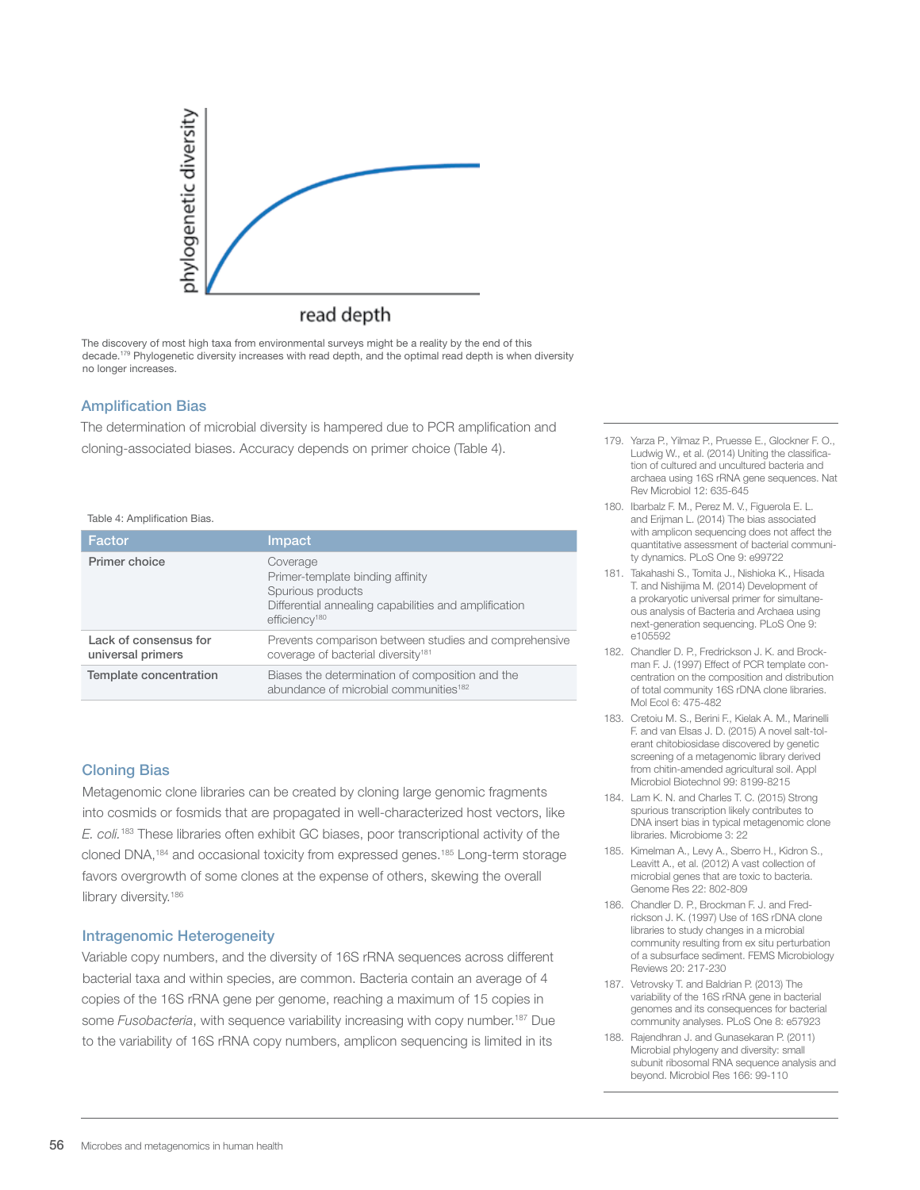The discovery of most high taxa from environmental surveys might be a reality by the end of this decade.[179] Phylogenetic diversity increases with read depth, and the optimal read depth is when diversity no longer increases.

### Amplification Bias

The determination of microbial diversity is hampered due to PCR amplification and cloning-associated biases. Accuracy depends on primer choice (Table 4).

Table 4: Amplification Bias.

| Factor | Impact |
|---|---|
| Primer choice | Coverage<br>Primer-template binding affinity<br>Spurious products<br>Differential annealing capabilities and amplification efficiency[180] |
| Lack of consensus for universal primers | Prevents comparison between studies and comprehensive coverage of bacterial diversity[181] |
| Template concentration | Biases the determination of composition and the abundance of microbial communities[182] |

### Cloning Bias

Metagenomic clone libraries can be created by cloning large genomic fragments into cosmids or fosmids that are propagated in well-characterized host vectors, like *E. coli.*[183] These libraries often exhibit GC biases, poor transcriptional activity of the cloned DNA,[184] and occasional toxicity from expressed genes.[185] Long-term storage favors overgrowth of some clones at the expense of others, skewing the overall library diversity.[186]

### Intragenomic Heterogeneity

Variable copy numbers, and the diversity of 16S rRNA sequences across different bacterial taxa and within species, are common. Bacteria contain an average of 4 copies of the 16S rRNA gene per genome, reaching a maximum of 15 copies in some *Fusobacteria*, with sequence variability increasing with copy number.[187] Due to the variability of 16S rRNA copy numbers, amplicon sequencing is limited in its

179. Yarza P., Yilmaz P., Pruesse E., Glockner F. O., Ludwig W., et al. (2014) Uniting the classification of cultured and uncultured bacteria and archaea using 16S rRNA gene sequences. Nat Rev Microbiol 12: 635-645
180. Ibarbalz F. M., Perez M. V., Figuerola E. L. and Erijman L. (2014) The bias associated with amplicon sequencing does not affect the quantitative assessment of bacterial community dynamics. PLoS One 9: e99722
181. Takahashi S., Tomita J., Nishioka K., Hisada T. and Nishijima M. (2014) Development of a prokaryotic universal primer for simultaneous analysis of Bacteria and Archaea using next-generation sequencing. PLoS One 9: e105592
182. Chandler D. P., Fredrickson J. K. and Brockman F. J. (1997) Effect of PCR template concentration on the composition and distribution of total community 16S rDNA clone libraries. Mol Ecol 6: 475-482
183. Cretoiu M. S., Berini F., Kielak A. M., Marinelli F. and van Elsas J. D. (2015) A novel salt-tolerant chitobiosidase discovered by genetic screening of a metagenomic library derived from chitin-amended agricultural soil. Appl Microbiol Biotechnol 99: 8199-8215
184. Lam K. N. and Charles T. C. (2015) Strong spurious transcription likely contributes to DNA insert bias in typical metagenomic clone libraries. Microbiome 3: 22
185. Kimelman A., Levy A., Sberro H., Kidron S., Leavitt A., et al. (2012) A vast collection of microbial genes that are toxic to bacteria. Genome Res 22: 802-809
186. Chandler D. P., Brockman F. J. and Fredrickson J. K. (1997) Use of 16S rDNA clone libraries to study changes in a microbial community resulting from ex situ perturbation of a subsurface sediment. FEMS Microbiology Reviews 20: 217-230
187. Vetrovsky T. and Baldrian P. (2013) The variability of the 16S rRNA gene in bacterial genomes and its consequences for bacterial community analyses. PLoS One 8: e57923
188. Rajendhran J. and Gunasekaran P. (2011) Microbial phylogeny and diversity: small subunit ribosomal RNA sequence analysis and beyond. Microbiol Res 166: 99-110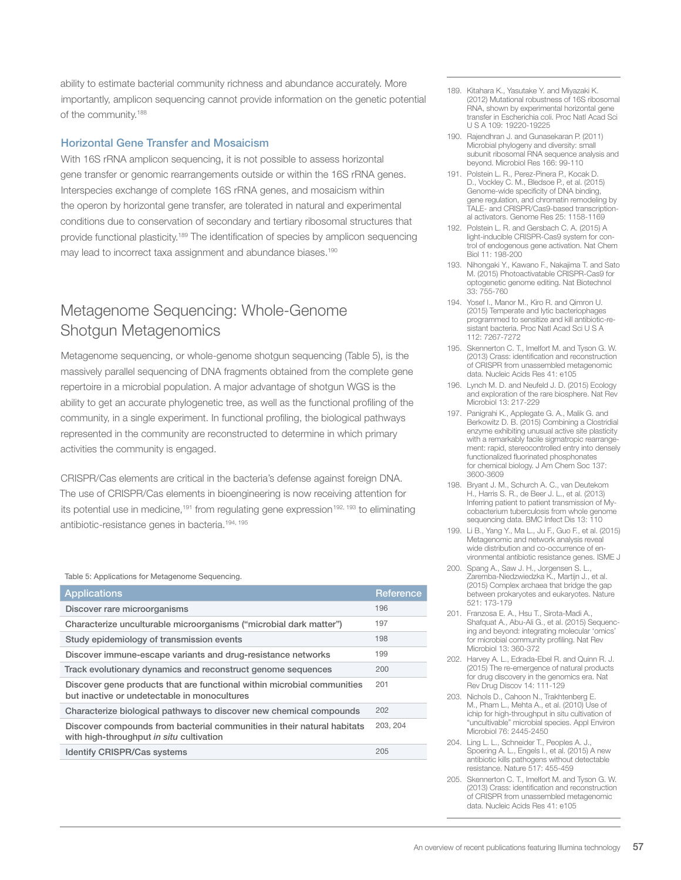ability to estimate bacterial community richness and abundance accurately. More importantly, amplicon sequencing cannot provide information on the genetic potential of the community.[188]

### Horizontal Gene Transfer and Mosaicism

With 16S rRNA amplicon sequencing, it is not possible to assess horizontal gene transfer or genomic rearrangements outside or within the 16S rRNA genes. Interspecies exchange of complete 16S rRNA genes, and mosaicism within the operon by horizontal gene transfer, are tolerated in natural and experimental conditions due to conservation of secondary and tertiary ribosomal structures that provide functional plasticity.[189] The identification of species by amplicon sequencing may lead to incorrect taxa assignment and abundance biases.[190]

## Metagenome Sequencing: Whole-Genome Shotgun Metagenomics

Metagenome sequencing, or whole-genome shotgun sequencing (Table 5), is the massively parallel sequencing of DNA fragments obtained from the complete gene repertoire in a microbial population. A major advantage of shotgun WGS is the ability to get an accurate phylogenetic tree, as well as the functional profiling of the community, in a single experiment. In functional profiling, the biological pathways represented in the community are reconstructed to determine in which primary activities the community is engaged.

CRISPR/Cas elements are critical in the bacteria's defense against foreign DNA. The use of CRISPR/Cas elements in bioengineering is now receiving attention for its potential use in medicine,[191] from regulating gene expression[192, 193] to eliminating antibiotic-resistance genes in bacteria.[194, 195]

Table 5: Applications for Metagenome Sequencing.

| Applications | Reference |
|---|---|
| Discover rare microorganisms | 196 |
| Characterize unculturable microorganisms ("microbial dark matter") | 197 |
| Study epidemiology of transmission events | 198 |
| Discover immune-escape variants and drug-resistance networks | 199 |
| Track evolutionary dynamics and reconstruct genome sequences | 200 |
| Discover gene products that are functional within microbial communities but inactive or undetectable in monocultures | 201 |
| Characterize biological pathways to discover new chemical compounds | 202 |
| Discover compounds from bacterial communities in their natural habitats with high-throughput *in situ* cultivation | 203, 204 |
| Identify CRISPR/Cas systems | 205 |

189. Kitahara K., Yasutake Y. and Miyazaki K. (2012) Mutational robustness of 16S ribosomal RNA, shown by experimental horizontal gene transfer in Escherichia coli. Proc Natl Acad Sci U S A 109: 19220-19225
190. Rajendhran J. and Gunasekaran P. (2011) Microbial phylogeny and diversity: small subunit ribosomal RNA sequence analysis and beyond. Microbiol Res 166: 99-110
191. Polstein L. R., Perez-Pinera P., Kocak D. D., Vockley C. M., Bledsoe P., et al. (2015) Genome-wide specificity of DNA binding, gene regulation, and chromatin remodeling by TALE- and CRISPR/Cas9-based transcriptional activators. Genome Res 25: 1158-1169
192. Polstein L. R. and Gersbach C. A. (2015) A light-inducible CRISPR-Cas9 system for control of endogenous gene activation. Nat Chem Biol 11: 198-200
193. Nihongaki Y., Kawano F., Nakajima T. and Sato M. (2015) Photoactivatable CRISPR-Cas9 for optogenetic genome editing. Nat Biotechnol 33: 755-760
194. Yosef I., Manor M., Kiro R. and Qimron U. (2015) Temperate and lytic bacteriophages programmed to sensitize and kill antibiotic-resistant bacteria. Proc Natl Acad Sci U S A 112: 7267-7272
195. Skennerton C. T., Imelfort M. and Tyson G. W. (2013) Crass: identification and reconstruction of CRISPR from unassembled metagenomic data. Nucleic Acids Res 41: e105
196. Lynch M. D. and Neufeld J. D. (2015) Ecology and exploration of the rare biosphere. Nat Rev Microbiol 13: 217-229
197. Panigrahi K., Applegate G. A., Malik G. and Berkowitz D. B. (2015) Combining a Clostridial enzyme exhibiting unusual active site plasticity with a remarkably facile sigmatropic rearrangement: rapid, stereocontrolled entry into densely functionalized fluorinated phosphonates for chemical biology. J Am Chem Soc 137: 3600-3609
198. Bryant J. M., Schurch A. C., van Deutekom H., Harris S. R., de Beer J. L., et al. (2013) Inferring patient to patient transmission of Mycobacterium tuberculosis from whole genome sequencing data. BMC Infect Dis 13: 110
199. Li B., Yang Y., Ma L., Ju F., Guo F., et al. (2015) Metagenomic and network analysis reveal wide distribution and co-occurrence of environmental antibiotic resistance genes. ISME J
200. Spang A., Saw J. H., Jorgensen S. L., Zaremba-Niedzwiedzka K., Martijn J., et al. (2015) Complex archaea that bridge the gap between prokaryotes and eukaryotes. Nature 521: 173-179
201. Franzosa E. A., Hsu T., Sirota-Madi A., Shafquat A., Abu-Ali G., et al. (2015) Sequencing and beyond: integrating molecular 'omics' for microbial community profiling. Nat Rev Microbiol 13: 360-372
202. Harvey A. L., Edrada-Ebel R. and Quinn R. J. (2015) The re-emergence of natural products for drug discovery in the genomics era. Nat Rev Drug Discov 14: 111-129
203. Nichols D., Cahoon N., Trakhtenberg E. M., Pham L., Mehta A., et al. (2010) Use of ichip for high-throughput in situ cultivation of "uncultivable" microbial species. Appl Environ Microbiol 76: 2445-2450
204. Ling L. L., Schneider T., Peoples A. J., Spoering A. L., Engels I., et al. (2015) A new antibiotic kills pathogens without detectable resistance. Nature 517: 455-459
205. Skennerton C. T., Imelfort M. and Tyson G. W. (2013) Crass: identification and reconstruction of CRISPR from unassembled metagenomic data. Nucleic Acids Res 41: e105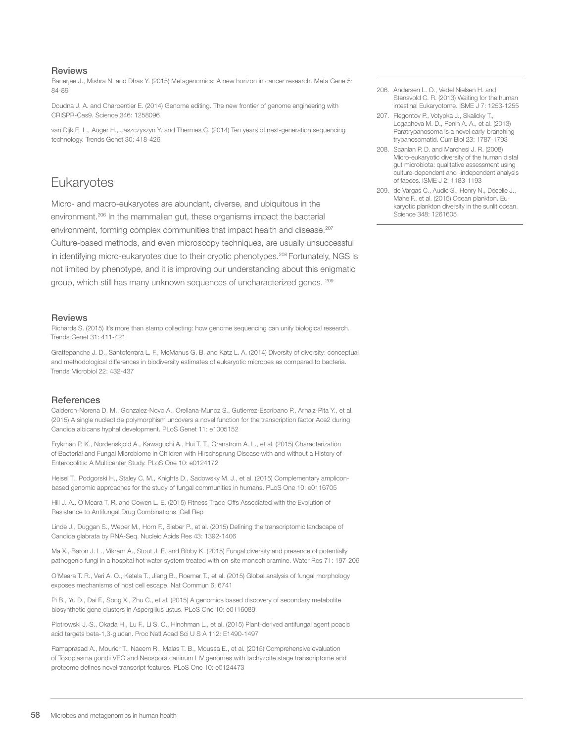### Reviews

Banerjee J., Mishra N. and Dhas Y. (2015) Metagenomics: A new horizon in cancer research. Meta Gene 5: 84-89

Doudna J. A. and Charpentier E. (2014) Genome editing. The new frontier of genome engineering with CRISPR-Cas9. Science 346: 1258096

van Dijk E. L., Auger H., Jaszczyszyn Y. and Thermes C. (2014) Ten years of next-generation sequencing technology. Trends Genet 30: 418-426

## Eukaryotes

Micro- and macro-eukaryotes are abundant, diverse, and ubiquitous in the environment.[206] In the mammalian gut, these organisms impact the bacterial environment, forming complex communities that impact health and disease.[207] Culture-based methods, and even microscopy techniques, are usually unsuccessful in identifying micro-eukaryotes due to their cryptic phenotypes.[208] Fortunately, NGS is not limited by phenotype, and it is improving our understanding about this enigmatic group, which still has many unknown sequences of uncharacterized genes. [209]

206. Andersen L. O., Vedel Nielsen H. and Stensvold C. R. (2013) Waiting for the human intestinal Eukaryotome. ISME J 7: 1253-1255
207. Flegontov P., Votypka J., Skalicky T., Logacheva M. D., Penin A. A., et al. (2013) Paratrypanosoma is a novel early-branching trypanosomatid. Curr Biol 23: 1787-1793
208. Scanlan P. D. and Marchesi J. R. (2008) Micro-eukaryotic diversity of the human distal gut microbiota: qualitative assessment using culture-dependent and -independent analysis of faeces. ISME J 2: 1183-1193
209. de Vargas C., Audic S., Henry N., Decelle J., Mahe F., et al. (2015) Ocean plankton. Eukaryotic plankton diversity in the sunlit ocean. Science 348: 1261605

### Reviews

Richards S. (2015) It's more than stamp collecting: how genome sequencing can unify biological research. Trends Genet 31: 411-421

Grattepanche J. D., Santoferrara L. F., McManus G. B. and Katz L. A. (2014) Diversity of diversity: conceptual and methodological differences in biodiversity estimates of eukaryotic microbes as compared to bacteria. Trends Microbiol 22: 432-437

### References

Calderon-Norena D. M., Gonzalez-Novo A., Orellana-Munoz S., Gutierrez-Escribano P., Arnaiz-Pita Y., et al. (2015) A single nucleotide polymorphism uncovers a novel function for the transcription factor Ace2 during Candida albicans hyphal development. PLoS Genet 11: e1005152

Frykman P. K., Nordenskjold A., Kawaguchi A., Hui T. T., Granstrom A. L., et al. (2015) Characterization of Bacterial and Fungal Microbiome in Children with Hirschsprung Disease with and without a History of Enterocolitis: A Multicenter Study. PLoS One 10: e0124172

Heisel T., Podgorski H., Staley C. M., Knights D., Sadowsky M. J., et al. (2015) Complementary amplicon-based genomic approaches for the study of fungal communities in humans. PLoS One 10: e0116705

Hill J. A., O'Meara T. R. and Cowen L. E. (2015) Fitness Trade-Offs Associated with the Evolution of Resistance to Antifungal Drug Combinations. Cell Rep

Linde J., Duggan S., Weber M., Horn F., Sieber P., et al. (2015) Defining the transcriptomic landscape of Candida glabrata by RNA-Seq. Nucleic Acids Res 43: 1392-1406

Ma X., Baron J. L., Vikram A., Stout J. E. and Bibby K. (2015) Fungal diversity and presence of potentially pathogenic fungi in a hospital hot water system treated with on-site monochloramine. Water Res 71: 197-206

O'Meara T. R., Veri A. O., Ketela T., Jiang B., Roemer T., et al. (2015) Global analysis of fungal morphology exposes mechanisms of host cell escape. Nat Commun 6: 6741

Pi B., Yu D., Dai F., Song X., Zhu C., et al. (2015) A genomics based discovery of secondary metabolite biosynthetic gene clusters in Aspergillus ustus. PLoS One 10: e0116089

Piotrowski J. S., Okada H., Lu F., Li S. C., Hinchman L., et al. (2015) Plant-derived antifungal agent poacic acid targets beta-1,3-glucan. Proc Natl Acad Sci U S A 112: E1490-1497

Ramaprasad A., Mourier T., Naeem R., Malas T. B., Moussa E., et al. (2015) Comprehensive evaluation of Toxoplasma gondii VEG and Neospora caninum LIV genomes with tachyzoite stage transcriptome and proteome defines novel transcript features. PLoS One 10: e0124473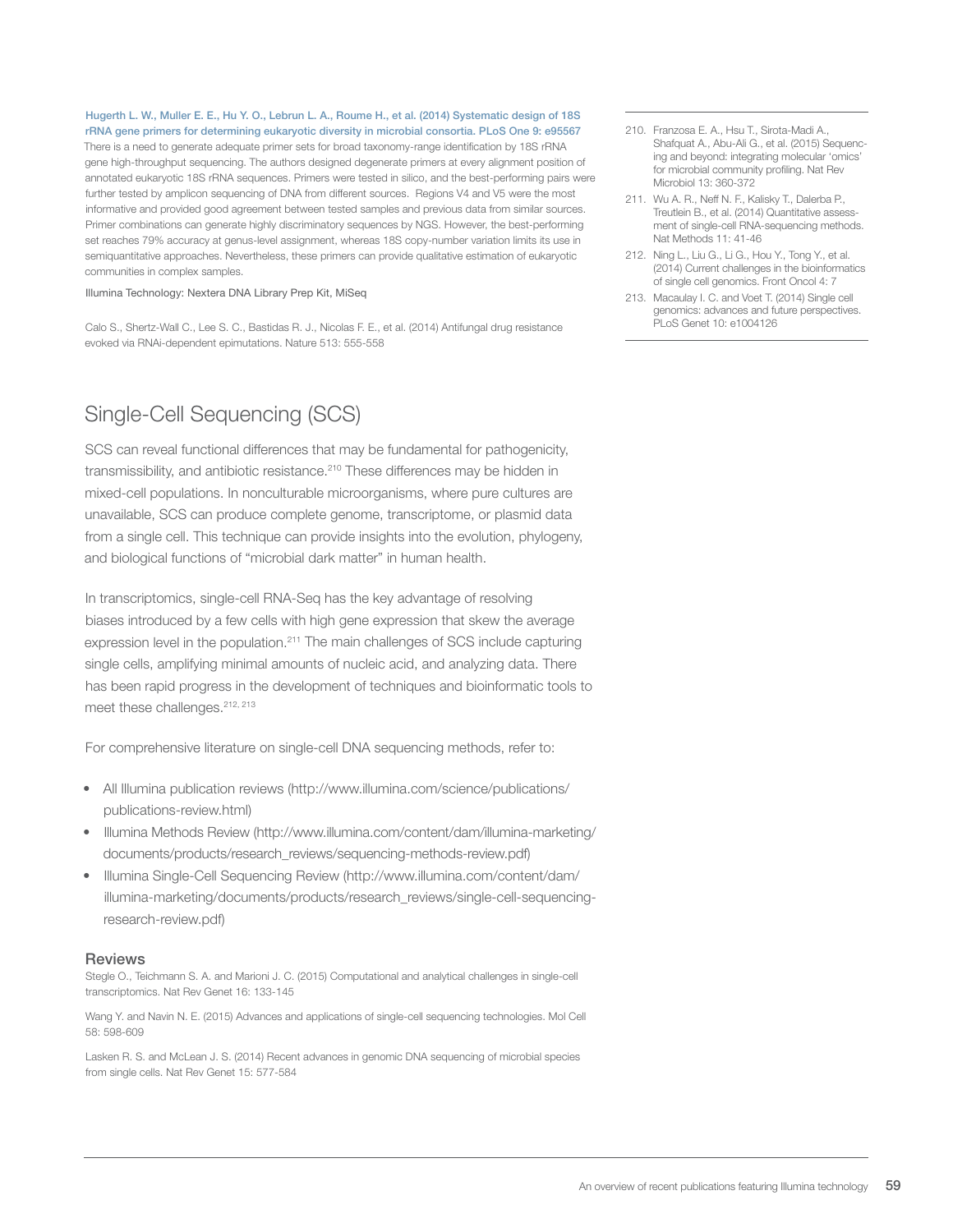**Hugerth L. W., Muller E. E., Hu Y. O., Lebrun L. A., Roume H., et al. (2014) Systematic design of 18S rRNA gene primers for determining eukaryotic diversity in microbial consortia. PLoS One 9: e95567**

There is a need to generate adequate primer sets for broad taxonomy-range identification by 18S rRNA gene high-throughput sequencing. The authors designed degenerate primers at every alignment position of annotated eukaryotic 18S rRNA sequences. Primers were tested in silico, and the best-performing pairs were further tested by amplicon sequencing of DNA from different sources. Regions V4 and V5 were the most informative and provided good agreement between tested samples and previous data from similar sources. Primer combinations can generate highly discriminatory sequences by NGS. However, the best-performing set reaches 79% accuracy at genus-level assignment, whereas 18S copy-number variation limits its use in semiquantitative approaches. Nevertheless, these primers can provide qualitative estimation of eukaryotic communities in complex samples.

Illumina Technology: Nextera DNA Library Prep Kit, MiSeq

Calo S., Shertz-Wall C., Lee S. C., Bastidas R. J., Nicolas F. E., et al. (2014) Antifungal drug resistance evoked via RNAi-dependent epimutations. Nature 513: 555-558

## Single-Cell Sequencing (SCS)

SCS can reveal functional differences that may be fundamental for pathogenicity, transmissibility, and antibiotic resistance.[210] These differences may be hidden in mixed-cell populations. In nonculturable microorganisms, where pure cultures are unavailable, SCS can produce complete genome, transcriptome, or plasmid data from a single cell. This technique can provide insights into the evolution, phylogeny, and biological functions of "microbial dark matter" in human health.

In transcriptomics, single-cell RNA-Seq has the key advantage of resolving biases introduced by a few cells with high gene expression that skew the average expression level in the population.[211] The main challenges of SCS include capturing single cells, amplifying minimal amounts of nucleic acid, and analyzing data. There has been rapid progress in the development of techniques and bioinformatic tools to meet these challenges.[212, 213]

For comprehensive literature on single-cell DNA sequencing methods, refer to:

- All Illumina publication reviews (http://www.illumina.com/science/publications/publications-review.html)
- Illumina Methods Review (http://www.illumina.com/content/dam/illumina-marketing/documents/products/research_reviews/sequencing-methods-review.pdf)
- Illumina Single-Cell Sequencing Review (http://www.illumina.com/content/dam/illumina-marketing/documents/products/research_reviews/single-cell-sequencing-research-review.pdf)

### Reviews

Stegle O., Teichmann S. A. and Marioni J. C. (2015) Computational and analytical challenges in single-cell transcriptomics. Nat Rev Genet 16: 133-145

Wang Y. and Navin N. E. (2015) Advances and applications of single-cell sequencing technologies. Mol Cell 58: 598-609

Lasken R. S. and McLean J. S. (2014) Recent advances in genomic DNA sequencing of microbial species from single cells. Nat Rev Genet 15: 577-584

---

210. Franzosa E. A., Hsu T., Sirota-Madi A., Shafquat A., Abu-Ali G., et al. (2015) Sequencing and beyond: integrating molecular 'omics' for microbial community profiling. Nat Rev Microbiol 13: 360-372
211. Wu A. R., Neff N. F., Kalisky T., Dalerba P., Treutlein B., et al. (2014) Quantitative assessment of single-cell RNA-sequencing methods. Nat Methods 11: 41-46
212. Ning L., Liu G., Li G., Hou Y., Tong Y., et al. (2014) Current challenges in the bioinformatics of single cell genomics. Front Oncol 4: 7
213. Macaulay I. C. and Voet T. (2014) Single cell genomics: advances and future perspectives. PLoS Genet 10: e1004126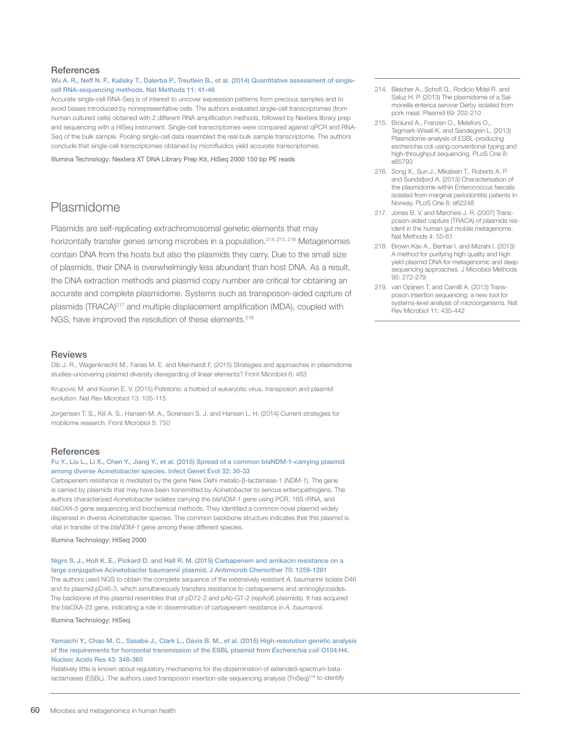### References

**Wu A. R., Neff N. F., Kalisky T., Dalerba P., Treutlein B., et al. (2014) Quantitative assessment of single-cell RNA-sequencing methods. Nat Methods 11: 41-46**

Accurate single-cell RNA-Seq is of interest to uncover expression patterns from precious samples and to avoid biases introduced by nonrepresentative cells. The authors evaluated single-cell transcriptomes (from human cultured cells) obtained with 2 different RNA amplification methods, followed by Nextera library prep and sequencing with a HiSeq instrument. Single-cell transcriptomes were compared against qPCR and RNA-Seq of the bulk sample. Pooling single-cell data resembled the real bulk sample transcriptome. The authors conclude that single-cell transcriptomes obtained by microfluidics yield accurate transcriptomes.

Illumina Technology: Nextera XT DNA Library Prep Kit, HiSeq 2000 150 bp PE reads

## Plasmidome

Plasmids are self-replicating extrachromosomal genetic elements that may horizontally transfer genes among microbes in a population.[214, 215, 216] Metagenomes contain DNA from the hosts but also the plasmids they carry. Due to the small size of plasmids, their DNA is overwhelmingly less abundant than host DNA. As a result, the DNA extraction methods and plasmid copy number are critical for obtaining an accurate and complete plasmidome. Systems such as transposon-aided capture of plasmids (TRACA)[217] and multiple displacement amplification (MDA), coupled with NGS, have improved the resolution of these elements.[218]

### Reviews

Dib J. R., Wagenknecht M., Farias M. E. and Meinhardt F. (2015) Strategies and approaches in plasmidome studies-uncovering plasmid diversity disregarding of linear elements? Front Microbiol 6: 463

Krupovic M. and Koonin E. V. (2015) Polintons: a hotbed of eukaryotic virus, transposon and plasmid evolution. Nat Rev Microbiol 13: 105-115

Jorgensen T. S., Kiil A. S., Hansen M. A., Sorensen S. J. and Hansen L. H. (2014) Current strategies for mobilome research. Front Microbiol 5: 750

### References

**Fu Y., Liu L., Li X., Chen Y., Jiang Y., et al. (2015) Spread of a common blaNDM-1-carrying plasmid among diverse Acinetobacter species. Infect Genet Evol 32: 30-33**

Carbapenem resistance is mediated by the gene New Delhi metallo-β-lactamase-1 (*NDM-1*). The gene is carried by plasmids that may have been transmitted by *Acinetobacter* to serious enteropathogens. The authors characterized *Acinetobacter* isolates carrying the *blaNDM-1* gene using PCR, 16S rRNA, and *blaOXA-5* gene sequencing and biochemical methods. They identified a common novel plasmid widely dispersed in diverse *Acinetobacter* species. The common backbone structure indicates that this plasmid is vital in transfer of the *blaNDM-1* gene among these different species.

Illumina Technology: HiSeq 2000

**Nigro S. J., Holt K. E., Pickard D. and Hall R. M. (2015) Carbapenem and amikacin resistance on a large conjugative Acinetobacter baumannii plasmid. J Antimicrob Chemother 70: 1259-1261**

The authors used NGS to obtain the complete sequence of the extensively resistant *A. baumannii* isolate D46 and its plasmid pD46-3, which simultaneously transfers resistance to carbapenems and aminoglycosides. The backbone of this plasmid resembles that of pD72-2 and pAb-G7-2 (repAci6 plasmids). It has acquired the blaOXA-23 gene, indicating a role in dissemination of carbapenem resistance in *A. baumannii*.

Illumina Technology: HiSeq

**Yamaichi Y., Chao M. C., Sasabe J., Clark L., Davis B. M., et al. (2015) High-resolution genetic analysis of the requirements for horizontal transmission of the ESBL plasmid from *Escherichia coli* O104:H4. Nucleic Acids Res 43: 348-360**

Relatively little is known about regulatory mechanisms for the dissemination of extended-spectrum beta-lactamases (ESBL). The authors used transposon insertion-site sequencing analysis (TnSeq)[219] to identify

---

214. Bleicher A., Schofl G., Rodicio Mdel R. and Saluz H. P. (2013) The plasmidome of a Salmonella enterica serovar Derby isolated from pork meat. Plasmid 69: 202-210
215. Brolund A., Franzen O., Melefors O., Tegmark-Wisell K. and Sandegren L. (2013) Plasmidome-analysis of ESBL-producing escherichia coli using conventional typing and high-throughput sequencing. PLoS One 8: e65793
216. Song X., Sun J., Mikalsen T., Roberts A. P. and Sundsfjord A. (2013) Characterisation of the plasmidome within Enterococcus faecalis isolated from marginal periodontitis patients in Norway. PLoS One 8: e62248
217. Jones B. V. and Marchesi J. R. (2007) Transposon-aided capture (TRACA) of plasmids resident in the human gut mobile metagenome. Nat Methods 4: 55-61
218. Brown Kav A., Benhar I. and Mizrahi I. (2013) A method for purifying high quality and high yield plasmid DNA for metagenomic and deep sequencing approaches. J Microbiol Methods 95: 272-279
219. van Opijnen T. and Camilli A. (2013) Transposon insertion sequencing: a new tool for systems-level analysis of microorganisms. Nat Rev Microbiol 11: 435-442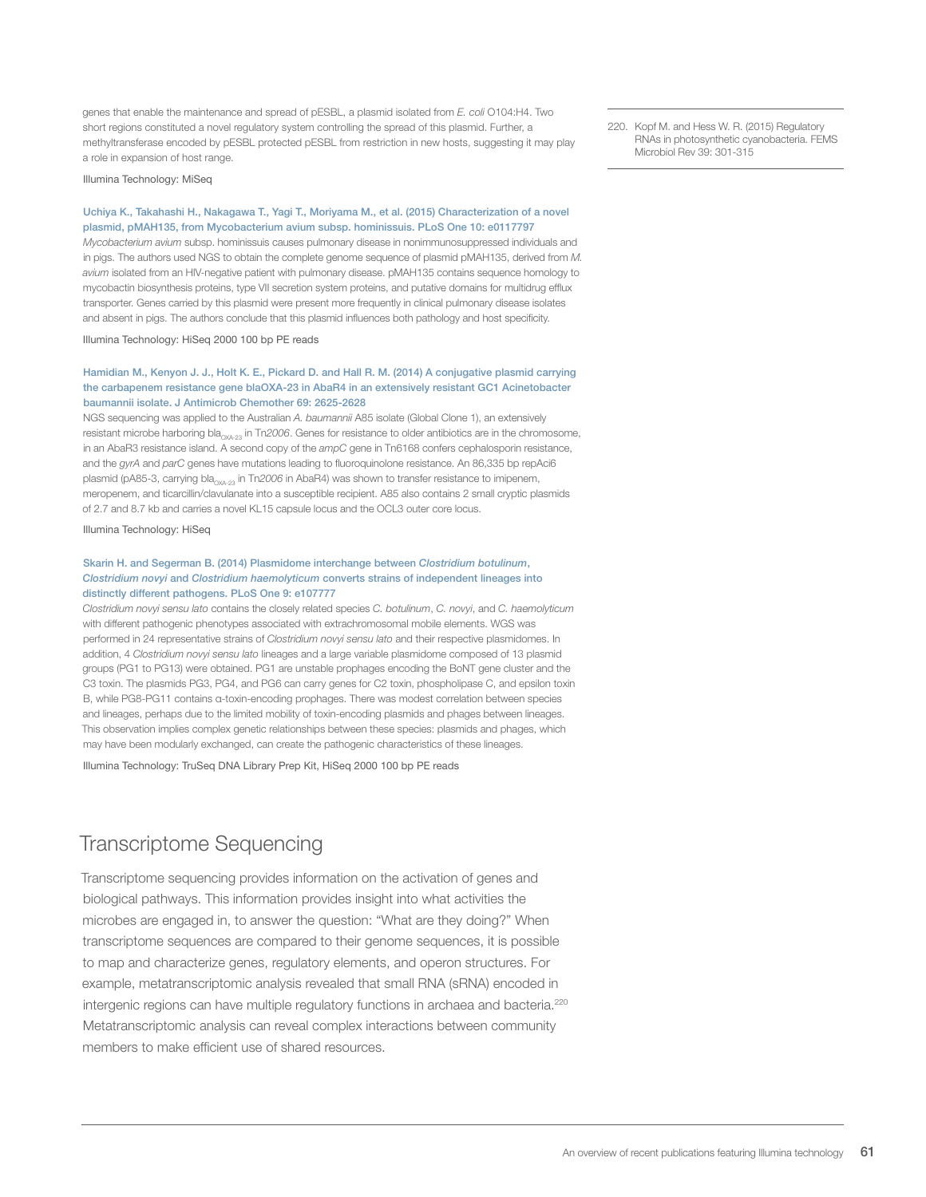genes that enable the maintenance and spread of pESBL, a plasmid isolated from *E. coli* O104:H4. Two short regions constituted a novel regulatory system controlling the spread of this plasmid. Further, a methyltransferase encoded by pESBL protected pESBL from restriction in new hosts, suggesting it may play a role in expansion of host range.

Illumina Technology: MiSeq

**Uchiya K., Takahashi H., Nakagawa T., Yagi T., Moriyama M., et al. (2015) Characterization of a novel plasmid, pMAH135, from Mycobacterium avium subsp. hominissuis. PLoS One 10: e0117797**

*Mycobacterium avium* subsp. hominissuis causes pulmonary disease in nonimmunosuppressed individuals and in pigs. The authors used NGS to obtain the complete genome sequence of plasmid pMAH135, derived from *M. avium* isolated from an HIV-negative patient with pulmonary disease. pMAH135 contains sequence homology to mycobactin biosynthesis proteins, type VII secretion system proteins, and putative domains for multidrug efflux transporter. Genes carried by this plasmid were present more frequently in clinical pulmonary disease isolates and absent in pigs. The authors conclude that this plasmid influences both pathology and host specificity.

Illumina Technology: HiSeq 2000 100 bp PE reads

**Hamidian M., Kenyon J. J., Holt K. E., Pickard D. and Hall R. M. (2014) A conjugative plasmid carrying the carbapenem resistance gene blaOXA-23 in AbaR4 in an extensively resistant GC1 Acinetobacter baumannii isolate. J Antimicrob Chemother 69: 2625-2628**

NGS sequencing was applied to the Australian *A. baumannii* A85 isolate (Global Clone 1), an extensively resistant microbe harboring $bla_{OXA-23}$ in Tn*2006*. Genes for resistance to older antibiotics are in the chromosome, in an AbaR3 resistance island. A second copy of the *ampC* gene in Tn6168 confers cephalosporin resistance, and the *gyrA* and *parC* genes have mutations leading to fluoroquinolone resistance. An 86,335 bp repAci6 plasmid (pA85-3, carrying $bla_{OXA-23}$ in Tn*2006* in AbaR4) was shown to transfer resistance to imipenem, meropenem, and ticarcillin/clavulanate into a susceptible recipient. A85 also contains 2 small cryptic plasmids of 2.7 and 8.7 kb and carries a novel KL15 capsule locus and the OCL3 outer core locus.

Illumina Technology: HiSeq

**Skarin H. and Segerman B. (2014) Plasmidome interchange between *Clostridium botulinum*, *Clostridium novyi* and *Clostridium haemolyticum* converts strains of independent lineages into distinctly different pathogens. PLoS One 9: e107777**

*Clostridium novyi sensu lato* contains the closely related species *C. botulinum*, *C. novyi*, and *C. haemolyticum* with different pathogenic phenotypes associated with extrachromosomal mobile elements. WGS was performed in 24 representative strains of *Clostridium novyi sensu lato* and their respective plasmidomes. In addition, 4 *Clostridium novyi sensu lato* lineages and a large variable plasmidome composed of 13 plasmid groups (PG1 to PG13) were obtained. PG1 are unstable prophages encoding the BoNT gene cluster and the C3 toxin. The plasmids PG3, PG4, and PG6 can carry genes for C2 toxin, phospholipase C, and epsilon toxin B, while PG8-PG11 contains α-toxin-encoding prophages. There was modest correlation between species and lineages, perhaps due to the limited mobility of toxin-encoding plasmids and phages between lineages. This observation implies complex genetic relationships between these species: plasmids and phages, which may have been modularly exchanged, can create the pathogenic characteristics of these lineages.

Illumina Technology: TruSeq DNA Library Prep Kit, HiSeq 2000 100 bp PE reads

## Transcriptome Sequencing

Transcriptome sequencing provides information on the activation of genes and biological pathways. This information provides insight into what activities the microbes are engaged in, to answer the question: "What are they doing?" When transcriptome sequences are compared to their genome sequences, it is possible to map and characterize genes, regulatory elements, and operon structures. For example, metatranscriptomic analysis revealed that small RNA (sRNA) encoded in intergenic regions can have multiple regulatory functions in archaea and bacteria.[220] Metatranscriptomic analysis can reveal complex interactions between community members to make efficient use of shared resources.

220. Kopf M. and Hess W. R. (2015) Regulatory RNAs in photosynthetic cyanobacteria. FEMS Microbiol Rev 39: 301-315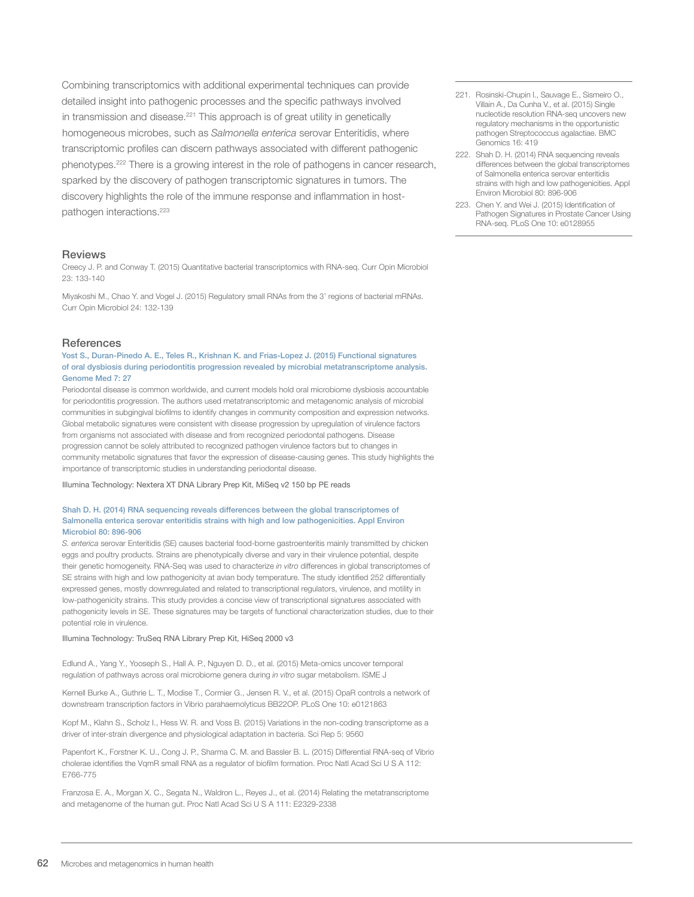Combining transcriptomics with additional experimental techniques can provide detailed insight into pathogenic processes and the specific pathways involved in transmission and disease.[221] This approach is of great utility in genetically homogeneous microbes, such as *Salmonella enterica* serovar Enteritidis, where transcriptomic profiles can discern pathways associated with different pathogenic phenotypes.[222] There is a growing interest in the role of pathogens in cancer research, sparked by the discovery of pathogen transcriptomic signatures in tumors. The discovery highlights the role of the immune response and inflammation in host-pathogen interactions.[223]

221. Rosinski-Chupin I., Sauvage E., Sismeiro O., Villain A., Da Cunha V., et al. (2015) Single nucleotide resolution RNA-seq uncovers new regulatory mechanisms in the opportunistic pathogen Streptococcus agalactiae. BMC Genomics 16: 419
222. Shah D. H. (2014) RNA sequencing reveals differences between the global transcriptomes of Salmonella enterica serovar enteritidis strains with high and low pathogenicities. Appl Environ Microbiol 80: 896-906
223. Chen Y. and Wei J. (2015) Identification of Pathogen Signatures in Prostate Cancer Using RNA-seq. PLoS One 10: e0128955

## Reviews

Creecy J. P. and Conway T. (2015) Quantitative bacterial transcriptomics with RNA-seq. Curr Opin Microbiol 23: 133-140

Miyakoshi M., Chao Y. and Vogel J. (2015) Regulatory small RNAs from the 3' regions of bacterial mRNAs. Curr Opin Microbiol 24: 132-139

## References

**Yost S., Duran-Pinedo A. E., Teles R., Krishnan K. and Frias-Lopez J. (2015) Functional signatures of oral dysbiosis during periodontitis progression revealed by microbial metatranscriptome analysis. Genome Med 7: 27**

Periodontal disease is common worldwide, and current models hold oral microbiome dysbiosis accountable for periodontitis progression. The authors used metatranscriptomic and metagenomic analysis of microbial communities in subgingival biofilms to identify changes in community composition and expression networks. Global metabolic signatures were consistent with disease progression by upregulation of virulence factors from organisms not associated with disease and from recognized periodontal pathogens. Disease progression cannot be solely attributed to recognized pathogen virulence factors but to changes in community metabolic signatures that favor the expression of disease-causing genes. This study highlights the importance of transcriptomic studies in understanding periodontal disease.

Illumina Technology: Nextera XT DNA Library Prep Kit, MiSeq v2 150 bp PE reads

**Shah D. H. (2014) RNA sequencing reveals differences between the global transcriptomes of Salmonella enterica serovar enteritidis strains with high and low pathogenicities. Appl Environ Microbiol 80: 896-906**

*S. enterica* serovar Enteritidis (SE) causes bacterial food-borne gastroenteritis mainly transmitted by chicken eggs and poultry products. Strains are phenotypically diverse and vary in their virulence potential, despite their genetic homogeneity. RNA-Seq was used to characterize *in vitro* differences in global transcriptomes of SE strains with high and low pathogenicity at avian body temperature. The study identified 252 differentially expressed genes, mostly downregulated and related to transcriptional regulators, virulence, and motility in low-pathogenicity strains. This study provides a concise view of transcriptional signatures associated with pathogenicity levels in SE. These signatures may be targets of functional characterization studies, due to their potential role in virulence.

Illumina Technology: TruSeq RNA Library Prep Kit, HiSeq 2000 v3

Edlund A., Yang Y., Yooseph S., Hall A. P., Nguyen D. D., et al. (2015) Meta-omics uncover temporal regulation of pathways across oral microbiome genera during *in vitro* sugar metabolism. ISME J

Kernell Burke A., Guthrie L. T., Modise T., Cormier G., Jensen R. V., et al. (2015) OpaR controls a network of downstream transcription factors in Vibrio parahaemolyticus BB22OP. PLoS One 10: e0121863

Kopf M., Klahn S., Scholz I., Hess W. R. and Voss B. (2015) Variations in the non-coding transcriptome as a driver of inter-strain divergence and physiological adaptation in bacteria. Sci Rep 5: 9560

Papenfort K., Forstner K. U., Cong J. P., Sharma C. M. and Bassler B. L. (2015) Differential RNA-seq of Vibrio cholerae identifies the VqmR small RNA as a regulator of biofilm formation. Proc Natl Acad Sci U S A 112: E766-775

Franzosa E. A., Morgan X. C., Segata N., Waldron L., Reyes J., et al. (2014) Relating the metatranscriptome and metagenome of the human gut. Proc Natl Acad Sci U S A 111: E2329-2338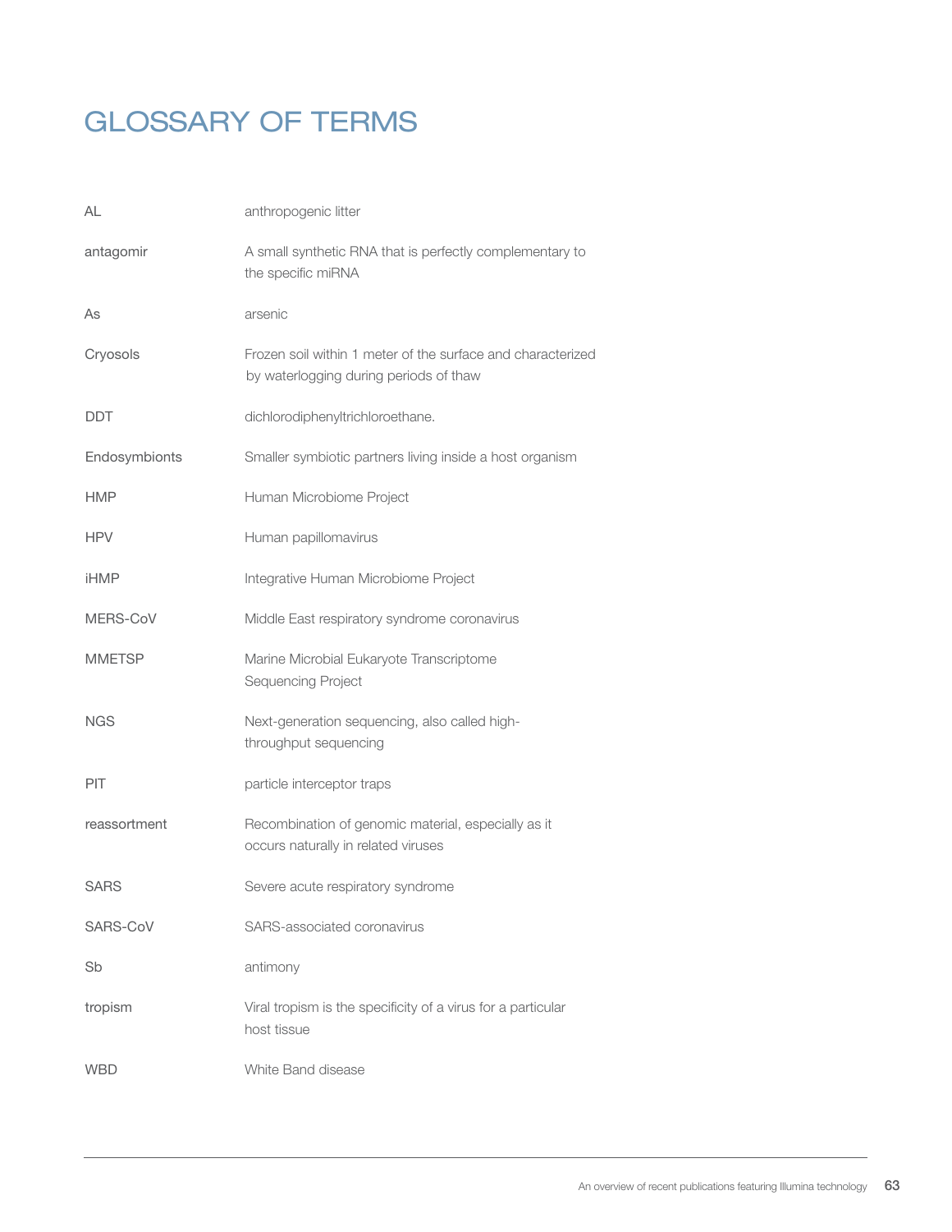# GLOSSARY OF TERMS

| | |
|---|---|
| AL | anthropogenic litter |
| antagomir | A small synthetic RNA that is perfectly complementary to the specific miRNA |
| As | arsenic |
| Cryosols | Frozen soil within 1 meter of the surface and characterized by waterlogging during periods of thaw |
| DDT | dichlorodiphenyltrichloroethane. |
| Endosymbionts | Smaller symbiotic partners living inside a host organism |
| HMP | Human Microbiome Project |
| HPV | Human papillomavirus |
| iHMP | Integrative Human Microbiome Project |
| MERS-CoV | Middle East respiratory syndrome coronavirus |
| MMETSP | Marine Microbial Eukaryote Transcriptome Sequencing Project |
| NGS | Next-generation sequencing, also called high-throughput sequencing |
| PIT | particle interceptor traps |
| reassortment | Recombination of genomic material, especially as it occurs naturally in related viruses |
| SARS | Severe acute respiratory syndrome |
| SARS-CoV | SARS-associated coronavirus |
| Sb | antimony |
| tropism | Viral tropism is the specificity of a virus for a particular host tissue |
| WBD | White Band disease |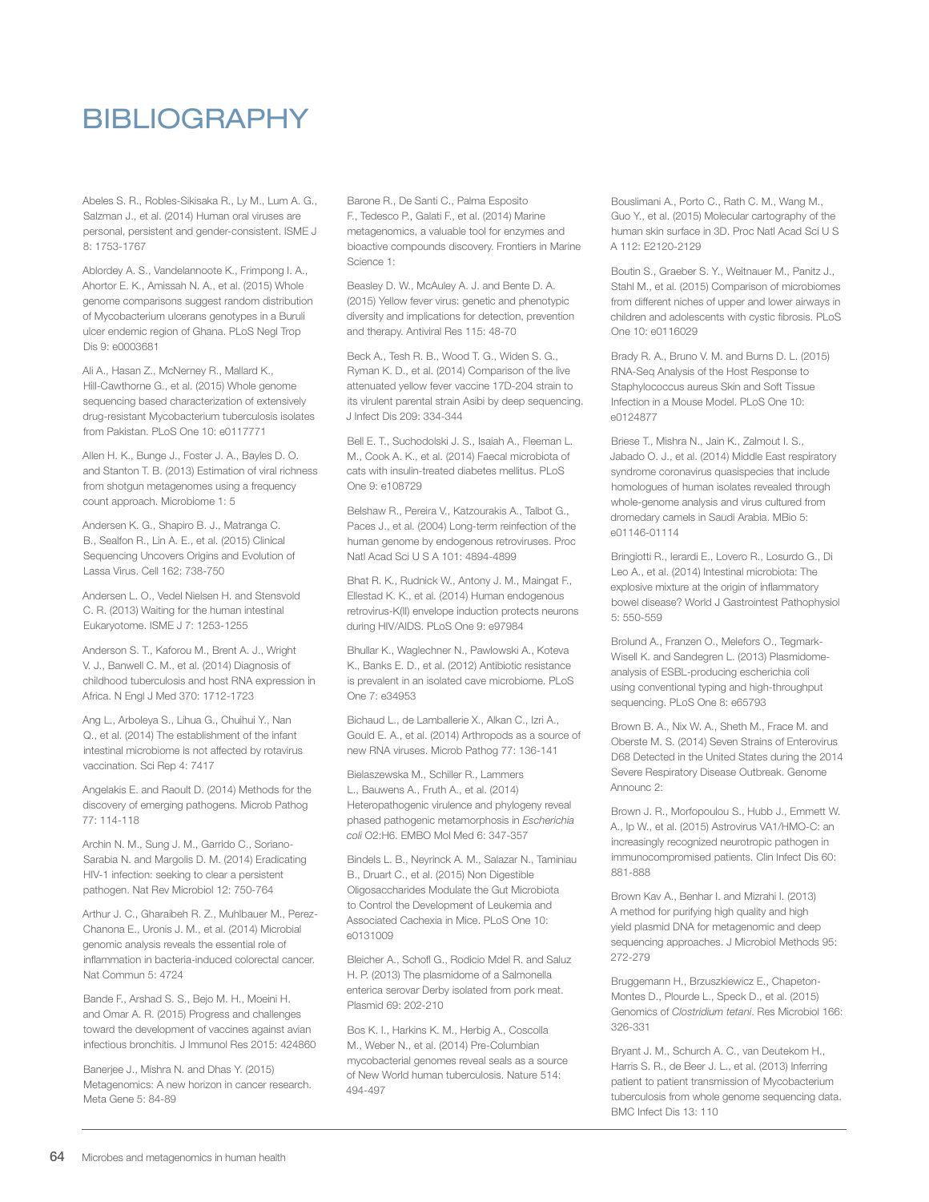# BIBLIOGRAPHY

Abeles S. R., Robles-Sikisaka R., Ly M., Lum A. G., Salzman J., et al. (2014) Human oral viruses are personal, persistent and gender-consistent. ISME J 8: 1753-1767

Ablordey A. S., Vandelannoote K., Frimpong I. A., Ahortor E. K., Amissah N. A., et al. (2015) Whole genome comparisons suggest random distribution of Mycobacterium ulcerans genotypes in a Buruli ulcer endemic region of Ghana. PLoS Negl Trop Dis 9: e0003681

Ali A., Hasan Z., McNerney R., Mallard K., Hill-Cawthorne G., et al. (2015) Whole genome sequencing based characterization of extensively drug-resistant Mycobacterium tuberculosis isolates from Pakistan. PLoS One 10: e0117771

Allen H. K., Bunge J., Foster J. A., Bayles D. O. and Stanton T. B. (2013) Estimation of viral richness from shotgun metagenomes using a frequency count approach. Microbiome 1: 5

Andersen K. G., Shapiro B. J., Matranga C. B., Sealfon R., Lin A. E., et al. (2015) Clinical Sequencing Uncovers Origins and Evolution of Lassa Virus. Cell 162: 738-750

Andersen L. O., Vedel Nielsen H. and Stensvold C. R. (2013) Waiting for the human intestinal Eukaryotome. ISME J 7: 1253-1255

Anderson S. T., Kaforou M., Brent A. J., Wright V. J., Banwell C. M., et al. (2014) Diagnosis of childhood tuberculosis and host RNA expression in Africa. N Engl J Med 370: 1712-1723

Ang L., Arboleya S., Lihua G., Chuihui Y., Nan Q., et al. (2014) The establishment of the infant intestinal microbiome is not affected by rotavirus vaccination. Sci Rep 4: 7417

Angelakis E. and Raoult D. (2014) Methods for the discovery of emerging pathogens. Microb Pathog 77: 114-118

Archin N. M., Sung J. M., Garrido C., Soriano-Sarabia N. and Margolis D. M. (2014) Eradicating HIV-1 infection: seeking to clear a persistent pathogen. Nat Rev Microbiol 12: 750-764

Arthur J. C., Gharaibeh R. Z., Muhlbauer M., Perez-Chanona E., Uronis J. M., et al. (2014) Microbial genomic analysis reveals the essential role of inflammation in bacteria-induced colorectal cancer. Nat Commun 5: 4724

Bande F., Arshad S. S., Bejo M. H., Moeini H. and Omar A. R. (2015) Progress and challenges toward the development of vaccines against avian infectious bronchitis. J Immunol Res 2015: 424860

Banerjee J., Mishra N. and Dhas Y. (2015) Metagenomics: A new horizon in cancer research. Meta Gene 5: 84-89

Barone R., De Santi C., Palma Esposito F., Tedesco P., Galati F., et al. (2014) Marine metagenomics, a valuable tool for enzymes and bioactive compounds discovery. Frontiers in Marine Science 1:

Beasley D. W., McAuley A. J. and Bente D. A. (2015) Yellow fever virus: genetic and phenotypic diversity and implications for detection, prevention and therapy. Antiviral Res 115: 48-70

Beck A., Tesh R. B., Wood T. G., Widen S. G., Ryman K. D., et al. (2014) Comparison of the live attenuated yellow fever vaccine 17D-204 strain to its virulent parental strain Asibi by deep sequencing. J Infect Dis 209: 334-344

Bell E. T., Suchodolski J. S., Isaiah A., Fleeman L. M., Cook A. K., et al. (2014) Faecal microbiota of cats with insulin-treated diabetes mellitus. PLoS One 9: e108729

Belshaw R., Pereira V., Katzourakis A., Talbot G., Paces J., et al. (2004) Long-term reinfection of the human genome by endogenous retroviruses. Proc Natl Acad Sci U S A 101: 4894-4899

Bhat R. K., Rudnick W., Antony J. M., Maingat F., Ellestad K. K., et al. (2014) Human endogenous retrovirus-K(II) envelope induction protects neurons during HIV/AIDS. PLoS One 9: e97984

Bhullar K., Waglechner N., Pawlowski A., Koteva K., Banks E. D., et al. (2012) Antibiotic resistance is prevalent in an isolated cave microbiome. PLoS One 7: e34953

Bichaud L., de Lamballerie X., Alkan C., Izri A., Gould E. A., et al. (2014) Arthropods as a source of new RNA viruses. Microb Pathog 77: 136-141

Bielaszewska M., Schiller R., Lammers L., Bauwens A., Fruth A., et al. (2014) Heteropathogenic virulence and phylogeny reveal phased pathogenic metamorphosis in *Escherichia coli* O2:H6. EMBO Mol Med 6: 347-357

Bindels L. B., Neyrinck A. M., Salazar N., Taminiau B., Druart C., et al. (2015) Non Digestible Oligosaccharides Modulate the Gut Microbiota to Control the Development of Leukemia and Associated Cachexia in Mice. PLoS One 10: e0131009

Bleicher A., Schofl G., Rodicio Mdel R. and Saluz H. P. (2013) The plasmidome of a Salmonella enterica serovar Derby isolated from pork meat. Plasmid 69: 202-210

Bos K. I., Harkins K. M., Herbig A., Coscolla M., Weber N., et al. (2014) Pre-Columbian mycobacterial genomes reveal seals as a source of New World human tuberculosis. Nature 514: 494-497

Bouslimani A., Porto C., Rath C. M., Wang M., Guo Y., et al. (2015) Molecular cartography of the human skin surface in 3D. Proc Natl Acad Sci U S A 112: E2120-2129

Boutin S., Graeber S. Y., Weitnauer M., Panitz J., Stahl M., et al. (2015) Comparison of microbiomes from different niches of upper and lower airways in children and adolescents with cystic fibrosis. PLoS One 10: e0116029

Brady R. A., Bruno V. M. and Burns D. L. (2015) RNA-Seq Analysis of the Host Response to Staphylococcus aureus Skin and Soft Tissue Infection in a Mouse Model. PLoS One 10: e0124877

Briese T., Mishra N., Jain K., Zalmout I. S., Jabado O. J., et al. (2014) Middle East respiratory syndrome coronavirus quasispecies that include homologues of human isolates revealed through whole-genome analysis and virus cultured from dromedary camels in Saudi Arabia. MBio 5: e01146-01114

Bringiotti R., Ierardi E., Lovero R., Losurdo G., Di Leo A., et al. (2014) Intestinal microbiota: The explosive mixture at the origin of inflammatory bowel disease? World J Gastrointest Pathophysiol 5: 550-559

Brolund A., Franzen O., Melefors O., Tegmark-Wisell K. and Sandegren L. (2013) Plasmidome-analysis of ESBL-producing escherichia coli using conventional typing and high-throughput sequencing. PLoS One 8: e65793

Brown B. A., Nix W. A., Sheth M., Frace M. and Oberste M. S. (2014) Seven Strains of Enterovirus D68 Detected in the United States during the 2014 Severe Respiratory Disease Outbreak. Genome Announc 2:

Brown J. R., Morfopoulou S., Hubb J., Emmett W. A., Ip W., et al. (2015) Astrovirus VA1/HMO-C: an increasingly recognized neurotropic pathogen in immunocompromised patients. Clin Infect Dis 60: 881-888

Brown Kav A., Benhar I. and Mizrahi I. (2013) A method for purifying high quality and high yield plasmid DNA for metagenomic and deep sequencing approaches. J Microbiol Methods 95: 272-279

Bruggemann H., Brzuszkiewicz E., Chapeton-Montes D., Plourde L., Speck D., et al. (2015) Genomics of *Clostridium tetani*. Res Microbiol 166: 326-331

Bryant J. M., Schurch A. C., van Deutekom H., Harris S. R., de Beer J. L., et al. (2013) Inferring patient to patient transmission of Mycobacterium tuberculosis from whole genome sequencing data. BMC Infect Dis 13: 110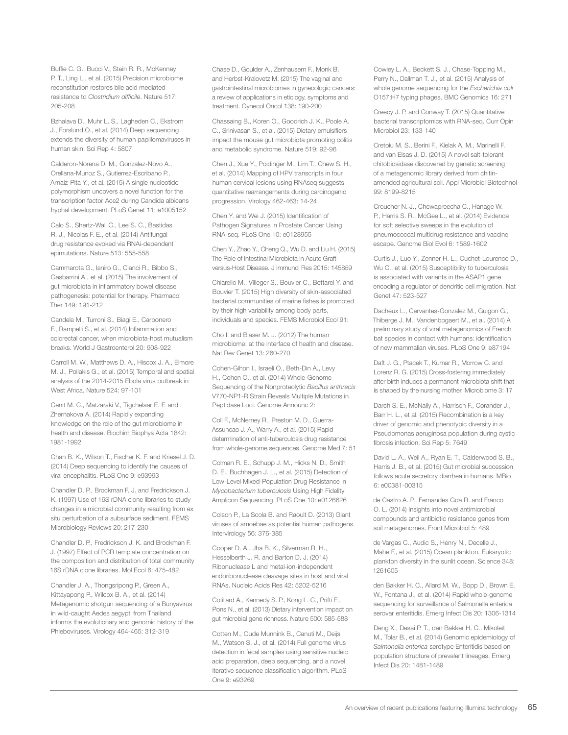Buffie C. G., Bucci V., Stein R. R., McKenney P. T., Ling L., et al. (2015) Precision microbiome reconstitution restores bile acid mediated resistance to *Clostridium difficile*. Nature 517: 205-208

Bzhalava D., Muhr L. S., Lagheden C., Ekstrom J., Forslund O., et al. (2014) Deep sequencing extends the diversity of human papillomaviruses in human skin. Sci Rep 4: 5807

Calderon-Norena D. M., Gonzalez-Novo A., Orellana-Munoz S., Gutierrez-Escribano P., Arnaiz-Pita Y., et al. (2015) A single nucleotide polymorphism uncovers a novel function for the transcription factor Ace2 during Candida albicans hyphal development. PLoS Genet 11: e1005152

Calo S., Shertz-Wall C., Lee S. C., Bastidas R. J., Nicolas F. E., et al. (2014) Antifungal drug resistance evoked via RNAi-dependent epimutations. Nature 513: 555-558

Cammarota G., Ianiro G., Cianci R., Bibbo S., Gasbarrini A., et al. (2015) The involvement of gut microbiota in inflammatory bowel disease pathogenesis: potential for therapy. Pharmacol Ther 149: 191-212

Candela M., Turroni S., Biagi E., Carbonero F., Rampelli S., et al. (2014) Inflammation and colorectal cancer, when microbiota-host mutualism breaks. World J Gastroenterol 20: 908-922

Carroll M. W., Matthews D. A., Hiscox J. A., Elmore M. J., Pollakis G., et al. (2015) Temporal and spatial analysis of the 2014-2015 Ebola virus outbreak in West Africa. Nature 524: 97-101

Cenit M. C., Matzaraki V., Tigchelaar E. F. and Zhernakova A. (2014) Rapidly expanding knowledge on the role of the gut microbiome in health and disease. Biochim Biophys Acta 1842: 1981-1992

Chan B. K., Wilson T., Fischer K. F. and Kriesel J. D. (2014) Deep sequencing to identify the causes of viral encephalitis. PLoS One 9: e93993

Chandler D. P., Brockman F. J. and Fredrickson J. K. (1997) Use of 16S rDNA clone libraries to study changes in a microbial community resulting from ex situ perturbation of a subsurface sediment. FEMS Microbiology Reviews 20: 217-230

Chandler D. P., Fredrickson J. K. and Brockman F. J. (1997) Effect of PCR template concentration on the composition and distribution of total community 16S rDNA clone libraries. Mol Ecol 6: 475-482

Chandler J. A., Thongsripong P., Green A., Kittayapong P., Wilcox B. A., et al. (2014) Metagenomic shotgun sequencing of a Bunyavirus in wild-caught Aedes aegypti from Thailand informs the evolutionary and genomic history of the Phleboviruses. Virology 464-465: 312-319

Chase D., Goulder A., Zenhausern F., Monk B. and Herbst-Kralovetz M. (2015) The vaginal and gastrointestinal microbiomes in gynecologic cancers: a review of applications in etiology, symptoms and treatment. Gynecol Oncol 138: 190-200

Chassaing B., Koren O., Goodrich J. K., Poole A. C., Srinivasan S., et al. (2015) Dietary emulsifiers impact the mouse gut microbiota promoting colitis and metabolic syndrome. Nature 519: 92-96

Chen J., Xue Y., Poidinger M., Lim T., Chew S. H., et al. (2014) Mapping of HPV transcripts in four human cervical lesions using RNAseq suggests quantitative rearrangements during carcinogenic progression. Virology 462-463: 14-24

Chen Y. and Wei J. (2015) Identification of Pathogen Signatures in Prostate Cancer Using RNA-seq. PLoS One 10: e0128955

Chen Y., Zhao Y., Cheng Q., Wu D. and Liu H. (2015) The Role of Intestinal Microbiota in Acute Graft-versus-Host Disease. J Immunol Res 2015: 145859

Chiarello M., Villeger S., Bouvier C., Bettarel Y. and Bouvier T. (2015) High diversity of skin-associated bacterial communities of marine fishes is promoted by their high variability among body parts, individuals and species. FEMS Microbiol Ecol 91:

Cho I. and Blaser M. J. (2012) The human microbiome: at the interface of health and disease. Nat Rev Genet 13: 260-270

Cohen-Gihon I., Israeli O., Beth-Din A., Levy H., Cohen O., et al. (2014) Whole-Genome Sequencing of the Nonproteolytic *Bacillus anthracis* V770-NP1-R Strain Reveals Multiple Mutations in Peptidase Loci. Genome Announc 2:

Coll F., McNerney R., Preston M. D., Guerra-Assuncao J. A., Warry A., et al. (2015) Rapid determination of anti-tuberculosis drug resistance from whole-genome sequences. Genome Med 7: 51

Colman R. E., Schupp J. M., Hicks N. D., Smith D. E., Buchhagen J. L., et al. (2015) Detection of Low-Level Mixed-Population Drug Resistance in *Mycobacterium tuberculosis* Using High Fidelity Amplicon Sequencing. PLoS One 10: e0126626

Colson P., La Scola B. and Raoult D. (2013) Giant viruses of amoebae as potential human pathogens. Intervirology 56: 376-385

Cooper D. A., Jha B. K., Silverman R. H., Hesselberth J. R. and Barton D. J. (2014) Ribonuclease L and metal-ion-independent endoribonuclease cleavage sites in host and viral RNAs. Nucleic Acids Res 42: 5202-5216

Cotillard A., Kennedy S. P., Kong L. C., Prifti E., Pons N., et al. (2013) Dietary intervention impact on gut microbial gene richness. Nature 500: 585-588

Cotten M., Oude Munnink B., Canuti M., Deijs M., Watson S. J., et al. (2014) Full genome virus detection in fecal samples using sensitive nucleic acid preparation, deep sequencing, and a novel iterative sequence classification algorithm. PLoS One 9: e93269

Cowley L. A., Beckett S. J., Chase-Topping M., Perry N., Dallman T. J., et al. (2015) Analysis of whole genome sequencing for the *Escherichia coli* O157:H7 typing phages. BMC Genomics 16: 271

Creecy J. P. and Conway T. (2015) Quantitative bacterial transcriptomics with RNA-seq. Curr Opin Microbiol 23: 133-140

Cretoiu M. S., Berini F., Kielak A. M., Marinelli F. and van Elsas J. D. (2015) A novel salt-tolerant chitobiosidase discovered by genetic screening of a metagenomic library derived from chitin-amended agricultural soil. Appl Microbiol Biotechnol 99: 8199-8215

Croucher N. J., Chewapreecha C., Hanage W. P., Harris S. R., McGee L., et al. (2014) Evidence for soft selective sweeps in the evolution of pneumococcal multidrug resistance and vaccine escape. Genome Biol Evol 6: 1589-1602

Curtis J., Luo Y., Zenner H. L., Cuchet-Lourenco D., Wu C., et al. (2015) Susceptibility to tuberculosis is associated with variants in the ASAP1 gene encoding a regulator of dendritic cell migration. Nat Genet 47: 523-527

Dacheux L., Cervantes-Gonzalez M., Guigon G., Thiberge J. M., Vandenbogaert M., et al. (2014) A preliminary study of viral metagenomics of French bat species in contact with humans: identification of new mammalian viruses. PLoS One 9: e87194

Daft J. G., Ptacek T., Kumar R., Morrow C. and Lorenz R. G. (2015) Cross-fostering immediately after birth induces a permanent microbiota shift that is shaped by the nursing mother. Microbiome 3: 17

Darch S. E., McNally A., Harrison F., Corander J., Barr H. L., et al. (2015) Recombination is a key driver of genomic and phenotypic diversity in a Pseudomonas aeruginosa population during cystic fibrosis infection. Sci Rep 5: 7649

David L. A., Weil A., Ryan E. T., Calderwood S. B., Harris J. B., et al. (2015) Gut microbial succession follows acute secretory diarrhea in humans. MBio 6: e00381-00315

de Castro A. P., Fernandes Gda R. and Franco O. L. (2014) Insights into novel antimicrobial compounds and antibiotic resistance genes from soil metagenomes. Front Microbiol 5: 489

de Vargas C., Audic S., Henry N., Decelle J., Mahe F., et al. (2015) Ocean plankton. Eukaryotic plankton diversity in the sunlit ocean. Science 348: 1261605

den Bakker H. C., Allard M. W., Bopp D., Brown E. W., Fontana J., et al. (2014) Rapid whole-genome sequencing for surveillance of Salmonella enterica serovar enteritidis. Emerg Infect Dis 20: 1306-1314

Deng X., Desai P. T., den Bakker H. C., Mikoleit M., Tolar B., et al. (2014) Genomic epidemiology of *Salmonella enterica* serotype Enteritidis based on population structure of prevalent lineages. Emerg Infect Dis 20: 1481-1489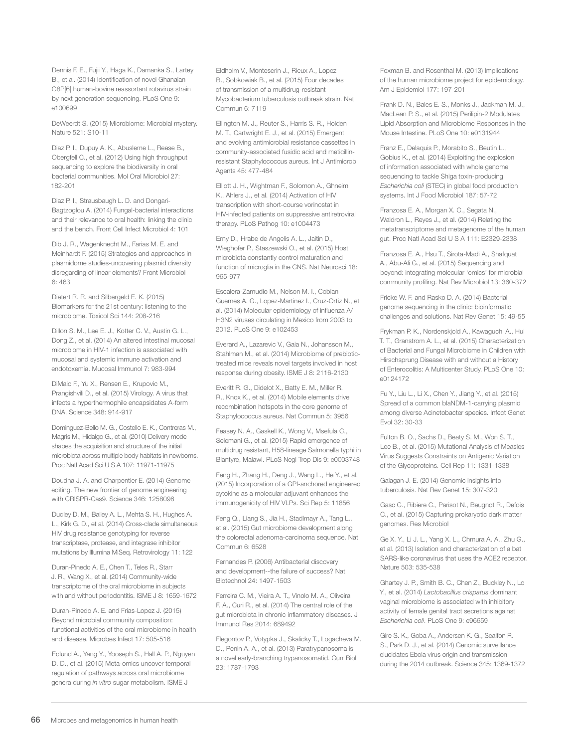Dennis F. E., Fujii Y., Haga K., Damanka S., Lartey B., et al. (2014) Identification of novel Ghanaian G8P[6] human-bovine reassortant rotavirus strain by next generation sequencing. PLoS One 9: e100699

DeWeerdt S. (2015) Microbiome: Microbial mystery. Nature 521: S10-11

Diaz P. I., Dupuy A. K., Abusleme L., Reese B., Obergfell C., et al. (2012) Using high throughput sequencing to explore the biodiversity in oral bacterial communities. Mol Oral Microbiol 27: 182-201

Diaz P. I., Strausbaugh L. D. and Dongari-Bagtzoglou A. (2014) Fungal-bacterial interactions and their relevance to oral health: linking the clinic and the bench. Front Cell Infect Microbiol 4: 101

Dib J. R., Wagenknecht M., Farias M. E. and Meinhardt F. (2015) Strategies and approaches in plasmidome studies-uncovering plasmid diversity disregarding of linear elements? Front Microbiol 6: 463

Dietert R. R. and Silbergeld E. K. (2015) Biomarkers for the 21st century: listening to the microbiome. Toxicol Sci 144: 208-216

Dillon S. M., Lee E. J., Kotter C. V., Austin G. L., Dong Z., et al. (2014) An altered intestinal mucosal microbiome in HIV-1 infection is associated with mucosal and systemic immune activation and endotoxemia. Mucosal Immunol 7: 983-994

DiMaio F., Yu X., Rensen E., Krupovic M., Prangishvili D., et al. (2015) Virology. A virus that infects a hyperthermophile encapsidates A-form DNA. Science 348: 914-917

Dominguez-Bello M. G., Costello E. K., Contreras M., Magris M., Hidalgo G., et al. (2010) Delivery mode shapes the acquisition and structure of the initial microbiota across multiple body habitats in newborns. Proc Natl Acad Sci U S A 107: 11971-11975

Doudna J. A. and Charpentier E. (2014) Genome editing. The new frontier of genome engineering with CRISPR-Cas9. Science 346: 1258096

Dudley D. M., Bailey A. L., Mehta S. H., Hughes A. L., Kirk G. D., et al. (2014) Cross-clade simultaneous HIV drug resistance genotyping for reverse transcriptase, protease, and integrase inhibitor mutations by Illumina MiSeq. Retrovirology 11: 122

Duran-Pinedo A. E., Chen T., Teles R., Starr J. R., Wang X., et al. (2014) Community-wide transcriptome of the oral microbiome in subjects with and without periodontitis. ISME J 8: 1659-1672

Duran-Pinedo A. E. and Frias-Lopez J. (2015) Beyond microbial community composition: functional activities of the oral microbiome in health and disease. Microbes Infect 17: 505-516

Edlund A., Yang Y., Yooseph S., Hall A. P., Nguyen D. D., et al. (2015) Meta-omics uncover temporal regulation of pathways across oral microbiome genera during *in vitro* sugar metabolism. ISME J

Eldholm V., Monteserin J., Rieux A., Lopez B., Sobkowiak B., et al. (2015) Four decades of transmission of a multidrug-resistant Mycobacterium tuberculosis outbreak strain. Nat Commun 6: 7119

Ellington M. J., Reuter S., Harris S. R., Holden M. T., Cartwright E. J., et al. (2015) Emergent and evolving antimicrobial resistance cassettes in community-associated fusidic acid and meticillin-resistant Staphylococcus aureus. Int J Antimicrob Agents 45: 477-484

Elliott J. H., Wightman F., Solomon A., Ghneim K., Ahlers J., et al. (2014) Activation of HIV transcription with short-course vorinostat in HIV-infected patients on suppressive antiretroviral therapy. PLoS Pathog 10: e1004473

Erny D., Hrabe de Angelis A. L., Jaitin D., Wieghofer P., Staszewski O., et al. (2015) Host microbiota constantly control maturation and function of microglia in the CNS. Nat Neurosci 18: 965-977

Escalera-Zamudio M., Nelson M. I., Cobian Guemes A. G., Lopez-Martinez I., Cruz-Ortiz N., et al. (2014) Molecular epidemiology of influenza A/H3N2 viruses circulating in Mexico from 2003 to 2012. PLoS One 9: e102453

Everard A., Lazarevic V., Gaia N., Johansson M., Stahlman M., et al. (2014) Microbiome of prebiotic-treated mice reveals novel targets involved in host response during obesity. ISME J 8: 2116-2130

Everitt R. G., Didelot X., Batty E. M., Miller R. R., Knox K., et al. (2014) Mobile elements drive recombination hotspots in the core genome of Staphylococcus aureus. Nat Commun 5: 3956

Feasey N. A., Gaskell K., Wong V., Msefula C., Selemani G., et al. (2015) Rapid emergence of multidrug resistant, H58-lineage Salmonella typhi in Blantyre, Malawi. PLoS Negl Trop Dis 9: e0003748

Feng H., Zhang H., Deng J., Wang L., He Y., et al. (2015) Incorporation of a GPI-anchored engineered cytokine as a molecular adjuvant enhances the immunogenicity of HIV VLPs. Sci Rep 5: 11856

Feng Q., Liang S., Jia H., Stadlmayr A., Tang L., et al. (2015) Gut microbiome development along the colorectal adenoma-carcinoma sequence. Nat Commun 6: 6528

Fernandes P. (2006) Antibacterial discovery and development--the failure of success? Nat Biotechnol 24: 1497-1503

Ferreira C. M., Vieira A. T., Vinolo M. A., Oliveira F. A., Curi R., et al. (2014) The central role of the gut microbiota in chronic inflammatory diseases. J Immunol Res 2014: 689492

Flegontov P., Votypka J., Skalicky T., Logacheva M. D., Penin A. A., et al. (2013) Paratrypanosoma is a novel early-branching trypanosomatid. Curr Biol 23: 1787-1793

Foxman B. and Rosenthal M. (2013) Implications of the human microbiome project for epidemiology. Am J Epidemiol 177: 197-201

Frank D. N., Bales E. S., Monks J., Jackman M. J., MacLean P. S., et al. (2015) Perilipin-2 Modulates Lipid Absorption and Microbiome Responses in the Mouse Intestine. PLoS One 10: e0131944

Franz E., Delaquis P., Morabito S., Beutin L., Gobius K., et al. (2014) Exploiting the explosion of information associated with whole genome sequencing to tackle Shiga toxin-producing *Escherichia coli* (STEC) in global food production systems. Int J Food Microbiol 187: 57-72

Franzosa E. A., Morgan X. C., Segata N., Waldron L., Reyes J., et al. (2014) Relating the metatranscriptome and metagenome of the human gut. Proc Natl Acad Sci U S A 111: E2329-2338

Franzosa E. A., Hsu T., Sirota-Madi A., Shafquat A., Abu-Ali G., et al. (2015) Sequencing and beyond: integrating molecular 'omics' for microbial community profiling. Nat Rev Microbiol 13: 360-372

Fricke W. F. and Rasko D. A. (2014) Bacterial genome sequencing in the clinic: bioinformatic challenges and solutions. Nat Rev Genet 15: 49-55

Frykman P. K., Nordenskjold A., Kawaguchi A., Hui T. T., Granstrom A. L., et al. (2015) Characterization of Bacterial and Fungal Microbiome in Children with Hirschsprung Disease with and without a History of Enterocolitis: A Multicenter Study. PLoS One 10: e0124172

Fu Y., Liu L., Li X., Chen Y., Jiang Y., et al. (2015) Spread of a common blaNDM-1-carrying plasmid among diverse Acinetobacter species. Infect Genet Evol 32: 30-33

Fulton B. O., Sachs D., Beaty S. M., Won S. T., Lee B., et al. (2015) Mutational Analysis of Measles Virus Suggests Constraints on Antigenic Variation of the Glycoproteins. Cell Rep 11: 1331-1338

Galagan J. E. (2014) Genomic insights into tuberculosis. Nat Rev Genet 15: 307-320

Gasc C., Ribiere C., Parisot N., Beugnot R., Defois C., et al. (2015) Capturing prokaryotic dark matter genomes. Res Microbiol

Ge X. Y., Li J. L., Yang X. L., Chmura A. A., Zhu G., et al. (2013) Isolation and characterization of a bat SARS-like coronavirus that uses the ACE2 receptor. Nature 503: 535-538

Ghartey J. P., Smith B. C., Chen Z., Buckley N., Lo Y., et al. (2014) *Lactobacillus crispatus* dominant vaginal microbiome is associated with inhibitory activity of female genital tract secretions against *Escherichia coli*. PLoS One 9: e96659

Gire S. K., Goba A., Andersen K. G., Sealfon R. S., Park D. J., et al. (2014) Genomic surveillance elucidates Ebola virus origin and transmission during the 2014 outbreak. Science 345: 1369-1372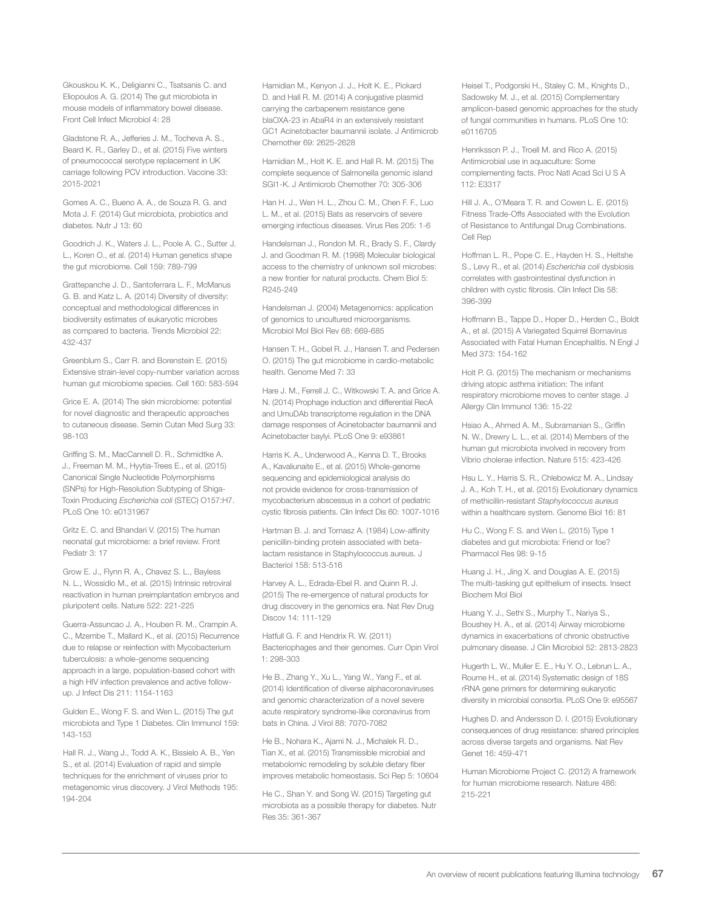Gkouskou K. K., Deligianni C., Tsatsanis C. and Eliopoulos A. G. (2014) The gut microbiota in mouse models of inflammatory bowel disease. Front Cell Infect Microbiol 4: 28

Gladstone R. A., Jefferies J. M., Tocheva A. S., Beard K. R., Garley D., et al. (2015) Five winters of pneumococcal serotype replacement in UK carriage following PCV introduction. Vaccine 33: 2015-2021

Gomes A. C., Bueno A. A., de Souza R. G. and Mota J. F. (2014) Gut microbiota, probiotics and diabetes. Nutr J 13: 60

Goodrich J. K., Waters J. L., Poole A. C., Sutter J. L., Koren O., et al. (2014) Human genetics shape the gut microbiome. Cell 159: 789-799

Grattepanche J. D., Santoferrara L. F., McManus G. B. and Katz L. A. (2014) Diversity of diversity: conceptual and methodological differences in biodiversity estimates of eukaryotic microbes as compared to bacteria. Trends Microbiol 22: 432-437

Greenblum S., Carr R. and Borenstein E. (2015) Extensive strain-level copy-number variation across human gut microbiome species. Cell 160: 583-594

Grice E. A. (2014) The skin microbiome: potential for novel diagnostic and therapeutic approaches to cutaneous disease. Semin Cutan Med Surg 33: 98-103

Griffing S. M., MacCannell D. R., Schmidtke A. J., Freeman M. M., Hyytia-Trees E., et al. (2015) Canonical Single Nucleotide Polymorphisms (SNPs) for High-Resolution Subtyping of Shiga-Toxin Producing *Escherichia coli* (STEC) O157:H7. PLoS One 10: e0131967

Gritz E. C. and Bhandari V. (2015) The human neonatal gut microbiome: a brief review. Front Pediatr 3: 17

Grow E. J., Flynn R. A., Chavez S. L., Bayless N. L., Wossidlo M., et al. (2015) Intrinsic retroviral reactivation in human preimplantation embryos and pluripotent cells. Nature 522: 221-225

Guerra-Assuncao J. A., Houben R. M., Crampin A. C., Mzembe T., Mallard K., et al. (2015) Recurrence due to relapse or reinfection with Mycobacterium tuberculosis: a whole-genome sequencing approach in a large, population-based cohort with a high HIV infection prevalence and active follow-up. J Infect Dis 211: 1154-1163

Gulden E., Wong F. S. and Wen L. (2015) The gut microbiota and Type 1 Diabetes. Clin Immunol 159: 143-153

Hall R. J., Wang J., Todd A. K., Bissielo A. B., Yen S., et al. (2014) Evaluation of rapid and simple techniques for the enrichment of viruses prior to metagenomic virus discovery. J Virol Methods 195: 194-204

Hamidian M., Kenyon J. J., Holt K. E., Pickard D. and Hall R. M. (2014) A conjugative plasmid carrying the carbapenem resistance gene blaOXA-23 in AbaR4 in an extensively resistant GC1 Acinetobacter baumannii isolate. J Antimicrob Chemother 69: 2625-2628

Hamidian M., Holt K. E. and Hall R. M. (2015) The complete sequence of Salmonella genomic island SGI1-K. J Antimicrob Chemother 70: 305-306

Han H. J., Wen H. L., Zhou C. M., Chen F. F., Luo L. M., et al. (2015) Bats as reservoirs of severe emerging infectious diseases. Virus Res 205: 1-6

Handelsman J., Rondon M. R., Brady S. F., Clardy J. and Goodman R. M. (1998) Molecular biological access to the chemistry of unknown soil microbes: a new frontier for natural products. Chem Biol 5: R245-249

Handelsman J. (2004) Metagenomics: application of genomics to uncultured microorganisms. Microbiol Mol Biol Rev 68: 669-685

Hansen T. H., Gobel R. J., Hansen T. and Pedersen O. (2015) The gut microbiome in cardio-metabolic health. Genome Med 7: 33

Hare J. M., Ferrell J. C., Witkowski T. A. and Grice A. N. (2014) Prophage induction and differential RecA and UmuDAb transcriptome regulation in the DNA damage responses of Acinetobacter baumannii and Acinetobacter baylyi. PLoS One 9: e93861

Harris K. A., Underwood A., Kenna D. T., Brooks A., Kavaliunaite E., et al. (2015) Whole-genome sequencing and epidemiological analysis do not provide evidence for cross-transmission of mycobacterium abscessus in a cohort of pediatric cystic fibrosis patients. Clin Infect Dis 60: 1007-1016

Hartman B. J. and Tomasz A. (1984) Low-affinity penicillin-binding protein associated with beta-lactam resistance in Staphylococcus aureus. J Bacteriol 158: 513-516

Harvey A. L., Edrada-Ebel R. and Quinn R. J. (2015) The re-emergence of natural products for drug discovery in the genomics era. Nat Rev Drug Discov 14: 111-129

Hatfull G. F. and Hendrix R. W. (2011) Bacteriophages and their genomes. Curr Opin Virol 1: 298-303

He B., Zhang Y., Xu L., Yang W., Yang F., et al. (2014) Identification of diverse alphacoronaviruses and genomic characterization of a novel severe acute respiratory syndrome-like coronavirus from bats in China. J Virol 88: 7070-7082

He B., Nohara K., Ajami N. J., Michalek R. D., Tian X., et al. (2015) Transmissible microbial and metabolomic remodeling by soluble dietary fiber improves metabolic homeostasis. Sci Rep 5: 10604

He C., Shan Y. and Song W. (2015) Targeting gut microbiota as a possible therapy for diabetes. Nutr Res 35: 361-367

Heisel T., Podgorski H., Staley C. M., Knights D., Sadowsky M. J., et al. (2015) Complementary amplicon-based genomic approaches for the study of fungal communities in humans. PLoS One 10: e0116705

Henriksson P. J., Troell M. and Rico A. (2015) Antimicrobial use in aquaculture: Some complementing facts. Proc Natl Acad Sci U S A 112: E3317

Hill J. A., O'Meara T. R. and Cowen L. E. (2015) Fitness Trade-Offs Associated with the Evolution of Resistance to Antifungal Drug Combinations. Cell Rep

Hoffman L. R., Pope C. E., Hayden H. S., Heltshe S., Levy R., et al. (2014) *Escherichia coli* dysbiosis correlates with gastrointestinal dysfunction in children with cystic fibrosis. Clin Infect Dis 58: 396-399

Hoffmann B., Tappe D., Hoper D., Herden C., Boldt A., et al. (2015) A Variegated Squirrel Bornavirus Associated with Fatal Human Encephalitis. N Engl J Med 373: 154-162

Holt P. G. (2015) The mechanism or mechanisms driving atopic asthma initiation: The infant respiratory microbiome moves to center stage. J Allergy Clin Immunol 136: 15-22

Hsiao A., Ahmed A. M., Subramanian S., Griffin N. W., Drewry L. L., et al. (2014) Members of the human gut microbiota involved in recovery from Vibrio cholerae infection. Nature 515: 423-426

Hsu L. Y., Harris S. R., Chlebowicz M. A., Lindsay J. A., Koh T. H., et al. (2015) Evolutionary dynamics of methicillin-resistant *Staphylococcus aureus* within a healthcare system. Genome Biol 16: 81

Hu C., Wong F. S. and Wen L. (2015) Type 1 diabetes and gut microbiota: Friend or foe? Pharmacol Res 98: 9-15

Huang J. H., Jing X. and Douglas A. E. (2015) The multi-tasking gut epithelium of insects. Insect Biochem Mol Biol

Huang Y. J., Sethi S., Murphy T., Nariya S., Boushey H. A., et al. (2014) Airway microbiome dynamics in exacerbations of chronic obstructive pulmonary disease. J Clin Microbiol 52: 2813-2823

Hugerth L. W., Muller E. E., Hu Y. O., Lebrun L. A., Roume H., et al. (2014) Systematic design of 18S rRNA gene primers for determining eukaryotic diversity in microbial consortia. PLoS One 9: e95567

Hughes D. and Andersson D. I. (2015) Evolutionary consequences of drug resistance: shared principles across diverse targets and organisms. Nat Rev Genet 16: 459-471

Human Microbiome Project C. (2012) A framework for human microbiome research. Nature 486: 215-221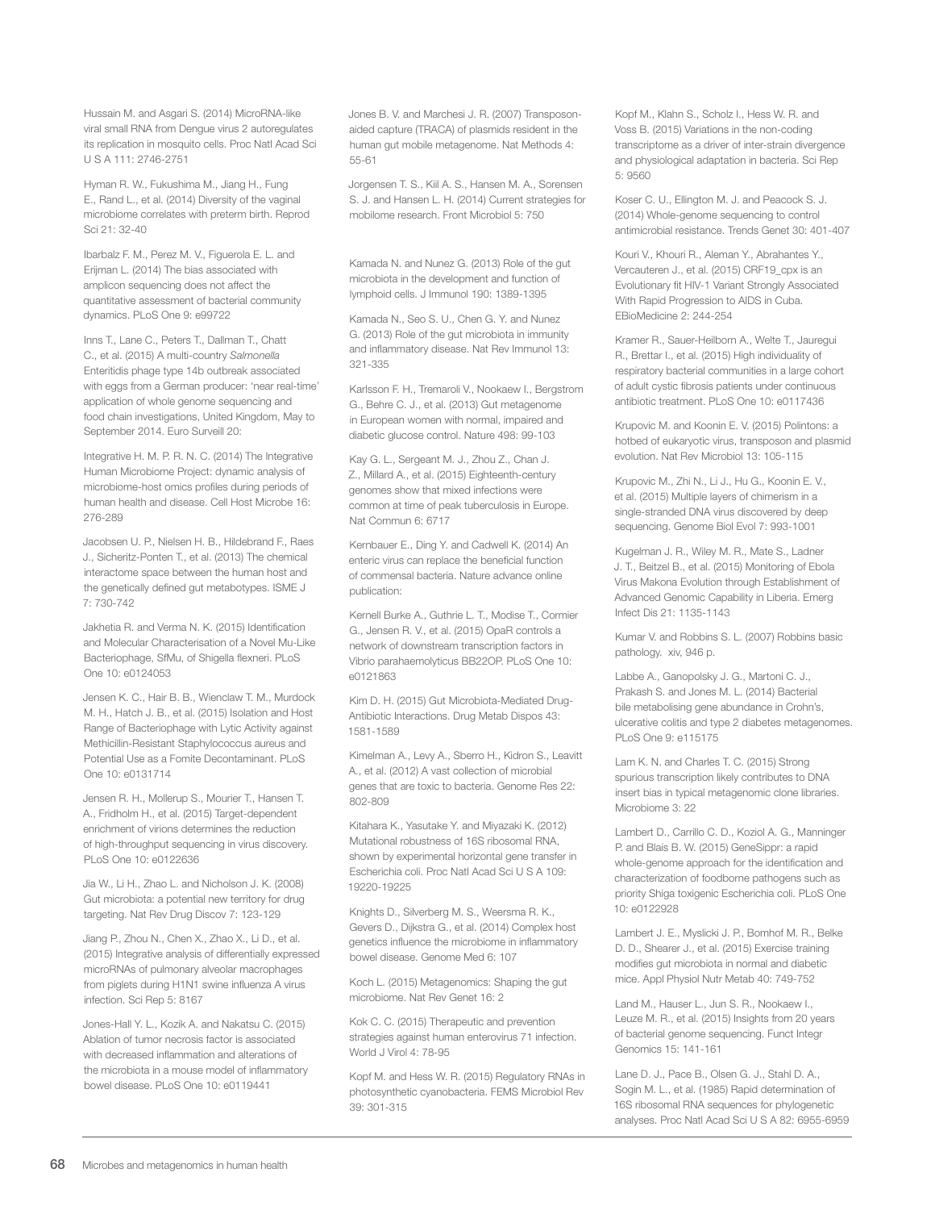Hussain M. and Asgari S. (2014) MicroRNA-like viral small RNA from Dengue virus 2 autoregulates its replication in mosquito cells. Proc Natl Acad Sci U S A 111: 2746-2751

Hyman R. W., Fukushima M., Jiang H., Fung E., Rand L., et al. (2014) Diversity of the vaginal microbiome correlates with preterm birth. Reprod Sci 21: 32-40

Ibarbalz F. M., Perez M. V., Figuerola E. L. and Erijman L. (2014) The bias associated with amplicon sequencing does not affect the quantitative assessment of bacterial community dynamics. PLoS One 9: e99722

Inns T., Lane C., Peters T., Dallman T., Chatt C., et al. (2015) A multi-country *Salmonella* Enteritidis phage type 14b outbreak associated with eggs from a German producer: 'near real-time' application of whole genome sequencing and food chain investigations, United Kingdom, May to September 2014. Euro Surveill 20:

Integrative H. M. P. R. N. C. (2014) The Integrative Human Microbiome Project: dynamic analysis of microbiome-host omics profiles during periods of human health and disease. Cell Host Microbe 16: 276-289

Jacobsen U. P., Nielsen H. B., Hildebrand F., Raes J., Sicheritz-Ponten T., et al. (2013) The chemical interactome space between the human host and the genetically defined gut metabotypes. ISME J 7: 730-742

Jakhetia R. and Verma N. K. (2015) Identification and Molecular Characterisation of a Novel Mu-Like Bacteriophage, SfMu, of Shigella flexneri. PLoS One 10: e0124053

Jensen K. C., Hair B. B., Wienclaw T. M., Murdock M. H., Hatch J. B., et al. (2015) Isolation and Host Range of Bacteriophage with Lytic Activity against Methicillin-Resistant Staphylococcus aureus and Potential Use as a Fomite Decontaminant. PLoS One 10: e0131714

Jensen R. H., Mollerup S., Mourier T., Hansen T. A., Fridholm H., et al. (2015) Target-dependent enrichment of virions determines the reduction of high-throughput sequencing in virus discovery. PLoS One 10: e0122636

Jia W., Li H., Zhao L. and Nicholson J. K. (2008) Gut microbiota: a potential new territory for drug targeting. Nat Rev Drug Discov 7: 123-129

Jiang P., Zhou N., Chen X., Zhao X., Li D., et al. (2015) Integrative analysis of differentially expressed microRNAs of pulmonary alveolar macrophages from piglets during H1N1 swine influenza A virus infection. Sci Rep 5: 8167

Jones-Hall Y. L., Kozik A. and Nakatsu C. (2015) Ablation of tumor necrosis factor is associated with decreased inflammation and alterations of the microbiota in a mouse model of inflammatory bowel disease. PLoS One 10: e0119441

Jones B. V. and Marchesi J. R. (2007) Transposon-aided capture (TRACA) of plasmids resident in the human gut mobile metagenome. Nat Methods 4: 55-61

Jorgensen T. S., Kiil A. S., Hansen M. A., Sorensen S. J. and Hansen L. H. (2014) Current strategies for mobilome research. Front Microbiol 5: 750

Kamada N. and Nunez G. (2013) Role of the gut microbiota in the development and function of lymphoid cells. J Immunol 190: 1389-1395

Kamada N., Seo S. U., Chen G. Y. and Nunez G. (2013) Role of the gut microbiota in immunity and inflammatory disease. Nat Rev Immunol 13: 321-335

Karlsson F. H., Tremaroli V., Nookaew I., Bergstrom G., Behre C. J., et al. (2013) Gut metagenome in European women with normal, impaired and diabetic glucose control. Nature 498: 99-103

Kay G. L., Sergeant M. J., Zhou Z., Chan J. Z., Millard A., et al. (2015) Eighteenth-century genomes show that mixed infections were common at time of peak tuberculosis in Europe. Nat Commun 6: 6717

Kernbauer E., Ding Y. and Cadwell K. (2014) An enteric virus can replace the beneficial function of commensal bacteria. Nature advance online publication:

Kernell Burke A., Guthrie L. T., Modise T., Cormier G., Jensen R. V., et al. (2015) OpaR controls a network of downstream transcription factors in Vibrio parahaemolyticus BB22OP. PLoS One 10: e0121863

Kim D. H. (2015) Gut Microbiota-Mediated Drug-Antibiotic Interactions. Drug Metab Dispos 43: 1581-1589

Kimelman A., Levy A., Sberro H., Kidron S., Leavitt A., et al. (2012) A vast collection of microbial genes that are toxic to bacteria. Genome Res 22: 802-809

Kitahara K., Yasutake Y. and Miyazaki K. (2012) Mutational robustness of 16S ribosomal RNA, shown by experimental horizontal gene transfer in Escherichia coli. Proc Natl Acad Sci U S A 109: 19220-19225

Knights D., Silverberg M. S., Weersma R. K., Gevers D., Dijkstra G., et al. (2014) Complex host genetics influence the microbiome in inflammatory bowel disease. Genome Med 6: 107

Koch L. (2015) Metagenomics: Shaping the gut microbiome. Nat Rev Genet 16: 2

Kok C. C. (2015) Therapeutic and prevention strategies against human enterovirus 71 infection. World J Virol 4: 78-95

Kopf M. and Hess W. R. (2015) Regulatory RNAs in photosynthetic cyanobacteria. FEMS Microbiol Rev 39: 301-315

Kopf M., Klahn S., Scholz I., Hess W. R. and Voss B. (2015) Variations in the non-coding transcriptome as a driver of inter-strain divergence and physiological adaptation in bacteria. Sci Rep 5: 9560

Koser C. U., Ellington M. J. and Peacock S. J. (2014) Whole-genome sequencing to control antimicrobial resistance. Trends Genet 30: 401-407

Kouri V., Khouri R., Aleman Y., Abrahantes Y., Vercauteren J., et al. (2015) CRF19_cpx is an Evolutionary fit HIV-1 Variant Strongly Associated With Rapid Progression to AIDS in Cuba. EBioMedicine 2: 244-254

Kramer R., Sauer-Heilborn A., Welte T., Jauregui R., Brettar I., et al. (2015) High individuality of respiratory bacterial communities in a large cohort of adult cystic fibrosis patients under continuous antibiotic treatment. PLoS One 10: e0117436

Krupovic M. and Koonin E. V. (2015) Polintons: a hotbed of eukaryotic virus, transposon and plasmid evolution. Nat Rev Microbiol 13: 105-115

Krupovic M., Zhi N., Li J., Hu G., Koonin E. V., et al. (2015) Multiple layers of chimerism in a single-stranded DNA virus discovered by deep sequencing. Genome Biol Evol 7: 993-1001

Kugelman J. R., Wiley M. R., Mate S., Ladner J. T., Beitzel B., et al. (2015) Monitoring of Ebola Virus Makona Evolution through Establishment of Advanced Genomic Capability in Liberia. Emerg Infect Dis 21: 1135-1143

Kumar V. and Robbins S. L. (2007) Robbins basic pathology. xiv, 946 p.

Labbe A., Ganopolsky J. G., Martoni C. J., Prakash S. and Jones M. L. (2014) Bacterial bile metabolising gene abundance in Crohn's, ulcerative colitis and type 2 diabetes metagenomes. PLoS One 9: e115175

Lam K. N. and Charles T. C. (2015) Strong spurious transcription likely contributes to DNA insert bias in typical metagenomic clone libraries. Microbiome 3: 22

Lambert D., Carrillo C. D., Koziol A. G., Manninger P. and Blais B. W. (2015) GeneSippr: a rapid whole-genome approach for the identification and characterization of foodborne pathogens such as priority Shiga toxigenic Escherichia coli. PLoS One 10: e0122928

Lambert J. E., Myslicki J. P., Bomhof M. R., Belke D. D., Shearer J., et al. (2015) Exercise training modifies gut microbiota in normal and diabetic mice. Appl Physiol Nutr Metab 40: 749-752

Land M., Hauser L., Jun S. R., Nookaew I., Leuze M. R., et al. (2015) Insights from 20 years of bacterial genome sequencing. Funct Integr Genomics 15: 141-161

Lane D. J., Pace B., Olsen G. J., Stahl D. A., Sogin M. L., et al. (1985) Rapid determination of 16S ribosomal RNA sequences for phylogenetic analyses. Proc Natl Acad Sci U S A 82: 6955-6959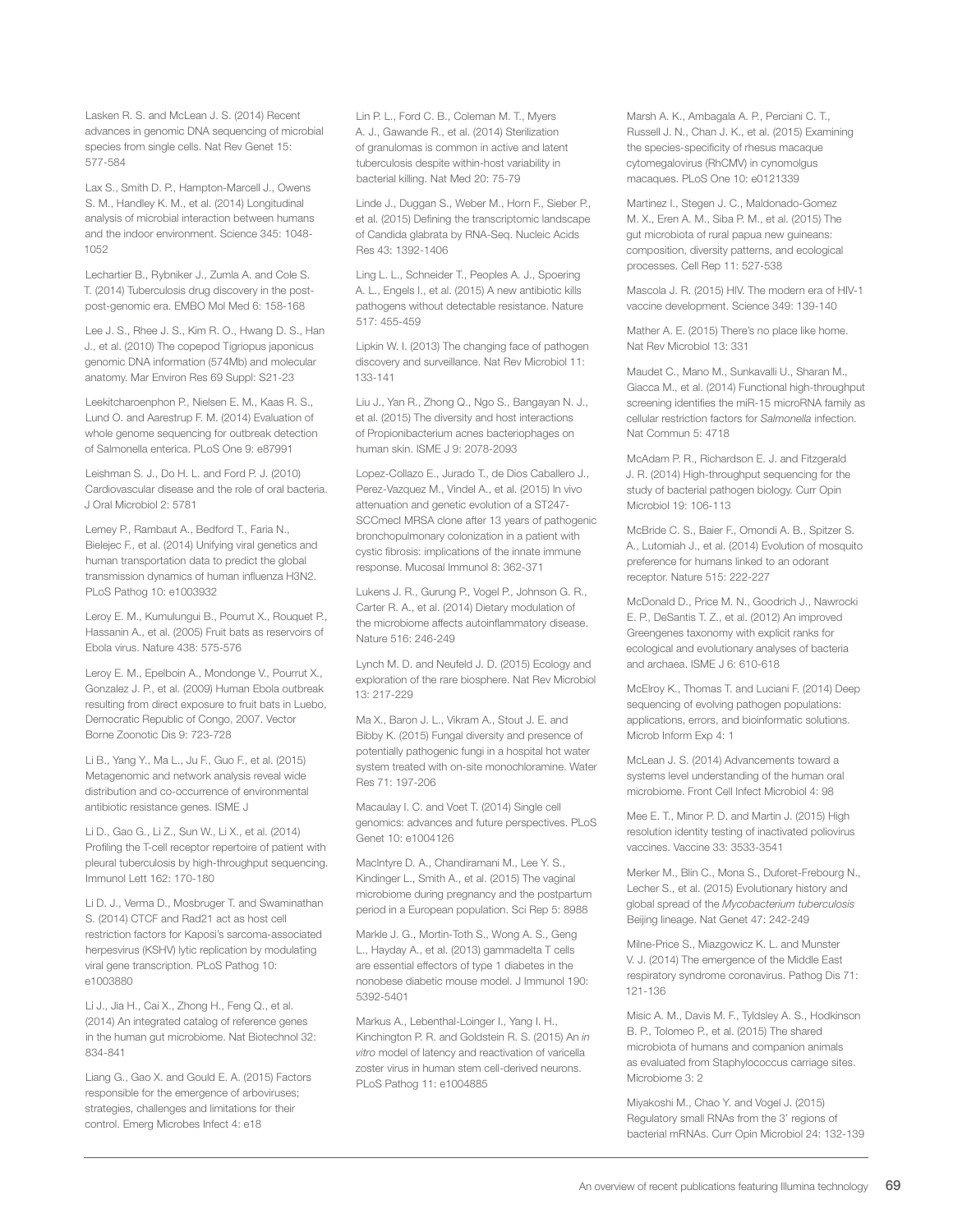Lasken R. S. and McLean J. S. (2014) Recent advances in genomic DNA sequencing of microbial species from single cells. Nat Rev Genet 15: 577-584

Lax S., Smith D. P., Hampton-Marcell J., Owens S. M., Handley K. M., et al. (2014) Longitudinal analysis of microbial interaction between humans and the indoor environment. Science 345: 1048-1052

Lechartier B., Rybniker J., Zumla A. and Cole S. T. (2014) Tuberculosis drug discovery in the post-post-genomic era. EMBO Mol Med 6: 158-168

Lee J. S., Rhee J. S., Kim R. O., Hwang D. S., Han J., et al. (2010) The copepod Tigriopus japonicus genomic DNA information (574Mb) and molecular anatomy. Mar Environ Res 69 Suppl: S21-23

Leekitcharoenphon P., Nielsen E. M., Kaas R. S., Lund O. and Aarestrup F. M. (2014) Evaluation of whole genome sequencing for outbreak detection of Salmonella enterica. PLoS One 9: e87991

Leishman S. J., Do H. L. and Ford P. J. (2010) Cardiovascular disease and the role of oral bacteria. J Oral Microbiol 2: 5781

Lemey P., Rambaut A., Bedford T., Faria N., Bielejec F., et al. (2014) Unifying viral genetics and human transportation data to predict the global transmission dynamics of human influenza H3N2. PLoS Pathog 10: e1003932

Leroy E. M., Kumulungui B., Pourrut X., Rouquet P., Hassanin A., et al. (2005) Fruit bats as reservoirs of Ebola virus. Nature 438: 575-576

Leroy E. M., Epelboin A., Mondonge V., Pourrut X., Gonzalez J. P., et al. (2009) Human Ebola outbreak resulting from direct exposure to fruit bats in Luebo, Democratic Republic of Congo, 2007. Vector Borne Zoonotic Dis 9: 723-728

Li B., Yang Y., Ma L., Ju F., Guo F., et al. (2015) Metagenomic and network analysis reveal wide distribution and co-occurrence of environmental antibiotic resistance genes. ISME J

Li D., Gao G., Li Z., Sun W., Li X., et al. (2014) Profiling the T-cell receptor repertoire of patient with pleural tuberculosis by high-throughput sequencing. Immunol Lett 162: 170-180

Li D. J., Verma D., Mosbruger T. and Swaminathan S. (2014) CTCF and Rad21 act as host cell restriction factors for Kaposi's sarcoma-associated herpesvirus (KSHV) lytic replication by modulating viral gene transcription. PLoS Pathog 10: e1003880

Li J., Jia H., Cai X., Zhong H., Feng Q., et al. (2014) An integrated catalog of reference genes in the human gut microbiome. Nat Biotechnol 32: 834-841

Liang G., Gao X. and Gould E. A. (2015) Factors responsible for the emergence of arboviruses; strategies, challenges and limitations for their control. Emerg Microbes Infect 4: e18

Lin P. L., Ford C. B., Coleman M. T., Myers A. J., Gawande R., et al. (2014) Sterilization of granulomas is common in active and latent tuberculosis despite within-host variability in bacterial killing. Nat Med 20: 75-79

Linde J., Duggan S., Weber M., Horn F., Sieber P., et al. (2015) Defining the transcriptomic landscape of Candida glabrata by RNA-Seq. Nucleic Acids Res 43: 1392-1406

Ling L. L., Schneider T., Peoples A. J., Spoering A. L., Engels I., et al. (2015) A new antibiotic kills pathogens without detectable resistance. Nature 517: 455-459

Lipkin W. I. (2013) The changing face of pathogen discovery and surveillance. Nat Rev Microbiol 11: 133-141

Liu J., Yan R., Zhong Q., Ngo S., Bangayan N. J., et al. (2015) The diversity and host interactions of Propionibacterium acnes bacteriophages on human skin. ISME J 9: 2078-2093

Lopez-Collazo E., Jurado T., de Dios Caballero J., Perez-Vazquez M., Vindel A., et al. (2015) In vivo attenuation and genetic evolution of a ST247-SCCmecI MRSA clone after 13 years of pathogenic bronchopulmonary colonization in a patient with cystic fibrosis: implications of the innate immune response. Mucosal Immunol 8: 362-371

Lukens J. R., Gurung P., Vogel P., Johnson G. R., Carter R. A., et al. (2014) Dietary modulation of the microbiome affects autoinflammatory disease. Nature 516: 246-249

Lynch M. D. and Neufeld J. D. (2015) Ecology and exploration of the rare biosphere. Nat Rev Microbiol 13: 217-229

Ma X., Baron J. L., Vikram A., Stout J. E. and Bibby K. (2015) Fungal diversity and presence of potentially pathogenic fungi in a hospital hot water system treated with on-site monochloramine. Water Res 71: 197-206

Macaulay I. C. and Voet T. (2014) Single cell genomics: advances and future perspectives. PLoS Genet 10: e1004126

MacIntyre D. A., Chandiramani M., Lee Y. S., Kindinger L., Smith A., et al. (2015) The vaginal microbiome during pregnancy and the postpartum period in a European population. Sci Rep 5: 8988

Markle J. G., Mortin-Toth S., Wong A. S., Geng L., Hayday A., et al. (2013) gammadelta T cells are essential effectors of type 1 diabetes in the nonobese diabetic mouse model. J Immunol 190: 5392-5401

Markus A., Lebenthal-Loinger I., Yang I. H., Kinchington P. R. and Goldstein R. S. (2015) An *in vitro* model of latency and reactivation of varicella zoster virus in human stem cell-derived neurons. PLoS Pathog 11: e1004885

Marsh A. K., Ambagala A. P., Perciani C. T., Russell J. N., Chan J. K., et al. (2015) Examining the species-specificity of rhesus macaque cytomegalovirus (RhCMV) in cynomolgus macaques. PLoS One 10: e0121339

Martinez I., Stegen J. C., Maldonado-Gomez M. X., Eren A. M., Siba P. M., et al. (2015) The gut microbiota of rural papua new guineans: composition, diversity patterns, and ecological processes. Cell Rep 11: 527-538

Mascola J. R. (2015) HIV. The modern era of HIV-1 vaccine development. Science 349: 139-140

Mather A. E. (2015) There's no place like home. Nat Rev Microbiol 13: 331

Maudet C., Mano M., Sunkavalli U., Sharan M., Giacca M., et al. (2014) Functional high-throughput screening identifies the miR-15 microRNA family as cellular restriction factors for *Salmonella* infection. Nat Commun 5: 4718

McAdam P. R., Richardson E. J. and Fitzgerald J. R. (2014) High-throughput sequencing for the study of bacterial pathogen biology. Curr Opin Microbiol 19: 106-113

McBride C. S., Baier F., Omondi A. B., Spitzer S. A., Lutomiah J., et al. (2014) Evolution of mosquito preference for humans linked to an odorant receptor. Nature 515: 222-227

McDonald D., Price M. N., Goodrich J., Nawrocki E. P., DeSantis T. Z., et al. (2012) An improved Greengenes taxonomy with explicit ranks for ecological and evolutionary analyses of bacteria and archaea. ISME J 6: 610-618

McElroy K., Thomas T. and Luciani F. (2014) Deep sequencing of evolving pathogen populations: applications, errors, and bioinformatic solutions. Microb Inform Exp 4: 1

McLean J. S. (2014) Advancements toward a systems level understanding of the human oral microbiome. Front Cell Infect Microbiol 4: 98

Mee E. T., Minor P. D. and Martin J. (2015) High resolution identity testing of inactivated poliovirus vaccines. Vaccine 33: 3533-3541

Merker M., Blin C., Mona S., Duforet-Frebourg N., Lecher S., et al. (2015) Evolutionary history and global spread of the *Mycobacterium tuberculosis* Beijing lineage. Nat Genet 47: 242-249

Milne-Price S., Miazgowicz K. L. and Munster V. J. (2014) The emergence of the Middle East respiratory syndrome coronavirus. Pathog Dis 71: 121-136

Misic A. M., Davis M. F., Tyldsley A. S., Hodkinson B. P., Tolomeo P., et al. (2015) The shared microbiota of humans and companion animals as evaluated from Staphylococcus carriage sites. Microbiome 3: 2

Miyakoshi M., Chao Y. and Vogel J. (2015) Regulatory small RNAs from the 3' regions of bacterial mRNAs. Curr Opin Microbiol 24: 132-139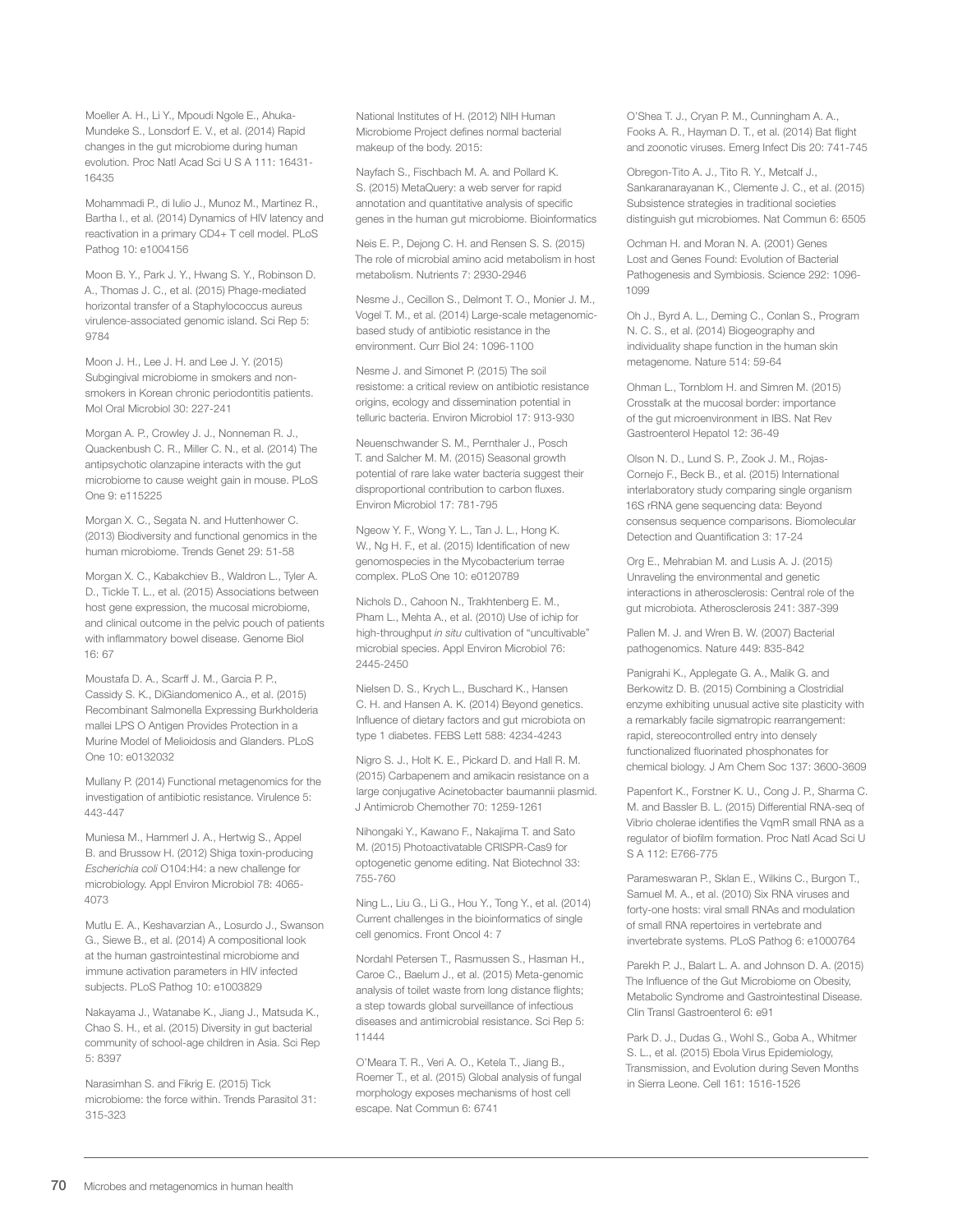Moeller A. H., Li Y., Mpoudi Ngole E., Ahuka-Mundeke S., Lonsdorf E. V., et al. (2014) Rapid changes in the gut microbiome during human evolution. Proc Natl Acad Sci U S A 111: 16431-16435

Mohammadi P., di Iulio J., Munoz M., Martinez R., Bartha I., et al. (2014) Dynamics of HIV latency and reactivation in a primary CD4+ T cell model. PLoS Pathog 10: e1004156

Moon B. Y., Park J. Y., Hwang S. Y., Robinson D. A., Thomas J. C., et al. (2015) Phage-mediated horizontal transfer of a Staphylococcus aureus virulence-associated genomic island. Sci Rep 5: 9784

Moon J. H., Lee J. H. and Lee J. Y. (2015) Subgingival microbiome in smokers and non-smokers in Korean chronic periodontitis patients. Mol Oral Microbiol 30: 227-241

Morgan A. P., Crowley J. J., Nonneman R. J., Quackenbush C. R., Miller C. N., et al. (2014) The antipsychotic olanzapine interacts with the gut microbiome to cause weight gain in mouse. PLoS One 9: e115225

Morgan X. C., Segata N. and Huttenhower C. (2013) Biodiversity and functional genomics in the human microbiome. Trends Genet 29: 51-58

Morgan X. C., Kabakchiev B., Waldron L., Tyler A. D., Tickle T. L., et al. (2015) Associations between host gene expression, the mucosal microbiome, and clinical outcome in the pelvic pouch of patients with inflammatory bowel disease. Genome Biol 16: 67

Moustafa D. A., Scarff J. M., Garcia P. P., Cassidy S. K., DiGiandomenico A., et al. (2015) Recombinant Salmonella Expressing Burkholderia mallei LPS O Antigen Provides Protection in a Murine Model of Melioidosis and Glanders. PLoS One 10: e0132032

Mullany P. (2014) Functional metagenomics for the investigation of antibiotic resistance. Virulence 5: 443-447

Muniesa M., Hammerl J. A., Hertwig S., Appel B. and Brussow H. (2012) Shiga toxin-producing *Escherichia coli* O104:H4: a new challenge for microbiology. Appl Environ Microbiol 78: 4065-4073

Mutlu E. A., Keshavarzian A., Losurdo J., Swanson G., Siewe B., et al. (2014) A compositional look at the human gastrointestinal microbiome and immune activation parameters in HIV infected subjects. PLoS Pathog 10: e1003829

Nakayama J., Watanabe K., Jiang J., Matsuda K., Chao S. H., et al. (2015) Diversity in gut bacterial community of school-age children in Asia. Sci Rep 5: 8397

Narasimhan S. and Fikrig E. (2015) Tick microbiome: the force within. Trends Parasitol 31: 315-323

National Institutes of H. (2012) NIH Human Microbiome Project defines normal bacterial makeup of the body. 2015:

Nayfach S., Fischbach M. A. and Pollard K. S. (2015) MetaQuery: a web server for rapid annotation and quantitative analysis of specific genes in the human gut microbiome. Bioinformatics

Neis E. P., Dejong C. H. and Rensen S. S. (2015) The role of microbial amino acid metabolism in host metabolism. Nutrients 7: 2930-2946

Nesme J., Cecillon S., Delmont T. O., Monier J. M., Vogel T. M., et al. (2014) Large-scale metagenomic-based study of antibiotic resistance in the environment. Curr Biol 24: 1096-1100

Nesme J. and Simonet P. (2015) The soil resistome: a critical review on antibiotic resistance origins, ecology and dissemination potential in telluric bacteria. Environ Microbiol 17: 913-930

Neuenschwander S. M., Pernthaler J., Posch T. and Salcher M. M. (2015) Seasonal growth potential of rare lake water bacteria suggest their disproportional contribution to carbon fluxes. Environ Microbiol 17: 781-795

Ngeow Y. F., Wong Y. L., Tan J. L., Hong K. W., Ng H. F., et al. (2015) Identification of new genomospecies in the Mycobacterium terrae complex. PLoS One 10: e0120789

Nichols D., Cahoon N., Trakhtenberg E. M., Pham L., Mehta A., et al. (2010) Use of ichip for high-throughput *in situ* cultivation of "uncultivable" microbial species. Appl Environ Microbiol 76: 2445-2450

Nielsen D. S., Krych L., Buschard K., Hansen C. H. and Hansen A. K. (2014) Beyond genetics. Influence of dietary factors and gut microbiota on type 1 diabetes. FEBS Lett 588: 4234-4243

Nigro S. J., Holt K. E., Pickard D. and Hall R. M. (2015) Carbapenem and amikacin resistance on a large conjugative Acinetobacter baumannii plasmid. J Antimicrob Chemother 70: 1259-1261

Nihongaki Y., Kawano F., Nakajima T. and Sato M. (2015) Photoactivatable CRISPR-Cas9 for optogenetic genome editing. Nat Biotechnol 33: 755-760

Ning L., Liu G., Li G., Hou Y., Tong Y., et al. (2014) Current challenges in the bioinformatics of single cell genomics. Front Oncol 4: 7

Nordahl Petersen T., Rasmussen S., Hasman H., Caroe C., Baelum J., et al. (2015) Meta-genomic analysis of toilet waste from long distance flights; a step towards global surveillance of infectious diseases and antimicrobial resistance. Sci Rep 5: 11444

O'Meara T. R., Veri A. O., Ketela T., Jiang B., Roemer T., et al. (2015) Global analysis of fungal morphology exposes mechanisms of host cell escape. Nat Commun 6: 6741

O'Shea T. J., Cryan P. M., Cunningham A. A., Fooks A. R., Hayman D. T., et al. (2014) Bat flight and zoonotic viruses. Emerg Infect Dis 20: 741-745

Obregon-Tito A. J., Tito R. Y., Metcalf J., Sankaranarayanan K., Clemente J. C., et al. (2015) Subsistence strategies in traditional societies distinguish gut microbiomes. Nat Commun 6: 6505

Ochman H. and Moran N. A. (2001) Genes Lost and Genes Found: Evolution of Bacterial Pathogenesis and Symbiosis. Science 292: 1096-1099

Oh J., Byrd A. L., Deming C., Conlan S., Program N. C. S., et al. (2014) Biogeography and individuality shape function in the human skin metagenome. Nature 514: 59-64

Ohman L., Tornblom H. and Simren M. (2015) Crosstalk at the mucosal border: importance of the gut microenvironment in IBS. Nat Rev Gastroenterol Hepatol 12: 36-49

Olson N. D., Lund S. P., Zook J. M., Rojas-Cornejo F., Beck B., et al. (2015) International interlaboratory study comparing single organism 16S rRNA gene sequencing data: Beyond consensus sequence comparisons. Biomolecular Detection and Quantification 3: 17-24

Org E., Mehrabian M. and Lusis A. J. (2015) Unraveling the environmental and genetic interactions in atherosclerosis: Central role of the gut microbiota. Atherosclerosis 241: 387-399

Pallen M. J. and Wren B. W. (2007) Bacterial pathogenomics. Nature 449: 835-842

Panigrahi K., Applegate G. A., Malik G. and Berkowitz D. B. (2015) Combining a Clostridial enzyme exhibiting unusual active site plasticity with a remarkably facile sigmatropic rearrangement: rapid, stereocontrolled entry into densely functionalized fluorinated phosphonates for chemical biology. J Am Chem Soc 137: 3600-3609

Papenfort K., Forstner K. U., Cong J. P., Sharma C. M. and Bassler B. L. (2015) Differential RNA-seq of Vibrio cholerae identifies the VqmR small RNA as a regulator of biofilm formation. Proc Natl Acad Sci U S A 112: E766-775

Parameswaran P., Sklan E., Wilkins C., Burgon T., Samuel M. A., et al. (2010) Six RNA viruses and forty-one hosts: viral small RNAs and modulation of small RNA repertoires in vertebrate and invertebrate systems. PLoS Pathog 6: e1000764

Parekh P. J., Balart L. A. and Johnson D. A. (2015) The Influence of the Gut Microbiome on Obesity, Metabolic Syndrome and Gastrointestinal Disease. Clin Transl Gastroenterol 6: e91

Park D. J., Dudas G., Wohl S., Goba A., Whitmer S. L., et al. (2015) Ebola Virus Epidemiology, Transmission, and Evolution during Seven Months in Sierra Leone. Cell 161: 1516-1526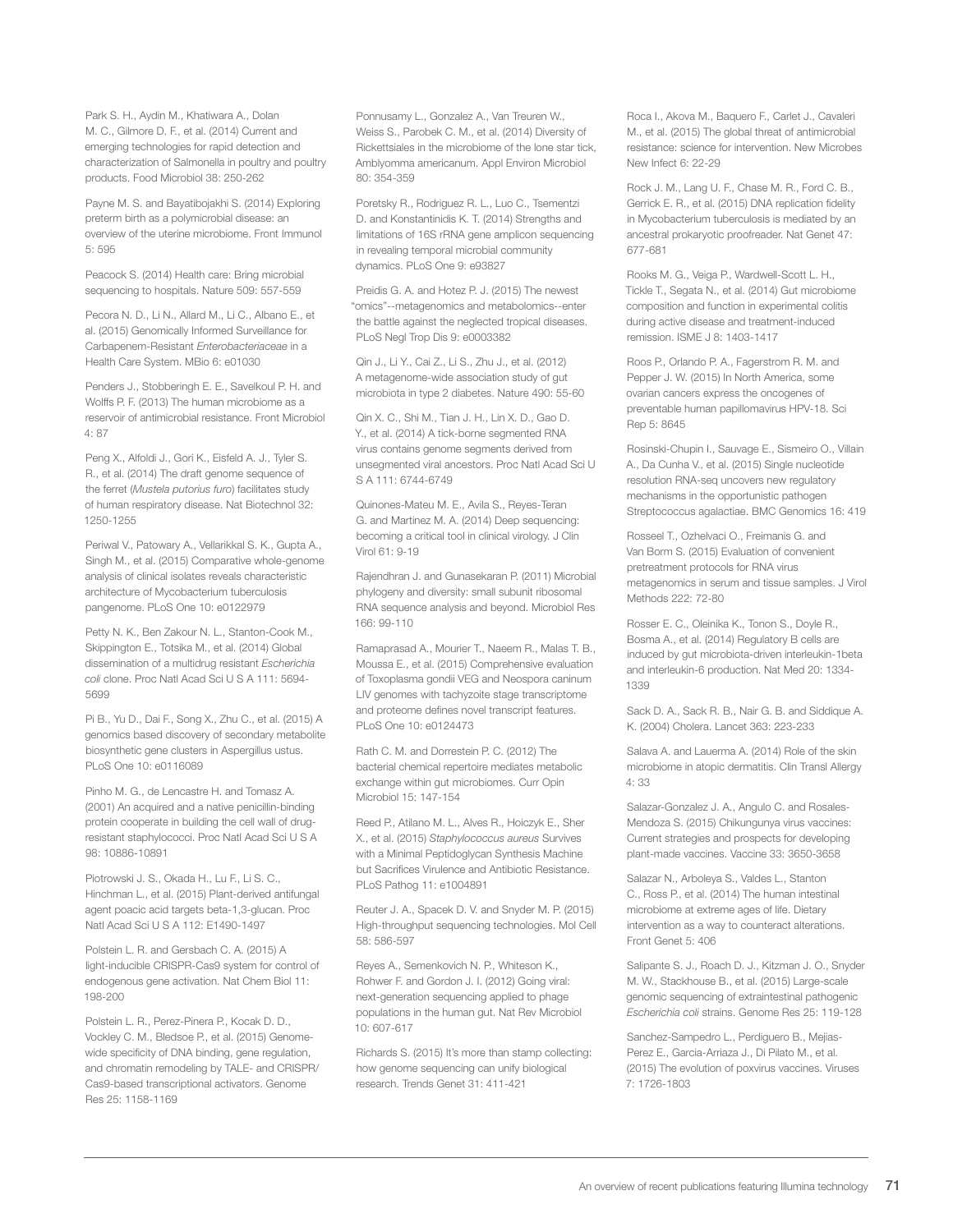Park S. H., Aydin M., Khatiwara A., Dolan M. C., Gilmore D. F., et al. (2014) Current and emerging technologies for rapid detection and characterization of Salmonella in poultry and poultry products. Food Microbiol 38: 250-262

Payne M. S. and Bayatibojakhi S. (2014) Exploring preterm birth as a polymicrobial disease: an overview of the uterine microbiome. Front Immunol 5: 595

Peacock S. (2014) Health care: Bring microbial sequencing to hospitals. Nature 509: 557-559

Pecora N. D., Li N., Allard M., Li C., Albano E., et al. (2015) Genomically Informed Surveillance for Carbapenem-Resistant *Enterobacteriaceae* in a Health Care System. MBio 6: e01030

Penders J., Stobberingh E. E., Savelkoul P. H. and Wolffs P. F. (2013) The human microbiome as a reservoir of antimicrobial resistance. Front Microbiol 4: 87

Peng X., Alfoldi J., Gori K., Eisfeld A. J., Tyler S. R., et al. (2014) The draft genome sequence of the ferret (*Mustela putorius furo*) facilitates study of human respiratory disease. Nat Biotechnol 32: 1250-1255

Periwal V., Patowary A., Vellarikkal S. K., Gupta A., Singh M., et al. (2015) Comparative whole-genome analysis of clinical isolates reveals characteristic architecture of Mycobacterium tuberculosis pangenome. PLoS One 10: e0122979

Petty N. K., Ben Zakour N. L., Stanton-Cook M., Skippington E., Totsika M., et al. (2014) Global dissemination of a multidrug resistant *Escherichia coli* clone. Proc Natl Acad Sci U S A 111: 5694-5699

Pi B., Yu D., Dai F., Song X., Zhu C., et al. (2015) A genomics based discovery of secondary metabolite biosynthetic gene clusters in Aspergillus ustus. PLoS One 10: e0116089

Pinho M. G., de Lencastre H. and Tomasz A. (2001) An acquired and a native penicillin-binding protein cooperate in building the cell wall of drug-resistant staphylococci. Proc Natl Acad Sci U S A 98: 10886-10891

Piotrowski J. S., Okada H., Lu F., Li S. C., Hinchman L., et al. (2015) Plant-derived antifungal agent poacic acid targets beta-1,3-glucan. Proc Natl Acad Sci U S A 112: E1490-1497

Polstein L. R. and Gersbach C. A. (2015) A light-inducible CRISPR-Cas9 system for control of endogenous gene activation. Nat Chem Biol 11: 198-200

Polstein L. R., Perez-Pinera P., Kocak D. D., Vockley C. M., Bledsoe P., et al. (2015) Genome-wide specificity of DNA binding, gene regulation, and chromatin remodeling by TALE- and CRISPR/Cas9-based transcriptional activators. Genome Res 25: 1158-1169

Ponnusamy L., Gonzalez A., Van Treuren W., Weiss S., Parobek C. M., et al. (2014) Diversity of Rickettsiales in the microbiome of the lone star tick, Amblyomma americanum. Appl Environ Microbiol 80: 354-359

Poretsky R., Rodriguez R. L., Luo C., Tsementzi D. and Konstantinidis K. T. (2014) Strengths and limitations of 16S rRNA gene amplicon sequencing in revealing temporal microbial community dynamics. PLoS One 9: e93827

Preidis G. A. and Hotez P. J. (2015) The newest "omics"--metagenomics and metabolomics--enter the battle against the neglected tropical diseases. PLoS Negl Trop Dis 9: e0003382

Qin J., Li Y., Cai Z., Li S., Zhu J., et al. (2012) A metagenome-wide association study of gut microbiota in type 2 diabetes. Nature 490: 55-60

Qin X. C., Shi M., Tian J. H., Lin X. D., Gao D. Y., et al. (2014) A tick-borne segmented RNA virus contains genome segments derived from unsegmented viral ancestors. Proc Natl Acad Sci U S A 111: 6744-6749

Quinones-Mateu M. E., Avila S., Reyes-Teran G. and Martinez M. A. (2014) Deep sequencing: becoming a critical tool in clinical virology. J Clin Virol 61: 9-19

Rajendhran J. and Gunasekaran P. (2011) Microbial phylogeny and diversity: small subunit ribosomal RNA sequence analysis and beyond. Microbiol Res 166: 99-110

Ramaprasad A., Mourier T., Naeem R., Malas T. B., Moussa E., et al. (2015) Comprehensive evaluation of Toxoplasma gondii VEG and Neospora caninum LIV genomes with tachyzoite stage transcriptome and proteome defines novel transcript features. PLoS One 10: e0124473

Rath C. M. and Dorrestein P. C. (2012) The bacterial chemical repertoire mediates metabolic exchange within gut microbiomes. Curr Opin Microbiol 15: 147-154

Reed P., Atilano M. L., Alves R., Hoiczyk E., Sher X., et al. (2015) *Staphylococcus aureus* Survives with a Minimal Peptidoglycan Synthesis Machine but Sacrifices Virulence and Antibiotic Resistance. PLoS Pathog 11: e1004891

Reuter J. A., Spacek D. V. and Snyder M. P. (2015) High-throughput sequencing technologies. Mol Cell 58: 586-597

Reyes A., Semenkovich N. P., Whiteson K., Rohwer F. and Gordon J. I. (2012) Going viral: next-generation sequencing applied to phage populations in the human gut. Nat Rev Microbiol 10: 607-617

Richards S. (2015) It's more than stamp collecting: how genome sequencing can unify biological research. Trends Genet 31: 411-421

Roca I., Akova M., Baquero F., Carlet J., Cavaleri M., et al. (2015) The global threat of antimicrobial resistance: science for intervention. New Microbes New Infect 6: 22-29

Rock J. M., Lang U. F., Chase M. R., Ford C. B., Gerrick E. R., et al. (2015) DNA replication fidelity in Mycobacterium tuberculosis is mediated by an ancestral prokaryotic proofreader. Nat Genet 47: 677-681

Rooks M. G., Veiga P., Wardwell-Scott L. H., Tickle T., Segata N., et al. (2014) Gut microbiome composition and function in experimental colitis during active disease and treatment-induced remission. ISME J 8: 1403-1417

Roos P., Orlando P. A., Fagerstrom R. M. and Pepper J. W. (2015) In North America, some ovarian cancers express the oncogenes of preventable human papillomavirus HPV-18. Sci Rep 5: 8645

Rosinski-Chupin I., Sauvage E., Sismeiro O., Villain A., Da Cunha V., et al. (2015) Single nucleotide resolution RNA-seq uncovers new regulatory mechanisms in the opportunistic pathogen Streptococcus agalactiae. BMC Genomics 16: 419

Rosseel T., Ozhelvaci O., Freimanis G. and Van Borm S. (2015) Evaluation of convenient pretreatment protocols for RNA virus metagenomics in serum and tissue samples. J Virol Methods 222: 72-80

Rosser E. C., Oleinika K., Tonon S., Doyle R., Bosma A., et al. (2014) Regulatory B cells are induced by gut microbiota-driven interleukin-1beta and interleukin-6 production. Nat Med 20: 1334-1339

Sack D. A., Sack R. B., Nair G. B. and Siddique A. K. (2004) Cholera. Lancet 363: 223-233

Salava A. and Lauerma A. (2014) Role of the skin microbiome in atopic dermatitis. Clin Transl Allergy 4: 33

Salazar-Gonzalez J. A., Angulo C. and Rosales-Mendoza S. (2015) Chikungunya virus vaccines: Current strategies and prospects for developing plant-made vaccines. Vaccine 33: 3650-3658

Salazar N., Arboleya S., Valdes L., Stanton C., Ross P., et al. (2014) The human intestinal microbiome at extreme ages of life. Dietary intervention as a way to counteract alterations. Front Genet 5: 406

Salipante S. J., Roach D. J., Kitzman J. O., Snyder M. W., Stackhouse B., et al. (2015) Large-scale genomic sequencing of extraintestinal pathogenic *Escherichia coli* strains. Genome Res 25: 119-128

Sanchez-Sampedro L., Perdiguero B., Mejias-Perez E., Garcia-Arriaza J., Di Pilato M., et al. (2015) The evolution of poxvirus vaccines. Viruses 7: 1726-1803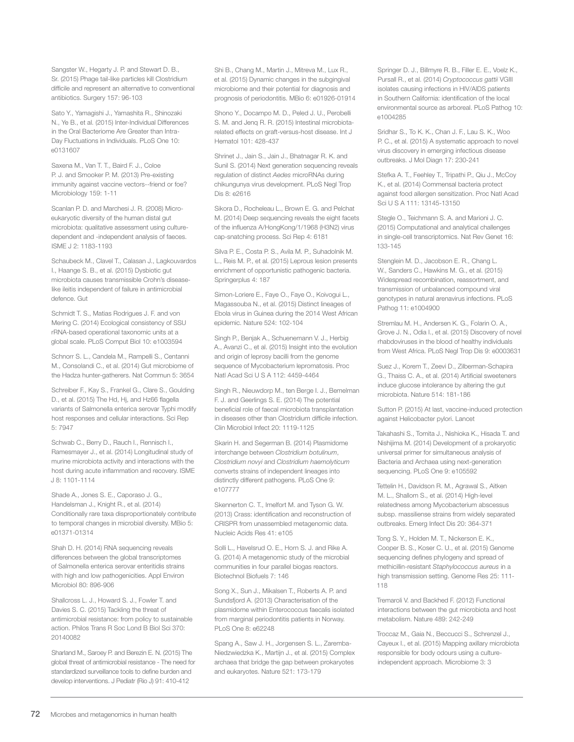Sangster W., Hegarty J. P. and Stewart D. B., Sr. (2015) Phage tail-like particles kill Clostridium difficile and represent an alternative to conventional antibiotics. Surgery 157: 96-103

Sato Y., Yamagishi J., Yamashita R., Shinozaki N., Ye B., et al. (2015) Inter-Individual Differences in the Oral Bacteriome Are Greater than Intra-Day Fluctuations in Individuals. PLoS One 10: e0131607

Saxena M., Van T. T., Baird F. J., Coloe P. J. and Smooker P. M. (2013) Pre-existing immunity against vaccine vectors--friend or foe? Microbiology 159: 1-11

Scanlan P. D. and Marchesi J. R. (2008) Micro-eukaryotic diversity of the human distal gut microbiota: qualitative assessment using culture-dependent and -independent analysis of faeces. ISME J 2: 1183-1193

Schaubeck M., Clavel T., Calasan J., Lagkouvardos I., Haange S. B., et al. (2015) Dysbiotic gut microbiota causes transmissible Crohn's disease-like ileitis independent of failure in antimicrobial defence. Gut

Schmidt T. S., Matias Rodrigues J. F. and von Mering C. (2014) Ecological consistency of SSU rRNA-based operational taxonomic units at a global scale. PLoS Comput Biol 10: e1003594

Schnorr S. L., Candela M., Rampelli S., Centanni M., Consolandi C., et al. (2014) Gut microbiome of the Hadza hunter-gatherers. Nat Commun 5: 3654

Schreiber F., Kay S., Frankel G., Clare S., Goulding D., et al. (2015) The Hd, Hj, and Hz66 flagella variants of Salmonella enterica serovar Typhi modify host responses and cellular interactions. Sci Rep 5: 7947

Schwab C., Berry D., Rauch I., Rennisch I., Ramesmayer J., et al. (2014) Longitudinal study of murine microbiota activity and interactions with the host during acute inflammation and recovery. ISME J 8: 1101-1114

Shade A., Jones S. E., Caporaso J. G., Handelsman J., Knight R., et al. (2014) Conditionally rare taxa disproportionately contribute to temporal changes in microbial diversity. MBio 5: e01371-01314

Shah D. H. (2014) RNA sequencing reveals differences between the global transcriptomes of Salmonella enterica serovar enteritidis strains with high and low pathogenicities. Appl Environ Microbiol 80: 896-906

Shallcross L. J., Howard S. J., Fowler T. and Davies S. C. (2015) Tackling the threat of antimicrobial resistance: from policy to sustainable action. Philos Trans R Soc Lond B Biol Sci 370: 20140082

Sharland M., Saroey P. and Berezin E. N. (2015) The global threat of antimicrobial resistance - The need for standardized surveillance tools to define burden and develop interventions. J Pediatr (Rio J) 91: 410-412

Shi B., Chang M., Martin J., Mitreva M., Lux R., et al. (2015) Dynamic changes in the subgingival microbiome and their potential for diagnosis and prognosis of periodontitis. MBio 6: e01926-01914

Shono Y., Docampo M. D., Peled J. U., Perobelli S. M. and Jenq R. R. (2015) Intestinal microbiota-related effects on graft-versus-host disease. Int J Hematol 101: 428-437

Shrinet J., Jain S., Jain J., Bhatnagar R. K. and Sunil S. (2014) Next generation sequencing reveals regulation of distinct *Aedes* microRNAs during chikungunya virus development. PLoS Negl Trop Dis 8: e2616

Sikora D., Rocheleau L., Brown E. G. and Pelchat M. (2014) Deep sequencing reveals the eight facets of the influenza A/HongKong/1/1968 (H3N2) virus cap-snatching process. Sci Rep 4: 6181

Silva P. E., Costa P. S., Avila M. P., Suhadolnik M. L., Reis M. P., et al. (2015) Leprous lesion presents enrichment of opportunistic pathogenic bacteria. Springerplus 4: 187

Simon-Loriere E., Faye O., Faye O., Koivogui L., Magassouba N., et al. (2015) Distinct lineages of Ebola virus in Guinea during the 2014 West African epidemic. Nature 524: 102-104

Singh P., Benjak A., Schuenemann V. J., Herbig A., Avanzi C., et al. (2015) Insight into the evolution and origin of leprosy bacilli from the genome sequence of Mycobacterium lepromatosis. Proc Natl Acad Sci U S A 112: 4459-4464

Singh R., Nieuwdorp M., ten Berge I. J., Bemelman F. J. and Geerlings S. E. (2014) The potential beneficial role of faecal microbiota transplantation in diseases other than Clostridium difficile infection. Clin Microbiol Infect 20: 1119-1125

Skarin H. and Segerman B. (2014) Plasmidome interchange between *Clostridium botulinum*, *Clostridium novyi* and *Clostridium haemolyticum* converts strains of independent lineages into distinctly different pathogens. PLoS One 9: e107777

Skennerton C. T., Imelfort M. and Tyson G. W. (2013) Crass: identification and reconstruction of CRISPR from unassembled metagenomic data. Nucleic Acids Res 41: e105

Solli L., Havelsrud O. E., Horn S. J. and Rike A. G. (2014) A metagenomic study of the microbial communities in four parallel biogas reactors. Biotechnol Biofuels 7: 146

Song X., Sun J., Mikalsen T., Roberts A. P. and Sundsfjord A. (2013) Characterisation of the plasmidome within Enterococcus faecalis isolated from marginal periodontitis patients in Norway. PLoS One 8: e62248

Spang A., Saw J. H., Jorgensen S. L., Zaremba-Niedzwiedzka K., Martijn J., et al. (2015) Complex archaea that bridge the gap between prokaryotes and eukaryotes. Nature 521: 173-179

Springer D. J., Billmyre R. B., Filler E. E., Voelz K., Pursall R., et al. (2014) *Cryptococcus gattii* VGIII isolates causing infections in HIV/AIDS patients in Southern California: identification of the local environmental source as arboreal. PLoS Pathog 10: e1004285

Sridhar S., To K. K., Chan J. F., Lau S. K., Woo P. C., et al. (2015) A systematic approach to novel virus discovery in emerging infectious disease outbreaks. J Mol Diagn 17: 230-241

Stefka A. T., Feehley T., Tripathi P., Qiu J., McCoy K., et al. (2014) Commensal bacteria protect against food allergen sensitization. Proc Natl Acad Sci U S A 111: 13145-13150

Stegle O., Teichmann S. A. and Marioni J. C. (2015) Computational and analytical challenges in single-cell transcriptomics. Nat Rev Genet 16: 133-145

Stenglein M. D., Jacobson E. R., Chang L. W., Sanders C., Hawkins M. G., et al. (2015) Widespread recombination, reassortment, and transmission of unbalanced compound viral genotypes in natural arenavirus infections. PLoS Pathog 11: e1004900

Stremlau M. H., Andersen K. G., Folarin O. A., Grove J. N., Odia I., et al. (2015) Discovery of novel rhabdoviruses in the blood of healthy individuals from West Africa. PLoS Negl Trop Dis 9: e0003631

Suez J., Korem T., Zeevi D., Zilberman-Schapira G., Thaiss C. A., et al. (2014) Artificial sweeteners induce glucose intolerance by altering the gut microbiota. Nature 514: 181-186

Sutton P. (2015) At last, vaccine-induced protection against Helicobacter pylori. Lancet

Takahashi S., Tomita J., Nishioka K., Hisada T. and Nishijima M. (2014) Development of a prokaryotic universal primer for simultaneous analysis of Bacteria and Archaea using next-generation sequencing. PLoS One 9: e105592

Tettelin H., Davidson R. M., Agrawal S., Aitken M. L., Shallom S., et al. (2014) High-level relatedness among Mycobacterium abscessus subsp. massiliense strains from widely separated outbreaks. Emerg Infect Dis 20: 364-371

Tong S. Y., Holden M. T., Nickerson E. K., Cooper B. S., Koser C. U., et al. (2015) Genome sequencing defines phylogeny and spread of methicillin-resistant *Staphylococcus aureus* in a high transmission setting. Genome Res 25: 111-118

Tremaroli V. and Backhed F. (2012) Functional interactions between the gut microbiota and host metabolism. Nature 489: 242-249

Troccaz M., Gaia N., Beccucci S., Schrenzel J., Cayeux I., et al. (2015) Mapping axillary microbiota responsible for body odours using a culture-independent approach. Microbiome 3: 3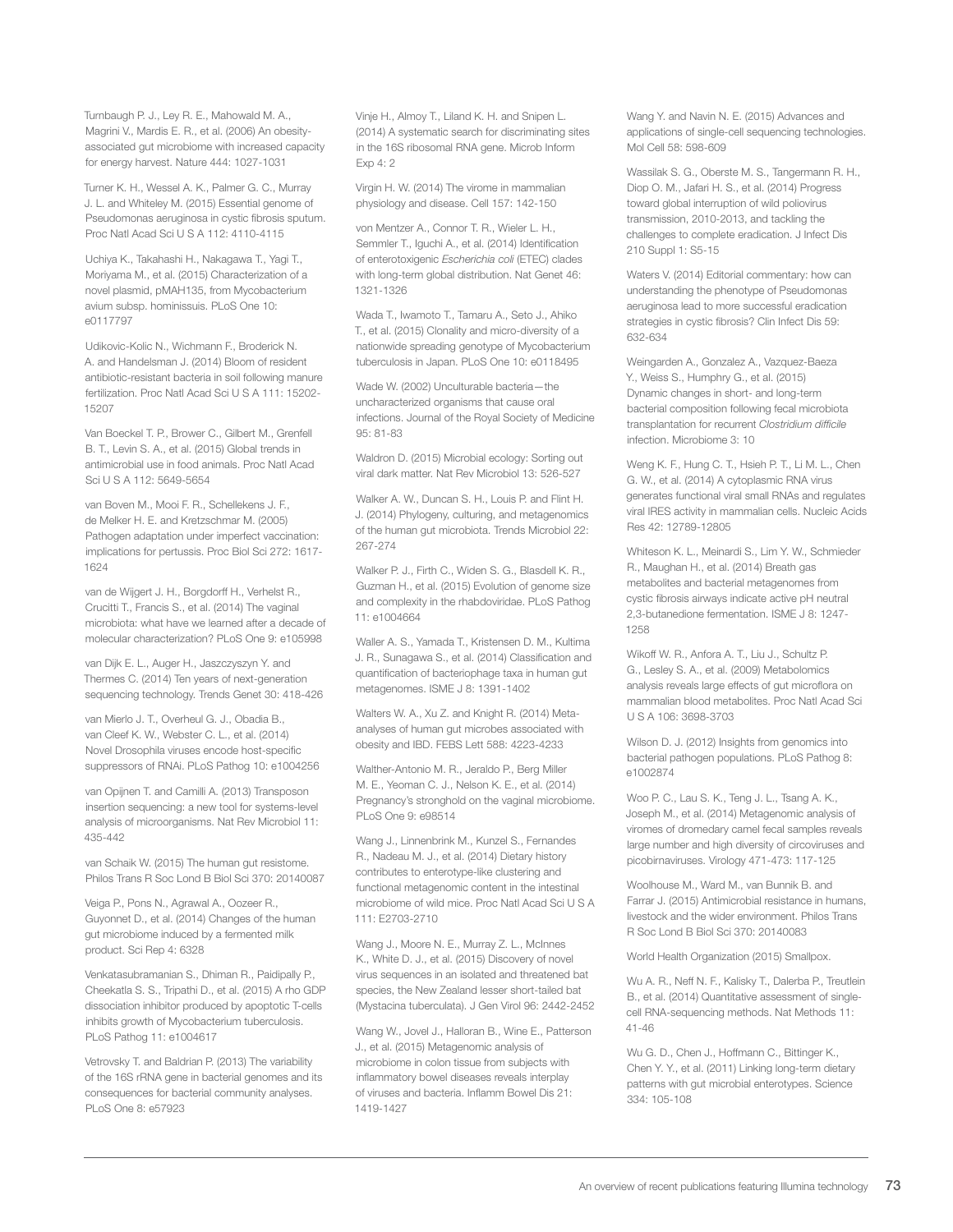Turnbaugh P. J., Ley R. E., Mahowald M. A., Magrini V., Mardis E. R., et al. (2006) An obesity-associated gut microbiome with increased capacity for energy harvest. Nature 444: 1027-1031

Turner K. H., Wessel A. K., Palmer G. C., Murray J. L. and Whiteley M. (2015) Essential genome of Pseudomonas aeruginosa in cystic fibrosis sputum. Proc Natl Acad Sci U S A 112: 4110-4115

Uchiya K., Takahashi H., Nakagawa T., Yagi T., Moriyama M., et al. (2015) Characterization of a novel plasmid, pMAH135, from Mycobacterium avium subsp. hominissuis. PLoS One 10: e0117797

Udikovic-Kolic N., Wichmann F., Broderick N. A. and Handelsman J. (2014) Bloom of resident antibiotic-resistant bacteria in soil following manure fertilization. Proc Natl Acad Sci U S A 111: 15202-15207

Van Boeckel T. P., Brower C., Gilbert M., Grenfell B. T., Levin S. A., et al. (2015) Global trends in antimicrobial use in food animals. Proc Natl Acad Sci U S A 112: 5649-5654

van Boven M., Mooi F. R., Schellekens J. F., de Melker H. E. and Kretzschmar M. (2005) Pathogen adaptation under imperfect vaccination: implications for pertussis. Proc Biol Sci 272: 1617-1624

van de Wijgert J. H., Borgdorff H., Verhelst R., Crucitti T., Francis S., et al. (2014) The vaginal microbiota: what have we learned after a decade of molecular characterization? PLoS One 9: e105998

van Dijk E. L., Auger H., Jaszczyszyn Y. and Thermes C. (2014) Ten years of next-generation sequencing technology. Trends Genet 30: 418-426

van Mierlo J. T., Overheul G. J., Obadia B., van Cleef K. W., Webster C. L., et al. (2014) Novel Drosophila viruses encode host-specific suppressors of RNAi. PLoS Pathog 10: e1004256

van Opijnen T. and Camilli A. (2013) Transposon insertion sequencing: a new tool for systems-level analysis of microorganisms. Nat Rev Microbiol 11: 435-442

van Schaik W. (2015) The human gut resistome. Philos Trans R Soc Lond B Biol Sci 370: 20140087

Veiga P., Pons N., Agrawal A., Oozeer R., Guyonnet D., et al. (2014) Changes of the human gut microbiome induced by a fermented milk product. Sci Rep 4: 6328

Venkatasubramanian S., Dhiman R., Paidipally P., Cheekatla S. S., Tripathi D., et al. (2015) A rho GDP dissociation inhibitor produced by apoptotic T-cells inhibits growth of Mycobacterium tuberculosis. PLoS Pathog 11: e1004617

Vetrovsky T. and Baldrian P. (2013) The variability of the 16S rRNA gene in bacterial genomes and its consequences for bacterial community analyses. PLoS One 8: e57923

Vinje H., Almoy T., Liland K. H. and Snipen L. (2014) A systematic search for discriminating sites in the 16S ribosomal RNA gene. Microb Inform Exp 4: 2

Virgin H. W. (2014) The virome in mammalian physiology and disease. Cell 157: 142-150

von Mentzer A., Connor T. R., Wieler L. H., Semmler T., Iguchi A., et al. (2014) Identification of enterotoxigenic *Escherichia coli* (ETEC) clades with long-term global distribution. Nat Genet 46: 1321-1326

Wada T., Iwamoto T., Tamaru A., Seto J., Ahiko T., et al. (2015) Clonality and micro-diversity of a nationwide spreading genotype of Mycobacterium tuberculosis in Japan. PLoS One 10: e0118495

Wade W. (2002) Unculturable bacteria—the uncharacterized organisms that cause oral infections. Journal of the Royal Society of Medicine 95: 81-83

Waldron D. (2015) Microbial ecology: Sorting out viral dark matter. Nat Rev Microbiol 13: 526-527

Walker A. W., Duncan S. H., Louis P. and Flint H. J. (2014) Phylogeny, culturing, and metagenomics of the human gut microbiota. Trends Microbiol 22: 267-274

Walker P. J., Firth C., Widen S. G., Blasdell K. R., Guzman H., et al. (2015) Evolution of genome size and complexity in the rhabdoviridae. PLoS Pathog 11: e1004664

Waller A. S., Yamada T., Kristensen D. M., Kultima J. R., Sunagawa S., et al. (2014) Classification and quantification of bacteriophage taxa in human gut metagenomes. ISME J 8: 1391-1402

Walters W. A., Xu Z. and Knight R. (2014) Meta-analyses of human gut microbes associated with obesity and IBD. FEBS Lett 588: 4223-4233

Walther-Antonio M. R., Jeraldo P., Berg Miller M. E., Yeoman C. J., Nelson K. E., et al. (2014) Pregnancy's stronghold on the vaginal microbiome. PLoS One 9: e98514

Wang J., Linnenbrink M., Kunzel S., Fernandes R., Nadeau M. J., et al. (2014) Dietary history contributes to enterotype-like clustering and functional metagenomic content in the intestinal microbiome of wild mice. Proc Natl Acad Sci U S A 111: E2703-2710

Wang J., Moore N. E., Murray Z. L., McInnes K., White D. J., et al. (2015) Discovery of novel virus sequences in an isolated and threatened bat species, the New Zealand lesser short-tailed bat (Mystacina tuberculata). J Gen Virol 96: 2442-2452

Wang W., Jovel J., Halloran B., Wine E., Patterson J., et al. (2015) Metagenomic analysis of microbiome in colon tissue from subjects with inflammatory bowel diseases reveals interplay of viruses and bacteria. Inflamm Bowel Dis 21: 1419-1427

Wang Y. and Navin N. E. (2015) Advances and applications of single-cell sequencing technologies. Mol Cell 58: 598-609

Wassilak S. G., Oberste M. S., Tangermann R. H., Diop O. M., Jafari H. S., et al. (2014) Progress toward global interruption of wild poliovirus transmission, 2010-2013, and tackling the challenges to complete eradication. J Infect Dis 210 Suppl 1: S5-15

Waters V. (2014) Editorial commentary: how can understanding the phenotype of Pseudomonas aeruginosa lead to more successful eradication strategies in cystic fibrosis? Clin Infect Dis 59: 632-634

Weingarden A., Gonzalez A., Vazquez-Baeza Y., Weiss S., Humphry G., et al. (2015) Dynamic changes in short- and long-term bacterial composition following fecal microbiota transplantation for recurrent *Clostridium difficile* infection. Microbiome 3: 10

Weng K. F., Hung C. T., Hsieh P. T., Li M. L., Chen G. W., et al. (2014) A cytoplasmic RNA virus generates functional viral small RNAs and regulates viral IRES activity in mammalian cells. Nucleic Acids Res 42: 12789-12805

Whiteson K. L., Meinardi S., Lim Y. W., Schmieder R., Maughan H., et al. (2014) Breath gas metabolites and bacterial metagenomes from cystic fibrosis airways indicate active pH neutral 2,3-butanedione fermentation. ISME J 8: 1247-1258

Wikoff W. R., Anfora A. T., Liu J., Schultz P. G., Lesley S. A., et al. (2009) Metabolomics analysis reveals large effects of gut microflora on mammalian blood metabolites. Proc Natl Acad Sci U S A 106: 3698-3703

Wilson D. J. (2012) Insights from genomics into bacterial pathogen populations. PLoS Pathog 8: e1002874

Woo P. C., Lau S. K., Teng J. L., Tsang A. K., Joseph M., et al. (2014) Metagenomic analysis of viromes of dromedary camel fecal samples reveals large number and high diversity of circoviruses and picobirnaviruses. Virology 471-473: 117-125

Woolhouse M., Ward M., van Bunnik B. and Farrar J. (2015) Antimicrobial resistance in humans, livestock and the wider environment. Philos Trans R Soc Lond B Biol Sci 370: 20140083

World Health Organization (2015) Smallpox.

Wu A. R., Neff N. F., Kalisky T., Dalerba P., Treutlein B., et al. (2014) Quantitative assessment of single-cell RNA-sequencing methods. Nat Methods 11: 41-46

Wu G. D., Chen J., Hoffmann C., Bittinger K., Chen Y. Y., et al. (2011) Linking long-term dietary patterns with gut microbial enterotypes. Science 334: 105-108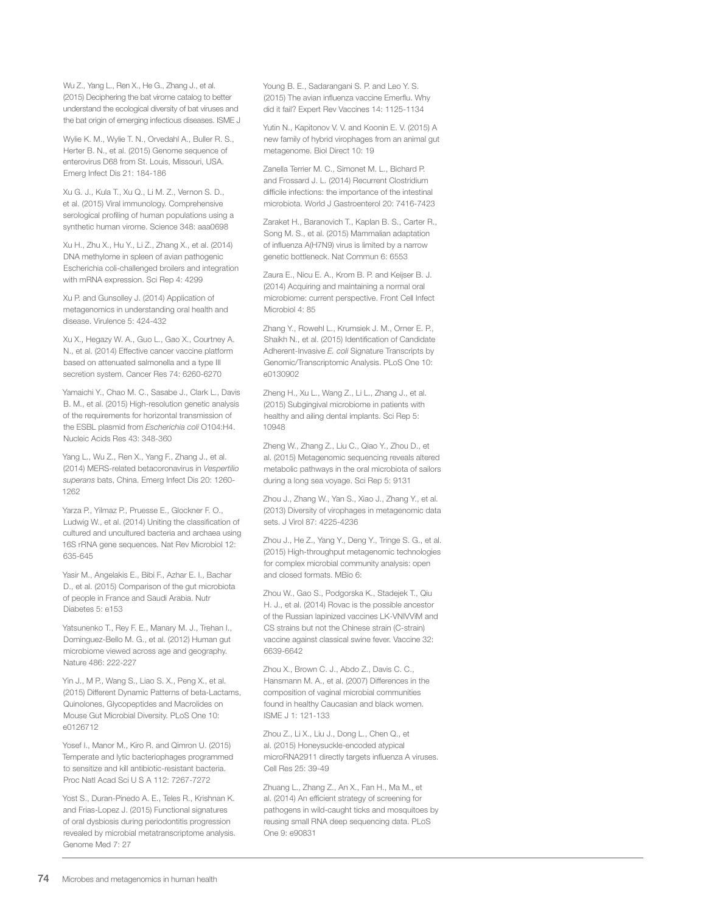Wu Z., Yang L., Ren X., He G., Zhang J., et al. (2015) Deciphering the bat virome catalog to better understand the ecological diversity of bat viruses and the bat origin of emerging infectious diseases. ISME J

Wylie K. M., Wylie T. N., Orvedahl A., Buller R. S., Herter B. N., et al. (2015) Genome sequence of enterovirus D68 from St. Louis, Missouri, USA. Emerg Infect Dis 21: 184-186

Xu G. J., Kula T., Xu Q., Li M. Z., Vernon S. D., et al. (2015) Viral immunology. Comprehensive serological profiling of human populations using a synthetic human virome. Science 348: aaa0698

Xu H., Zhu X., Hu Y., Li Z., Zhang X., et al. (2014) DNA methylome in spleen of avian pathogenic Escherichia coli-challenged broilers and integration with mRNA expression. Sci Rep 4: 4299

Xu P. and Gunsolley J. (2014) Application of metagenomics in understanding oral health and disease. Virulence 5: 424-432

Xu X., Hegazy W. A., Guo L., Gao X., Courtney A. N., et al. (2014) Effective cancer vaccine platform based on attenuated salmonella and a type III secretion system. Cancer Res 74: 6260-6270

Yamaichi Y., Chao M. C., Sasabe J., Clark L., Davis B. M., et al. (2015) High-resolution genetic analysis of the requirements for horizontal transmission of the ESBL plasmid from *Escherichia coli* O104:H4. Nucleic Acids Res 43: 348-360

Yang L., Wu Z., Ren X., Yang F., Zhang J., et al. (2014) MERS-related betacoronavirus in *Vespertilio superans* bats, China. Emerg Infect Dis 20: 1260-1262

Yarza P., Yilmaz P., Pruesse E., Glockner F. O., Ludwig W., et al. (2014) Uniting the classification of cultured and uncultured bacteria and archaea using 16S rRNA gene sequences. Nat Rev Microbiol 12: 635-645

Yasir M., Angelakis E., Bibi F., Azhar E. I., Bachar D., et al. (2015) Comparison of the gut microbiota of people in France and Saudi Arabia. Nutr Diabetes 5: e153

Yatsunenko T., Rey F. E., Manary M. J., Trehan I., Dominguez-Bello M. G., et al. (2012) Human gut microbiome viewed across age and geography. Nature 486: 222-227

Yin J., M P., Wang S., Liao S. X., Peng X., et al. (2015) Different Dynamic Patterns of beta-Lactams, Quinolones, Glycopeptides and Macrolides on Mouse Gut Microbial Diversity. PLoS One 10: e0126712

Yosef I., Manor M., Kiro R. and Qimron U. (2015) Temperate and lytic bacteriophages programmed to sensitize and kill antibiotic-resistant bacteria. Proc Natl Acad Sci U S A 112: 7267-7272

Yost S., Duran-Pinedo A. E., Teles R., Krishnan K. and Frias-Lopez J. (2015) Functional signatures of oral dysbiosis during periodontitis progression revealed by microbial metatranscriptome analysis. Genome Med 7: 27

Young B. E., Sadarangani S. P. and Leo Y. S. (2015) The avian influenza vaccine Emerflu. Why did it fail? Expert Rev Vaccines 14: 1125-1134

Yutin N., Kapitonov V. V. and Koonin E. V. (2015) A new family of hybrid virophages from an animal gut metagenome. Biol Direct 10: 19

Zanella Terrier M. C., Simonet M. L., Bichard P. and Frossard J. L. (2014) Recurrent Clostridium difficile infections: the importance of the intestinal microbiota. World J Gastroenterol 20: 7416-7423

Zaraket H., Baranovich T., Kaplan B. S., Carter R., Song M. S., et al. (2015) Mammalian adaptation of influenza A(H7N9) virus is limited by a narrow genetic bottleneck. Nat Commun 6: 6553

Zaura E., Nicu E. A., Krom B. P. and Keijser B. J. (2014) Acquiring and maintaining a normal oral microbiome: current perspective. Front Cell Infect Microbiol 4: 85

Zhang Y., Rowehl L., Krumsiek J. M., Orner E. P., Shaikh N., et al. (2015) Identification of Candidate Adherent-Invasive *E. coli* Signature Transcripts by Genomic/Transcriptomic Analysis. PLoS One 10: e0130902

Zheng H., Xu L., Wang Z., Li L., Zhang J., et al. (2015) Subgingival microbiome in patients with healthy and ailing dental implants. Sci Rep 5: 10948

Zheng W., Zhang Z., Liu C., Qiao Y., Zhou D., et al. (2015) Metagenomic sequencing reveals altered metabolic pathways in the oral microbiota of sailors during a long sea voyage. Sci Rep 5: 9131

Zhou J., Zhang W., Yan S., Xiao J., Zhang Y., et al. (2013) Diversity of virophages in metagenomic data sets. J Virol 87: 4225-4236

Zhou J., He Z., Yang Y., Deng Y., Tringe S. G., et al. (2015) High-throughput metagenomic technologies for complex microbial community analysis: open and closed formats. MBio 6:

Zhou W., Gao S., Podgorska K., Stadejek T., Qiu H. J., et al. (2014) Rovac is the possible ancestor of the Russian lapinized vaccines LK-VNIVViM and CS strains but not the Chinese strain (C-strain) vaccine against classical swine fever. Vaccine 32: 6639-6642

Zhou X., Brown C. J., Abdo Z., Davis C. C., Hansmann M. A., et al. (2007) Differences in the composition of vaginal microbial communities found in healthy Caucasian and black women. ISME J 1: 121-133

Zhou Z., Li X., Liu J., Dong L., Chen Q., et al. (2015) Honeysuckle-encoded atypical microRNA2911 directly targets influenza A viruses. Cell Res 25: 39-49

Zhuang L., Zhang Z., An X., Fan H., Ma M., et al. (2014) An efficient strategy of screening for pathogens in wild-caught ticks and mosquitoes by reusing small RNA deep sequencing data. PLoS One 9: e90831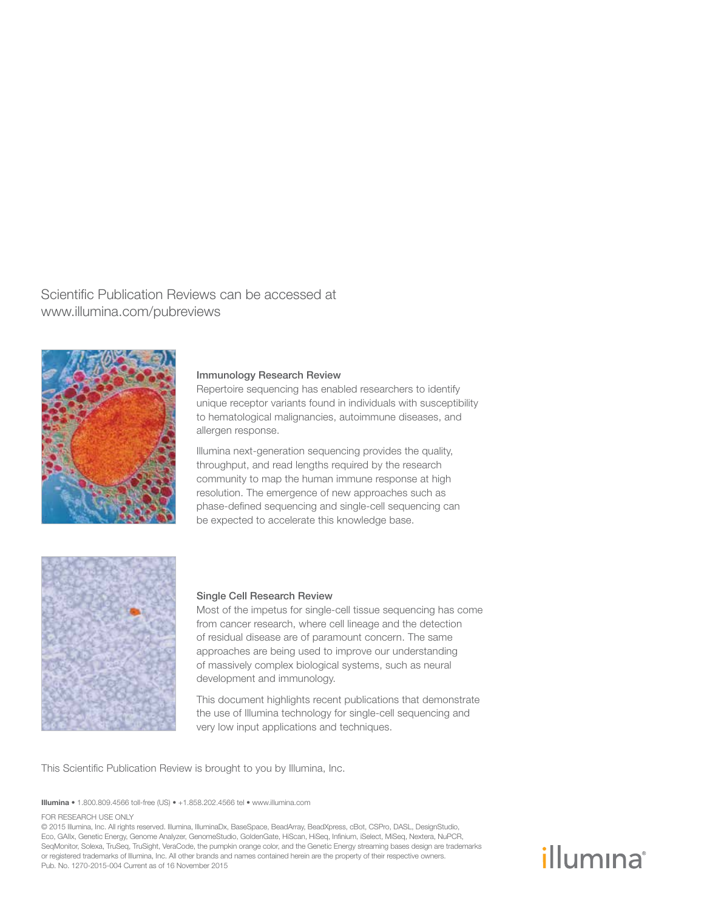Scientific Publication Reviews can be accessed at www.illumina.com/pubreviews

### Immunology Research Review

Repertoire sequencing has enabled researchers to identify unique receptor variants found in individuals with susceptibility to hematological malignancies, autoimmune diseases, and allergen response.

Illumina next-generation sequencing provides the quality, throughput, and read lengths required by the research community to map the human immune response at high resolution. The emergence of new approaches such as phase-defined sequencing and single-cell sequencing can be expected to accelerate this knowledge base.

### Single Cell Research Review

Most of the impetus for single-cell tissue sequencing has come from cancer research, where cell lineage and the detection of residual disease are of paramount concern. The same approaches are being used to improve our understanding of massively complex biological systems, such as neural development and immunology.

This document highlights recent publications that demonstrate the use of Illumina technology for single-cell sequencing and very low input applications and techniques.

This Scientific Publication Review is brought to you by Illumina, Inc.

**Illumina** • 1.800.809.4566 toll-free (US) • +1.858.202.4566 tel • www.illumina.com

FOR RESEARCH USE ONLY

© 2015 Illumina, Inc. All rights reserved. Illumina, IlluminaDx, BaseSpace, BeadArray, BeadXpress, cBot, CSPro, DASL, DesignStudio, Eco, GAIIx, Genetic Energy, Genome Analyzer, GenomeStudio, GoldenGate, HiScan, HiSeq, Infinium, iSelect, MiSeq, Nextera, NuPCR, SeqMonitor, Solexa, TruSeq, TruSight, VeraCode, the pumpkin orange color, and the Genetic Energy streaming bases design are trademarks or registered trademarks of Illumina, Inc. All other brands and names contained herein are the property of their respective owners.
Pub. No. 1270-2015-004 Current as of 16 November 2015

illumina®